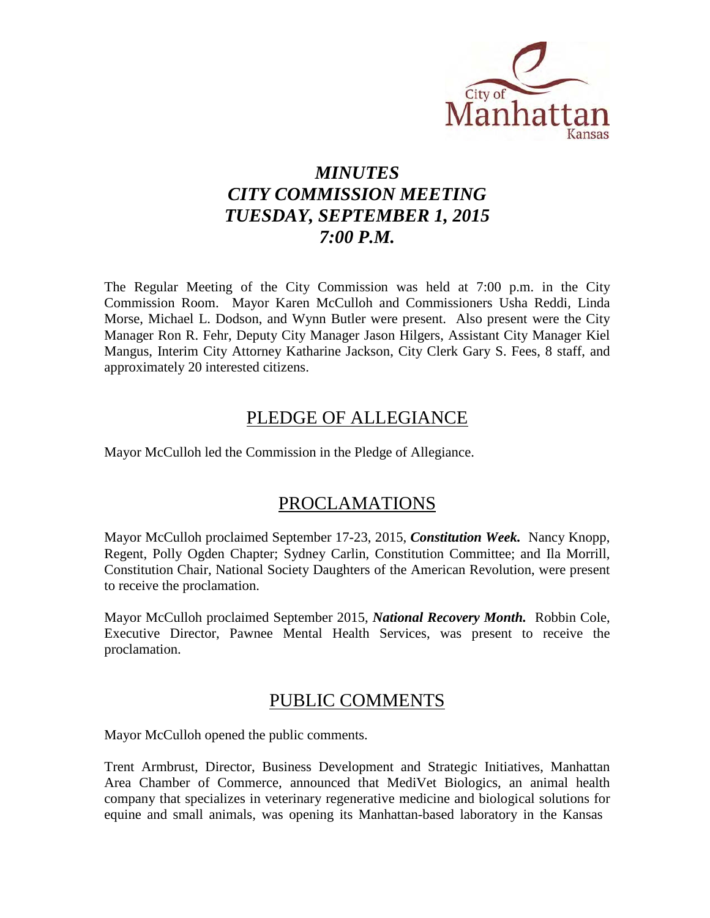City of Manhattan Kansas

# *MINUTES*
# *CITY COMMISSION MEETING*
# *TUESDAY, SEPTEMBER 1, 2015*
# *7:00 P.M.*

The Regular Meeting of the City Commission was held at 7:00 p.m. in the City Commission Room. Mayor Karen McCulloh and Commissioners Usha Reddi, Linda Morse, Michael L. Dodson, and Wynn Butler were present. Also present were the City Manager Ron R. Fehr, Deputy City Manager Jason Hilgers, Assistant City Manager Kiel Mangus, Interim City Attorney Katharine Jackson, City Clerk Gary S. Fees, 8 staff, and approximately 20 interested citizens.

## PLEDGE OF ALLEGIANCE

Mayor McCulloh led the Commission in the Pledge of Allegiance.

## PROCLAMATIONS

Mayor McCulloh proclaimed September 17-23, 2015, ***Constitution Week.*** Nancy Knopp, Regent, Polly Ogden Chapter; Sydney Carlin, Constitution Committee; and Ila Morrill, Constitution Chair, National Society Daughters of the American Revolution, were present to receive the proclamation.

Mayor McCulloh proclaimed September 2015, ***National Recovery Month.*** Robbin Cole, Executive Director, Pawnee Mental Health Services, was present to receive the proclamation.

## PUBLIC COMMENTS

Mayor McCulloh opened the public comments.

Trent Armbrust, Director, Business Development and Strategic Initiatives, Manhattan Area Chamber of Commerce, announced that MediVet Biologics, an animal health company that specializes in veterinary regenerative medicine and biological solutions for equine and small animals, was opening its Manhattan-based laboratory in the Kansas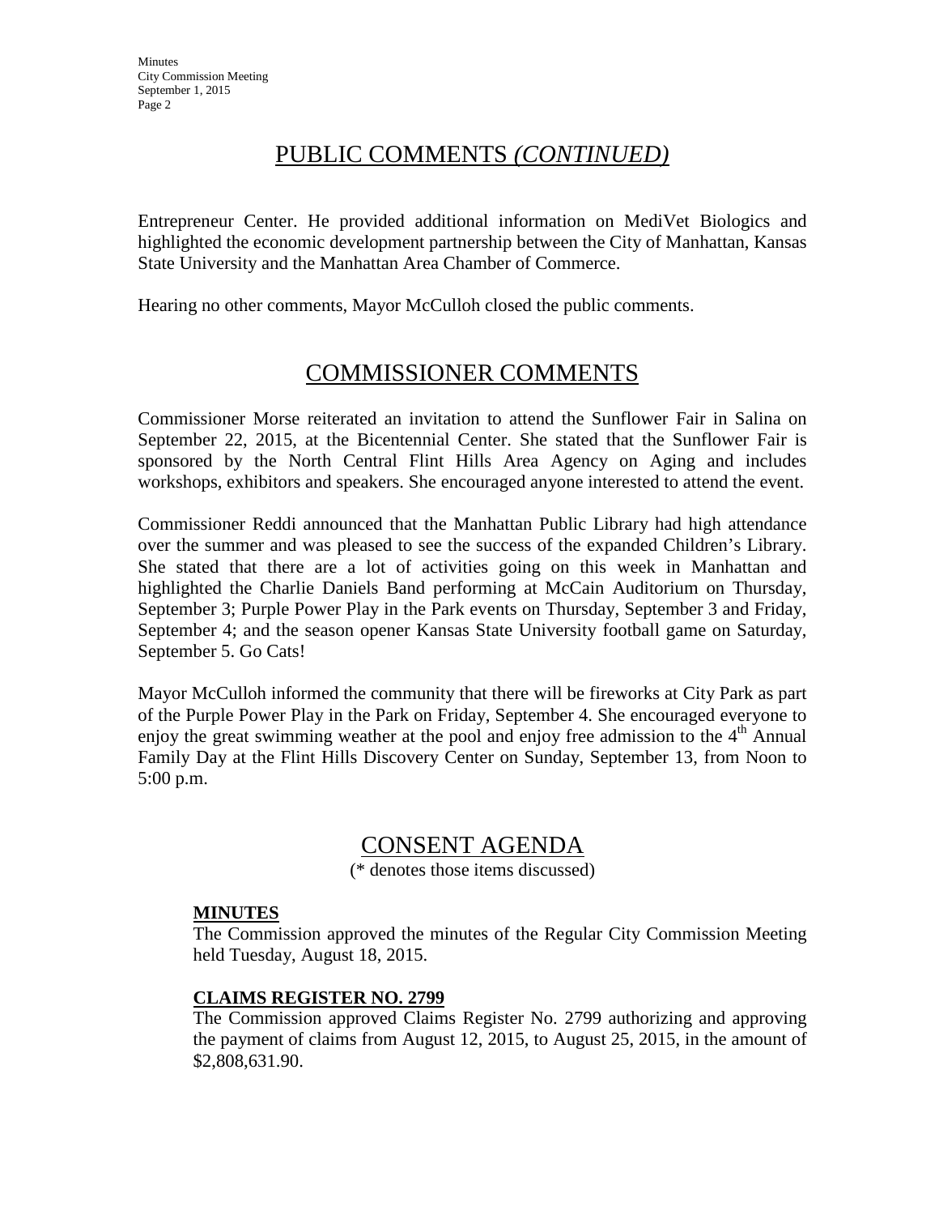## PUBLIC COMMENTS *(CONTINUED)*

Entrepreneur Center. He provided additional information on MediVet Biologics and highlighted the economic development partnership between the City of Manhattan, Kansas State University and the Manhattan Area Chamber of Commerce.

Hearing no other comments, Mayor McCulloh closed the public comments.

## COMMISSIONER COMMENTS

Commissioner Morse reiterated an invitation to attend the Sunflower Fair in Salina on September 22, 2015, at the Bicentennial Center. She stated that the Sunflower Fair is sponsored by the North Central Flint Hills Area Agency on Aging and includes workshops, exhibitors and speakers. She encouraged anyone interested to attend the event.

Commissioner Reddi announced that the Manhattan Public Library had high attendance over the summer and was pleased to see the success of the expanded Children's Library. She stated that there are a lot of activities going on this week in Manhattan and highlighted the Charlie Daniels Band performing at McCain Auditorium on Thursday, September 3; Purple Power Play in the Park events on Thursday, September 3 and Friday, September 4; and the season opener Kansas State University football game on Saturday, September 5. Go Cats!

Mayor McCulloh informed the community that there will be fireworks at City Park as part of the Purple Power Play in the Park on Friday, September 4. She encouraged everyone to enjoy the great swimming weather at the pool and enjoy free admission to the 4th Annual Family Day at the Flint Hills Discovery Center on Sunday, September 13, from Noon to 5:00 p.m.

## CONSENT AGENDA

(* denotes those items discussed)

**MINUTES**

The Commission approved the minutes of the Regular City Commission Meeting held Tuesday, August 18, 2015.

**CLAIMS REGISTER NO. 2799**

The Commission approved Claims Register No. 2799 authorizing and approving the payment of claims from August 12, 2015, to August 25, 2015, in the amount of $2,808,631.90.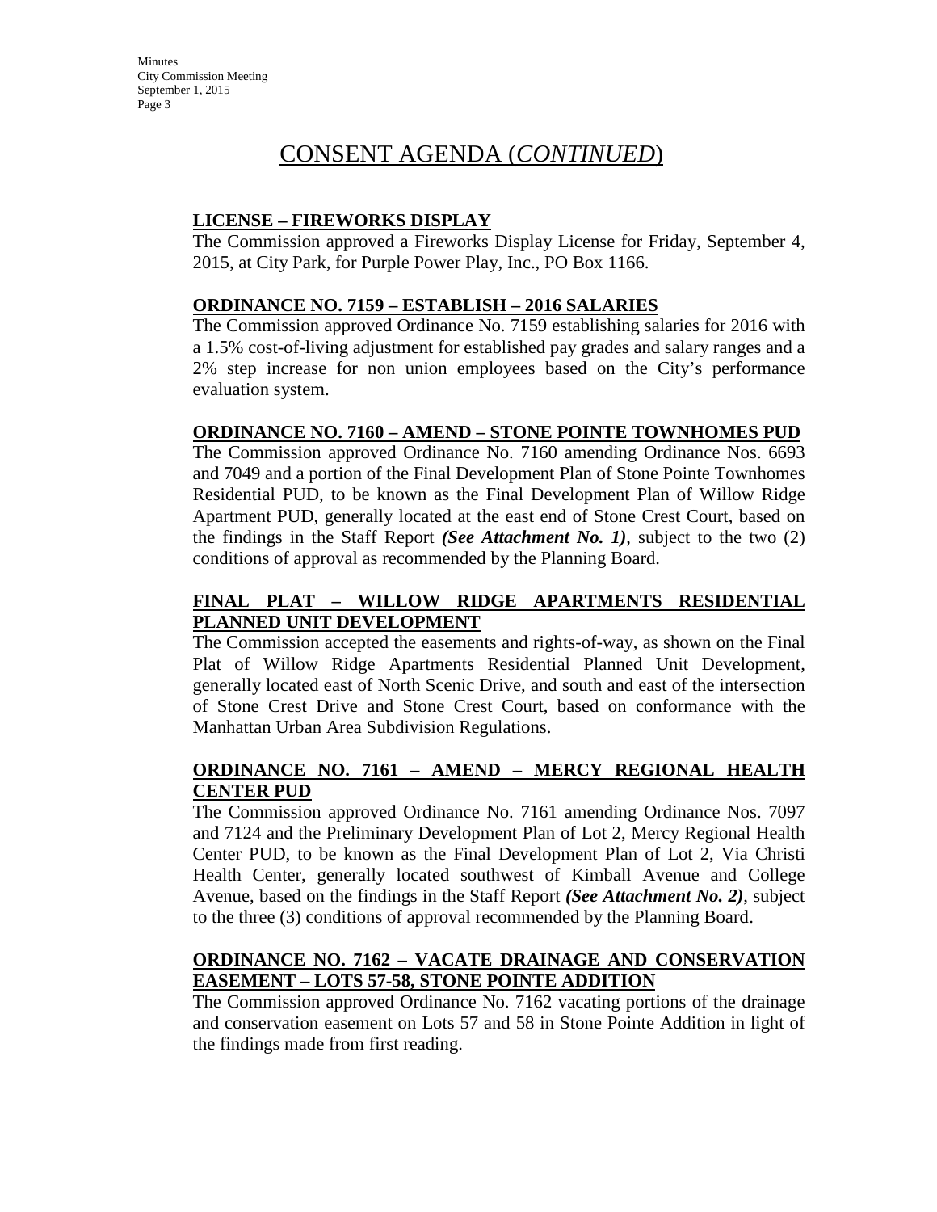# CONSENT AGENDA (*CONTINUED*)

**LICENSE – FIREWORKS DISPLAY**

The Commission approved a Fireworks Display License for Friday, September 4, 2015, at City Park, for Purple Power Play, Inc., PO Box 1166.

**ORDINANCE NO. 7159 – ESTABLISH – 2016 SALARIES**

The Commission approved Ordinance No. 7159 establishing salaries for 2016 with a 1.5% cost-of-living adjustment for established pay grades and salary ranges and a 2% step increase for non union employees based on the City's performance evaluation system.

**ORDINANCE NO. 7160 – AMEND – STONE POINTE TOWNHOMES PUD**

The Commission approved Ordinance No. 7160 amending Ordinance Nos. 6693 and 7049 and a portion of the Final Development Plan of Stone Pointe Townhomes Residential PUD, to be known as the Final Development Plan of Willow Ridge Apartment PUD, generally located at the east end of Stone Crest Court, based on the findings in the Staff Report ***(See Attachment No. 1)***, subject to the two (2) conditions of approval as recommended by the Planning Board.

**FINAL PLAT – WILLOW RIDGE APARTMENTS RESIDENTIAL PLANNED UNIT DEVELOPMENT**

The Commission accepted the easements and rights-of-way, as shown on the Final Plat of Willow Ridge Apartments Residential Planned Unit Development, generally located east of North Scenic Drive, and south and east of the intersection of Stone Crest Drive and Stone Crest Court, based on conformance with the Manhattan Urban Area Subdivision Regulations.

**ORDINANCE NO. 7161 – AMEND – MERCY REGIONAL HEALTH CENTER PUD**

The Commission approved Ordinance No. 7161 amending Ordinance Nos. 7097 and 7124 and the Preliminary Development Plan of Lot 2, Mercy Regional Health Center PUD, to be known as the Final Development Plan of Lot 2, Via Christi Health Center, generally located southwest of Kimball Avenue and College Avenue, based on the findings in the Staff Report ***(See Attachment No. 2)***, subject to the three (3) conditions of approval recommended by the Planning Board.

**ORDINANCE NO. 7162 – VACATE DRAINAGE AND CONSERVATION EASEMENT – LOTS 57-58, STONE POINTE ADDITION**

The Commission approved Ordinance No. 7162 vacating portions of the drainage and conservation easement on Lots 57 and 58 in Stone Pointe Addition in light of the findings made from first reading.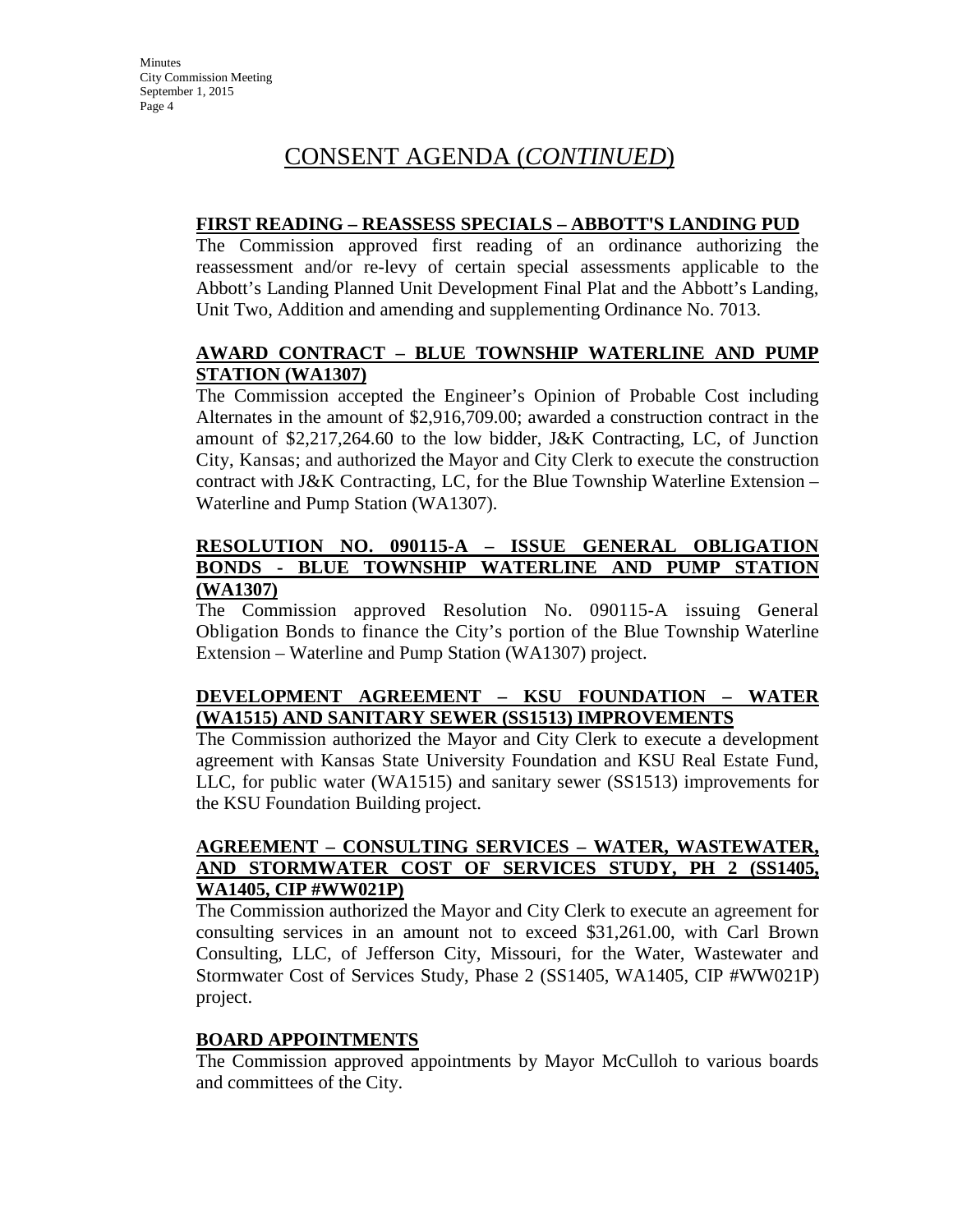# CONSENT AGENDA (*CONTINUED*)

**FIRST READING – REASSESS SPECIALS – ABBOTT'S LANDING PUD**

The Commission approved first reading of an ordinance authorizing the reassessment and/or re-levy of certain special assessments applicable to the Abbott's Landing Planned Unit Development Final Plat and the Abbott's Landing, Unit Two, Addition and amending and supplementing Ordinance No. 7013.

**AWARD CONTRACT – BLUE TOWNSHIP WATERLINE AND PUMP STATION (WA1307)**

The Commission accepted the Engineer's Opinion of Probable Cost including Alternates in the amount of $2,916,709.00; awarded a construction contract in the amount of $2,217,264.60 to the low bidder, J&K Contracting, LC, of Junction City, Kansas; and authorized the Mayor and City Clerk to execute the construction contract with J&K Contracting, LC, for the Blue Township Waterline Extension – Waterline and Pump Station (WA1307).

**RESOLUTION NO. 090115-A – ISSUE GENERAL OBLIGATION BONDS - BLUE TOWNSHIP WATERLINE AND PUMP STATION (WA1307)**

The Commission approved Resolution No. 090115-A issuing General Obligation Bonds to finance the City's portion of the Blue Township Waterline Extension – Waterline and Pump Station (WA1307) project.

**DEVELOPMENT AGREEMENT – KSU FOUNDATION – WATER (WA1515) AND SANITARY SEWER (SS1513) IMPROVEMENTS**

The Commission authorized the Mayor and City Clerk to execute a development agreement with Kansas State University Foundation and KSU Real Estate Fund, LLC, for public water (WA1515) and sanitary sewer (SS1513) improvements for the KSU Foundation Building project.

**AGREEMENT – CONSULTING SERVICES – WATER, WASTEWATER, AND STORMWATER COST OF SERVICES STUDY, PH 2 (SS1405, WA1405, CIP #WW021P)**

The Commission authorized the Mayor and City Clerk to execute an agreement for consulting services in an amount not to exceed $31,261.00, with Carl Brown Consulting, LLC, of Jefferson City, Missouri, for the Water, Wastewater and Stormwater Cost of Services Study, Phase 2 (SS1405, WA1405, CIP #WW021P) project.

**BOARD APPOINTMENTS**

The Commission approved appointments by Mayor McCulloh to various boards and committees of the City.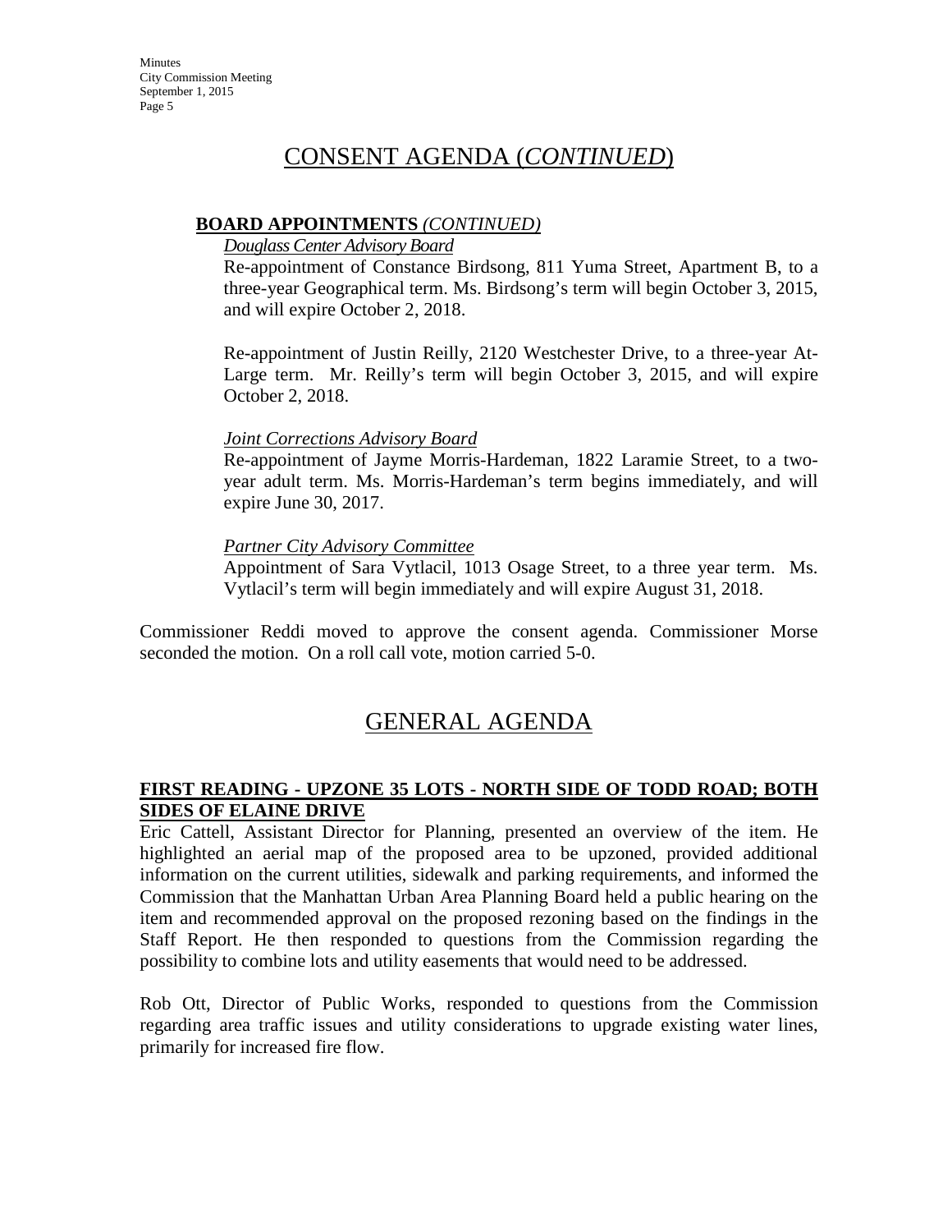## CONSENT AGENDA (*CONTINUED*)

**BOARD APPOINTMENTS** *(CONTINUED)*

*Douglass Center Advisory Board*

Re-appointment of Constance Birdsong, 811 Yuma Street, Apartment B, to a three-year Geographical term. Ms. Birdsong's term will begin October 3, 2015, and will expire October 2, 2018.

Re-appointment of Justin Reilly, 2120 Westchester Drive, to a three-year At-Large term. Mr. Reilly's term will begin October 3, 2015, and will expire October 2, 2018.

*Joint Corrections Advisory Board*

Re-appointment of Jayme Morris-Hardeman, 1822 Laramie Street, to a two-year adult term. Ms. Morris-Hardeman's term begins immediately, and will expire June 30, 2017.

*Partner City Advisory Committee*

Appointment of Sara Vytlacil, 1013 Osage Street, to a three year term. Ms. Vytlacil's term will begin immediately and will expire August 31, 2018.

Commissioner Reddi moved to approve the consent agenda. Commissioner Morse seconded the motion. On a roll call vote, motion carried 5-0.

## GENERAL AGENDA

**FIRST READING - UPZONE 35 LOTS - NORTH SIDE OF TODD ROAD; BOTH SIDES OF ELAINE DRIVE**

Eric Cattell, Assistant Director for Planning, presented an overview of the item. He highlighted an aerial map of the proposed area to be upzoned, provided additional information on the current utilities, sidewalk and parking requirements, and informed the Commission that the Manhattan Urban Area Planning Board held a public hearing on the item and recommended approval on the proposed rezoning based on the findings in the Staff Report. He then responded to questions from the Commission regarding the possibility to combine lots and utility easements that would need to be addressed.

Rob Ott, Director of Public Works, responded to questions from the Commission regarding area traffic issues and utility considerations to upgrade existing water lines, primarily for increased fire flow.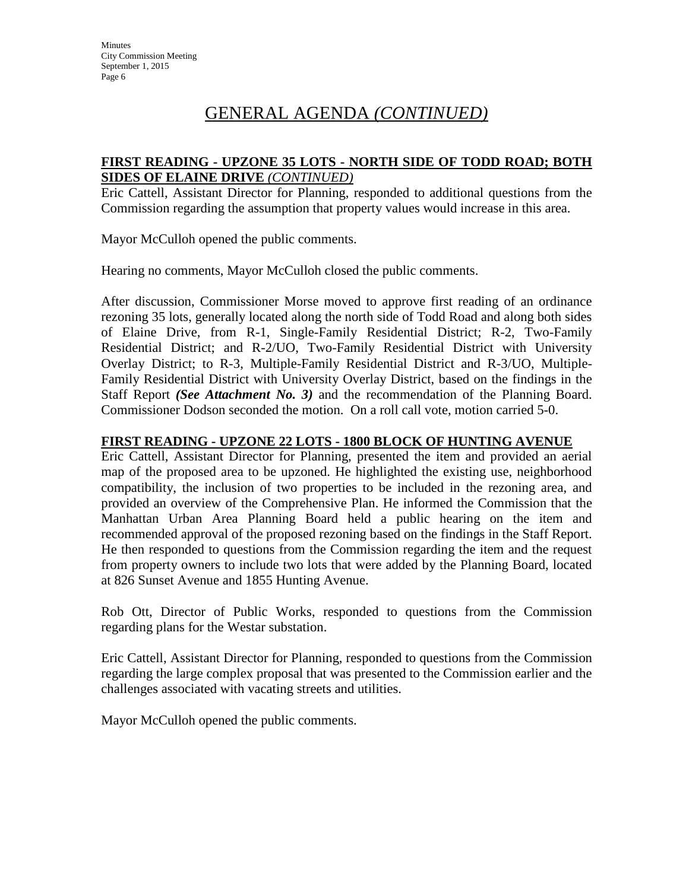# GENERAL AGENDA *(CONTINUED)*

**FIRST READING - UPZONE 35 LOTS - NORTH SIDE OF TODD ROAD; BOTH SIDES OF ELAINE DRIVE** ***(CONTINUED)***

Eric Cattell, Assistant Director for Planning, responded to additional questions from the Commission regarding the assumption that property values would increase in this area.

Mayor McCulloh opened the public comments.

Hearing no comments, Mayor McCulloh closed the public comments.

After discussion, Commissioner Morse moved to approve first reading of an ordinance rezoning 35 lots, generally located along the north side of Todd Road and along both sides of Elaine Drive, from R-1, Single-Family Residential District; R-2, Two-Family Residential District; and R-2/UO, Two-Family Residential District with University Overlay District; to R-3, Multiple-Family Residential District and R-3/UO, Multiple-Family Residential District with University Overlay District, based on the findings in the Staff Report ***(See Attachment No. 3)*** and the recommendation of the Planning Board. Commissioner Dodson seconded the motion. On a roll call vote, motion carried 5-0.

**FIRST READING - UPZONE 22 LOTS - 1800 BLOCK OF HUNTING AVENUE**

Eric Cattell, Assistant Director for Planning, presented the item and provided an aerial map of the proposed area to be upzoned. He highlighted the existing use, neighborhood compatibility, the inclusion of two properties to be included in the rezoning area, and provided an overview of the Comprehensive Plan. He informed the Commission that the Manhattan Urban Area Planning Board held a public hearing on the item and recommended approval of the proposed rezoning based on the findings in the Staff Report. He then responded to questions from the Commission regarding the item and the request from property owners to include two lots that were added by the Planning Board, located at 826 Sunset Avenue and 1855 Hunting Avenue.

Rob Ott, Director of Public Works, responded to questions from the Commission regarding plans for the Westar substation.

Eric Cattell, Assistant Director for Planning, responded to questions from the Commission regarding the large complex proposal that was presented to the Commission earlier and the challenges associated with vacating streets and utilities.

Mayor McCulloh opened the public comments.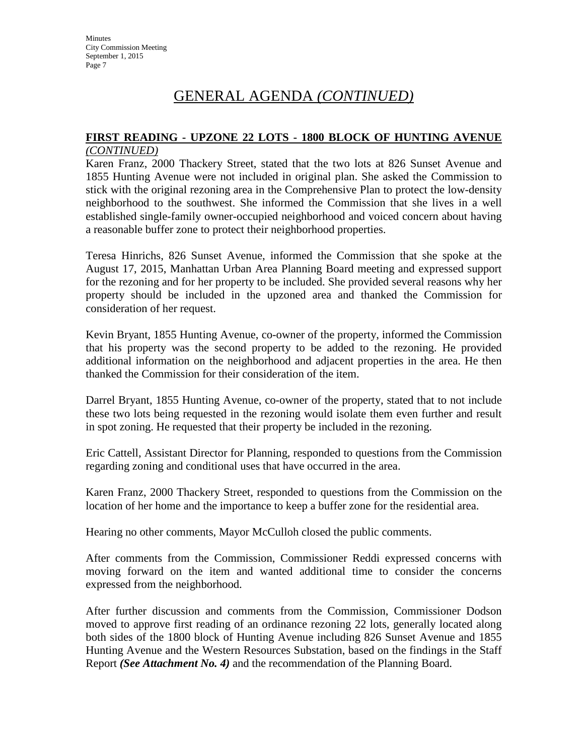# GENERAL AGENDA *(CONTINUED)*

**FIRST READING - UPZONE 22 LOTS - 1800 BLOCK OF HUNTING AVENUE** *(CONTINUED)*

Karen Franz, 2000 Thackery Street, stated that the two lots at 826 Sunset Avenue and 1855 Hunting Avenue were not included in original plan. She asked the Commission to stick with the original rezoning area in the Comprehensive Plan to protect the low-density neighborhood to the southwest. She informed the Commission that she lives in a well established single-family owner-occupied neighborhood and voiced concern about having a reasonable buffer zone to protect their neighborhood properties.

Teresa Hinrichs, 826 Sunset Avenue, informed the Commission that she spoke at the August 17, 2015, Manhattan Urban Area Planning Board meeting and expressed support for the rezoning and for her property to be included. She provided several reasons why her property should be included in the upzoned area and thanked the Commission for consideration of her request.

Kevin Bryant, 1855 Hunting Avenue, co-owner of the property, informed the Commission that his property was the second property to be added to the rezoning. He provided additional information on the neighborhood and adjacent properties in the area. He then thanked the Commission for their consideration of the item.

Darrel Bryant, 1855 Hunting Avenue, co-owner of the property, stated that to not include these two lots being requested in the rezoning would isolate them even further and result in spot zoning. He requested that their property be included in the rezoning.

Eric Cattell, Assistant Director for Planning, responded to questions from the Commission regarding zoning and conditional uses that have occurred in the area.

Karen Franz, 2000 Thackery Street, responded to questions from the Commission on the location of her home and the importance to keep a buffer zone for the residential area.

Hearing no other comments, Mayor McCulloh closed the public comments.

After comments from the Commission, Commissioner Reddi expressed concerns with moving forward on the item and wanted additional time to consider the concerns expressed from the neighborhood.

After further discussion and comments from the Commission, Commissioner Dodson moved to approve first reading of an ordinance rezoning 22 lots, generally located along both sides of the 1800 block of Hunting Avenue including 826 Sunset Avenue and 1855 Hunting Avenue and the Western Resources Substation, based on the findings in the Staff Report ***(See Attachment No. 4)*** and the recommendation of the Planning Board.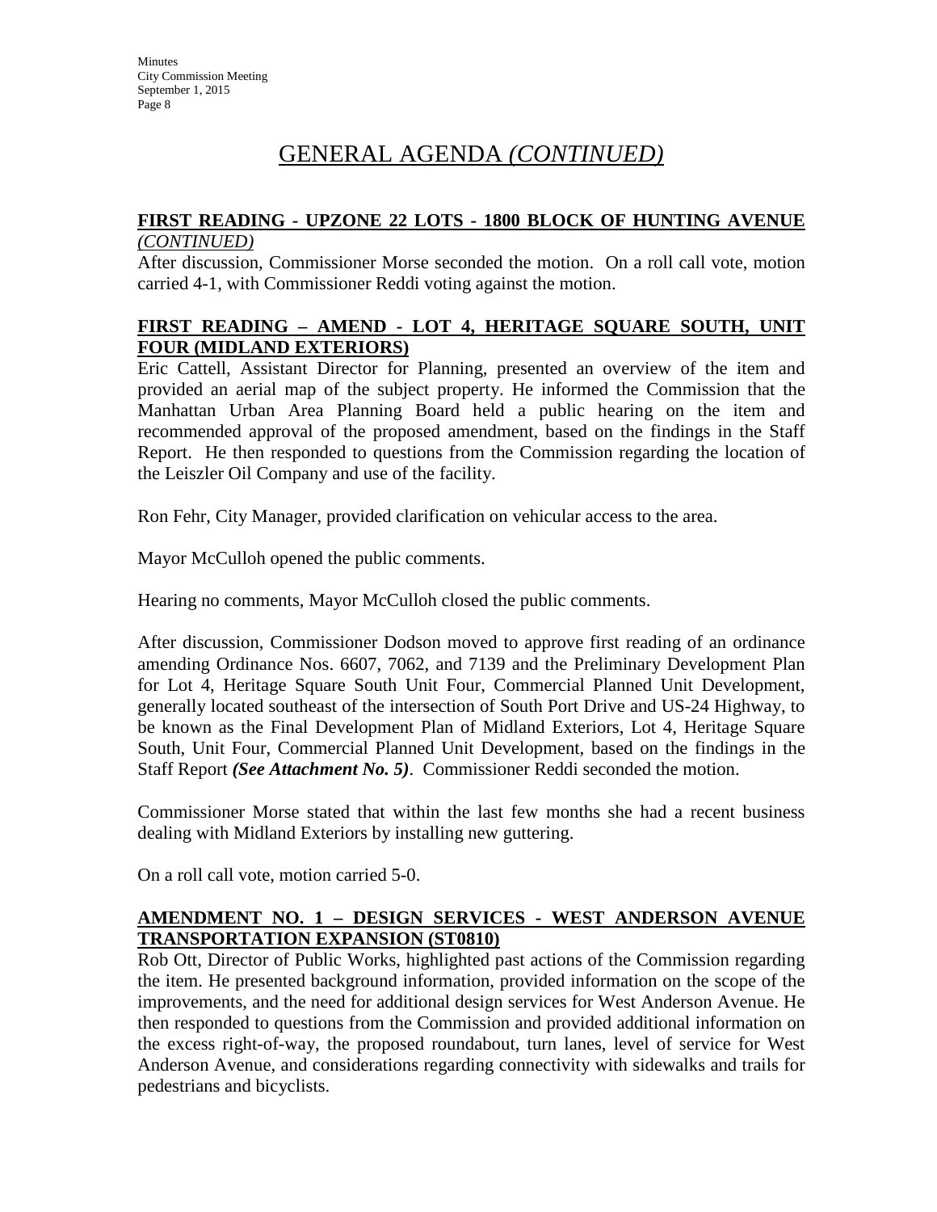# GENERAL AGENDA *(CONTINUED)*

**FIRST READING - UPZONE 22 LOTS - 1800 BLOCK OF HUNTING AVENUE** *(CONTINUED)*

After discussion, Commissioner Morse seconded the motion. On a roll call vote, motion carried 4-1, with Commissioner Reddi voting against the motion.

**FIRST READING – AMEND - LOT 4, HERITAGE SQUARE SOUTH, UNIT FOUR (MIDLAND EXTERIORS)**

Eric Cattell, Assistant Director for Planning, presented an overview of the item and provided an aerial map of the subject property. He informed the Commission that the Manhattan Urban Area Planning Board held a public hearing on the item and recommended approval of the proposed amendment, based on the findings in the Staff Report. He then responded to questions from the Commission regarding the location of the Leiszler Oil Company and use of the facility.

Ron Fehr, City Manager, provided clarification on vehicular access to the area.

Mayor McCulloh opened the public comments.

Hearing no comments, Mayor McCulloh closed the public comments.

After discussion, Commissioner Dodson moved to approve first reading of an ordinance amending Ordinance Nos. 6607, 7062, and 7139 and the Preliminary Development Plan for Lot 4, Heritage Square South Unit Four, Commercial Planned Unit Development, generally located southeast of the intersection of South Port Drive and US-24 Highway, to be known as the Final Development Plan of Midland Exteriors, Lot 4, Heritage Square South, Unit Four, Commercial Planned Unit Development, based on the findings in the Staff Report ***(See Attachment No. 5)***. Commissioner Reddi seconded the motion.

Commissioner Morse stated that within the last few months she had a recent business dealing with Midland Exteriors by installing new guttering.

On a roll call vote, motion carried 5-0.

**AMENDMENT NO. 1 – DESIGN SERVICES - WEST ANDERSON AVENUE TRANSPORTATION EXPANSION (ST0810)**

Rob Ott, Director of Public Works, highlighted past actions of the Commission regarding the item. He presented background information, provided information on the scope of the improvements, and the need for additional design services for West Anderson Avenue. He then responded to questions from the Commission and provided additional information on the excess right-of-way, the proposed roundabout, turn lanes, level of service for West Anderson Avenue, and considerations regarding connectivity with sidewalks and trails for pedestrians and bicyclists.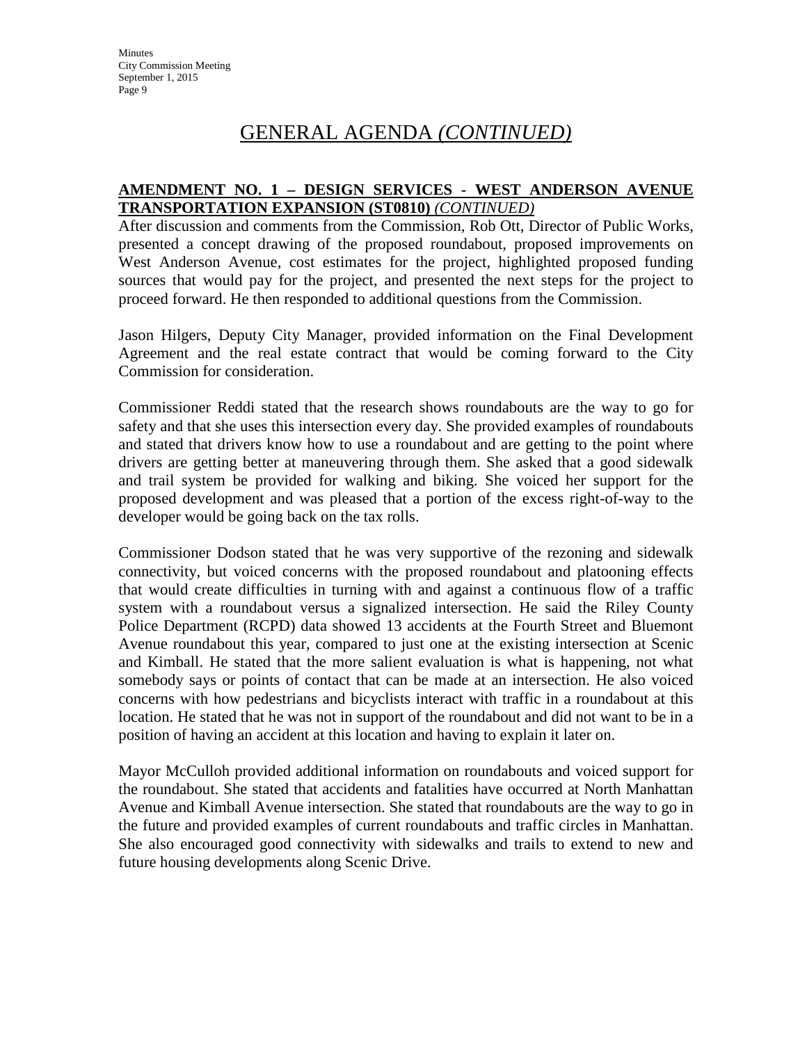# GENERAL AGENDA *(CONTINUED)*

**AMENDMENT NO. 1 – DESIGN SERVICES - WEST ANDERSON AVENUE TRANSPORTATION EXPANSION (ST0810)** *(CONTINUED)*

After discussion and comments from the Commission, Rob Ott, Director of Public Works, presented a concept drawing of the proposed roundabout, proposed improvements on West Anderson Avenue, cost estimates for the project, highlighted proposed funding sources that would pay for the project, and presented the next steps for the project to proceed forward. He then responded to additional questions from the Commission.

Jason Hilgers, Deputy City Manager, provided information on the Final Development Agreement and the real estate contract that would be coming forward to the City Commission for consideration.

Commissioner Reddi stated that the research shows roundabouts are the way to go for safety and that she uses this intersection every day. She provided examples of roundabouts and stated that drivers know how to use a roundabout and are getting to the point where drivers are getting better at maneuvering through them. She asked that a good sidewalk and trail system be provided for walking and biking. She voiced her support for the proposed development and was pleased that a portion of the excess right-of-way to the developer would be going back on the tax rolls.

Commissioner Dodson stated that he was very supportive of the rezoning and sidewalk connectivity, but voiced concerns with the proposed roundabout and platooning effects that would create difficulties in turning with and against a continuous flow of a traffic system with a roundabout versus a signalized intersection. He said the Riley County Police Department (RCPD) data showed 13 accidents at the Fourth Street and Bluemont Avenue roundabout this year, compared to just one at the existing intersection at Scenic and Kimball. He stated that the more salient evaluation is what is happening, not what somebody says or points of contact that can be made at an intersection. He also voiced concerns with how pedestrians and bicyclists interact with traffic in a roundabout at this location. He stated that he was not in support of the roundabout and did not want to be in a position of having an accident at this location and having to explain it later on.

Mayor McCulloh provided additional information on roundabouts and voiced support for the roundabout. She stated that accidents and fatalities have occurred at North Manhattan Avenue and Kimball Avenue intersection. She stated that roundabouts are the way to go in the future and provided examples of current roundabouts and traffic circles in Manhattan. She also encouraged good connectivity with sidewalks and trails to extend to new and future housing developments along Scenic Drive.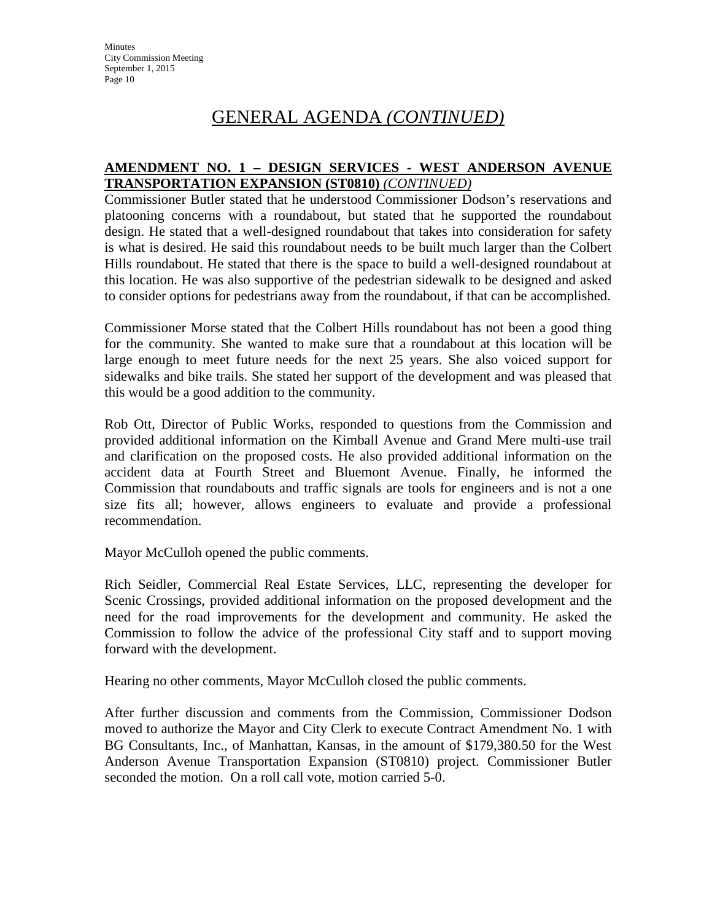# GENERAL AGENDA *(CONTINUED)*

**AMENDMENT NO. 1 – DESIGN SERVICES - WEST ANDERSON AVENUE TRANSPORTATION EXPANSION (ST0810)** *(CONTINUED)*

Commissioner Butler stated that he understood Commissioner Dodson's reservations and platooning concerns with a roundabout, but stated that he supported the roundabout design. He stated that a well-designed roundabout that takes into consideration for safety is what is desired. He said this roundabout needs to be built much larger than the Colbert Hills roundabout. He stated that there is the space to build a well-designed roundabout at this location. He was also supportive of the pedestrian sidewalk to be designed and asked to consider options for pedestrians away from the roundabout, if that can be accomplished.

Commissioner Morse stated that the Colbert Hills roundabout has not been a good thing for the community. She wanted to make sure that a roundabout at this location will be large enough to meet future needs for the next 25 years. She also voiced support for sidewalks and bike trails. She stated her support of the development and was pleased that this would be a good addition to the community.

Rob Ott, Director of Public Works, responded to questions from the Commission and provided additional information on the Kimball Avenue and Grand Mere multi-use trail and clarification on the proposed costs. He also provided additional information on the accident data at Fourth Street and Bluemont Avenue. Finally, he informed the Commission that roundabouts and traffic signals are tools for engineers and is not a one size fits all; however, allows engineers to evaluate and provide a professional recommendation.

Mayor McCulloh opened the public comments.

Rich Seidler, Commercial Real Estate Services, LLC, representing the developer for Scenic Crossings, provided additional information on the proposed development and the need for the road improvements for the development and community. He asked the Commission to follow the advice of the professional City staff and to support moving forward with the development.

Hearing no other comments, Mayor McCulloh closed the public comments.

After further discussion and comments from the Commission, Commissioner Dodson moved to authorize the Mayor and City Clerk to execute Contract Amendment No. 1 with BG Consultants, Inc., of Manhattan, Kansas, in the amount of $179,380.50 for the West Anderson Avenue Transportation Expansion (ST0810) project. Commissioner Butler seconded the motion. On a roll call vote, motion carried 5-0.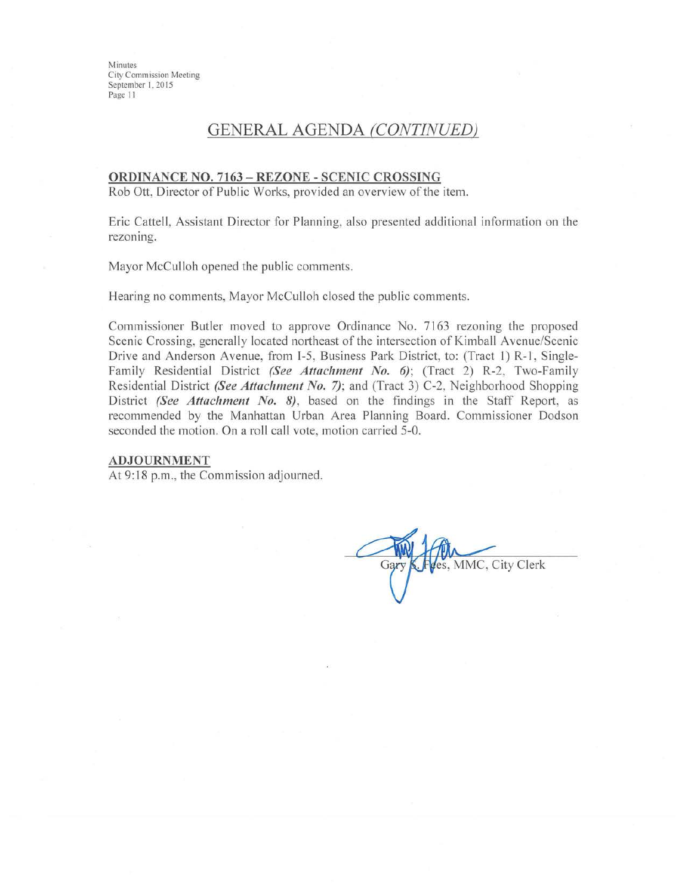## GENERAL AGENDA *(CONTINUED)*

**ORDINANCE NO. 7163 – REZONE - SCENIC CROSSING**

Rob Ott, Director of Public Works, provided an overview of the item.

Eric Cattell, Assistant Director for Planning, also presented additional information on the rezoning.

Mayor McCulloh opened the public comments.

Hearing no comments, Mayor McCulloh closed the public comments.

Commissioner Butler moved to approve Ordinance No. 7163 rezoning the proposed Scenic Crossing, generally located northeast of the intersection of Kimball Avenue/Scenic Drive and Anderson Avenue, from I-5, Business Park District, to: (Tract 1) R-1, Single-Family Residential District ***(See Attachment No. 6)***; (Tract 2) R-2, Two-Family Residential District ***(See Attachment No. 7)***; and (Tract 3) C-2, Neighborhood Shopping District ***(See Attachment No. 8)***, based on the findings in the Staff Report, as recommended by the Manhattan Urban Area Planning Board. Commissioner Dodson seconded the motion. On a roll call vote, motion carried 5-0.

**ADJOURNMENT**

At 9:18 p.m., the Commission adjourned.

Gary S. Fees, MMC, City Clerk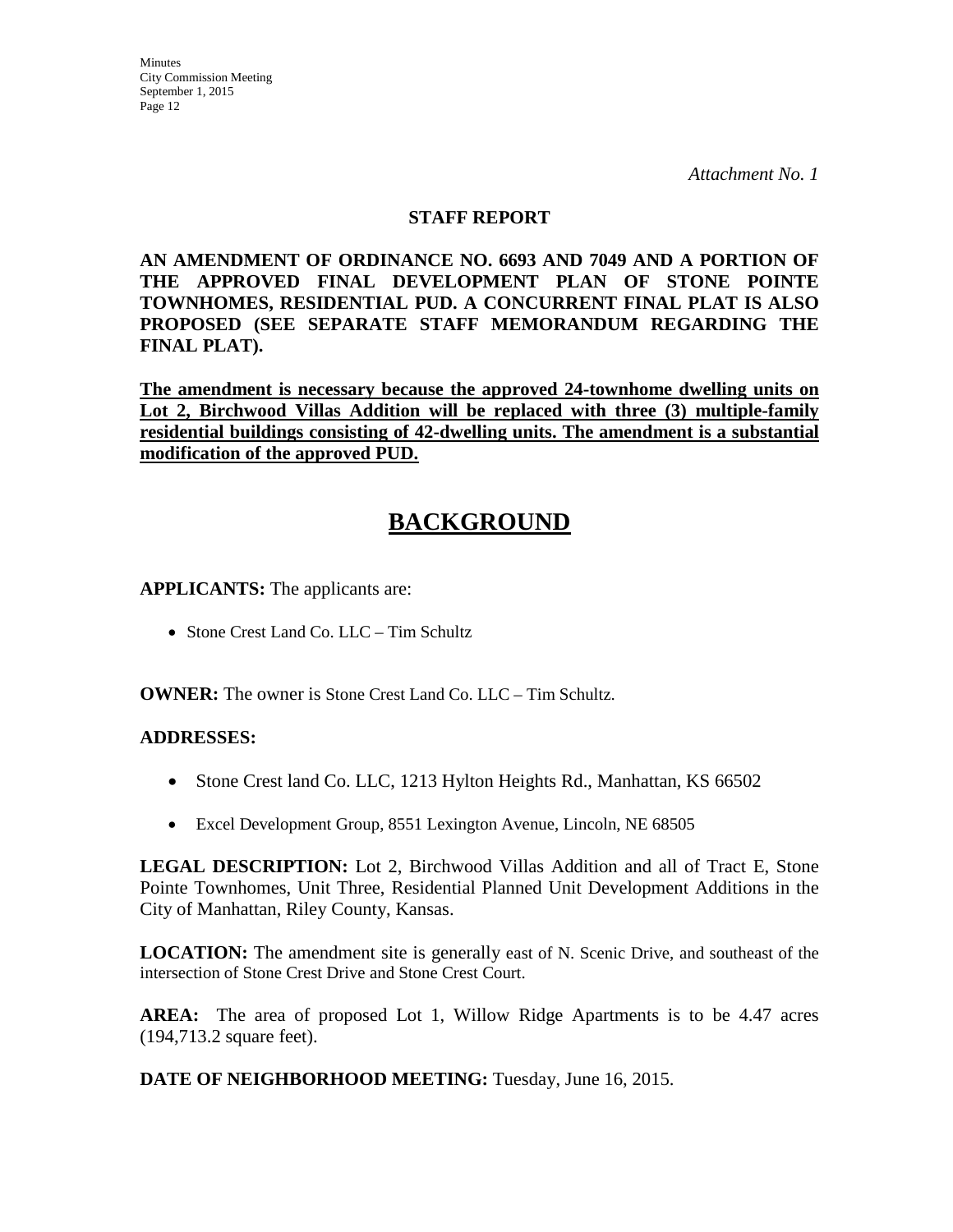*Attachment No. 1*

**STAFF REPORT**

**AN AMENDMENT OF ORDINANCE NO. 6693 AND 7049 AND A PORTION OF THE APPROVED FINAL DEVELOPMENT PLAN OF STONE POINTE TOWNHOMES, RESIDENTIAL PUD. A CONCURRENT FINAL PLAT IS ALSO PROPOSED (SEE SEPARATE STAFF MEMORANDUM REGARDING THE FINAL PLAT).**

<u>**The amendment is necessary because the approved 24-townhome dwelling units on Lot 2, Birchwood Villas Addition will be replaced with three (3) multiple-family residential buildings consisting of 42-dwelling units. The amendment is a substantial modification of the approved PUD.**</u>

# <u>BACKGROUND</u>

**APPLICANTS:** The applicants are:

- Stone Crest Land Co. LLC – Tim Schultz

**OWNER:** The owner is Stone Crest Land Co. LLC – Tim Schultz.

**ADDRESSES:**

- Stone Crest land Co. LLC, 1213 Hylton Heights Rd., Manhattan, KS 66502
- Excel Development Group, 8551 Lexington Avenue, Lincoln, NE 68505

**LEGAL DESCRIPTION:** Lot 2, Birchwood Villas Addition and all of Tract E, Stone Pointe Townhomes, Unit Three, Residential Planned Unit Development Additions in the City of Manhattan, Riley County, Kansas.

**LOCATION:** The amendment site is generally east of N. Scenic Drive, and southeast of the intersection of Stone Crest Drive and Stone Crest Court.

**AREA:** The area of proposed Lot 1, Willow Ridge Apartments is to be 4.47 acres (194,713.2 square feet).

**DATE OF NEIGHBORHOOD MEETING:** Tuesday, June 16, 2015.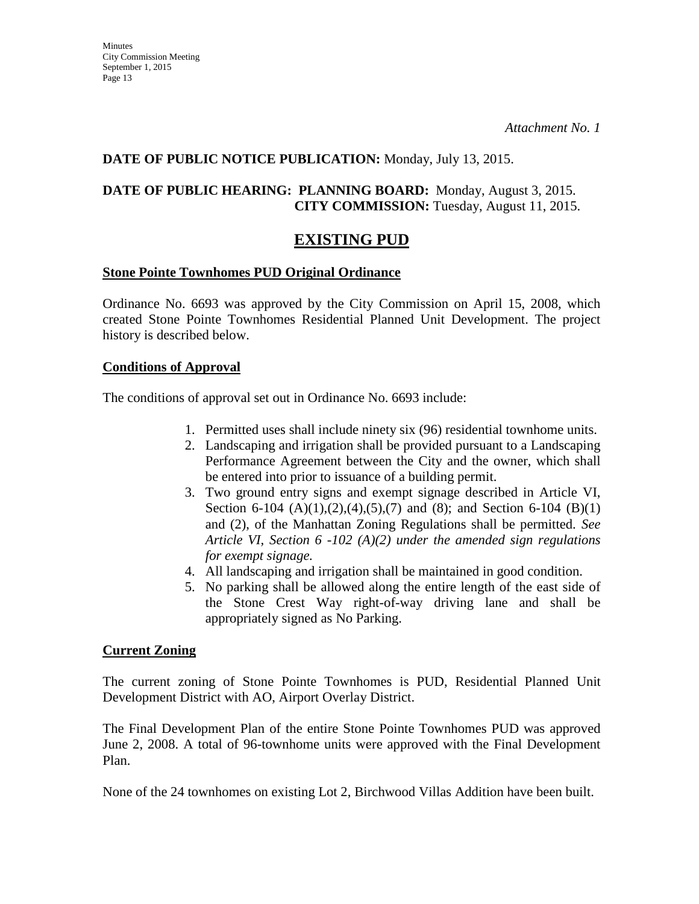*Attachment No. 1*

**DATE OF PUBLIC NOTICE PUBLICATION:** Monday, July 13, 2015.

**DATE OF PUBLIC HEARING: PLANNING BOARD:** Monday, August 3, 2015.
**CITY COMMISSION:** Tuesday, August 11, 2015.

# EXISTING PUD

## Stone Pointe Townhomes PUD Original Ordinance

Ordinance No. 6693 was approved by the City Commission on April 15, 2008, which created Stone Pointe Townhomes Residential Planned Unit Development. The project history is described below.

## Conditions of Approval

The conditions of approval set out in Ordinance No. 6693 include:

1. Permitted uses shall include ninety six (96) residential townhome units.
2. Landscaping and irrigation shall be provided pursuant to a Landscaping Performance Agreement between the City and the owner, which shall be entered into prior to issuance of a building permit.
3. Two ground entry signs and exempt signage described in Article VI, Section 6-104 (A)(1),(2),(4),(5),(7) and (8); and Section 6-104 (B)(1) and (2), of the Manhattan Zoning Regulations shall be permitted. *See Article VI, Section 6 -102 (A)(2) under the amended sign regulations for exempt signage.*
4. All landscaping and irrigation shall be maintained in good condition.
5. No parking shall be allowed along the entire length of the east side of the Stone Crest Way right-of-way driving lane and shall be appropriately signed as No Parking.

## Current Zoning

The current zoning of Stone Pointe Townhomes is PUD, Residential Planned Unit Development District with AO, Airport Overlay District.

The Final Development Plan of the entire Stone Pointe Townhomes PUD was approved June 2, 2008. A total of 96-townhome units were approved with the Final Development Plan.

None of the 24 townhomes on existing Lot 2, Birchwood Villas Addition have been built.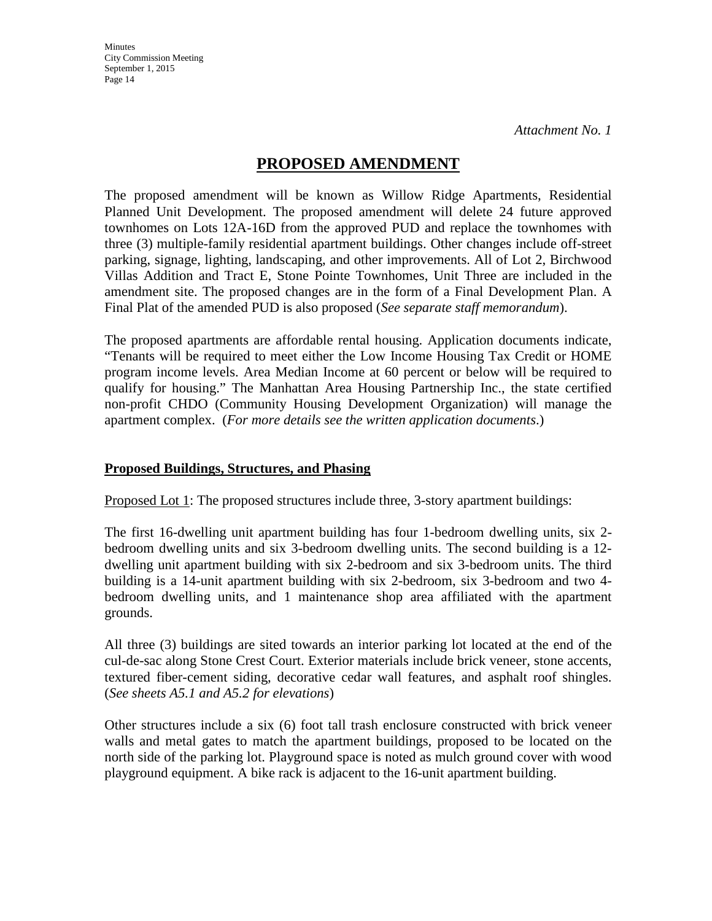*Attachment No. 1*

# PROPOSED AMENDMENT

The proposed amendment will be known as Willow Ridge Apartments, Residential Planned Unit Development. The proposed amendment will delete 24 future approved townhomes on Lots 12A-16D from the approved PUD and replace the townhomes with three (3) multiple-family residential apartment buildings. Other changes include off-street parking, signage, lighting, landscaping, and other improvements. All of Lot 2, Birchwood Villas Addition and Tract E, Stone Pointe Townhomes, Unit Three are included in the amendment site. The proposed changes are in the form of a Final Development Plan. A Final Plat of the amended PUD is also proposed (*See separate staff memorandum*).

The proposed apartments are affordable rental housing. Application documents indicate, "Tenants will be required to meet either the Low Income Housing Tax Credit or HOME program income levels. Area Median Income at 60 percent or below will be required to qualify for housing." The Manhattan Area Housing Partnership Inc., the state certified non-profit CHDO (Community Housing Development Organization) will manage the apartment complex. (*For more details see the written application documents*.)

## Proposed Buildings, Structures, and Phasing

Proposed Lot 1: The proposed structures include three, 3-story apartment buildings:

The first 16-dwelling unit apartment building has four 1-bedroom dwelling units, six 2-bedroom dwelling units and six 3-bedroom dwelling units. The second building is a 12-dwelling unit apartment building with six 2-bedroom and six 3-bedroom units. The third building is a 14-unit apartment building with six 2-bedroom, six 3-bedroom and two 4-bedroom dwelling units, and 1 maintenance shop area affiliated with the apartment grounds.

All three (3) buildings are sited towards an interior parking lot located at the end of the cul-de-sac along Stone Crest Court. Exterior materials include brick veneer, stone accents, textured fiber-cement siding, decorative cedar wall features, and asphalt roof shingles. (*See sheets A5.1 and A5.2 for elevations*)

Other structures include a six (6) foot tall trash enclosure constructed with brick veneer walls and metal gates to match the apartment buildings, proposed to be located on the north side of the parking lot. Playground space is noted as mulch ground cover with wood playground equipment. A bike rack is adjacent to the 16-unit apartment building.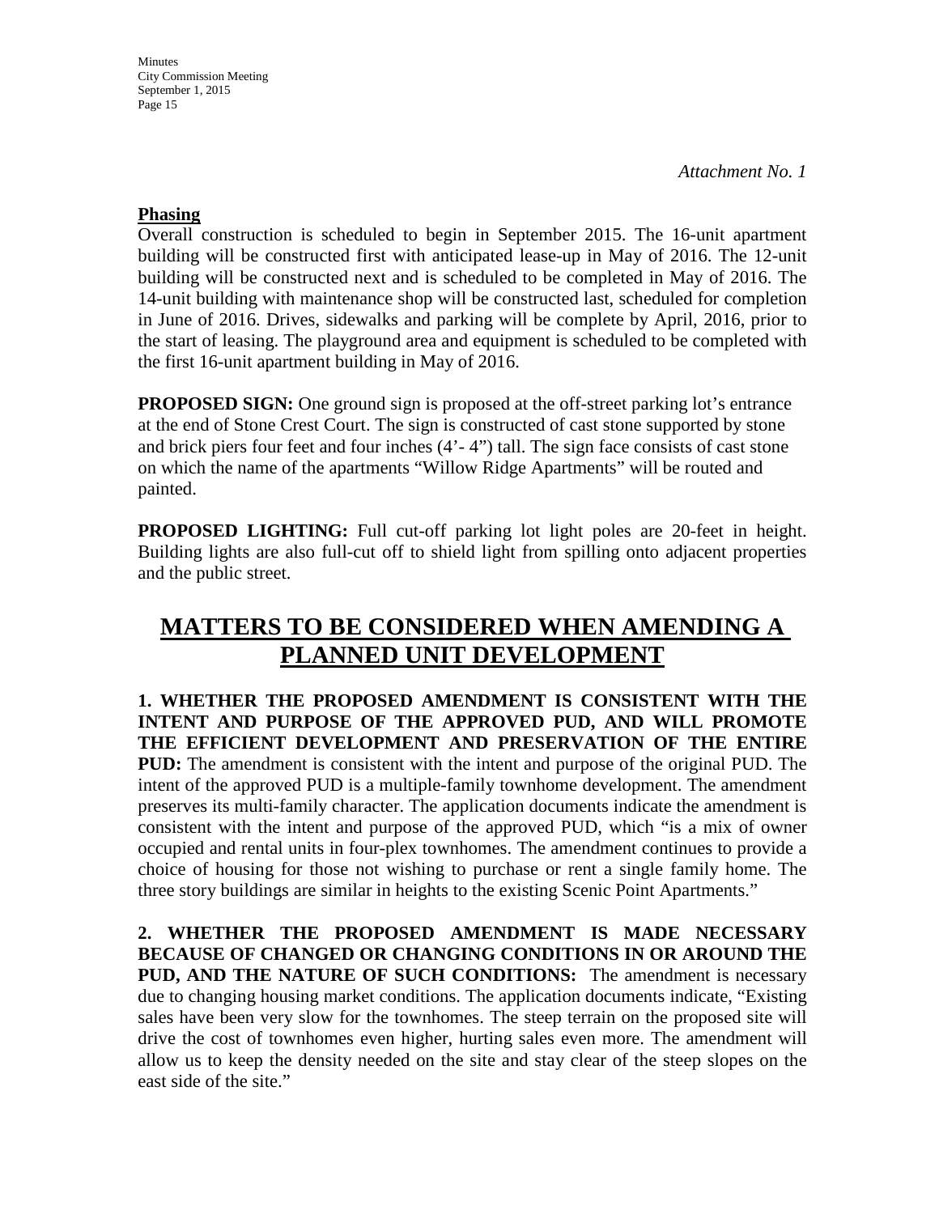*Attachment No. 1*

**Phasing**

Overall construction is scheduled to begin in September 2015. The 16-unit apartment building will be constructed first with anticipated lease-up in May of 2016. The 12-unit building will be constructed next and is scheduled to be completed in May of 2016. The 14-unit building with maintenance shop will be constructed last, scheduled for completion in June of 2016. Drives, sidewalks and parking will be complete by April, 2016, prior to the start of leasing. The playground area and equipment is scheduled to be completed with the first 16-unit apartment building in May of 2016.

**PROPOSED SIGN:** One ground sign is proposed at the off-street parking lot's entrance at the end of Stone Crest Court. The sign is constructed of cast stone supported by stone and brick piers four feet and four inches (4'- 4") tall. The sign face consists of cast stone on which the name of the apartments "Willow Ridge Apartments" will be routed and painted.

**PROPOSED LIGHTING:** Full cut-off parking lot light poles are 20-feet in height. Building lights are also full-cut off to shield light from spilling onto adjacent properties and the public street.

# MATTERS TO BE CONSIDERED WHEN AMENDING A PLANNED UNIT DEVELOPMENT

**1. WHETHER THE PROPOSED AMENDMENT IS CONSISTENT WITH THE INTENT AND PURPOSE OF THE APPROVED PUD, AND WILL PROMOTE THE EFFICIENT DEVELOPMENT AND PRESERVATION OF THE ENTIRE PUD:** The amendment is consistent with the intent and purpose of the original PUD. The intent of the approved PUD is a multiple-family townhome development. The amendment preserves its multi-family character. The application documents indicate the amendment is consistent with the intent and purpose of the approved PUD, which "is a mix of owner occupied and rental units in four-plex townhomes. The amendment continues to provide a choice of housing for those not wishing to purchase or rent a single family home. The three story buildings are similar in heights to the existing Scenic Point Apartments."

**2. WHETHER THE PROPOSED AMENDMENT IS MADE NECESSARY BECAUSE OF CHANGED OR CHANGING CONDITIONS IN OR AROUND THE PUD, AND THE NATURE OF SUCH CONDITIONS:** The amendment is necessary due to changing housing market conditions. The application documents indicate, "Existing sales have been very slow for the townhomes. The steep terrain on the proposed site will drive the cost of townhomes even higher, hurting sales even more. The amendment will allow us to keep the density needed on the site and stay clear of the steep slopes on the east side of the site."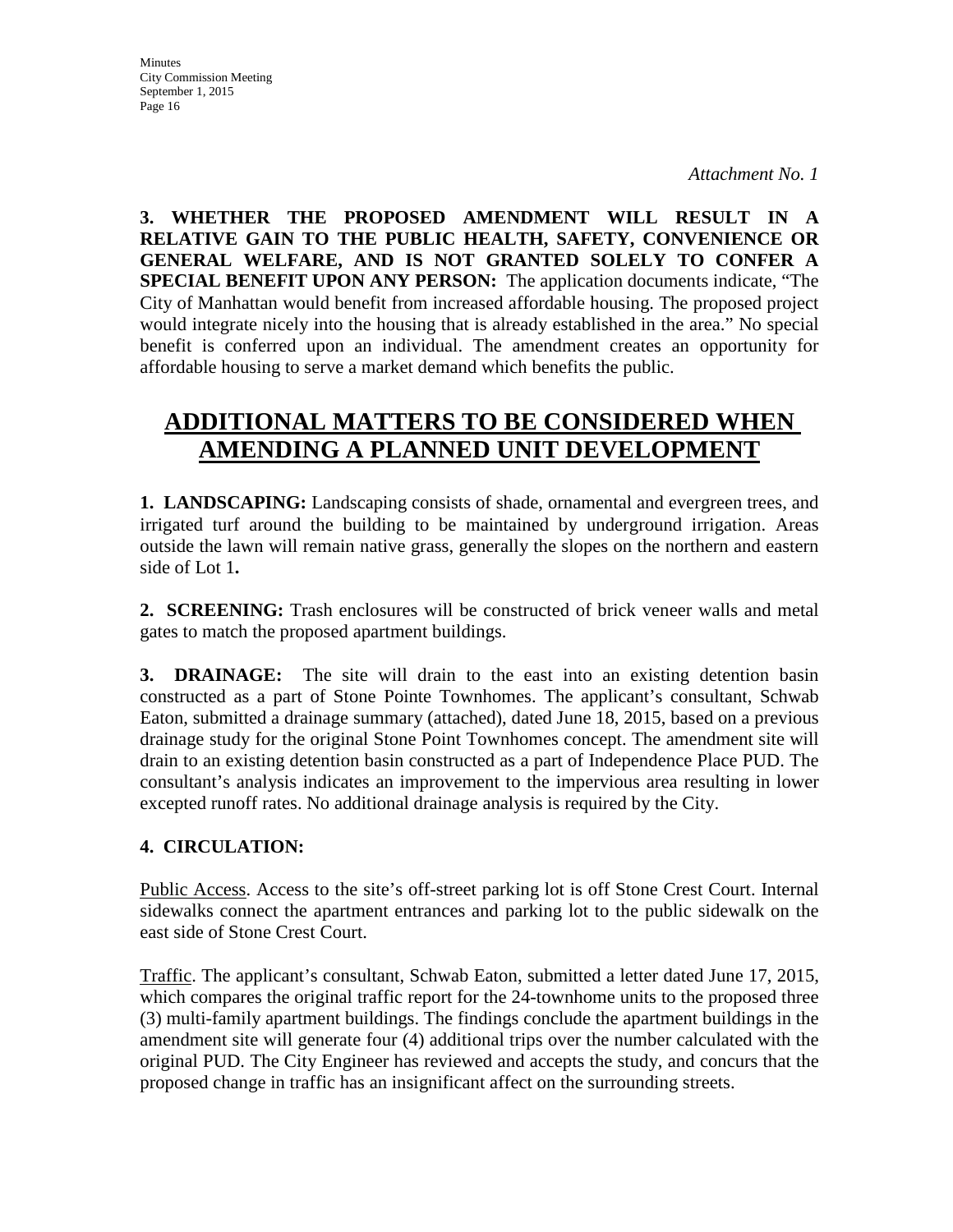*Attachment No. 1*

**3. WHETHER THE PROPOSED AMENDMENT WILL RESULT IN A RELATIVE GAIN TO THE PUBLIC HEALTH, SAFETY, CONVENIENCE OR GENERAL WELFARE, AND IS NOT GRANTED SOLELY TO CONFER A SPECIAL BENEFIT UPON ANY PERSON:** The application documents indicate, "The City of Manhattan would benefit from increased affordable housing. The proposed project would integrate nicely into the housing that is already established in the area." No special benefit is conferred upon an individual. The amendment creates an opportunity for affordable housing to serve a market demand which benefits the public.

# ADDITIONAL MATTERS TO BE CONSIDERED WHEN AMENDING A PLANNED UNIT DEVELOPMENT

**1. LANDSCAPING:** Landscaping consists of shade, ornamental and evergreen trees, and irrigated turf around the building to be maintained by underground irrigation. Areas outside the lawn will remain native grass, generally the slopes on the northern and eastern side of Lot 1**.**

**2. SCREENING:** Trash enclosures will be constructed of brick veneer walls and metal gates to match the proposed apartment buildings.

**3. DRAINAGE:** The site will drain to the east into an existing detention basin constructed as a part of Stone Pointe Townhomes. The applicant's consultant, Schwab Eaton, submitted a drainage summary (attached), dated June 18, 2015, based on a previous drainage study for the original Stone Point Townhomes concept. The amendment site will drain to an existing detention basin constructed as a part of Independence Place PUD. The consultant's analysis indicates an improvement to the impervious area resulting in lower excepted runoff rates. No additional drainage analysis is required by the City.

**4. CIRCULATION:**

Public Access. Access to the site's off-street parking lot is off Stone Crest Court. Internal sidewalks connect the apartment entrances and parking lot to the public sidewalk on the east side of Stone Crest Court.

Traffic. The applicant's consultant, Schwab Eaton, submitted a letter dated June 17, 2015, which compares the original traffic report for the 24-townhome units to the proposed three (3) multi-family apartment buildings. The findings conclude the apartment buildings in the amendment site will generate four (4) additional trips over the number calculated with the original PUD. The City Engineer has reviewed and accepts the study, and concurs that the proposed change in traffic has an insignificant affect on the surrounding streets.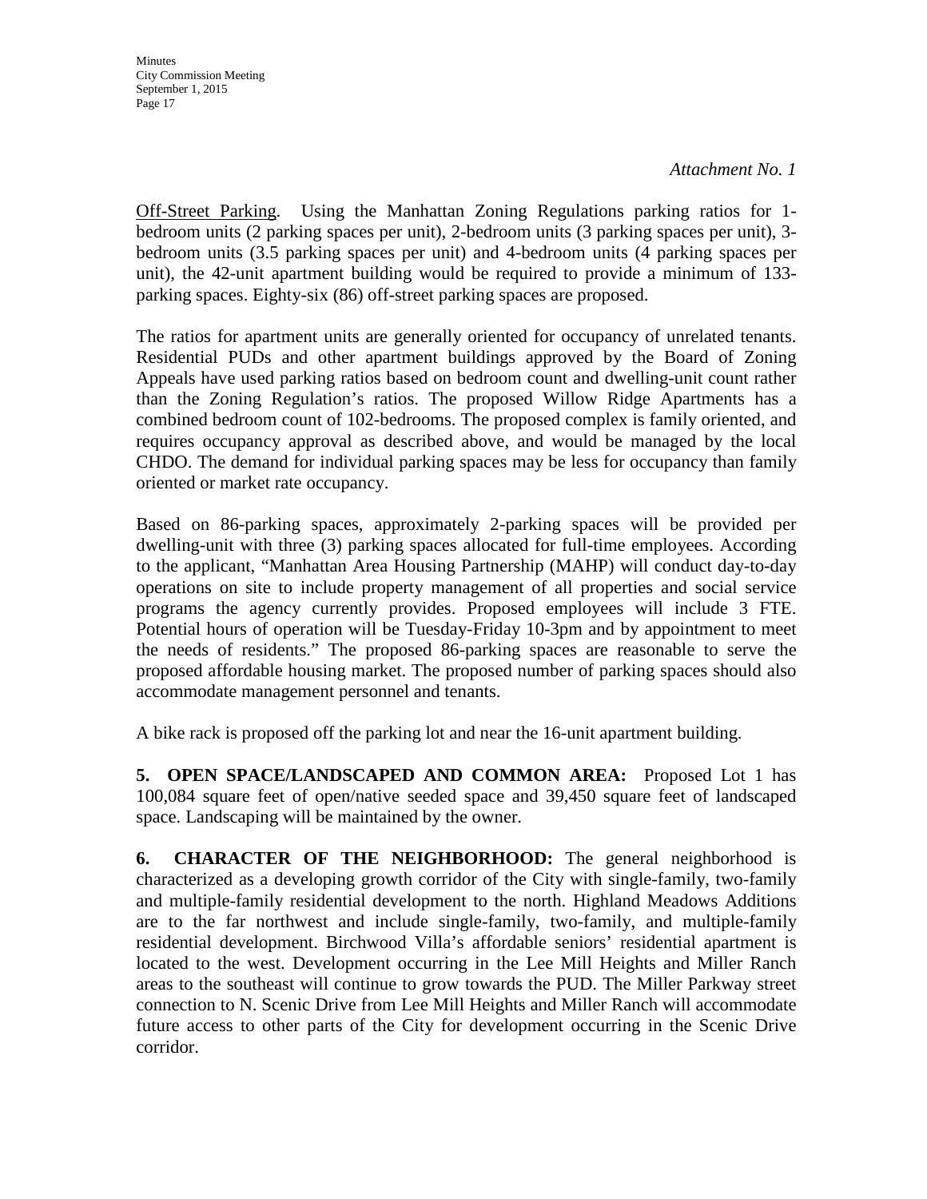*Attachment No. 1*

Off-Street Parking. Using the Manhattan Zoning Regulations parking ratios for 1-bedroom units (2 parking spaces per unit), 2-bedroom units (3 parking spaces per unit), 3-bedroom units (3.5 parking spaces per unit) and 4-bedroom units (4 parking spaces per unit), the 42-unit apartment building would be required to provide a minimum of 133-parking spaces. Eighty-six (86) off-street parking spaces are proposed.

The ratios for apartment units are generally oriented for occupancy of unrelated tenants. Residential PUDs and other apartment buildings approved by the Board of Zoning Appeals have used parking ratios based on bedroom count and dwelling-unit count rather than the Zoning Regulation's ratios. The proposed Willow Ridge Apartments has a combined bedroom count of 102-bedrooms. The proposed complex is family oriented, and requires occupancy approval as described above, and would be managed by the local CHDO. The demand for individual parking spaces may be less for occupancy than family oriented or market rate occupancy.

Based on 86-parking spaces, approximately 2-parking spaces will be provided per dwelling-unit with three (3) parking spaces allocated for full-time employees. According to the applicant, "Manhattan Area Housing Partnership (MAHP) will conduct day-to-day operations on site to include property management of all properties and social service programs the agency currently provides. Proposed employees will include 3 FTE. Potential hours of operation will be Tuesday-Friday 10-3pm and by appointment to meet the needs of residents." The proposed 86-parking spaces are reasonable to serve the proposed affordable housing market. The proposed number of parking spaces should also accommodate management personnel and tenants.

A bike rack is proposed off the parking lot and near the 16-unit apartment building.

**5. OPEN SPACE/LANDSCAPED AND COMMON AREA:** Proposed Lot 1 has 100,084 square feet of open/native seeded space and 39,450 square feet of landscaped space. Landscaping will be maintained by the owner.

**6. CHARACTER OF THE NEIGHBORHOOD:** The general neighborhood is characterized as a developing growth corridor of the City with single-family, two-family and multiple-family residential development to the north. Highland Meadows Additions are to the far northwest and include single-family, two-family, and multiple-family residential development. Birchwood Villa's affordable seniors' residential apartment is located to the west. Development occurring in the Lee Mill Heights and Miller Ranch areas to the southeast will continue to grow towards the PUD. The Miller Parkway street connection to N. Scenic Drive from Lee Mill Heights and Miller Ranch will accommodate future access to other parts of the City for development occurring in the Scenic Drive corridor.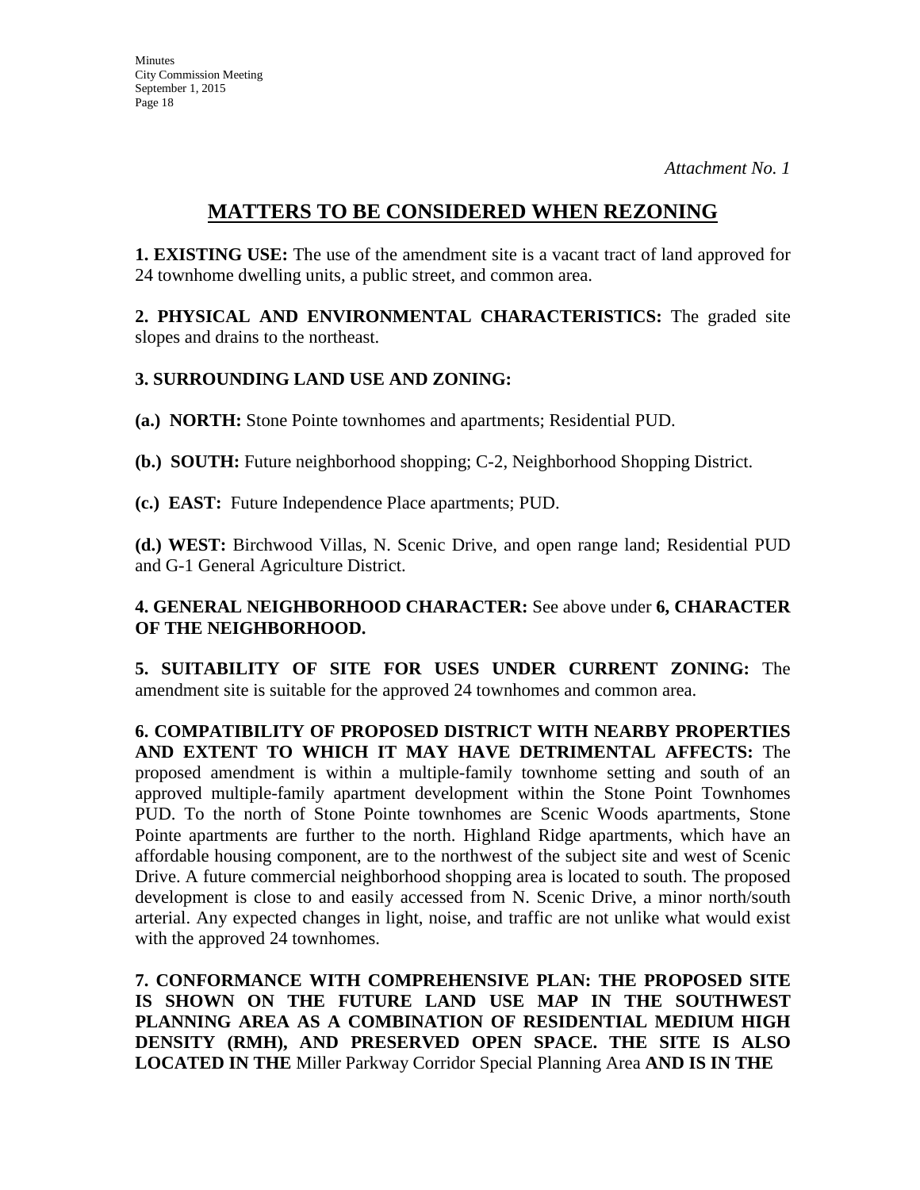*Attachment No. 1*

## MATTERS TO BE CONSIDERED WHEN REZONING

**1. EXISTING USE:** The use of the amendment site is a vacant tract of land approved for 24 townhome dwelling units, a public street, and common area.

**2. PHYSICAL AND ENVIRONMENTAL CHARACTERISTICS:** The graded site slopes and drains to the northeast.

**3. SURROUNDING LAND USE AND ZONING:**

**(a.) NORTH:** Stone Pointe townhomes and apartments; Residential PUD.

**(b.) SOUTH:** Future neighborhood shopping; C-2, Neighborhood Shopping District.

**(c.) EAST:** Future Independence Place apartments; PUD.

**(d.) WEST:** Birchwood Villas, N. Scenic Drive, and open range land; Residential PUD and G-1 General Agriculture District.

**4. GENERAL NEIGHBORHOOD CHARACTER:** See above under **6, CHARACTER OF THE NEIGHBORHOOD.**

**5. SUITABILITY OF SITE FOR USES UNDER CURRENT ZONING:** The amendment site is suitable for the approved 24 townhomes and common area.

**6. COMPATIBILITY OF PROPOSED DISTRICT WITH NEARBY PROPERTIES AND EXTENT TO WHICH IT MAY HAVE DETRIMENTAL AFFECTS:** The proposed amendment is within a multiple-family townhome setting and south of an approved multiple-family apartment development within the Stone Point Townhomes PUD. To the north of Stone Pointe townhomes are Scenic Woods apartments, Stone Pointe apartments are further to the north. Highland Ridge apartments, which have an affordable housing component, are to the northwest of the subject site and west of Scenic Drive. A future commercial neighborhood shopping area is located to south. The proposed development is close to and easily accessed from N. Scenic Drive, a minor north/south arterial. Any expected changes in light, noise, and traffic are not unlike what would exist with the approved 24 townhomes.

**7. CONFORMANCE WITH COMPREHENSIVE PLAN: THE PROPOSED SITE IS SHOWN ON THE FUTURE LAND USE MAP IN THE SOUTHWEST PLANNING AREA AS A COMBINATION OF RESIDENTIAL MEDIUM HIGH DENSITY (RMH), AND PRESERVED OPEN SPACE. THE SITE IS ALSO LOCATED IN THE** Miller Parkway Corridor Special Planning Area **AND IS IN THE**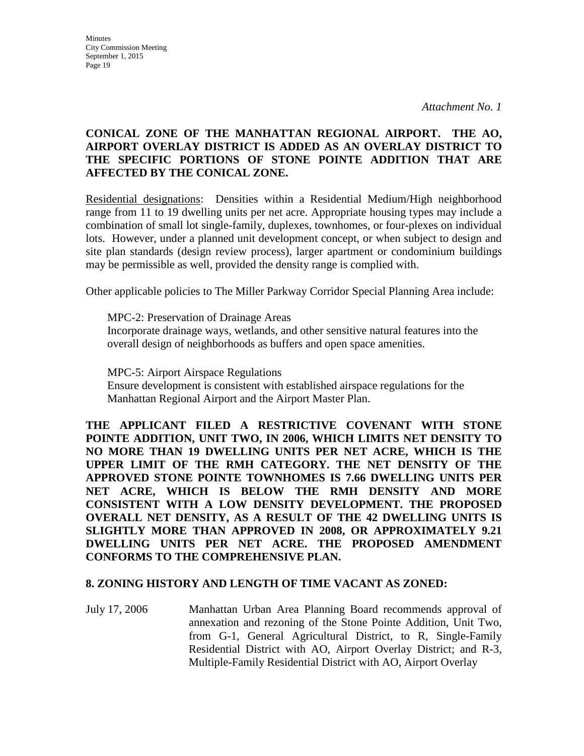*Attachment No. 1*

**CONICAL ZONE OF THE MANHATTAN REGIONAL AIRPORT. THE AO, AIRPORT OVERLAY DISTRICT IS ADDED AS AN OVERLAY DISTRICT TO THE SPECIFIC PORTIONS OF STONE POINTE ADDITION THAT ARE AFFECTED BY THE CONICAL ZONE.**

Residential designations: Densities within a Residential Medium/High neighborhood range from 11 to 19 dwelling units per net acre. Appropriate housing types may include a combination of small lot single-family, duplexes, townhomes, or four-plexes on individual lots. However, under a planned unit development concept, or when subject to design and site plan standards (design review process), larger apartment or condominium buildings may be permissible as well, provided the density range is complied with.

Other applicable policies to The Miller Parkway Corridor Special Planning Area include:

> MPC-2: Preservation of Drainage Areas
> Incorporate drainage ways, wetlands, and other sensitive natural features into the overall design of neighborhoods as buffers and open space amenities.
>
> MPC-5: Airport Airspace Regulations
> Ensure development is consistent with established airspace regulations for the Manhattan Regional Airport and the Airport Master Plan.

**THE APPLICANT FILED A RESTRICTIVE COVENANT WITH STONE POINTE ADDITION, UNIT TWO, IN 2006, WHICH LIMITS NET DENSITY TO NO MORE THAN 19 DWELLING UNITS PER NET ACRE, WHICH IS THE UPPER LIMIT OF THE RMH CATEGORY. THE NET DENSITY OF THE APPROVED STONE POINTE TOWNHOMES IS 7.66 DWELLING UNITS PER NET ACRE, WHICH IS BELOW THE RMH DENSITY AND MORE CONSISTENT WITH A LOW DENSITY DEVELOPMENT. THE PROPOSED OVERALL NET DENSITY, AS A RESULT OF THE 42 DWELLING UNITS IS SLIGHTLY MORE THAN APPROVED IN 2008, OR APPROXIMATELY 9.21 DWELLING UNITS PER NET ACRE. THE PROPOSED AMENDMENT CONFORMS TO THE COMPREHENSIVE PLAN.**

**8. ZONING HISTORY AND LENGTH OF TIME VACANT AS ZONED:**

July 17, 2006 — Manhattan Urban Area Planning Board recommends approval of annexation and rezoning of the Stone Pointe Addition, Unit Two, from G-1, General Agricultural District, to R, Single-Family Residential District with AO, Airport Overlay District; and R-3, Multiple-Family Residential District with AO, Airport Overlay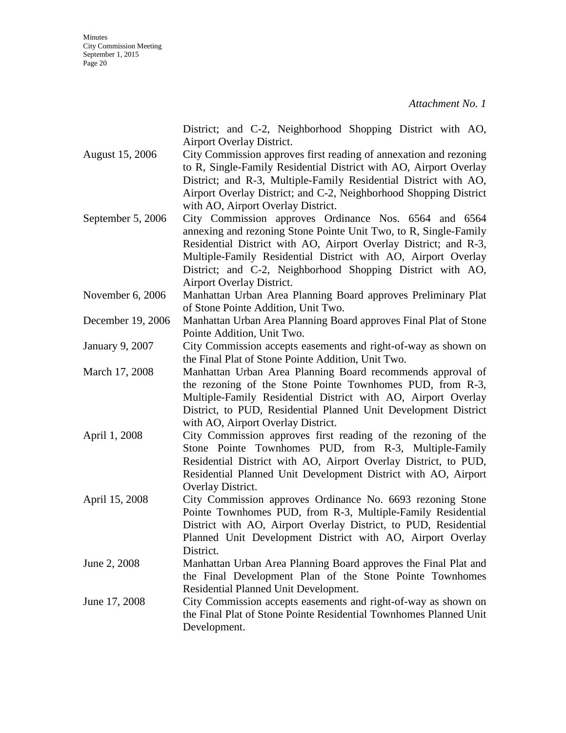*Attachment No. 1*

| | |
|---|---|
| | District; and C-2, Neighborhood Shopping District with AO, Airport Overlay District. |
| August 15, 2006 | City Commission approves first reading of annexation and rezoning to R, Single-Family Residential District with AO, Airport Overlay District; and R-3, Multiple-Family Residential District with AO, Airport Overlay District; and C-2, Neighborhood Shopping District with AO, Airport Overlay District. |
| September 5, 2006 | City Commission approves Ordinance Nos. 6564 and 6564 annexing and rezoning Stone Pointe Unit Two, to R, Single-Family Residential District with AO, Airport Overlay District; and R-3, Multiple-Family Residential District with AO, Airport Overlay District; and C-2, Neighborhood Shopping District with AO, Airport Overlay District. |
| November 6, 2006 | Manhattan Urban Area Planning Board approves Preliminary Plat of Stone Pointe Addition, Unit Two. |
| December 19, 2006 | Manhattan Urban Area Planning Board approves Final Plat of Stone Pointe Addition, Unit Two. |
| January 9, 2007 | City Commission accepts easements and right-of-way as shown on the Final Plat of Stone Pointe Addition, Unit Two. |
| March 17, 2008 | Manhattan Urban Area Planning Board recommends approval of the rezoning of the Stone Pointe Townhomes PUD, from R-3, Multiple-Family Residential District with AO, Airport Overlay District, to PUD, Residential Planned Unit Development District with AO, Airport Overlay District. |
| April 1, 2008 | City Commission approves first reading of the rezoning of the Stone Pointe Townhomes PUD, from R-3, Multiple-Family Residential District with AO, Airport Overlay District, to PUD, Residential Planned Unit Development District with AO, Airport Overlay District. |
| April 15, 2008 | City Commission approves Ordinance No. 6693 rezoning Stone Pointe Townhomes PUD, from R-3, Multiple-Family Residential District with AO, Airport Overlay District, to PUD, Residential Planned Unit Development District with AO, Airport Overlay District. |
| June 2, 2008 | Manhattan Urban Area Planning Board approves the Final Plat and the Final Development Plan of the Stone Pointe Townhomes Residential Planned Unit Development. |
| June 17, 2008 | City Commission accepts easements and right-of-way as shown on the Final Plat of Stone Pointe Residential Townhomes Planned Unit Development. |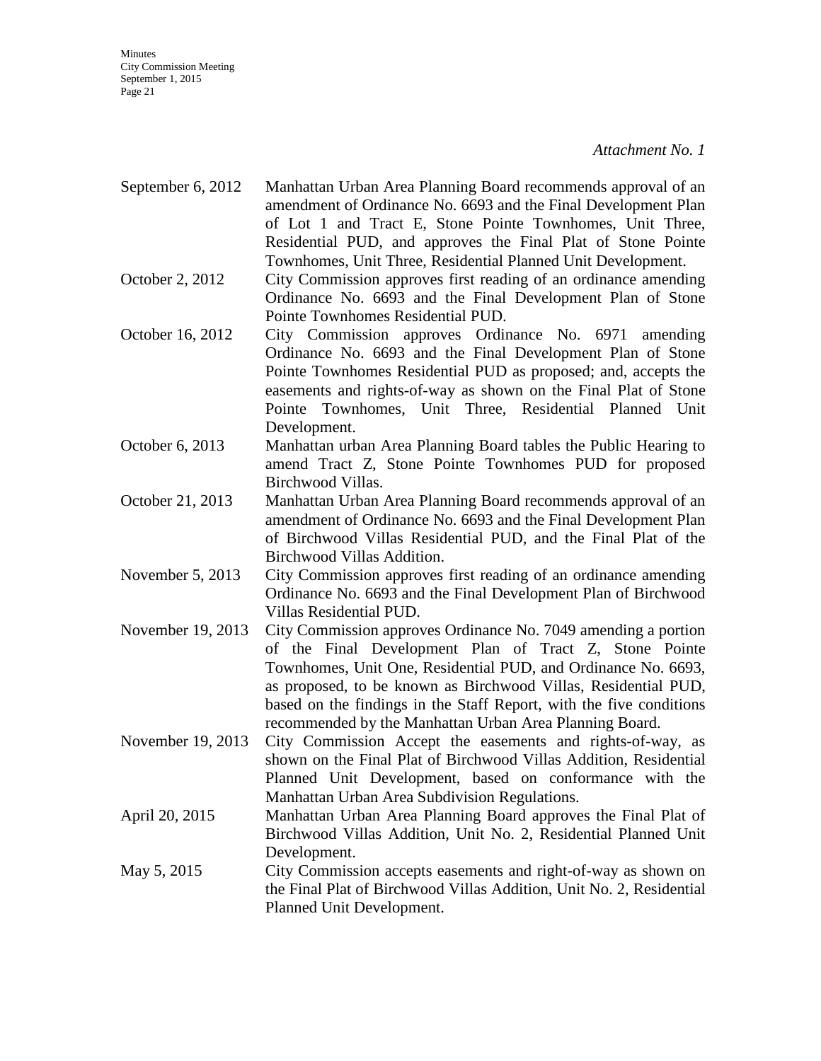*Attachment No. 1*

| | |
|---|---|
| September 6, 2012 | Manhattan Urban Area Planning Board recommends approval of an amendment of Ordinance No. 6693 and the Final Development Plan of Lot 1 and Tract E, Stone Pointe Townhomes, Unit Three, Residential PUD, and approves the Final Plat of Stone Pointe Townhomes, Unit Three, Residential Planned Unit Development. |
| October 2, 2012 | City Commission approves first reading of an ordinance amending Ordinance No. 6693 and the Final Development Plan of Stone Pointe Townhomes Residential PUD. |
| October 16, 2012 | City Commission approves Ordinance No. 6971 amending Ordinance No. 6693 and the Final Development Plan of Stone Pointe Townhomes Residential PUD as proposed; and, accepts the easements and rights-of-way as shown on the Final Plat of Stone Pointe Townhomes, Unit Three, Residential Planned Unit Development. |
| October 6, 2013 | Manhattan urban Area Planning Board tables the Public Hearing to amend Tract Z, Stone Pointe Townhomes PUD for proposed Birchwood Villas. |
| October 21, 2013 | Manhattan Urban Area Planning Board recommends approval of an amendment of Ordinance No. 6693 and the Final Development Plan of Birchwood Villas Residential PUD, and the Final Plat of the Birchwood Villas Addition. |
| November 5, 2013 | City Commission approves first reading of an ordinance amending Ordinance No. 6693 and the Final Development Plan of Birchwood Villas Residential PUD. |
| November 19, 2013 | City Commission approves Ordinance No. 7049 amending a portion of the Final Development Plan of Tract Z, Stone Pointe Townhomes, Unit One, Residential PUD, and Ordinance No. 6693, as proposed, to be known as Birchwood Villas, Residential PUD, based on the findings in the Staff Report, with the five conditions recommended by the Manhattan Urban Area Planning Board. |
| November 19, 2013 | City Commission Accept the easements and rights-of-way, as shown on the Final Plat of Birchwood Villas Addition, Residential Planned Unit Development, based on conformance with the Manhattan Urban Area Subdivision Regulations. |
| April 20, 2015 | Manhattan Urban Area Planning Board approves the Final Plat of Birchwood Villas Addition, Unit No. 2, Residential Planned Unit Development. |
| May 5, 2015 | City Commission accepts easements and right-of-way as shown on the Final Plat of Birchwood Villas Addition, Unit No. 2, Residential Planned Unit Development. |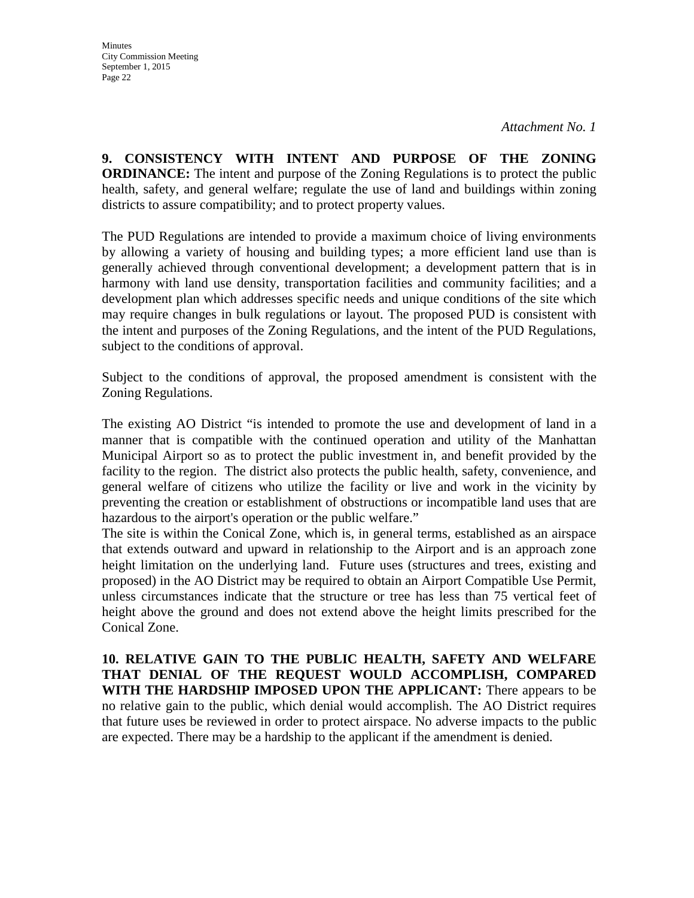*Attachment No. 1*

**9. CONSISTENCY WITH INTENT AND PURPOSE OF THE ZONING ORDINANCE:** The intent and purpose of the Zoning Regulations is to protect the public health, safety, and general welfare; regulate the use of land and buildings within zoning districts to assure compatibility; and to protect property values.

The PUD Regulations are intended to provide a maximum choice of living environments by allowing a variety of housing and building types; a more efficient land use than is generally achieved through conventional development; a development pattern that is in harmony with land use density, transportation facilities and community facilities; and a development plan which addresses specific needs and unique conditions of the site which may require changes in bulk regulations or layout. The proposed PUD is consistent with the intent and purposes of the Zoning Regulations, and the intent of the PUD Regulations, subject to the conditions of approval.

Subject to the conditions of approval, the proposed amendment is consistent with the Zoning Regulations.

The existing AO District "is intended to promote the use and development of land in a manner that is compatible with the continued operation and utility of the Manhattan Municipal Airport so as to protect the public investment in, and benefit provided by the facility to the region. The district also protects the public health, safety, convenience, and general welfare of citizens who utilize the facility or live and work in the vicinity by preventing the creation or establishment of obstructions or incompatible land uses that are hazardous to the airport's operation or the public welfare."

The site is within the Conical Zone, which is, in general terms, established as an airspace that extends outward and upward in relationship to the Airport and is an approach zone height limitation on the underlying land. Future uses (structures and trees, existing and proposed) in the AO District may be required to obtain an Airport Compatible Use Permit, unless circumstances indicate that the structure or tree has less than 75 vertical feet of height above the ground and does not extend above the height limits prescribed for the Conical Zone.

**10. RELATIVE GAIN TO THE PUBLIC HEALTH, SAFETY AND WELFARE THAT DENIAL OF THE REQUEST WOULD ACCOMPLISH, COMPARED WITH THE HARDSHIP IMPOSED UPON THE APPLICANT:** There appears to be no relative gain to the public, which denial would accomplish. The AO District requires that future uses be reviewed in order to protect airspace. No adverse impacts to the public are expected. There may be a hardship to the applicant if the amendment is denied.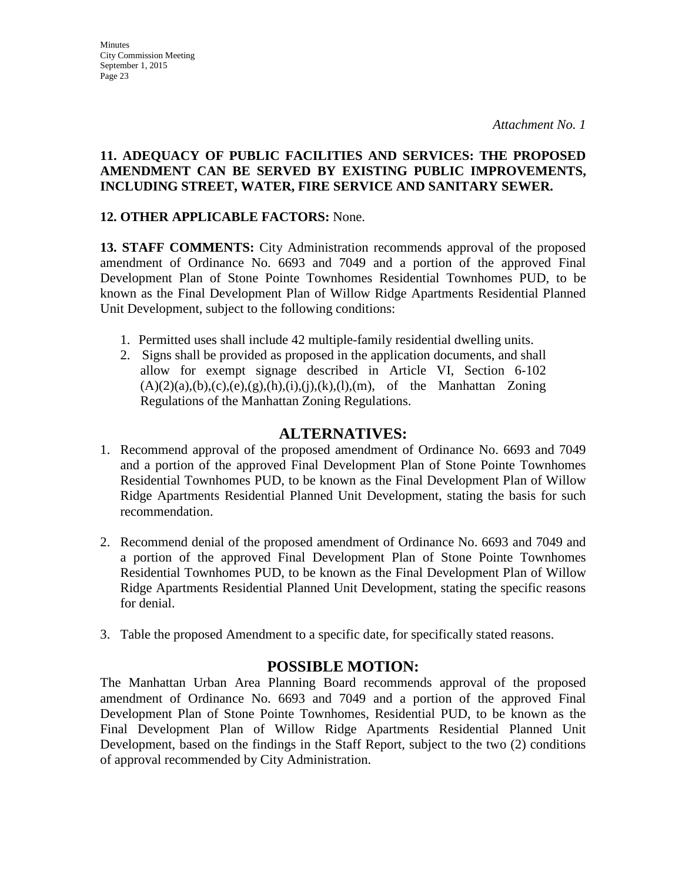*Attachment No. 1*

**11. ADEQUACY OF PUBLIC FACILITIES AND SERVICES: THE PROPOSED AMENDMENT CAN BE SERVED BY EXISTING PUBLIC IMPROVEMENTS, INCLUDING STREET, WATER, FIRE SERVICE AND SANITARY SEWER.**

**12. OTHER APPLICABLE FACTORS:** None.

**13. STAFF COMMENTS:** City Administration recommends approval of the proposed amendment of Ordinance No. 6693 and 7049 and a portion of the approved Final Development Plan of Stone Pointe Townhomes Residential Townhomes PUD, to be known as the Final Development Plan of Willow Ridge Apartments Residential Planned Unit Development, subject to the following conditions:

1. Permitted uses shall include 42 multiple-family residential dwelling units.
2. Signs shall be provided as proposed in the application documents, and shall allow for exempt signage described in Article VI, Section 6-102 (A)(2)(a),(b),(c),(e),(g),(h),(i),(j),(k),(l),(m), of the Manhattan Zoning Regulations of the Manhattan Zoning Regulations.

## ALTERNATIVES:

1. Recommend approval of the proposed amendment of Ordinance No. 6693 and 7049 and a portion of the approved Final Development Plan of Stone Pointe Townhomes Residential Townhomes PUD, to be known as the Final Development Plan of Willow Ridge Apartments Residential Planned Unit Development, stating the basis for such recommendation.

2. Recommend denial of the proposed amendment of Ordinance No. 6693 and 7049 and a portion of the approved Final Development Plan of Stone Pointe Townhomes Residential Townhomes PUD, to be known as the Final Development Plan of Willow Ridge Apartments Residential Planned Unit Development, stating the specific reasons for denial.

3. Table the proposed Amendment to a specific date, for specifically stated reasons.

## POSSIBLE MOTION:

The Manhattan Urban Area Planning Board recommends approval of the proposed amendment of Ordinance No. 6693 and 7049 and a portion of the approved Final Development Plan of Stone Pointe Townhomes, Residential PUD, to be known as the Final Development Plan of Willow Ridge Apartments Residential Planned Unit Development, based on the findings in the Staff Report, subject to the two (2) conditions of approval recommended by City Administration.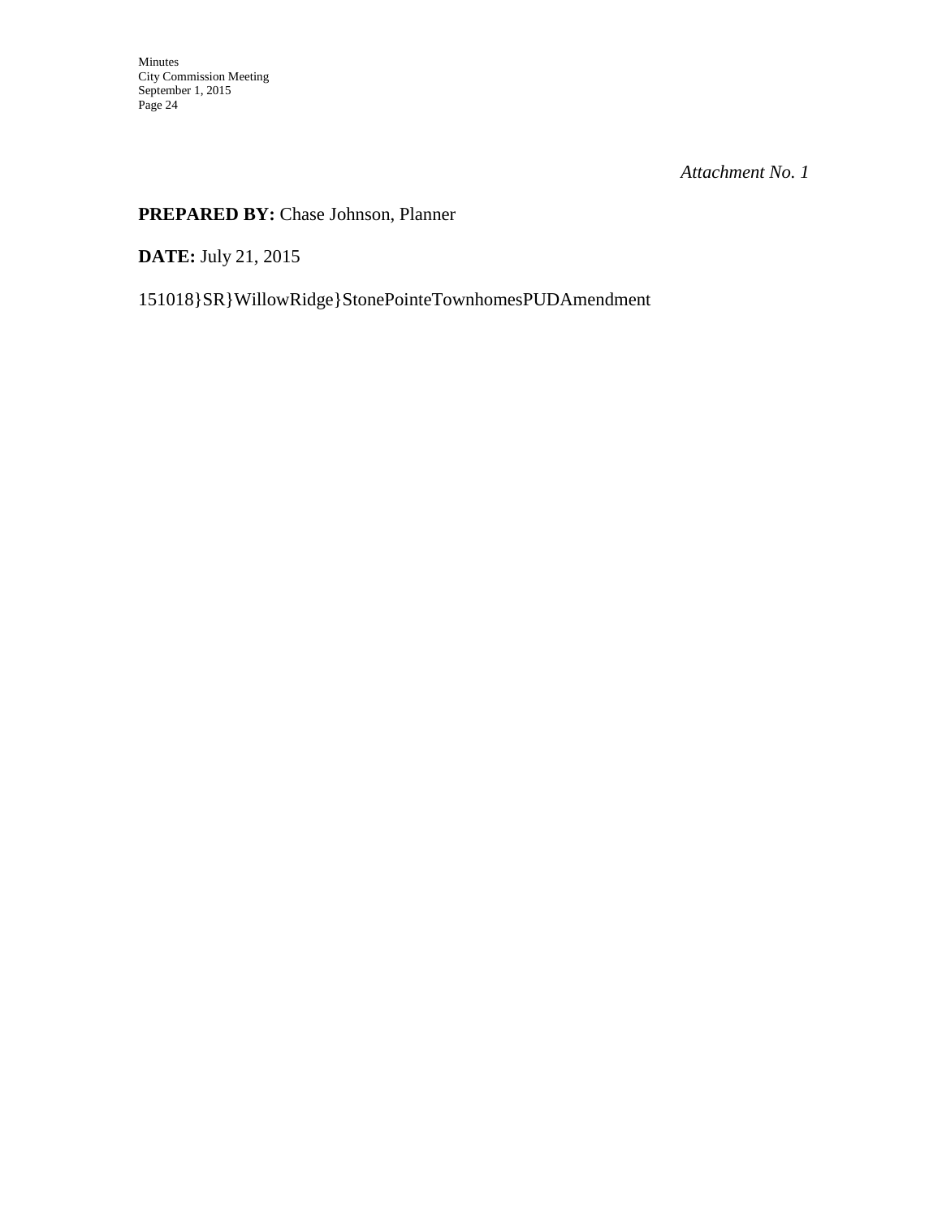*Attachment No. 1*

**PREPARED BY:** Chase Johnson, Planner

**DATE:** July 21, 2015

151018}SR}WillowRidge}StonePointeTownhomesPUDAmendment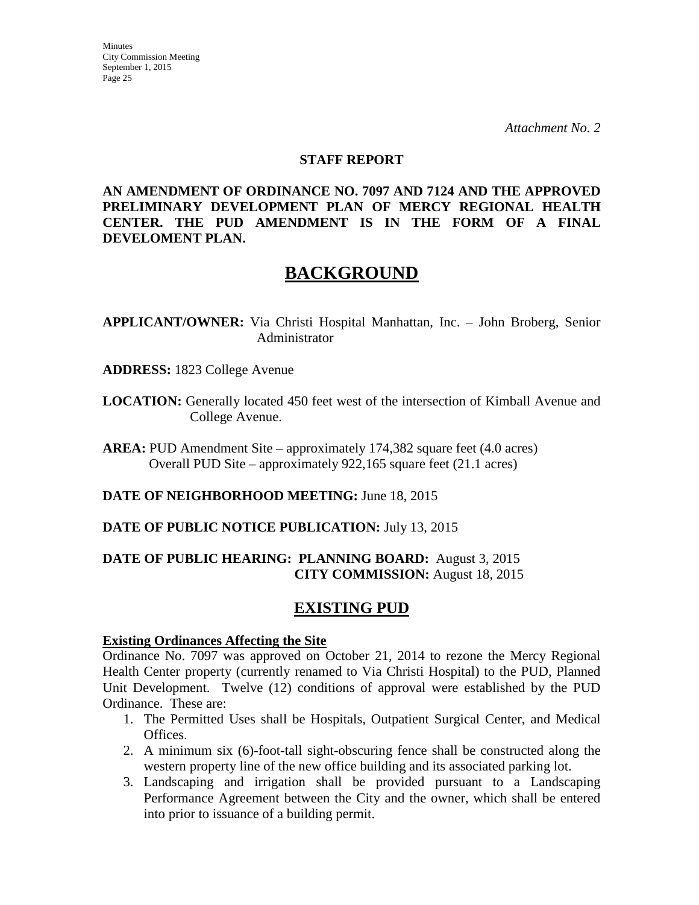*Attachment No. 2*

**STAFF REPORT**

**AN AMENDMENT OF ORDINANCE NO. 7097 AND 7124 AND THE APPROVED PRELIMINARY DEVELOPMENT PLAN OF MERCY REGIONAL HEALTH CENTER. THE PUD AMENDMENT IS IN THE FORM OF A FINAL DEVELOMENT PLAN.**

# BACKGROUND

**APPLICANT/OWNER:** Via Christi Hospital Manhattan, Inc. – John Broberg, Senior Administrator

**ADDRESS:** 1823 College Avenue

**LOCATION:** Generally located 450 feet west of the intersection of Kimball Avenue and College Avenue.

**AREA:** PUD Amendment Site – approximately 174,382 square feet (4.0 acres)
Overall PUD Site – approximately 922,165 square feet (21.1 acres)

**DATE OF NEIGHBORHOOD MEETING:** June 18, 2015

**DATE OF PUBLIC NOTICE PUBLICATION:** July 13, 2015

**DATE OF PUBLIC HEARING: PLANNING BOARD:** August 3, 2015
**CITY COMMISSION:** August 18, 2015

## EXISTING PUD

**Existing Ordinances Affecting the Site**

Ordinance No. 7097 was approved on October 21, 2014 to rezone the Mercy Regional Health Center property (currently renamed to Via Christi Hospital) to the PUD, Planned Unit Development. Twelve (12) conditions of approval were established by the PUD Ordinance. These are:

1. The Permitted Uses shall be Hospitals, Outpatient Surgical Center, and Medical Offices.
2. A minimum six (6)-foot-tall sight-obscuring fence shall be constructed along the western property line of the new office building and its associated parking lot.
3. Landscaping and irrigation shall be provided pursuant to a Landscaping Performance Agreement between the City and the owner, which shall be entered into prior to issuance of a building permit.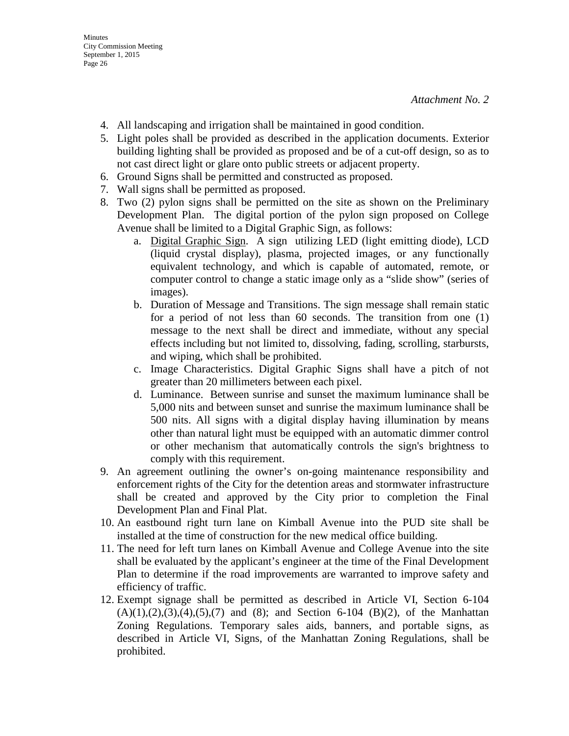*Attachment No. 2*

4. All landscaping and irrigation shall be maintained in good condition.
5. Light poles shall be provided as described in the application documents. Exterior building lighting shall be provided as proposed and be of a cut-off design, so as to not cast direct light or glare onto public streets or adjacent property.
6. Ground Signs shall be permitted and constructed as proposed.
7. Wall signs shall be permitted as proposed.
8. Two (2) pylon signs shall be permitted on the site as shown on the Preliminary Development Plan. The digital portion of the pylon sign proposed on College Avenue shall be limited to a Digital Graphic Sign, as follows:
   a. Digital Graphic Sign. A sign utilizing LED (light emitting diode), LCD (liquid crystal display), plasma, projected images, or any functionally equivalent technology, and which is capable of automated, remote, or computer control to change a static image only as a "slide show" (series of images).
   b. Duration of Message and Transitions. The sign message shall remain static for a period of not less than 60 seconds. The transition from one (1) message to the next shall be direct and immediate, without any special effects including but not limited to, dissolving, fading, scrolling, starbursts, and wiping, which shall be prohibited.
   c. Image Characteristics. Digital Graphic Signs shall have a pitch of not greater than 20 millimeters between each pixel.
   d. Luminance. Between sunrise and sunset the maximum luminance shall be 5,000 nits and between sunset and sunrise the maximum luminance shall be 500 nits. All signs with a digital display having illumination by means other than natural light must be equipped with an automatic dimmer control or other mechanism that automatically controls the sign's brightness to comply with this requirement.
9. An agreement outlining the owner's on-going maintenance responsibility and enforcement rights of the City for the detention areas and stormwater infrastructure shall be created and approved by the City prior to completion the Final Development Plan and Final Plat.
10. An eastbound right turn lane on Kimball Avenue into the PUD site shall be installed at the time of construction for the new medical office building.
11. The need for left turn lanes on Kimball Avenue and College Avenue into the site shall be evaluated by the applicant's engineer at the time of the Final Development Plan to determine if the road improvements are warranted to improve safety and efficiency of traffic.
12. Exempt signage shall be permitted as described in Article VI, Section 6-104 (A)(1),(2),(3),(4),(5),(7) and (8); and Section 6-104 (B)(2), of the Manhattan Zoning Regulations. Temporary sales aids, banners, and portable signs, as described in Article VI, Signs, of the Manhattan Zoning Regulations, shall be prohibited.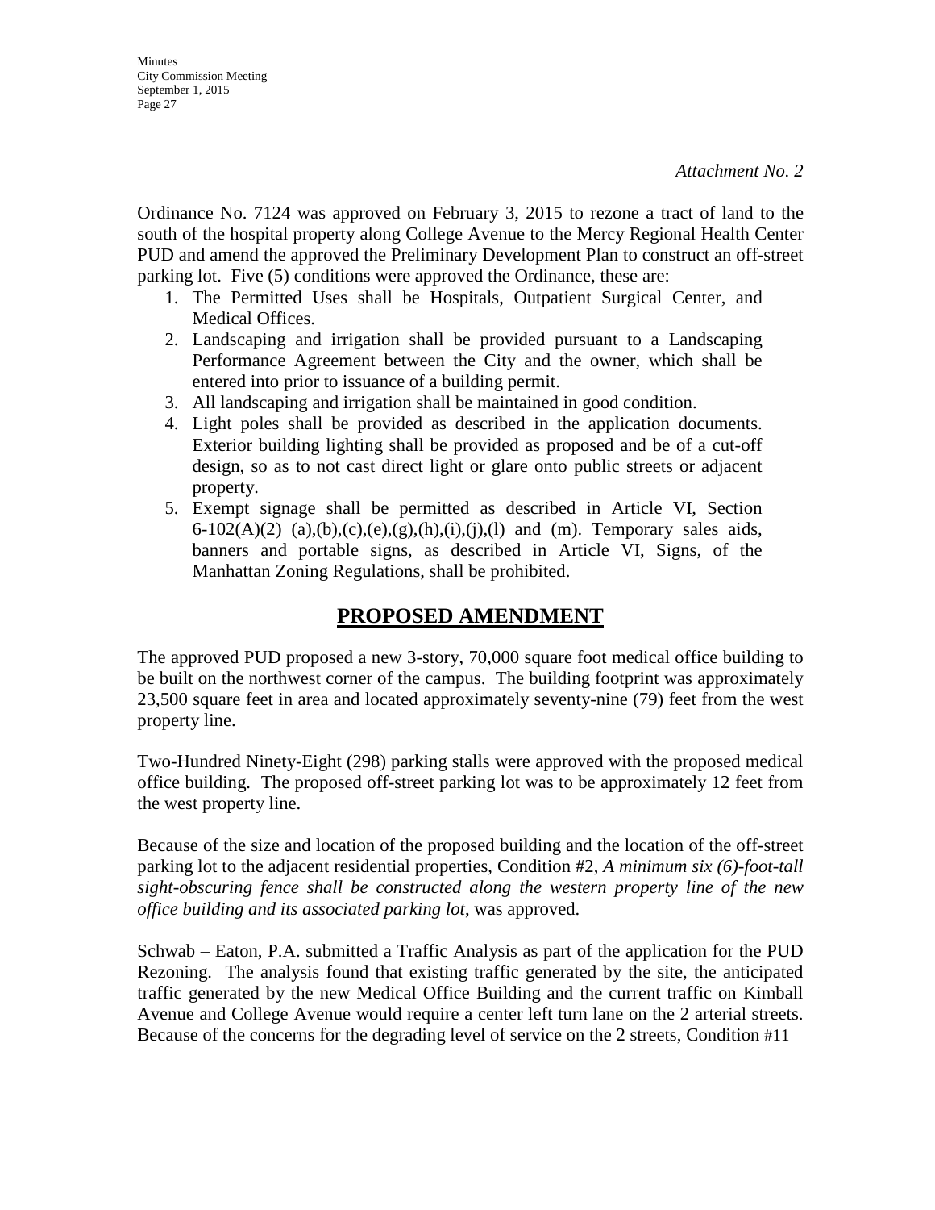*Attachment No. 2*

Ordinance No. 7124 was approved on February 3, 2015 to rezone a tract of land to the south of the hospital property along College Avenue to the Mercy Regional Health Center PUD and amend the approved the Preliminary Development Plan to construct an off-street parking lot. Five (5) conditions were approved the Ordinance, these are:

1. The Permitted Uses shall be Hospitals, Outpatient Surgical Center, and Medical Offices.
2. Landscaping and irrigation shall be provided pursuant to a Landscaping Performance Agreement between the City and the owner, which shall be entered into prior to issuance of a building permit.
3. All landscaping and irrigation shall be maintained in good condition.
4. Light poles shall be provided as described in the application documents. Exterior building lighting shall be provided as proposed and be of a cut-off design, so as to not cast direct light or glare onto public streets or adjacent property.
5. Exempt signage shall be permitted as described in Article VI, Section 6-102(A)(2) (a),(b),(c),(e),(g),(h),(i),(j),(l) and (m). Temporary sales aids, banners and portable signs, as described in Article VI, Signs, of the Manhattan Zoning Regulations, shall be prohibited.

## PROPOSED AMENDMENT

The approved PUD proposed a new 3-story, 70,000 square foot medical office building to be built on the northwest corner of the campus. The building footprint was approximately 23,500 square feet in area and located approximately seventy-nine (79) feet from the west property line.

Two-Hundred Ninety-Eight (298) parking stalls were approved with the proposed medical office building. The proposed off-street parking lot was to be approximately 12 feet from the west property line.

Because of the size and location of the proposed building and the location of the off-street parking lot to the adjacent residential properties, Condition #2, *A minimum six (6)-foot-tall sight-obscuring fence shall be constructed along the western property line of the new office building and its associated parking lot*, was approved.

Schwab – Eaton, P.A. submitted a Traffic Analysis as part of the application for the PUD Rezoning. The analysis found that existing traffic generated by the site, the anticipated traffic generated by the new Medical Office Building and the current traffic on Kimball Avenue and College Avenue would require a center left turn lane on the 2 arterial streets. Because of the concerns for the degrading level of service on the 2 streets, Condition #11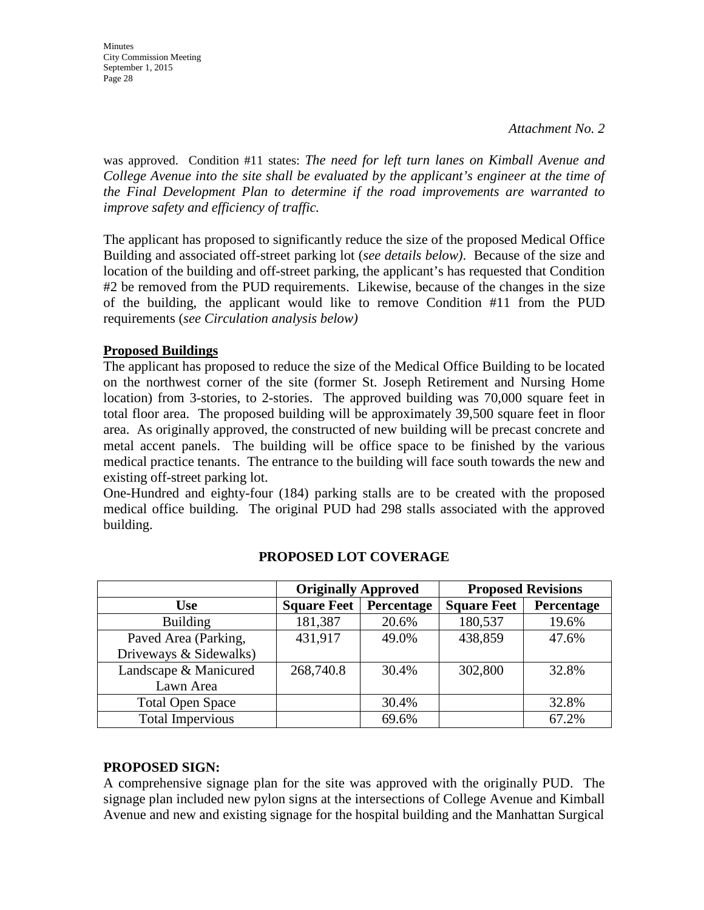*Attachment No. 2*

was approved. Condition #11 states: *The need for left turn lanes on Kimball Avenue and College Avenue into the site shall be evaluated by the applicant's engineer at the time of the Final Development Plan to determine if the road improvements are warranted to improve safety and efficiency of traffic.*

The applicant has proposed to significantly reduce the size of the proposed Medical Office Building and associated off-street parking lot (*see details below)*. Because of the size and location of the building and off-street parking, the applicant's has requested that Condition #2 be removed from the PUD requirements. Likewise, because of the changes in the size of the building, the applicant would like to remove Condition #11 from the PUD requirements (*see Circulation analysis below)*

**Proposed Buildings**

The applicant has proposed to reduce the size of the Medical Office Building to be located on the northwest corner of the site (former St. Joseph Retirement and Nursing Home location) from 3-stories, to 2-stories. The approved building was 70,000 square feet in total floor area. The proposed building will be approximately 39,500 square feet in floor area. As originally approved, the constructed of new building will be precast concrete and metal accent panels. The building will be office space to be finished by the various medical practice tenants. The entrance to the building will face south towards the new and existing off-street parking lot.

One-Hundred and eighty-four (184) parking stalls are to be created with the proposed medical office building. The original PUD had 298 stalls associated with the approved building.

**PROPOSED LOT COVERAGE**

| | Originally Approved | | Proposed Revisions | |
|---|---|---|---|---|
| **Use** | **Square Feet** | **Percentage** | **Square Feet** | **Percentage** |
| Building | 181,387 | 20.6% | 180,537 | 19.6% |
| Paved Area (Parking, Driveways & Sidewalks) | 431,917 | 49.0% | 438,859 | 47.6% |
| Landscape & Manicured Lawn Area | 268,740.8 | 30.4% | 302,800 | 32.8% |
| Total Open Space | | 30.4% | | 32.8% |
| Total Impervious | | 69.6% | | 67.2% |

**PROPOSED SIGN:**

A comprehensive signage plan for the site was approved with the originally PUD. The signage plan included new pylon signs at the intersections of College Avenue and Kimball Avenue and new and existing signage for the hospital building and the Manhattan Surgical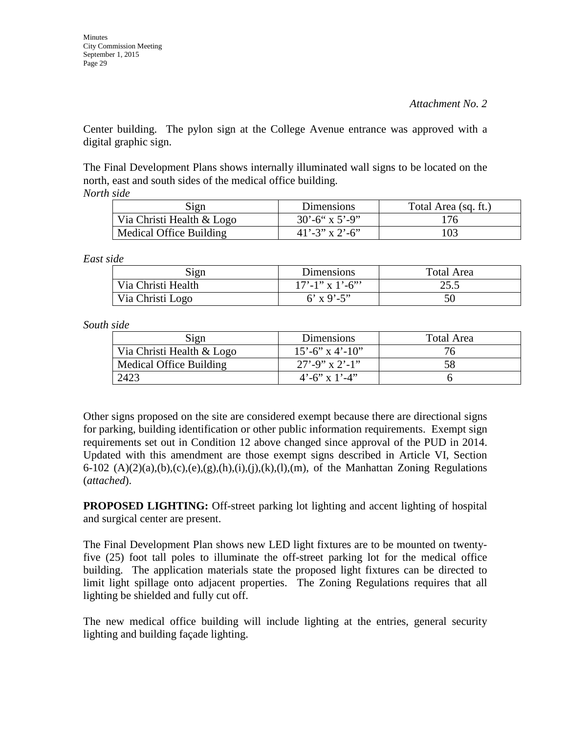*Attachment No. 2*

Center building. The pylon sign at the College Avenue entrance was approved with a digital graphic sign.

The Final Development Plans shows internally illuminated wall signs to be located on the north, east and south sides of the medical office building.

*North side*

| Sign | Dimensions | Total Area (sq. ft.) |
|---|---|---|
| Via Christi Health & Logo | 30'-6" x 5'-9" | 176 |
| Medical Office Building | 41'-3" x 2'-6" | 103 |

*East side*

| Sign | Dimensions | Total Area |
|---|---|---|
| Via Christi Health | 17'-1" x 1'-6"' | 25.5 |
| Via Christi Logo | 6' x 9'-5" | 50 |

*South side*

| Sign | Dimensions | Total Area |
|---|---|---|
| Via Christi Health & Logo | 15'-6" x 4'-10" | 76 |
| Medical Office Building | 27'-9" x 2'-1" | 58 |
| 2423 | 4'-6" x 1'-4" | 6 |

Other signs proposed on the site are considered exempt because there are directional signs for parking, building identification or other public information requirements. Exempt sign requirements set out in Condition 12 above changed since approval of the PUD in 2014. Updated with this amendment are those exempt signs described in Article VI, Section 6-102 (A)(2)(a),(b),(c),(e),(g),(h),(i),(j),(k),(l),(m), of the Manhattan Zoning Regulations (*attached*).

**PROPOSED LIGHTING:** Off-street parking lot lighting and accent lighting of hospital and surgical center are present.

The Final Development Plan shows new LED light fixtures are to be mounted on twenty-five (25) foot tall poles to illuminate the off-street parking lot for the medical office building. The application materials state the proposed light fixtures can be directed to limit light spillage onto adjacent properties. The Zoning Regulations requires that all lighting be shielded and fully cut off.

The new medical office building will include lighting at the entries, general security lighting and building façade lighting.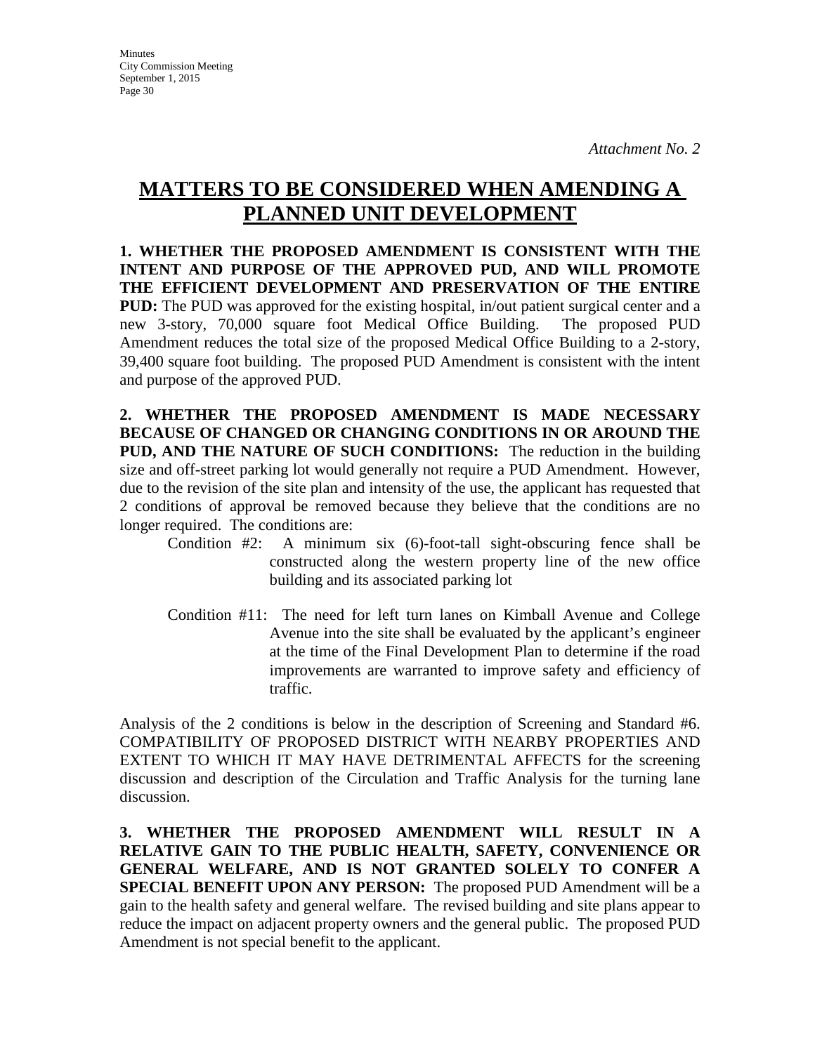*Attachment No. 2*

# MATTERS TO BE CONSIDERED WHEN AMENDING A PLANNED UNIT DEVELOPMENT

**1. WHETHER THE PROPOSED AMENDMENT IS CONSISTENT WITH THE INTENT AND PURPOSE OF THE APPROVED PUD, AND WILL PROMOTE THE EFFICIENT DEVELOPMENT AND PRESERVATION OF THE ENTIRE PUD:** The PUD was approved for the existing hospital, in/out patient surgical center and a new 3-story, 70,000 square foot Medical Office Building. The proposed PUD Amendment reduces the total size of the proposed Medical Office Building to a 2-story, 39,400 square foot building. The proposed PUD Amendment is consistent with the intent and purpose of the approved PUD.

**2. WHETHER THE PROPOSED AMENDMENT IS MADE NECESSARY BECAUSE OF CHANGED OR CHANGING CONDITIONS IN OR AROUND THE PUD, AND THE NATURE OF SUCH CONDITIONS:** The reduction in the building size and off-street parking lot would generally not require a PUD Amendment. However, due to the revision of the site plan and intensity of the use, the applicant has requested that 2 conditions of approval be removed because they believe that the conditions are no longer required. The conditions are:

Condition #2: A minimum six (6)-foot-tall sight-obscuring fence shall be constructed along the western property line of the new office building and its associated parking lot

Condition #11: The need for left turn lanes on Kimball Avenue and College Avenue into the site shall be evaluated by the applicant's engineer at the time of the Final Development Plan to determine if the road improvements are warranted to improve safety and efficiency of traffic.

Analysis of the 2 conditions is below in the description of Screening and Standard #6. COMPATIBILITY OF PROPOSED DISTRICT WITH NEARBY PROPERTIES AND EXTENT TO WHICH IT MAY HAVE DETRIMENTAL AFFECTS for the screening discussion and description of the Circulation and Traffic Analysis for the turning lane discussion.

**3. WHETHER THE PROPOSED AMENDMENT WILL RESULT IN A RELATIVE GAIN TO THE PUBLIC HEALTH, SAFETY, CONVENIENCE OR GENERAL WELFARE, AND IS NOT GRANTED SOLELY TO CONFER A SPECIAL BENEFIT UPON ANY PERSON:** The proposed PUD Amendment will be a gain to the health safety and general welfare. The revised building and site plans appear to reduce the impact on adjacent property owners and the general public. The proposed PUD Amendment is not special benefit to the applicant.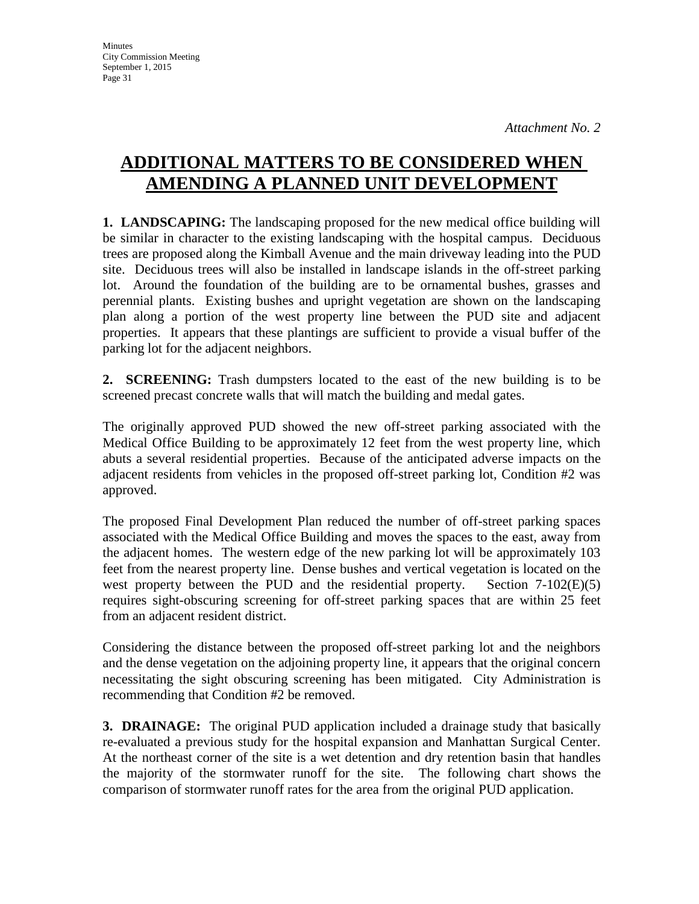*Attachment No. 2*

# ADDITIONAL MATTERS TO BE CONSIDERED WHEN AMENDING A PLANNED UNIT DEVELOPMENT

**1. LANDSCAPING:** The landscaping proposed for the new medical office building will be similar in character to the existing landscaping with the hospital campus. Deciduous trees are proposed along the Kimball Avenue and the main driveway leading into the PUD site. Deciduous trees will also be installed in landscape islands in the off-street parking lot. Around the foundation of the building are to be ornamental bushes, grasses and perennial plants. Existing bushes and upright vegetation are shown on the landscaping plan along a portion of the west property line between the PUD site and adjacent properties. It appears that these plantings are sufficient to provide a visual buffer of the parking lot for the adjacent neighbors.

**2. SCREENING:** Trash dumpsters located to the east of the new building is to be screened precast concrete walls that will match the building and medal gates.

The originally approved PUD showed the new off-street parking associated with the Medical Office Building to be approximately 12 feet from the west property line, which abuts a several residential properties. Because of the anticipated adverse impacts on the adjacent residents from vehicles in the proposed off-street parking lot, Condition #2 was approved.

The proposed Final Development Plan reduced the number of off-street parking spaces associated with the Medical Office Building and moves the spaces to the east, away from the adjacent homes. The western edge of the new parking lot will be approximately 103 feet from the nearest property line. Dense bushes and vertical vegetation is located on the west property between the PUD and the residential property. Section 7-102(E)(5) requires sight-obscuring screening for off-street parking spaces that are within 25 feet from an adjacent resident district.

Considering the distance between the proposed off-street parking lot and the neighbors and the dense vegetation on the adjoining property line, it appears that the original concern necessitating the sight obscuring screening has been mitigated. City Administration is recommending that Condition #2 be removed.

**3. DRAINAGE:** The original PUD application included a drainage study that basically re-evaluated a previous study for the hospital expansion and Manhattan Surgical Center. At the northeast corner of the site is a wet detention and dry retention basin that handles the majority of the stormwater runoff for the site. The following chart shows the comparison of stormwater runoff rates for the area from the original PUD application.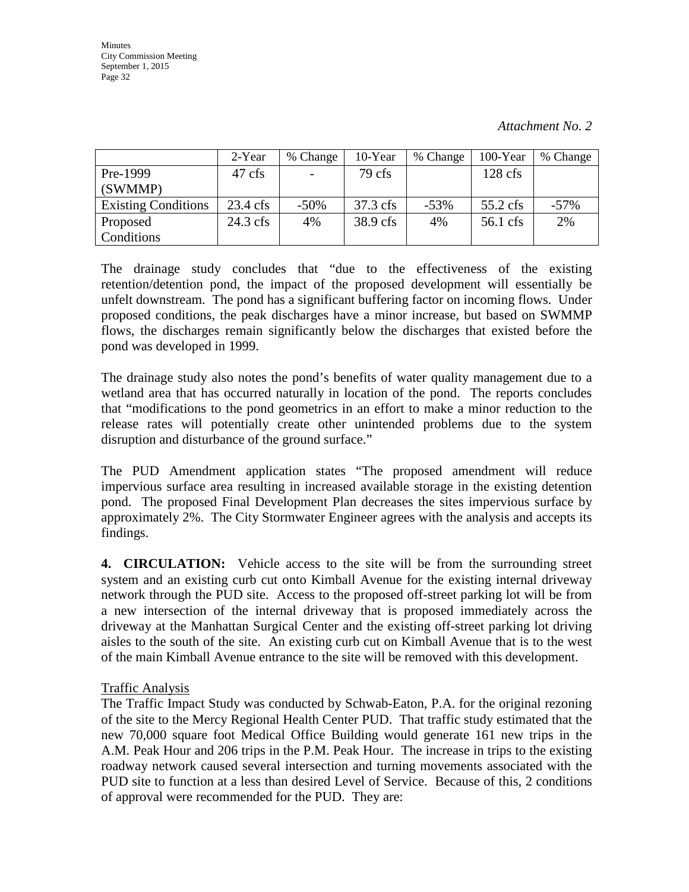*Attachment No. 2*

| | 2-Year | % Change | 10-Year | % Change | 100-Year | % Change |
|---|---|---|---|---|---|---|
| Pre-1999 (SWMMP) | 47 cfs | - | 79 cfs | | 128 cfs | |
| Existing Conditions | 23.4 cfs | -50% | 37.3 cfs | -53% | 55.2 cfs | -57% |
| Proposed Conditions | 24.3 cfs | 4% | 38.9 cfs | 4% | 56.1 cfs | 2% |

The drainage study concludes that "due to the effectiveness of the existing retention/detention pond, the impact of the proposed development will essentially be unfelt downstream. The pond has a significant buffering factor on incoming flows. Under proposed conditions, the peak discharges have a minor increase, but based on SWMMP flows, the discharges remain significantly below the discharges that existed before the pond was developed in 1999.

The drainage study also notes the pond's benefits of water quality management due to a wetland area that has occurred naturally in location of the pond. The reports concludes that "modifications to the pond geometrics in an effort to make a minor reduction to the release rates will potentially create other unintended problems due to the system disruption and disturbance of the ground surface."

The PUD Amendment application states "The proposed amendment will reduce impervious surface area resulting in increased available storage in the existing detention pond. The proposed Final Development Plan decreases the sites impervious surface by approximately 2%. The City Stormwater Engineer agrees with the analysis and accepts its findings.

**4. CIRCULATION:** Vehicle access to the site will be from the surrounding street system and an existing curb cut onto Kimball Avenue for the existing internal driveway network through the PUD site. Access to the proposed off-street parking lot will be from a new intersection of the internal driveway that is proposed immediately across the driveway at the Manhattan Surgical Center and the existing off-street parking lot driving aisles to the south of the site. An existing curb cut on Kimball Avenue that is to the west of the main Kimball Avenue entrance to the site will be removed with this development.

Traffic Analysis

The Traffic Impact Study was conducted by Schwab-Eaton, P.A. for the original rezoning of the site to the Mercy Regional Health Center PUD. That traffic study estimated that the new 70,000 square foot Medical Office Building would generate 161 new trips in the A.M. Peak Hour and 206 trips in the P.M. Peak Hour. The increase in trips to the existing roadway network caused several intersection and turning movements associated with the PUD site to function at a less than desired Level of Service. Because of this, 2 conditions of approval were recommended for the PUD. They are: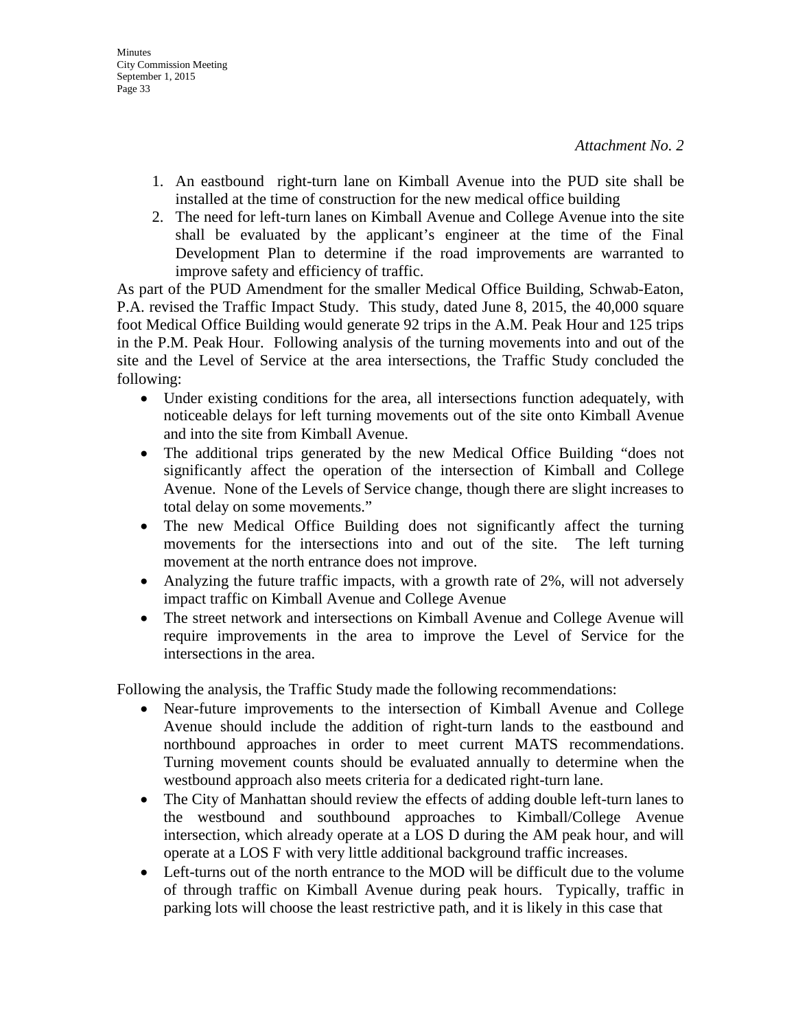*Attachment No. 2*

1. An eastbound right-turn lane on Kimball Avenue into the PUD site shall be installed at the time of construction for the new medical office building
2. The need for left-turn lanes on Kimball Avenue and College Avenue into the site shall be evaluated by the applicant's engineer at the time of the Final Development Plan to determine if the road improvements are warranted to improve safety and efficiency of traffic.

As part of the PUD Amendment for the smaller Medical Office Building, Schwab-Eaton, P.A. revised the Traffic Impact Study. This study, dated June 8, 2015, the 40,000 square foot Medical Office Building would generate 92 trips in the A.M. Peak Hour and 125 trips in the P.M. Peak Hour. Following analysis of the turning movements into and out of the site and the Level of Service at the area intersections, the Traffic Study concluded the following:

- Under existing conditions for the area, all intersections function adequately, with noticeable delays for left turning movements out of the site onto Kimball Avenue and into the site from Kimball Avenue.
- The additional trips generated by the new Medical Office Building "does not significantly affect the operation of the intersection of Kimball and College Avenue. None of the Levels of Service change, though there are slight increases to total delay on some movements."
- The new Medical Office Building does not significantly affect the turning movements for the intersections into and out of the site. The left turning movement at the north entrance does not improve.
- Analyzing the future traffic impacts, with a growth rate of 2%, will not adversely impact traffic on Kimball Avenue and College Avenue
- The street network and intersections on Kimball Avenue and College Avenue will require improvements in the area to improve the Level of Service for the intersections in the area.

Following the analysis, the Traffic Study made the following recommendations:

- Near-future improvements to the intersection of Kimball Avenue and College Avenue should include the addition of right-turn lands to the eastbound and northbound approaches in order to meet current MATS recommendations. Turning movement counts should be evaluated annually to determine when the westbound approach also meets criteria for a dedicated right-turn lane.
- The City of Manhattan should review the effects of adding double left-turn lanes to the westbound and southbound approaches to Kimball/College Avenue intersection, which already operate at a LOS D during the AM peak hour, and will operate at a LOS F with very little additional background traffic increases.
- Left-turns out of the north entrance to the MOD will be difficult due to the volume of through traffic on Kimball Avenue during peak hours. Typically, traffic in parking lots will choose the least restrictive path, and it is likely in this case that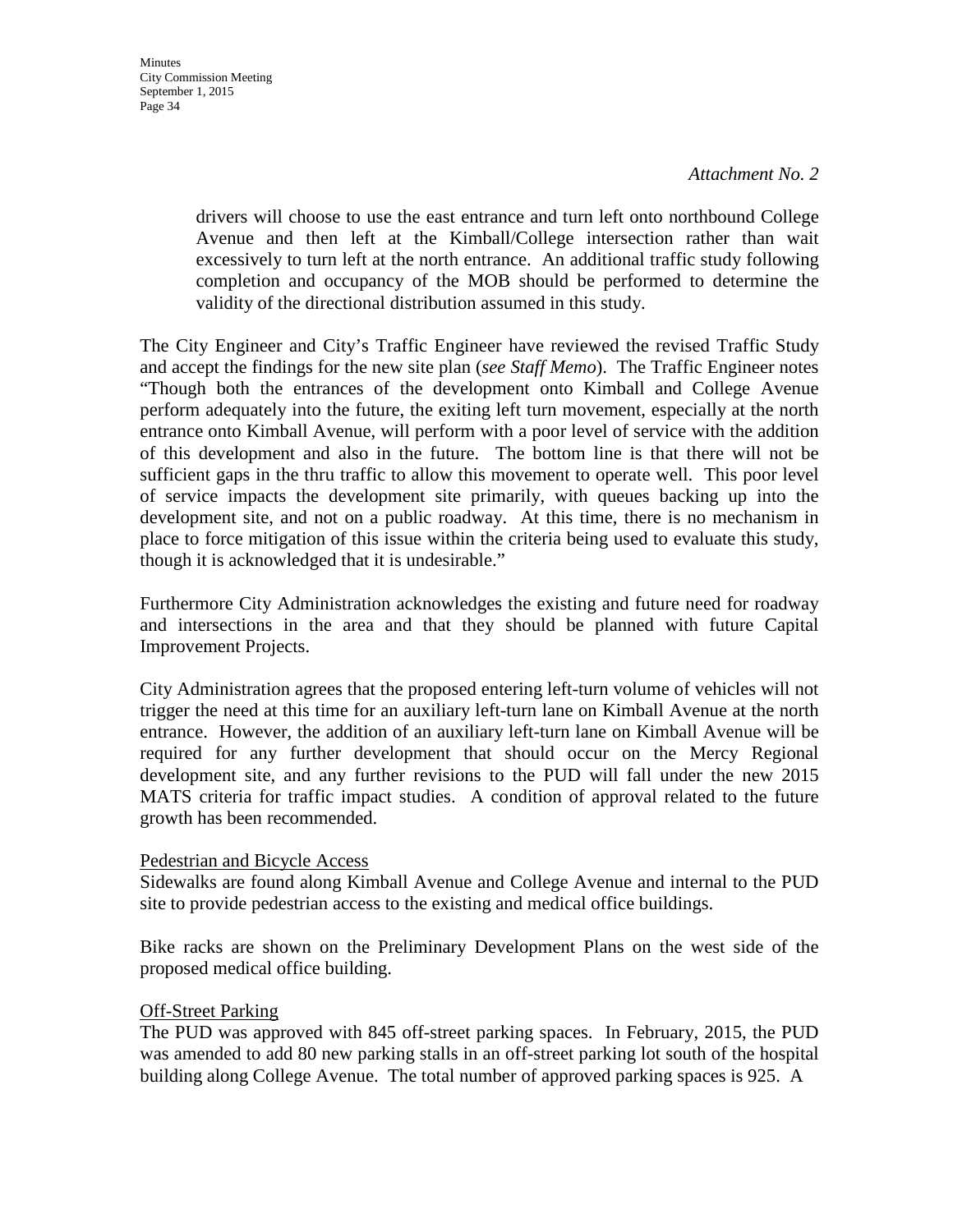*Attachment No. 2*

> drivers will choose to use the east entrance and turn left onto northbound College Avenue and then left at the Kimball/College intersection rather than wait excessively to turn left at the north entrance. An additional traffic study following completion and occupancy of the MOB should be performed to determine the validity of the directional distribution assumed in this study.

The City Engineer and City's Traffic Engineer have reviewed the revised Traffic Study and accept the findings for the new site plan (*see Staff Memo*). The Traffic Engineer notes "Though both the entrances of the development onto Kimball and College Avenue perform adequately into the future, the exiting left turn movement, especially at the north entrance onto Kimball Avenue, will perform with a poor level of service with the addition of this development and also in the future. The bottom line is that there will not be sufficient gaps in the thru traffic to allow this movement to operate well. This poor level of service impacts the development site primarily, with queues backing up into the development site, and not on a public roadway. At this time, there is no mechanism in place to force mitigation of this issue within the criteria being used to evaluate this study, though it is acknowledged that it is undesirable."

Furthermore City Administration acknowledges the existing and future need for roadway and intersections in the area and that they should be planned with future Capital Improvement Projects.

City Administration agrees that the proposed entering left-turn volume of vehicles will not trigger the need at this time for an auxiliary left-turn lane on Kimball Avenue at the north entrance. However, the addition of an auxiliary left-turn lane on Kimball Avenue will be required for any further development that should occur on the Mercy Regional development site, and any further revisions to the PUD will fall under the new 2015 MATS criteria for traffic impact studies. A condition of approval related to the future growth has been recommended.

Pedestrian and Bicycle Access

Sidewalks are found along Kimball Avenue and College Avenue and internal to the PUD site to provide pedestrian access to the existing and medical office buildings.

Bike racks are shown on the Preliminary Development Plans on the west side of the proposed medical office building.

Off-Street Parking

The PUD was approved with 845 off-street parking spaces. In February, 2015, the PUD was amended to add 80 new parking stalls in an off-street parking lot south of the hospital building along College Avenue. The total number of approved parking spaces is 925. A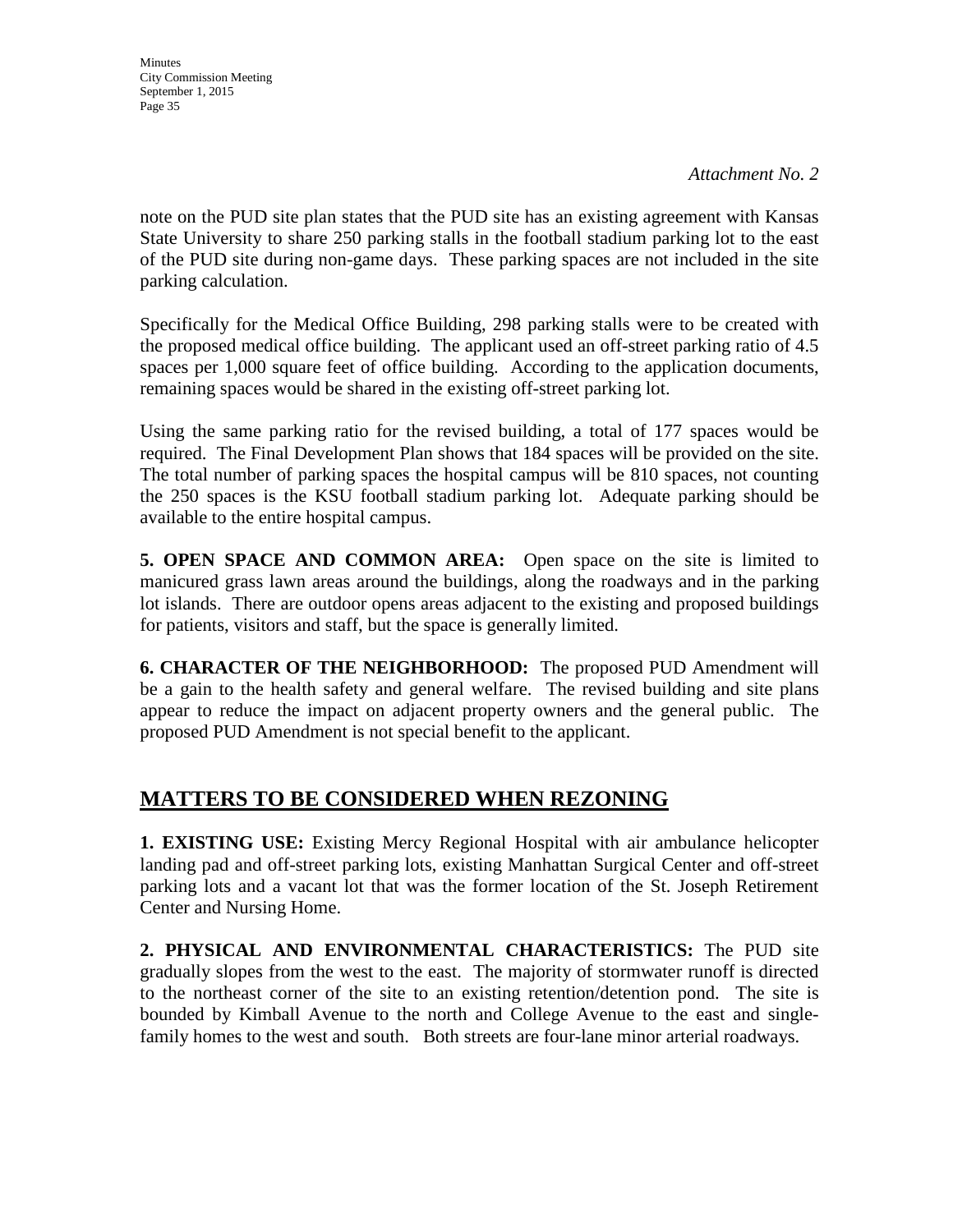*Attachment No. 2*

note on the PUD site plan states that the PUD site has an existing agreement with Kansas State University to share 250 parking stalls in the football stadium parking lot to the east of the PUD site during non-game days. These parking spaces are not included in the site parking calculation.

Specifically for the Medical Office Building, 298 parking stalls were to be created with the proposed medical office building. The applicant used an off-street parking ratio of 4.5 spaces per 1,000 square feet of office building. According to the application documents, remaining spaces would be shared in the existing off-street parking lot.

Using the same parking ratio for the revised building, a total of 177 spaces would be required. The Final Development Plan shows that 184 spaces will be provided on the site. The total number of parking spaces the hospital campus will be 810 spaces, not counting the 250 spaces is the KSU football stadium parking lot. Adequate parking should be available to the entire hospital campus.

**5. OPEN SPACE AND COMMON AREA:** Open space on the site is limited to manicured grass lawn areas around the buildings, along the roadways and in the parking lot islands. There are outdoor opens areas adjacent to the existing and proposed buildings for patients, visitors and staff, but the space is generally limited.

**6. CHARACTER OF THE NEIGHBORHOOD:** The proposed PUD Amendment will be a gain to the health safety and general welfare. The revised building and site plans appear to reduce the impact on adjacent property owners and the general public. The proposed PUD Amendment is not special benefit to the applicant.

## MATTERS TO BE CONSIDERED WHEN REZONING

**1. EXISTING USE:** Existing Mercy Regional Hospital with air ambulance helicopter landing pad and off-street parking lots, existing Manhattan Surgical Center and off-street parking lots and a vacant lot that was the former location of the St. Joseph Retirement Center and Nursing Home.

**2. PHYSICAL AND ENVIRONMENTAL CHARACTERISTICS:** The PUD site gradually slopes from the west to the east. The majority of stormwater runoff is directed to the northeast corner of the site to an existing retention/detention pond. The site is bounded by Kimball Avenue to the north and College Avenue to the east and single-family homes to the west and south. Both streets are four-lane minor arterial roadways.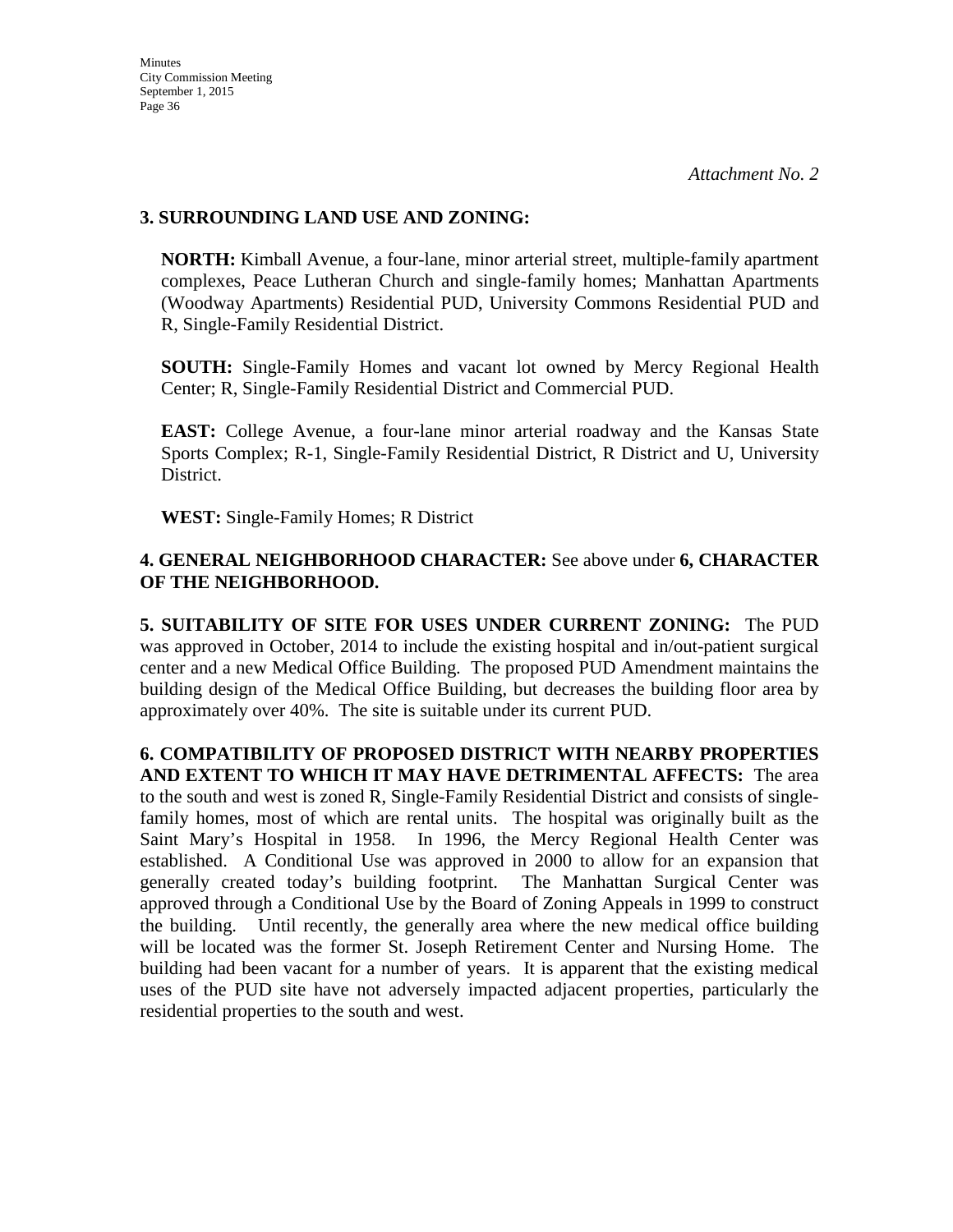*Attachment No. 2*

**3. SURROUNDING LAND USE AND ZONING:**

**NORTH:** Kimball Avenue, a four-lane, minor arterial street, multiple-family apartment complexes, Peace Lutheran Church and single-family homes; Manhattan Apartments (Woodway Apartments) Residential PUD, University Commons Residential PUD and R, Single-Family Residential District.

**SOUTH:** Single-Family Homes and vacant lot owned by Mercy Regional Health Center; R, Single-Family Residential District and Commercial PUD.

**EAST:** College Avenue, a four-lane minor arterial roadway and the Kansas State Sports Complex; R-1, Single-Family Residential District, R District and U, University District.

**WEST:** Single-Family Homes; R District

**4. GENERAL NEIGHBORHOOD CHARACTER:** See above under **6, CHARACTER OF THE NEIGHBORHOOD.**

**5. SUITABILITY OF SITE FOR USES UNDER CURRENT ZONING:** The PUD was approved in October, 2014 to include the existing hospital and in/out-patient surgical center and a new Medical Office Building. The proposed PUD Amendment maintains the building design of the Medical Office Building, but decreases the building floor area by approximately over 40%. The site is suitable under its current PUD.

**6. COMPATIBILITY OF PROPOSED DISTRICT WITH NEARBY PROPERTIES AND EXTENT TO WHICH IT MAY HAVE DETRIMENTAL AFFECTS:** The area to the south and west is zoned R, Single-Family Residential District and consists of single-family homes, most of which are rental units. The hospital was originally built as the Saint Mary's Hospital in 1958. In 1996, the Mercy Regional Health Center was established. A Conditional Use was approved in 2000 to allow for an expansion that generally created today's building footprint. The Manhattan Surgical Center was approved through a Conditional Use by the Board of Zoning Appeals in 1999 to construct the building. Until recently, the generally area where the new medical office building will be located was the former St. Joseph Retirement Center and Nursing Home. The building had been vacant for a number of years. It is apparent that the existing medical uses of the PUD site have not adversely impacted adjacent properties, particularly the residential properties to the south and west.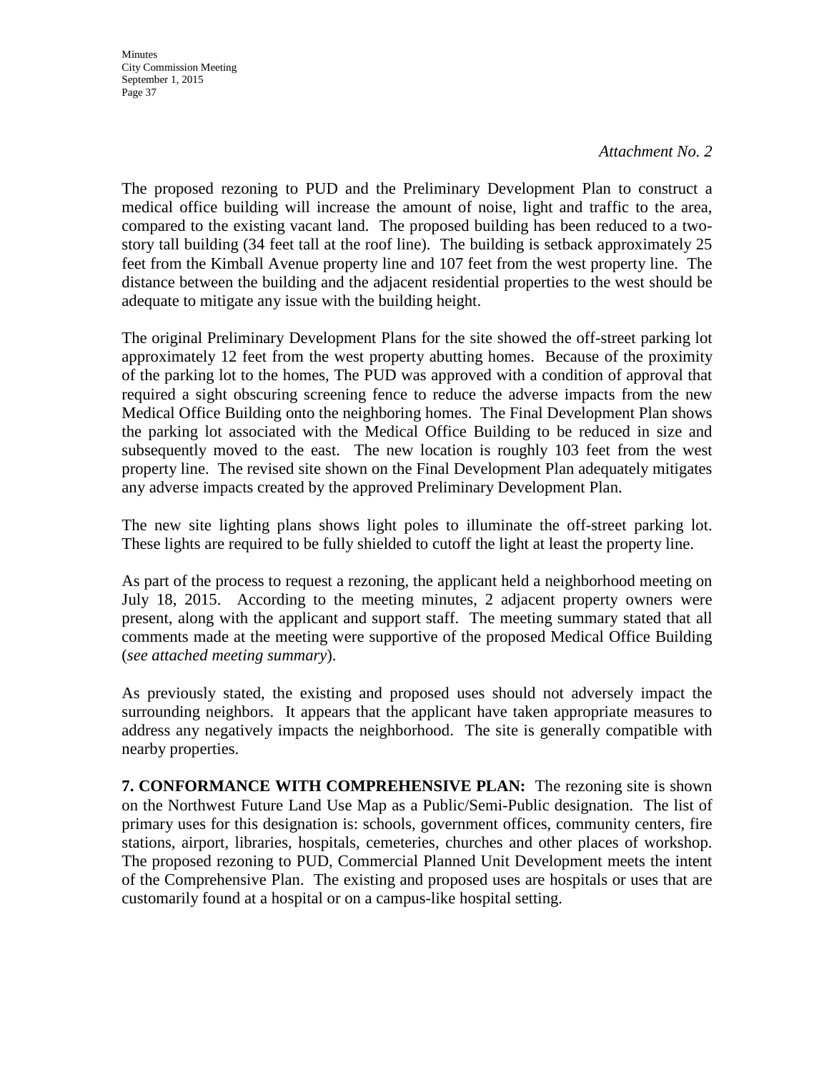*Attachment No. 2*

The proposed rezoning to PUD and the Preliminary Development Plan to construct a medical office building will increase the amount of noise, light and traffic to the area, compared to the existing vacant land. The proposed building has been reduced to a two-story tall building (34 feet tall at the roof line). The building is setback approximately 25 feet from the Kimball Avenue property line and 107 feet from the west property line. The distance between the building and the adjacent residential properties to the west should be adequate to mitigate any issue with the building height.

The original Preliminary Development Plans for the site showed the off-street parking lot approximately 12 feet from the west property abutting homes. Because of the proximity of the parking lot to the homes, The PUD was approved with a condition of approval that required a sight obscuring screening fence to reduce the adverse impacts from the new Medical Office Building onto the neighboring homes. The Final Development Plan shows the parking lot associated with the Medical Office Building to be reduced in size and subsequently moved to the east. The new location is roughly 103 feet from the west property line. The revised site shown on the Final Development Plan adequately mitigates any adverse impacts created by the approved Preliminary Development Plan.

The new site lighting plans shows light poles to illuminate the off-street parking lot. These lights are required to be fully shielded to cutoff the light at least the property line.

As part of the process to request a rezoning, the applicant held a neighborhood meeting on July 18, 2015. According to the meeting minutes, 2 adjacent property owners were present, along with the applicant and support staff. The meeting summary stated that all comments made at the meeting were supportive of the proposed Medical Office Building (*see attached meeting summary*).

As previously stated, the existing and proposed uses should not adversely impact the surrounding neighbors. It appears that the applicant have taken appropriate measures to address any negatively impacts the neighborhood. The site is generally compatible with nearby properties.

**7. CONFORMANCE WITH COMPREHENSIVE PLAN:** The rezoning site is shown on the Northwest Future Land Use Map as a Public/Semi-Public designation. The list of primary uses for this designation is: schools, government offices, community centers, fire stations, airport, libraries, hospitals, cemeteries, churches and other places of workshop. The proposed rezoning to PUD, Commercial Planned Unit Development meets the intent of the Comprehensive Plan. The existing and proposed uses are hospitals or uses that are customarily found at a hospital or on a campus-like hospital setting.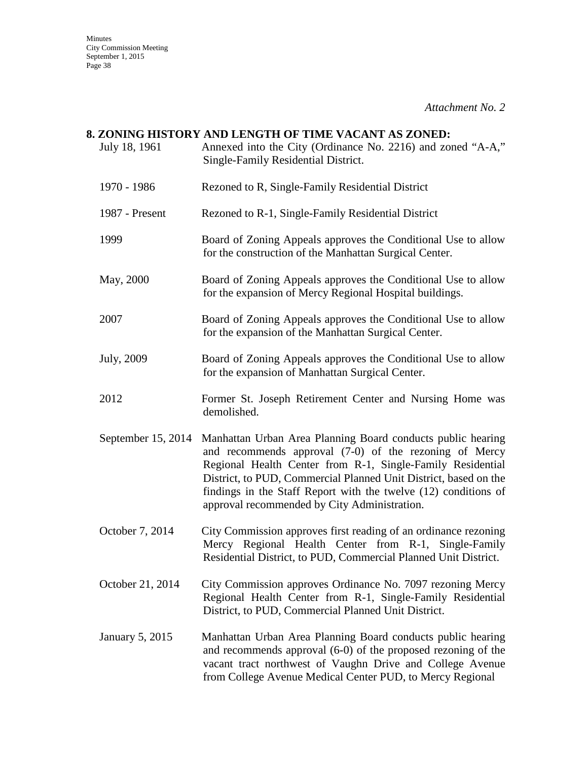*Attachment No. 2*

**8. ZONING HISTORY AND LENGTH OF TIME VACANT AS ZONED:**

| | |
|---|---|
| July 18, 1961 | Annexed into the City (Ordinance No. 2216) and zoned "A-A," Single-Family Residential District. |
| 1970 - 1986 | Rezoned to R, Single-Family Residential District |
| 1987 - Present | Rezoned to R-1, Single-Family Residential District |
| 1999 | Board of Zoning Appeals approves the Conditional Use to allow for the construction of the Manhattan Surgical Center. |
| May, 2000 | Board of Zoning Appeals approves the Conditional Use to allow for the expansion of Mercy Regional Hospital buildings. |
| 2007 | Board of Zoning Appeals approves the Conditional Use to allow for the expansion of the Manhattan Surgical Center. |
| July, 2009 | Board of Zoning Appeals approves the Conditional Use to allow for the expansion of Manhattan Surgical Center. |
| 2012 | Former St. Joseph Retirement Center and Nursing Home was demolished. |
| September 15, 2014 | Manhattan Urban Area Planning Board conducts public hearing and recommends approval (7-0) of the rezoning of Mercy Regional Health Center from R-1, Single-Family Residential District, to PUD, Commercial Planned Unit District, based on the findings in the Staff Report with the twelve (12) conditions of approval recommended by City Administration. |
| October 7, 2014 | City Commission approves first reading of an ordinance rezoning Mercy Regional Health Center from R-1, Single-Family Residential District, to PUD, Commercial Planned Unit District. |
| October 21, 2014 | City Commission approves Ordinance No. 7097 rezoning Mercy Regional Health Center from R-1, Single-Family Residential District, to PUD, Commercial Planned Unit District. |
| January 5, 2015 | Manhattan Urban Area Planning Board conducts public hearing and recommends approval (6-0) of the proposed rezoning of the vacant tract northwest of Vaughn Drive and College Avenue from College Avenue Medical Center PUD, to Mercy Regional |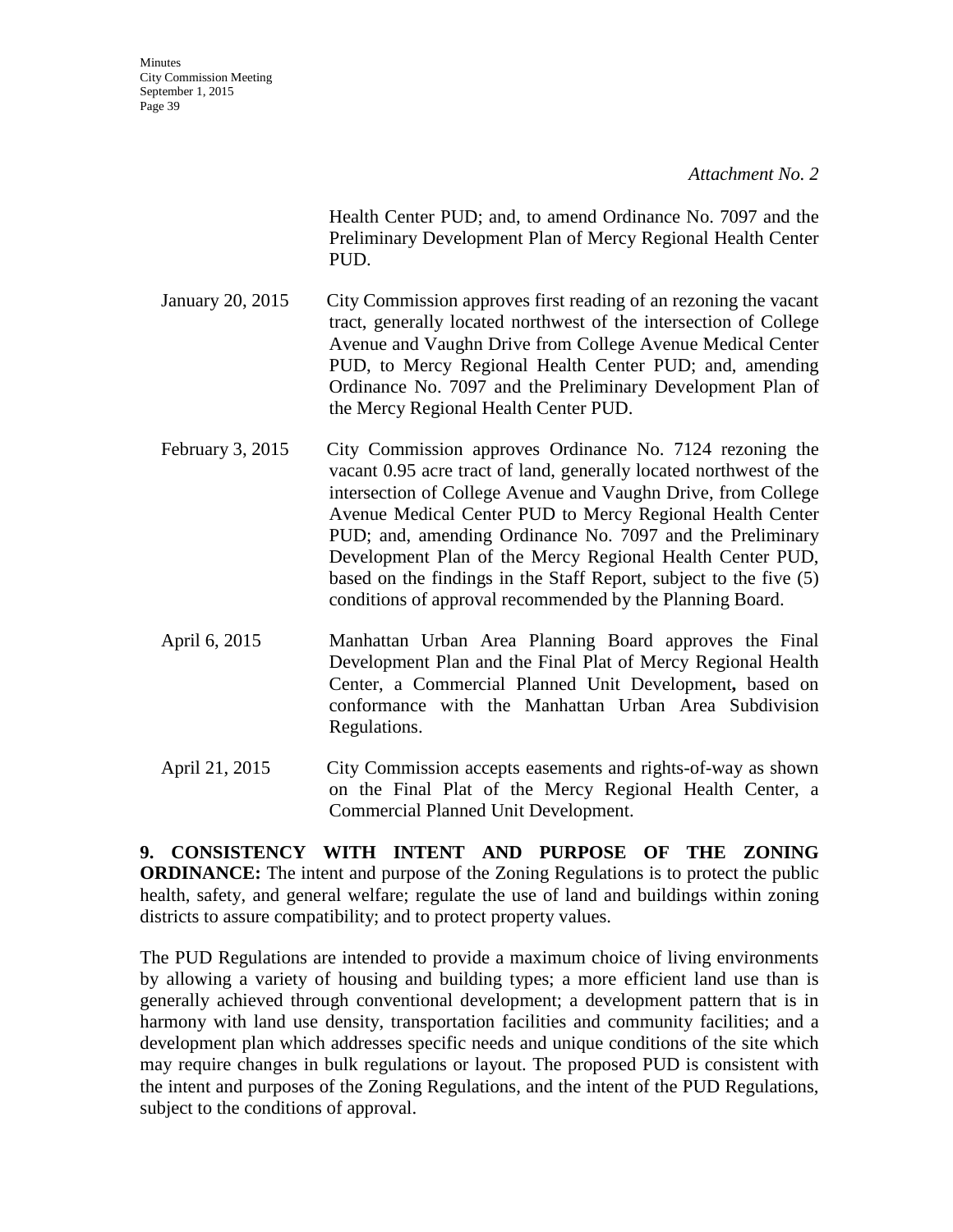*Attachment No. 2*

Health Center PUD; and, to amend Ordinance No. 7097 and the Preliminary Development Plan of Mercy Regional Health Center PUD.

January 20, 2015 — City Commission approves first reading of an rezoning the vacant tract, generally located northwest of the intersection of College Avenue and Vaughn Drive from College Avenue Medical Center PUD, to Mercy Regional Health Center PUD; and, amending Ordinance No. 7097 and the Preliminary Development Plan of the Mercy Regional Health Center PUD.

February 3, 2015 — City Commission approves Ordinance No. 7124 rezoning the vacant 0.95 acre tract of land, generally located northwest of the intersection of College Avenue and Vaughn Drive, from College Avenue Medical Center PUD to Mercy Regional Health Center PUD; and, amending Ordinance No. 7097 and the Preliminary Development Plan of the Mercy Regional Health Center PUD, based on the findings in the Staff Report, subject to the five (5) conditions of approval recommended by the Planning Board.

April 6, 2015 — Manhattan Urban Area Planning Board approves the Final Development Plan and the Final Plat of Mercy Regional Health Center, a Commercial Planned Unit Development**,** based on conformance with the Manhattan Urban Area Subdivision Regulations.

April 21, 2015 — City Commission accepts easements and rights-of-way as shown on the Final Plat of the Mercy Regional Health Center, a Commercial Planned Unit Development.

**9. CONSISTENCY WITH INTENT AND PURPOSE OF THE ZONING ORDINANCE:** The intent and purpose of the Zoning Regulations is to protect the public health, safety, and general welfare; regulate the use of land and buildings within zoning districts to assure compatibility; and to protect property values.

The PUD Regulations are intended to provide a maximum choice of living environments by allowing a variety of housing and building types; a more efficient land use than is generally achieved through conventional development; a development pattern that is in harmony with land use density, transportation facilities and community facilities; and a development plan which addresses specific needs and unique conditions of the site which may require changes in bulk regulations or layout. The proposed PUD is consistent with the intent and purposes of the Zoning Regulations, and the intent of the PUD Regulations, subject to the conditions of approval.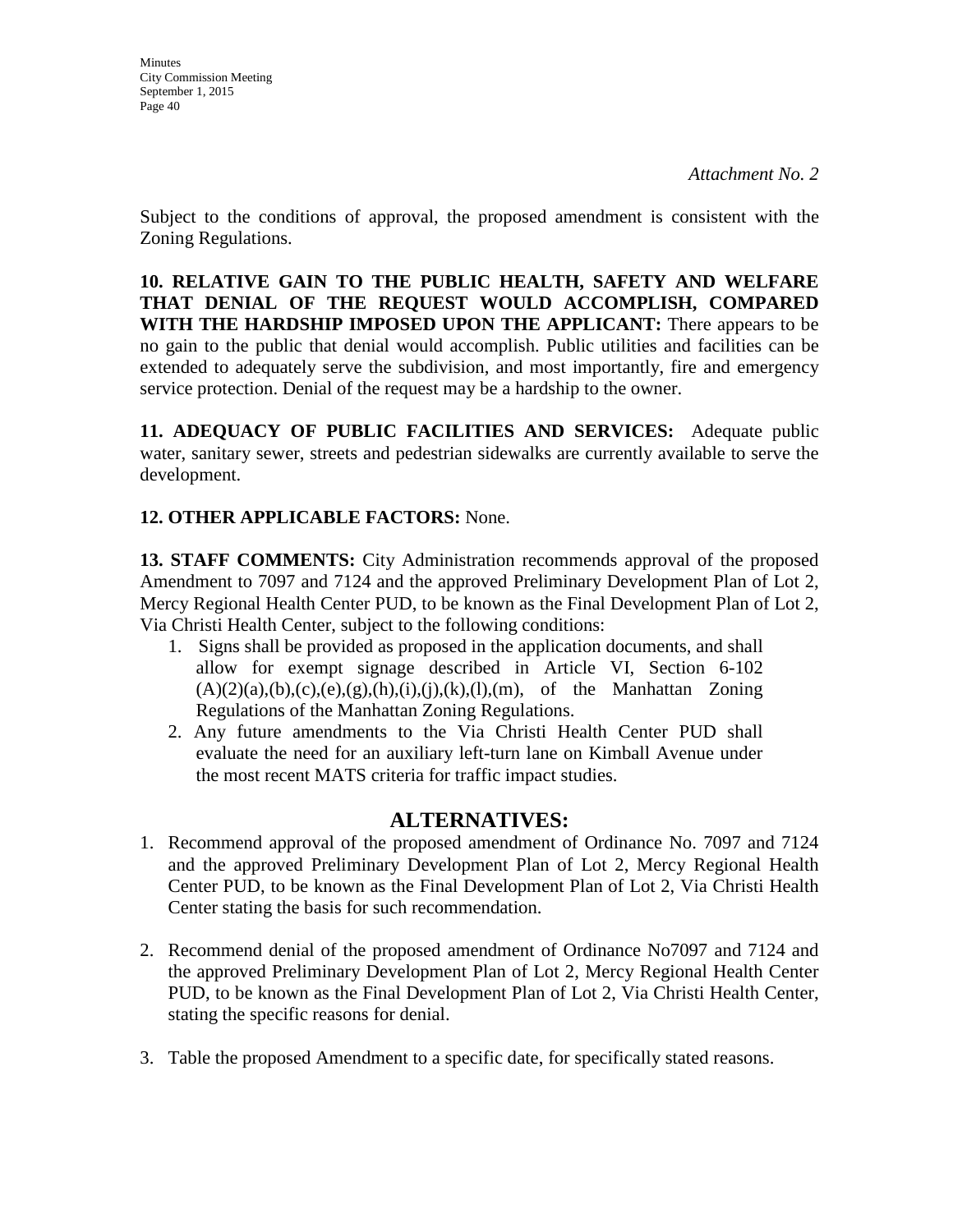*Attachment No. 2*

Subject to the conditions of approval, the proposed amendment is consistent with the Zoning Regulations.

**10. RELATIVE GAIN TO THE PUBLIC HEALTH, SAFETY AND WELFARE THAT DENIAL OF THE REQUEST WOULD ACCOMPLISH, COMPARED WITH THE HARDSHIP IMPOSED UPON THE APPLICANT:** There appears to be no gain to the public that denial would accomplish. Public utilities and facilities can be extended to adequately serve the subdivision, and most importantly, fire and emergency service protection. Denial of the request may be a hardship to the owner.

**11. ADEQUACY OF PUBLIC FACILITIES AND SERVICES:** Adequate public water, sanitary sewer, streets and pedestrian sidewalks are currently available to serve the development.

**12. OTHER APPLICABLE FACTORS:** None.

**13. STAFF COMMENTS:** City Administration recommends approval of the proposed Amendment to 7097 and 7124 and the approved Preliminary Development Plan of Lot 2, Mercy Regional Health Center PUD, to be known as the Final Development Plan of Lot 2, Via Christi Health Center, subject to the following conditions:

1. Signs shall be provided as proposed in the application documents, and shall allow for exempt signage described in Article VI, Section 6-102 (A)(2)(a),(b),(c),(e),(g),(h),(i),(j),(k),(l),(m), of the Manhattan Zoning Regulations of the Manhattan Zoning Regulations.
2. Any future amendments to the Via Christi Health Center PUD shall evaluate the need for an auxiliary left-turn lane on Kimball Avenue under the most recent MATS criteria for traffic impact studies.

## ALTERNATIVES:

1. Recommend approval of the proposed amendment of Ordinance No. 7097 and 7124 and the approved Preliminary Development Plan of Lot 2, Mercy Regional Health Center PUD, to be known as the Final Development Plan of Lot 2, Via Christi Health Center stating the basis for such recommendation.

2. Recommend denial of the proposed amendment of Ordinance No7097 and 7124 and the approved Preliminary Development Plan of Lot 2, Mercy Regional Health Center PUD, to be known as the Final Development Plan of Lot 2, Via Christi Health Center, stating the specific reasons for denial.

3. Table the proposed Amendment to a specific date, for specifically stated reasons.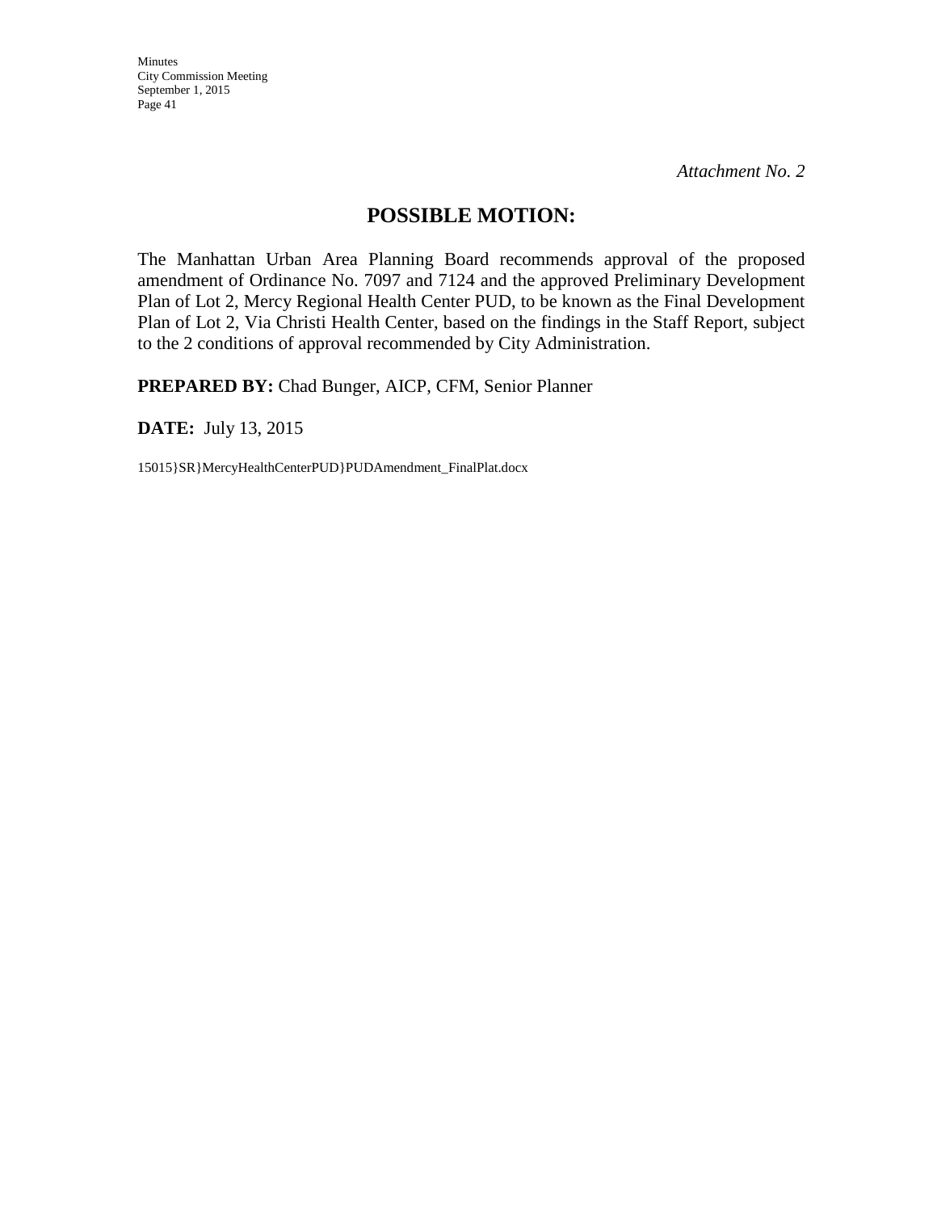*Attachment No. 2*

## POSSIBLE MOTION:

The Manhattan Urban Area Planning Board recommends approval of the proposed amendment of Ordinance No. 7097 and 7124 and the approved Preliminary Development Plan of Lot 2, Mercy Regional Health Center PUD, to be known as the Final Development Plan of Lot 2, Via Christi Health Center, based on the findings in the Staff Report, subject to the 2 conditions of approval recommended by City Administration.

**PREPARED BY:** Chad Bunger, AICP, CFM, Senior Planner

**DATE:** July 13, 2015

15015}SR}MercyHealthCenterPUD}PUDAmendment_FinalPlat.docx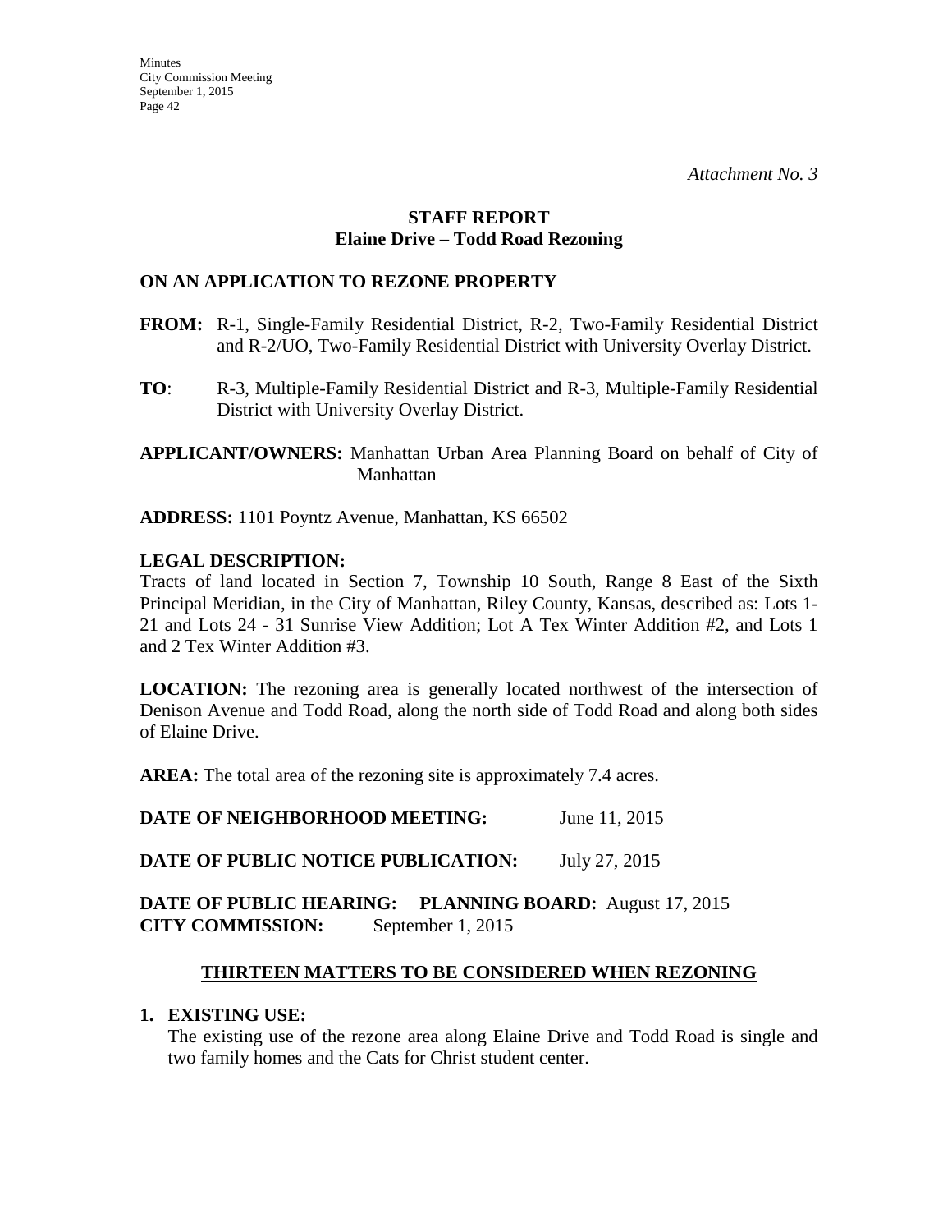*Attachment No. 3*

**STAFF REPORT**
**Elaine Drive – Todd Road Rezoning**

**ON AN APPLICATION TO REZONE PROPERTY**

**FROM:** R-1, Single-Family Residential District, R-2, Two-Family Residential District and R-2/UO, Two-Family Residential District with University Overlay District.

**TO**: R-3, Multiple-Family Residential District and R-3, Multiple-Family Residential District with University Overlay District.

**APPLICANT/OWNERS:** Manhattan Urban Area Planning Board on behalf of City of Manhattan

**ADDRESS:** 1101 Poyntz Avenue, Manhattan, KS 66502

**LEGAL DESCRIPTION:**
Tracts of land located in Section 7, Township 10 South, Range 8 East of the Sixth Principal Meridian, in the City of Manhattan, Riley County, Kansas, described as: Lots 1-21 and Lots 24 - 31 Sunrise View Addition; Lot A Tex Winter Addition #2, and Lots 1 and 2 Tex Winter Addition #3.

**LOCATION:** The rezoning area is generally located northwest of the intersection of Denison Avenue and Todd Road, along the north side of Todd Road and along both sides of Elaine Drive.

**AREA:** The total area of the rezoning site is approximately 7.4 acres.

**DATE OF NEIGHBORHOOD MEETING:** June 11, 2015

**DATE OF PUBLIC NOTICE PUBLICATION:** July 27, 2015

**DATE OF PUBLIC HEARING: PLANNING BOARD:** August 17, 2015
**CITY COMMISSION:** September 1, 2015

## THIRTEEN MATTERS TO BE CONSIDERED WHEN REZONING

**1. EXISTING USE:**
The existing use of the rezone area along Elaine Drive and Todd Road is single and two family homes and the Cats for Christ student center.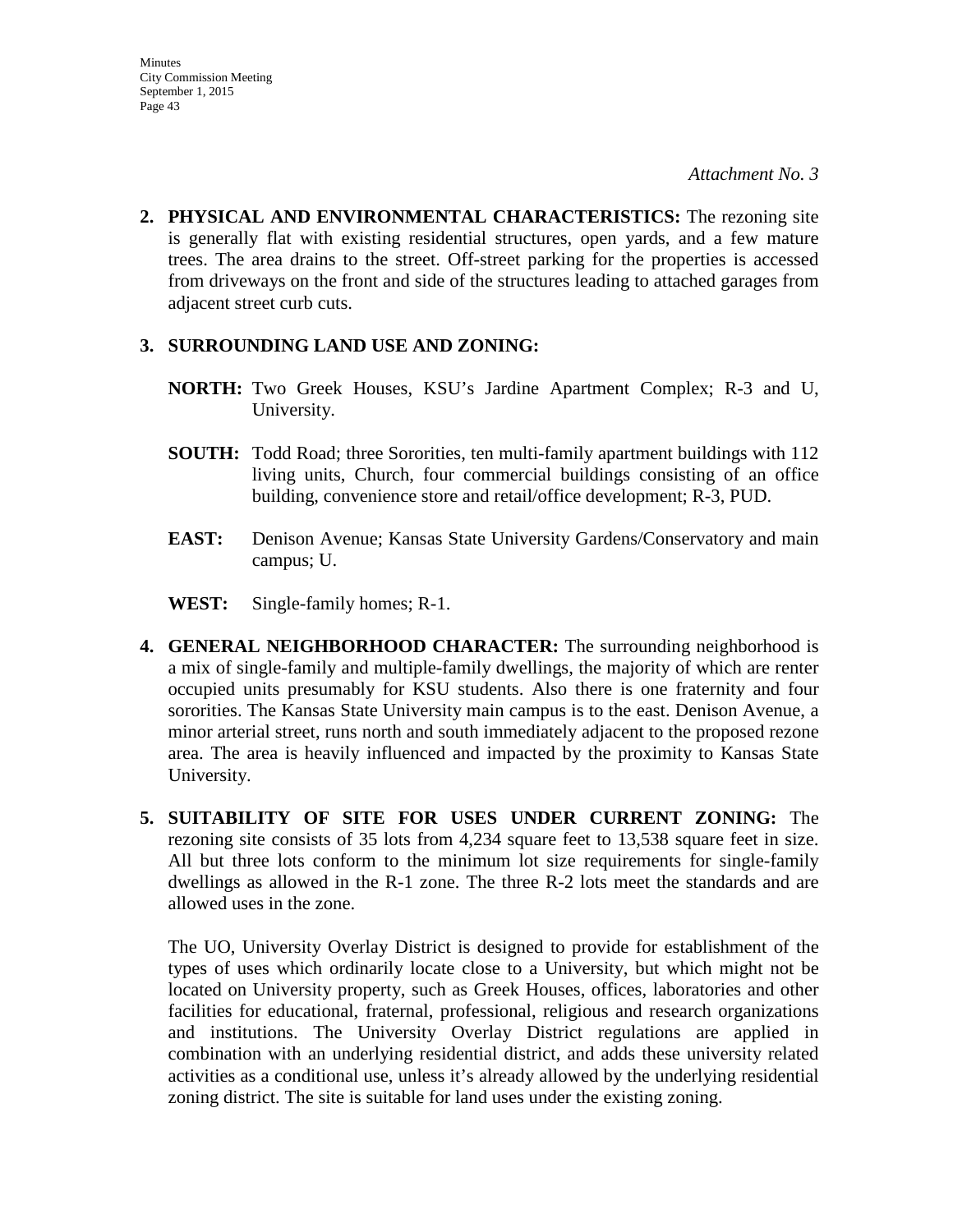*Attachment No. 3*

2. **PHYSICAL AND ENVIRONMENTAL CHARACTERISTICS:** The rezoning site is generally flat with existing residential structures, open yards, and a few mature trees. The area drains to the street. Off-street parking for the properties is accessed from driveways on the front and side of the structures leading to attached garages from adjacent street curb cuts.

3. **SURROUNDING LAND USE AND ZONING:**

   **NORTH:** Two Greek Houses, KSU's Jardine Apartment Complex; R-3 and U, University.

   **SOUTH:** Todd Road; three Sororities, ten multi-family apartment buildings with 112 living units, Church, four commercial buildings consisting of an office building, convenience store and retail/office development; R-3, PUD.

   **EAST:** Denison Avenue; Kansas State University Gardens/Conservatory and main campus; U.

   **WEST:** Single-family homes; R-1.

4. **GENERAL NEIGHBORHOOD CHARACTER:** The surrounding neighborhood is a mix of single-family and multiple-family dwellings, the majority of which are renter occupied units presumably for KSU students. Also there is one fraternity and four sororities. The Kansas State University main campus is to the east. Denison Avenue, a minor arterial street, runs north and south immediately adjacent to the proposed rezone area. The area is heavily influenced and impacted by the proximity to Kansas State University.

5. **SUITABILITY OF SITE FOR USES UNDER CURRENT ZONING:** The rezoning site consists of 35 lots from 4,234 square feet to 13,538 square feet in size. All but three lots conform to the minimum lot size requirements for single-family dwellings as allowed in the R-1 zone. The three R-2 lots meet the standards and are allowed uses in the zone.

   The UO, University Overlay District is designed to provide for establishment of the types of uses which ordinarily locate close to a University, but which might not be located on University property, such as Greek Houses, offices, laboratories and other facilities for educational, fraternal, professional, religious and research organizations and institutions. The University Overlay District regulations are applied in combination with an underlying residential district, and adds these university related activities as a conditional use, unless it's already allowed by the underlying residential zoning district. The site is suitable for land uses under the existing zoning.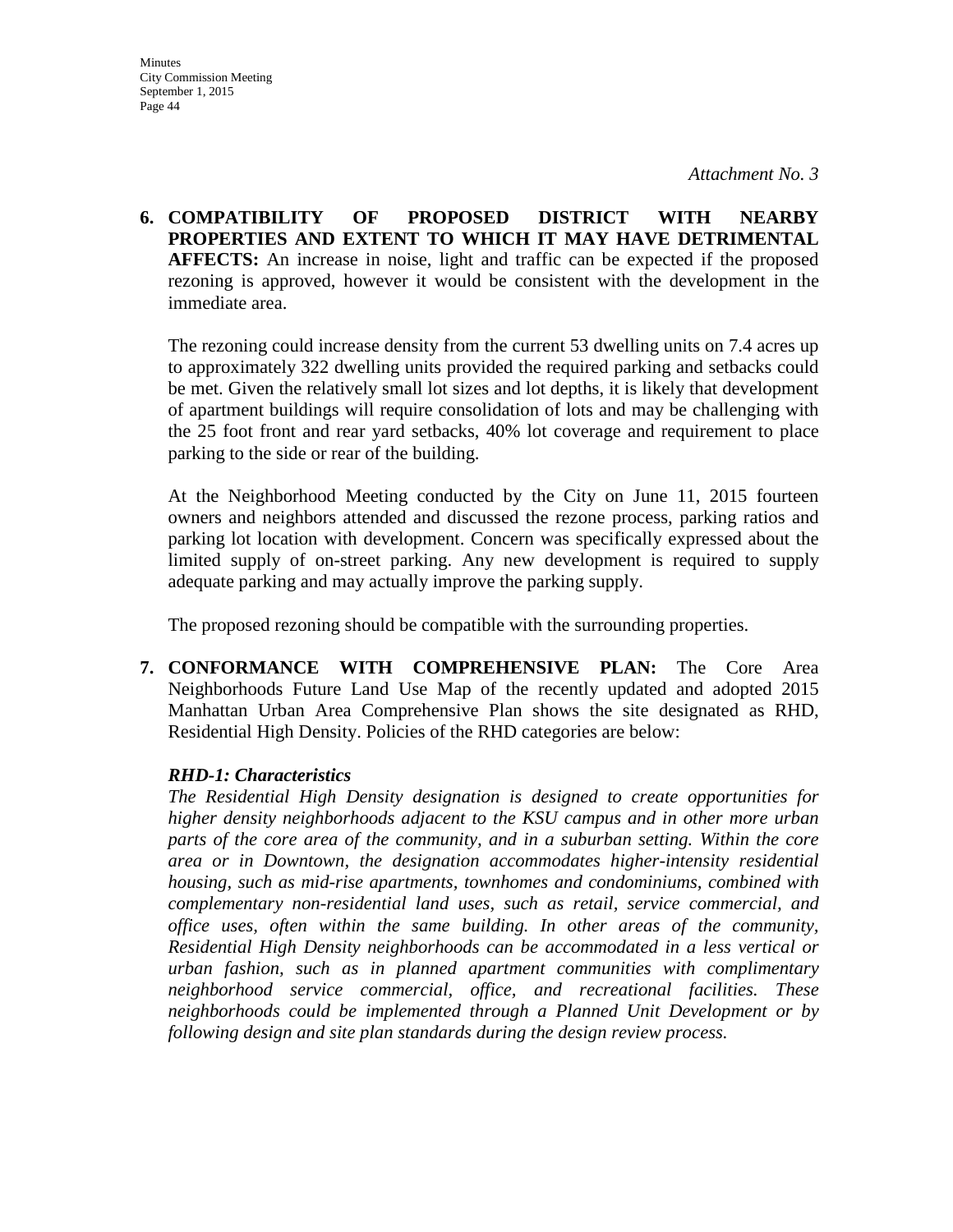*Attachment No. 3*

**6. COMPATIBILITY OF PROPOSED DISTRICT WITH NEARBY PROPERTIES AND EXTENT TO WHICH IT MAY HAVE DETRIMENTAL AFFECTS:** An increase in noise, light and traffic can be expected if the proposed rezoning is approved, however it would be consistent with the development in the immediate area.

The rezoning could increase density from the current 53 dwelling units on 7.4 acres up to approximately 322 dwelling units provided the required parking and setbacks could be met. Given the relatively small lot sizes and lot depths, it is likely that development of apartment buildings will require consolidation of lots and may be challenging with the 25 foot front and rear yard setbacks, 40% lot coverage and requirement to place parking to the side or rear of the building.

At the Neighborhood Meeting conducted by the City on June 11, 2015 fourteen owners and neighbors attended and discussed the rezone process, parking ratios and parking lot location with development. Concern was specifically expressed about the limited supply of on-street parking. Any new development is required to supply adequate parking and may actually improve the parking supply.

The proposed rezoning should be compatible with the surrounding properties.

**7. CONFORMANCE WITH COMPREHENSIVE PLAN:** The Core Area Neighborhoods Future Land Use Map of the recently updated and adopted 2015 Manhattan Urban Area Comprehensive Plan shows the site designated as RHD, Residential High Density. Policies of the RHD categories are below:

***RHD-1: Characteristics***

*The Residential High Density designation is designed to create opportunities for higher density neighborhoods adjacent to the KSU campus and in other more urban parts of the core area of the community, and in a suburban setting. Within the core area or in Downtown, the designation accommodates higher-intensity residential housing, such as mid-rise apartments, townhomes and condominiums, combined with complementary non-residential land uses, such as retail, service commercial, and office uses, often within the same building. In other areas of the community, Residential High Density neighborhoods can be accommodated in a less vertical or urban fashion, such as in planned apartment communities with complimentary neighborhood service commercial, office, and recreational facilities. These neighborhoods could be implemented through a Planned Unit Development or by following design and site plan standards during the design review process.*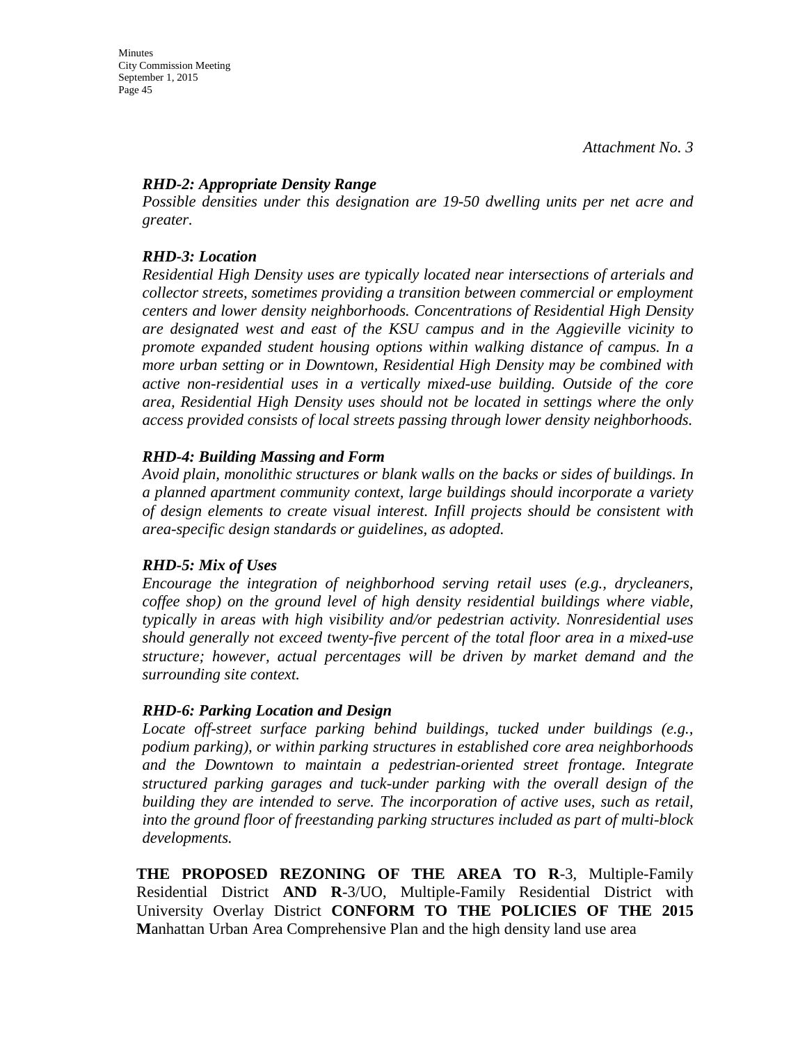*Attachment No. 3*

***RHD-2: Appropriate Density Range***

*Possible densities under this designation are 19-50 dwelling units per net acre and greater.*

***RHD-3: Location***

*Residential High Density uses are typically located near intersections of arterials and collector streets, sometimes providing a transition between commercial or employment centers and lower density neighborhoods. Concentrations of Residential High Density are designated west and east of the KSU campus and in the Aggieville vicinity to promote expanded student housing options within walking distance of campus. In a more urban setting or in Downtown, Residential High Density may be combined with active non-residential uses in a vertically mixed-use building. Outside of the core area, Residential High Density uses should not be located in settings where the only access provided consists of local streets passing through lower density neighborhoods.*

***RHD-4: Building Massing and Form***

*Avoid plain, monolithic structures or blank walls on the backs or sides of buildings. In a planned apartment community context, large buildings should incorporate a variety of design elements to create visual interest. Infill projects should be consistent with area-specific design standards or guidelines, as adopted.*

***RHD-5: Mix of Uses***

*Encourage the integration of neighborhood serving retail uses (e.g., drycleaners, coffee shop) on the ground level of high density residential buildings where viable, typically in areas with high visibility and/or pedestrian activity. Nonresidential uses should generally not exceed twenty-five percent of the total floor area in a mixed-use structure; however, actual percentages will be driven by market demand and the surrounding site context.*

***RHD-6: Parking Location and Design***

*Locate off-street surface parking behind buildings, tucked under buildings (e.g., podium parking), or within parking structures in established core area neighborhoods and the Downtown to maintain a pedestrian-oriented street frontage. Integrate structured parking garages and tuck-under parking with the overall design of the building they are intended to serve. The incorporation of active uses, such as retail, into the ground floor of freestanding parking structures included as part of multi-block developments.*

**THE PROPOSED REZONING OF THE AREA TO R**-3, Multiple-Family Residential District **AND R**-3/UO, Multiple-Family Residential District with University Overlay District **CONFORM TO THE POLICIES OF THE 2015 M**anhattan Urban Area Comprehensive Plan and the high density land use area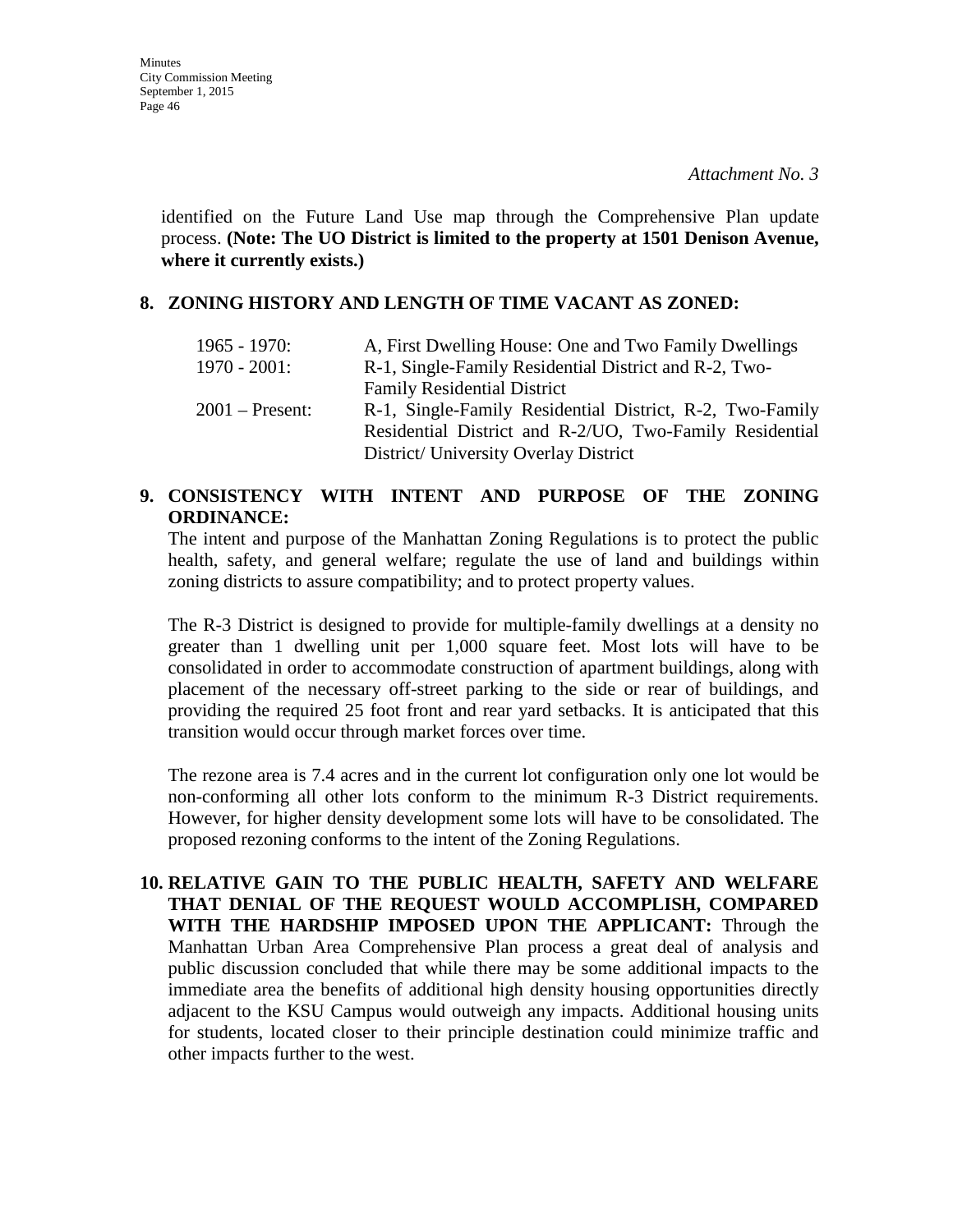*Attachment No. 3*

identified on the Future Land Use map through the Comprehensive Plan update process. **(Note: The UO District is limited to the property at 1501 Denison Avenue, where it currently exists.)**

**8. ZONING HISTORY AND LENGTH OF TIME VACANT AS ZONED:**

| | |
|---|---|
| 1965 - 1970: | A, First Dwelling House: One and Two Family Dwellings |
| 1970 - 2001: | R-1, Single-Family Residential District and R-2, Two-Family Residential District |
| 2001 – Present: | R-1, Single-Family Residential District, R-2, Two-Family Residential District and R-2/UO, Two-Family Residential District/ University Overlay District |

**9. CONSISTENCY WITH INTENT AND PURPOSE OF THE ZONING ORDINANCE:**

The intent and purpose of the Manhattan Zoning Regulations is to protect the public health, safety, and general welfare; regulate the use of land and buildings within zoning districts to assure compatibility; and to protect property values.

The R-3 District is designed to provide for multiple-family dwellings at a density no greater than 1 dwelling unit per 1,000 square feet. Most lots will have to be consolidated in order to accommodate construction of apartment buildings, along with placement of the necessary off-street parking to the side or rear of buildings, and providing the required 25 foot front and rear yard setbacks. It is anticipated that this transition would occur through market forces over time.

The rezone area is 7.4 acres and in the current lot configuration only one lot would be non-conforming all other lots conform to the minimum R-3 District requirements. However, for higher density development some lots will have to be consolidated. The proposed rezoning conforms to the intent of the Zoning Regulations.

**10. RELATIVE GAIN TO THE PUBLIC HEALTH, SAFETY AND WELFARE THAT DENIAL OF THE REQUEST WOULD ACCOMPLISH, COMPARED WITH THE HARDSHIP IMPOSED UPON THE APPLICANT:** Through the Manhattan Urban Area Comprehensive Plan process a great deal of analysis and public discussion concluded that while there may be some additional impacts to the immediate area the benefits of additional high density housing opportunities directly adjacent to the KSU Campus would outweigh any impacts. Additional housing units for students, located closer to their principle destination could minimize traffic and other impacts further to the west.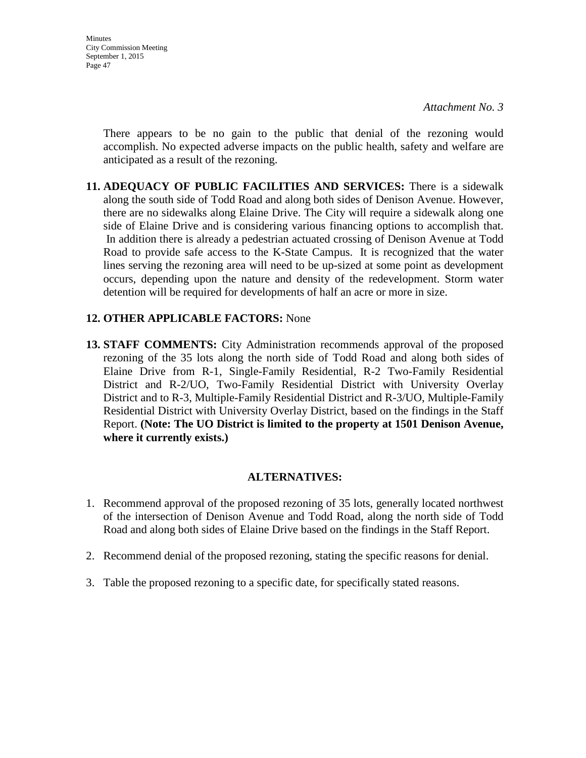*Attachment No. 3*

There appears to be no gain to the public that denial of the rezoning would accomplish. No expected adverse impacts on the public health, safety and welfare are anticipated as a result of the rezoning.

11. **ADEQUACY OF PUBLIC FACILITIES AND SERVICES:** There is a sidewalk along the south side of Todd Road and along both sides of Denison Avenue. However, there are no sidewalks along Elaine Drive. The City will require a sidewalk along one side of Elaine Drive and is considering various financing options to accomplish that. In addition there is already a pedestrian actuated crossing of Denison Avenue at Todd Road to provide safe access to the K-State Campus. It is recognized that the water lines serving the rezoning area will need to be up-sized at some point as development occurs, depending upon the nature and density of the redevelopment. Storm water detention will be required for developments of half an acre or more in size.

12. **OTHER APPLICABLE FACTORS:** None

13. **STAFF COMMENTS:** City Administration recommends approval of the proposed rezoning of the 35 lots along the north side of Todd Road and along both sides of Elaine Drive from R-1, Single-Family Residential, R-2 Two-Family Residential District and R-2/UO, Two-Family Residential District with University Overlay District and to R-3, Multiple-Family Residential District and R-3/UO, Multiple-Family Residential District with University Overlay District, based on the findings in the Staff Report. **(Note: The UO District is limited to the property at 1501 Denison Avenue, where it currently exists.)**

## ALTERNATIVES:

1. Recommend approval of the proposed rezoning of 35 lots, generally located northwest of the intersection of Denison Avenue and Todd Road, along the north side of Todd Road and along both sides of Elaine Drive based on the findings in the Staff Report.

2. Recommend denial of the proposed rezoning, stating the specific reasons for denial.

3. Table the proposed rezoning to a specific date, for specifically stated reasons.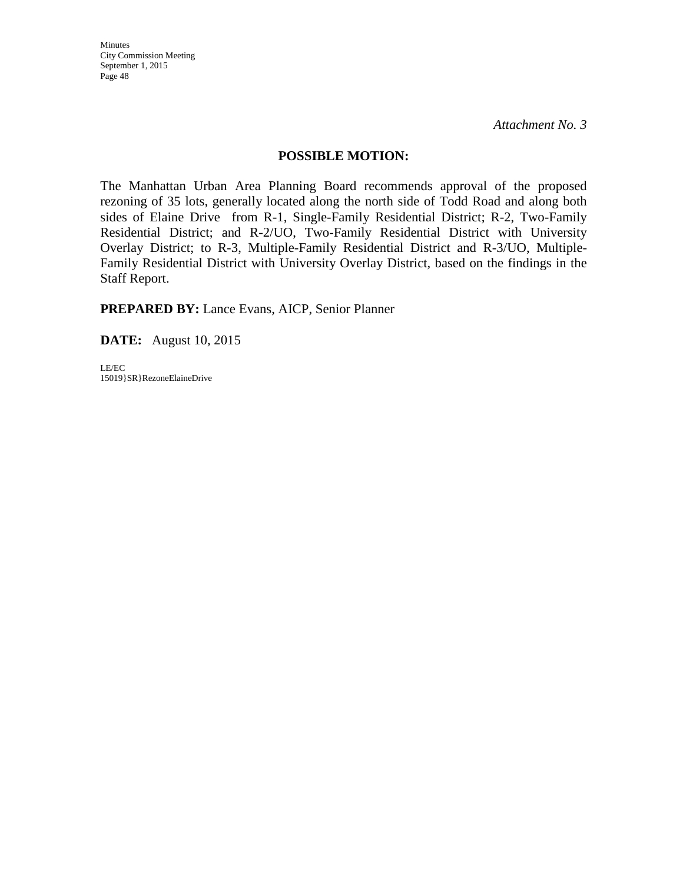*Attachment No. 3*

**POSSIBLE MOTION:**

The Manhattan Urban Area Planning Board recommends approval of the proposed rezoning of 35 lots, generally located along the north side of Todd Road and along both sides of Elaine Drive from R-1, Single-Family Residential District; R-2, Two-Family Residential District; and R-2/UO, Two-Family Residential District with University Overlay District; to R-3, Multiple-Family Residential District and R-3/UO, Multiple-Family Residential District with University Overlay District, based on the findings in the Staff Report.

**PREPARED BY:** Lance Evans, AICP, Senior Planner

**DATE:** August 10, 2015

LE/EC
15019}SR}RezoneElaineDrive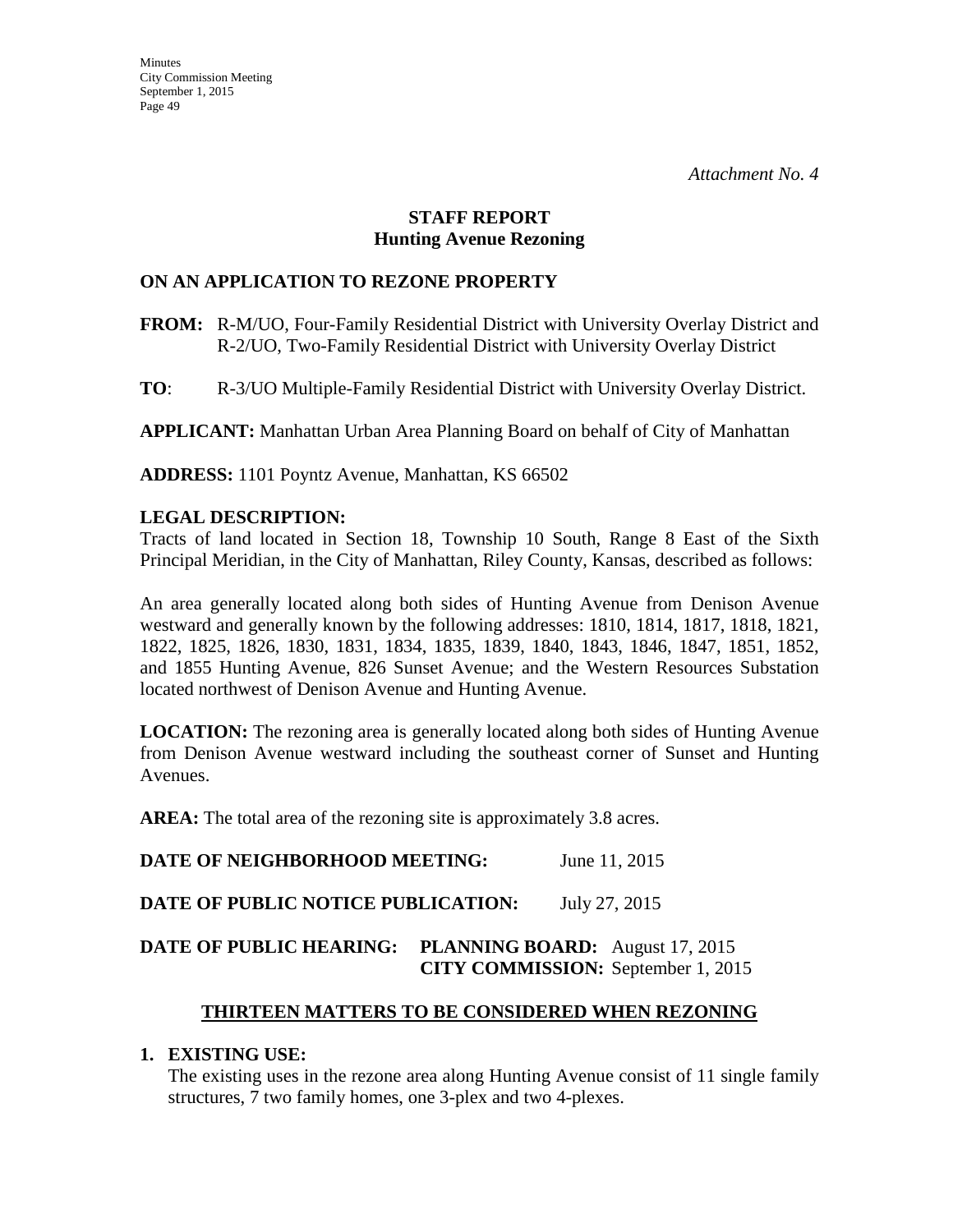*Attachment No. 4*

# STAFF REPORT
## Hunting Avenue Rezoning

### ON AN APPLICATION TO REZONE PROPERTY

**FROM:** R-M/UO, Four-Family Residential District with University Overlay District and R-2/UO, Two-Family Residential District with University Overlay District

**TO**: R-3/UO Multiple-Family Residential District with University Overlay District.

**APPLICANT:** Manhattan Urban Area Planning Board on behalf of City of Manhattan

**ADDRESS:** 1101 Poyntz Avenue, Manhattan, KS 66502

**LEGAL DESCRIPTION:**

Tracts of land located in Section 18, Township 10 South, Range 8 East of the Sixth Principal Meridian, in the City of Manhattan, Riley County, Kansas, described as follows:

An area generally located along both sides of Hunting Avenue from Denison Avenue westward and generally known by the following addresses: 1810, 1814, 1817, 1818, 1821, 1822, 1825, 1826, 1830, 1831, 1834, 1835, 1839, 1840, 1843, 1846, 1847, 1851, 1852, and 1855 Hunting Avenue, 826 Sunset Avenue; and the Western Resources Substation located northwest of Denison Avenue and Hunting Avenue.

**LOCATION:** The rezoning area is generally located along both sides of Hunting Avenue from Denison Avenue westward including the southeast corner of Sunset and Hunting Avenues.

**AREA:** The total area of the rezoning site is approximately 3.8 acres.

**DATE OF NEIGHBORHOOD MEETING:** June 11, 2015

**DATE OF PUBLIC NOTICE PUBLICATION:** July 27, 2015

**DATE OF PUBLIC HEARING:** **PLANNING BOARD:** August 17, 2015
**CITY COMMISSION:** September 1, 2015

### THIRTEEN MATTERS TO BE CONSIDERED WHEN REZONING

**1. EXISTING USE:**

The existing uses in the rezone area along Hunting Avenue consist of 11 single family structures, 7 two family homes, one 3-plex and two 4-plexes.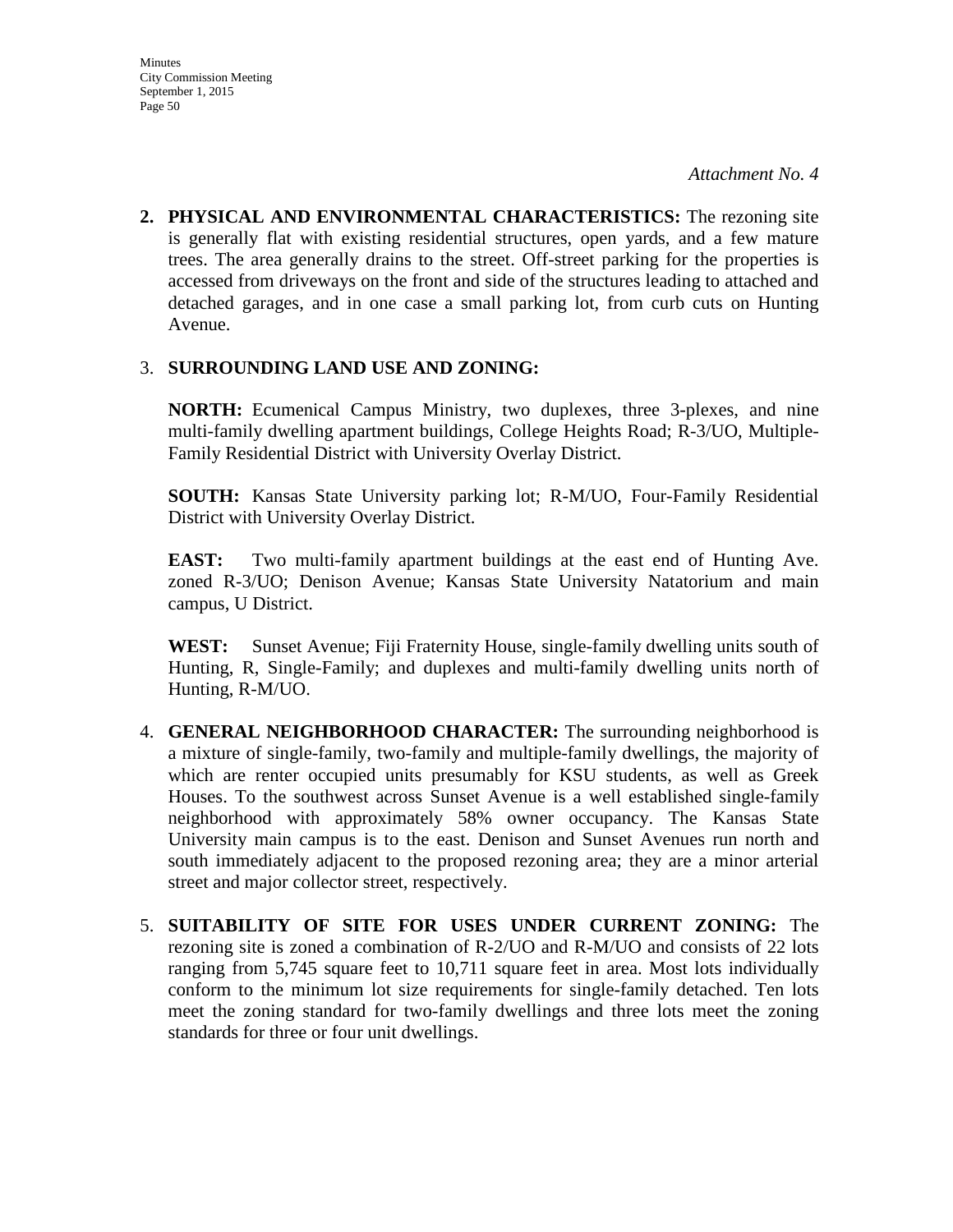*Attachment No. 4*

2. **PHYSICAL AND ENVIRONMENTAL CHARACTERISTICS:** The rezoning site is generally flat with existing residential structures, open yards, and a few mature trees. The area generally drains to the street. Off-street parking for the properties is accessed from driveways on the front and side of the structures leading to attached and detached garages, and in one case a small parking lot, from curb cuts on Hunting Avenue.

3. **SURROUNDING LAND USE AND ZONING:**

   **NORTH:** Ecumenical Campus Ministry, two duplexes, three 3-plexes, and nine multi-family dwelling apartment buildings, College Heights Road; R-3/UO, Multiple-Family Residential District with University Overlay District.

   **SOUTH:** Kansas State University parking lot; R-M/UO, Four-Family Residential District with University Overlay District.

   **EAST:** Two multi-family apartment buildings at the east end of Hunting Ave. zoned R-3/UO; Denison Avenue; Kansas State University Natatorium and main campus, U District.

   **WEST:** Sunset Avenue; Fiji Fraternity House, single-family dwelling units south of Hunting, R, Single-Family; and duplexes and multi-family dwelling units north of Hunting, R-M/UO.

4. **GENERAL NEIGHBORHOOD CHARACTER:** The surrounding neighborhood is a mixture of single-family, two-family and multiple-family dwellings, the majority of which are renter occupied units presumably for KSU students, as well as Greek Houses. To the southwest across Sunset Avenue is a well established single-family neighborhood with approximately 58% owner occupancy. The Kansas State University main campus is to the east. Denison and Sunset Avenues run north and south immediately adjacent to the proposed rezoning area; they are a minor arterial street and major collector street, respectively.

5. **SUITABILITY OF SITE FOR USES UNDER CURRENT ZONING:** The rezoning site is zoned a combination of R-2/UO and R-M/UO and consists of 22 lots ranging from 5,745 square feet to 10,711 square feet in area. Most lots individually conform to the minimum lot size requirements for single-family detached. Ten lots meet the zoning standard for two-family dwellings and three lots meet the zoning standards for three or four unit dwellings.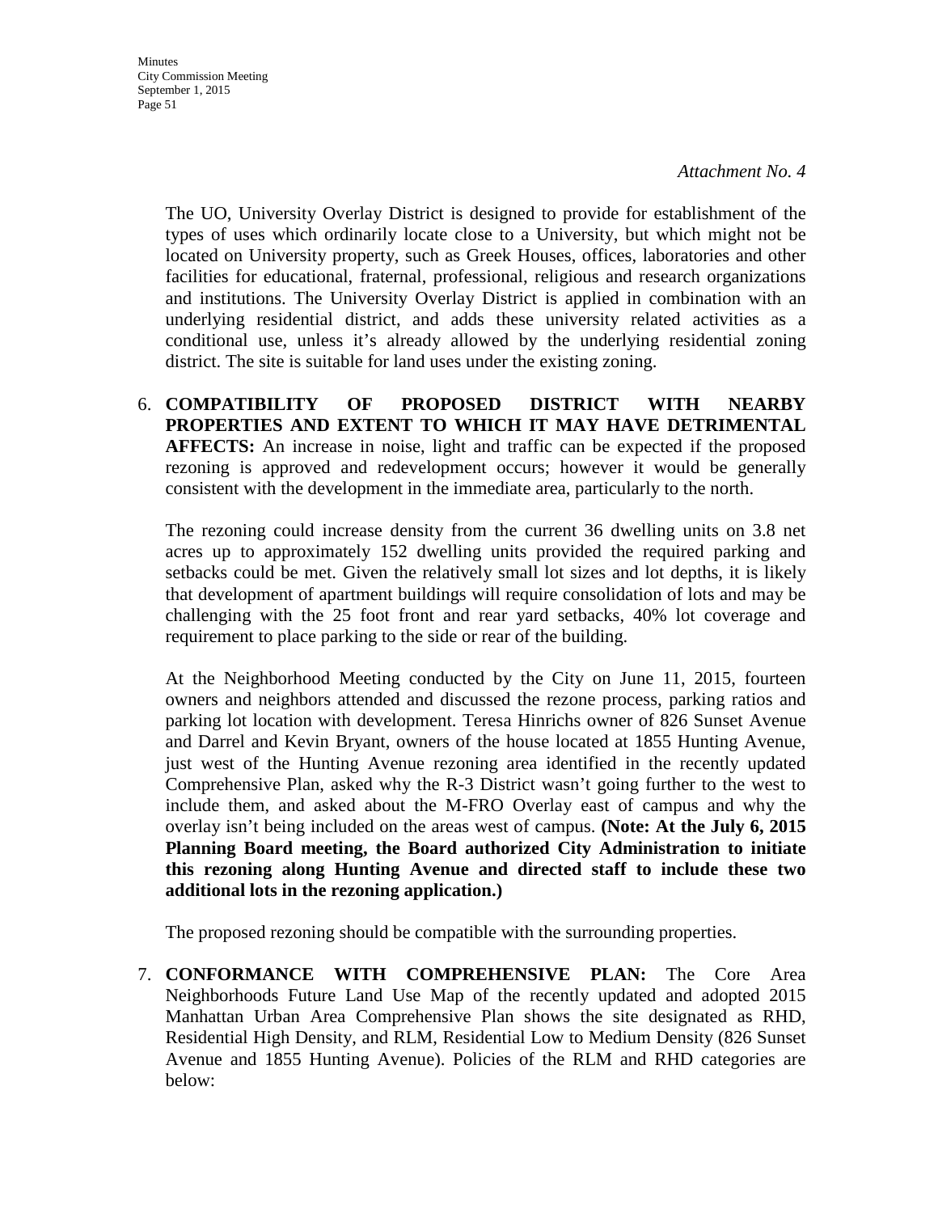*Attachment No. 4*

The UO, University Overlay District is designed to provide for establishment of the types of uses which ordinarily locate close to a University, but which might not be located on University property, such as Greek Houses, offices, laboratories and other facilities for educational, fraternal, professional, religious and research organizations and institutions. The University Overlay District is applied in combination with an underlying residential district, and adds these university related activities as a conditional use, unless it's already allowed by the underlying residential zoning district. The site is suitable for land uses under the existing zoning.

6. **COMPATIBILITY OF PROPOSED DISTRICT WITH NEARBY PROPERTIES AND EXTENT TO WHICH IT MAY HAVE DETRIMENTAL AFFECTS:** An increase in noise, light and traffic can be expected if the proposed rezoning is approved and redevelopment occurs; however it would be generally consistent with the development in the immediate area, particularly to the north.

   The rezoning could increase density from the current 36 dwelling units on 3.8 net acres up to approximately 152 dwelling units provided the required parking and setbacks could be met. Given the relatively small lot sizes and lot depths, it is likely that development of apartment buildings will require consolidation of lots and may be challenging with the 25 foot front and rear yard setbacks, 40% lot coverage and requirement to place parking to the side or rear of the building.

   At the Neighborhood Meeting conducted by the City on June 11, 2015, fourteen owners and neighbors attended and discussed the rezone process, parking ratios and parking lot location with development. Teresa Hinrichs owner of 826 Sunset Avenue and Darrel and Kevin Bryant, owners of the house located at 1855 Hunting Avenue, just west of the Hunting Avenue rezoning area identified in the recently updated Comprehensive Plan, asked why the R-3 District wasn't going further to the west to include them, and asked about the M-FRO Overlay east of campus and why the overlay isn't being included on the areas west of campus. **(Note: At the July 6, 2015 Planning Board meeting, the Board authorized City Administration to initiate this rezoning along Hunting Avenue and directed staff to include these two additional lots in the rezoning application.)**

   The proposed rezoning should be compatible with the surrounding properties.

7. **CONFORMANCE WITH COMPREHENSIVE PLAN:** The Core Area Neighborhoods Future Land Use Map of the recently updated and adopted 2015 Manhattan Urban Area Comprehensive Plan shows the site designated as RHD, Residential High Density, and RLM, Residential Low to Medium Density (826 Sunset Avenue and 1855 Hunting Avenue). Policies of the RLM and RHD categories are below: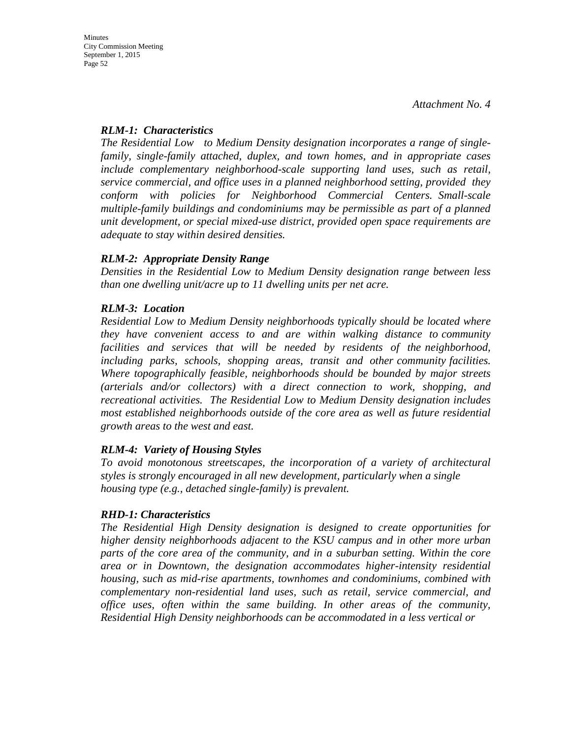*Attachment No. 4*

***RLM-1: Characteristics***

*The Residential Low to Medium Density designation incorporates a range of single-family, single-family attached, duplex, and town homes, and in appropriate cases include complementary neighborhood-scale supporting land uses, such as retail, service commercial, and office uses in a planned neighborhood setting, provided they conform with policies for Neighborhood Commercial Centers. Small-scale multiple-family buildings and condominiums may be permissible as part of a planned unit development, or special mixed-use district, provided open space requirements are adequate to stay within desired densities.*

***RLM-2: Appropriate Density Range***

*Densities in the Residential Low to Medium Density designation range between less than one dwelling unit/acre up to 11 dwelling units per net acre.*

***RLM-3: Location***

*Residential Low to Medium Density neighborhoods typically should be located where they have convenient access to and are within walking distance to community facilities and services that will be needed by residents of the neighborhood, including parks, schools, shopping areas, transit and other community facilities. Where topographically feasible, neighborhoods should be bounded by major streets (arterials and/or collectors) with a direct connection to work, shopping, and recreational activities. The Residential Low to Medium Density designation includes most established neighborhoods outside of the core area as well as future residential growth areas to the west and east.*

***RLM-4: Variety of Housing Styles***

*To avoid monotonous streetscapes, the incorporation of a variety of architectural styles is strongly encouraged in all new development, particularly when a single housing type (e.g., detached single-family) is prevalent.*

***RHD-1: Characteristics***

*The Residential High Density designation is designed to create opportunities for higher density neighborhoods adjacent to the KSU campus and in other more urban parts of the core area of the community, and in a suburban setting. Within the core area or in Downtown, the designation accommodates higher-intensity residential housing, such as mid-rise apartments, townhomes and condominiums, combined with complementary non-residential land uses, such as retail, service commercial, and office uses, often within the same building. In other areas of the community, Residential High Density neighborhoods can be accommodated in a less vertical or*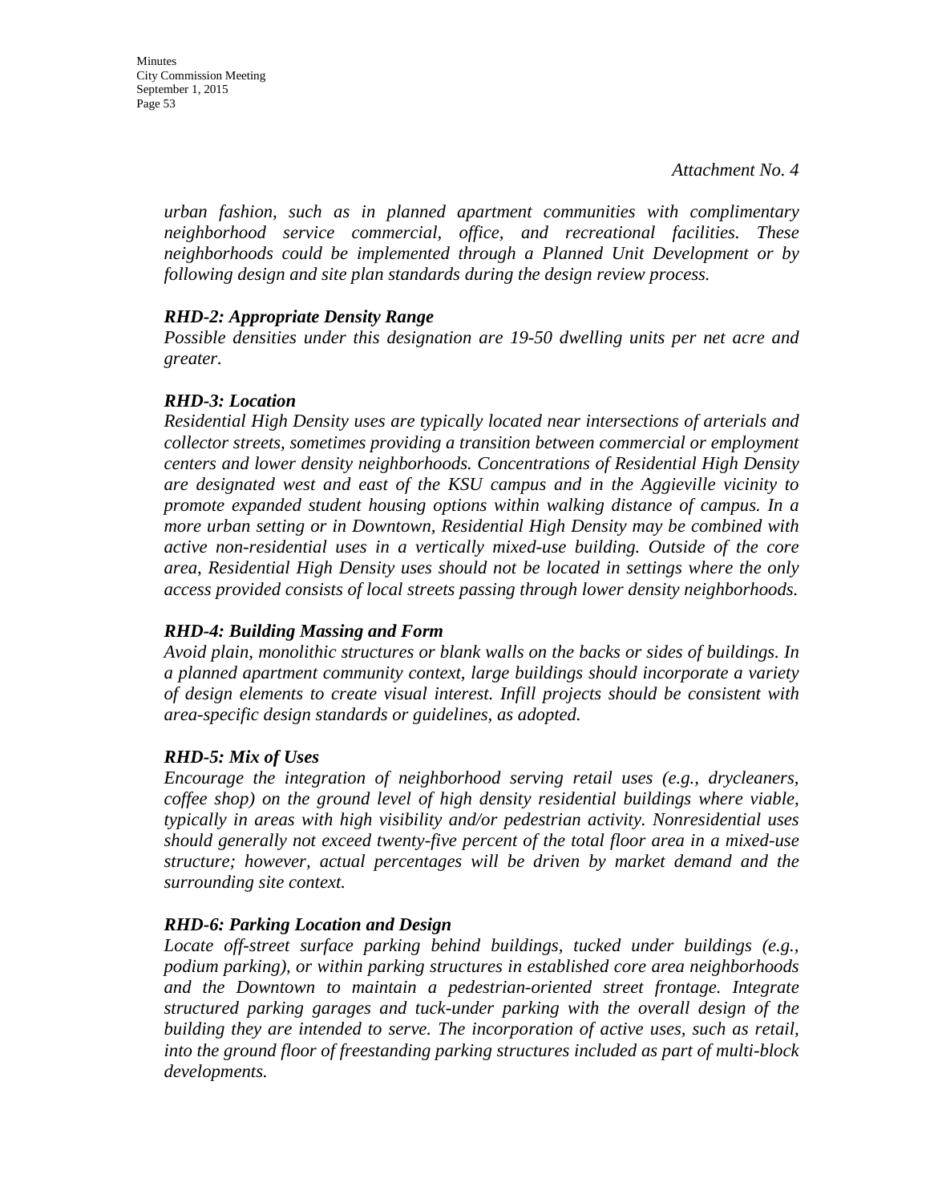*Attachment No. 4*

*urban fashion, such as in planned apartment communities with complimentary neighborhood service commercial, office, and recreational facilities. These neighborhoods could be implemented through a Planned Unit Development or by following design and site plan standards during the design review process.*

***RHD-2: Appropriate Density Range***

*Possible densities under this designation are 19-50 dwelling units per net acre and greater.*

***RHD-3: Location***

*Residential High Density uses are typically located near intersections of arterials and collector streets, sometimes providing a transition between commercial or employment centers and lower density neighborhoods. Concentrations of Residential High Density are designated west and east of the KSU campus and in the Aggieville vicinity to promote expanded student housing options within walking distance of campus. In a more urban setting or in Downtown, Residential High Density may be combined with active non-residential uses in a vertically mixed-use building. Outside of the core area, Residential High Density uses should not be located in settings where the only access provided consists of local streets passing through lower density neighborhoods.*

***RHD-4: Building Massing and Form***

*Avoid plain, monolithic structures or blank walls on the backs or sides of buildings. In a planned apartment community context, large buildings should incorporate a variety of design elements to create visual interest. Infill projects should be consistent with area-specific design standards or guidelines, as adopted.*

***RHD-5: Mix of Uses***

*Encourage the integration of neighborhood serving retail uses (e.g., drycleaners, coffee shop) on the ground level of high density residential buildings where viable, typically in areas with high visibility and/or pedestrian activity. Nonresidential uses should generally not exceed twenty-five percent of the total floor area in a mixed-use structure; however, actual percentages will be driven by market demand and the surrounding site context.*

***RHD-6: Parking Location and Design***

*Locate off-street surface parking behind buildings, tucked under buildings (e.g., podium parking), or within parking structures in established core area neighborhoods and the Downtown to maintain a pedestrian-oriented street frontage. Integrate structured parking garages and tuck-under parking with the overall design of the building they are intended to serve. The incorporation of active uses, such as retail, into the ground floor of freestanding parking structures included as part of multi-block developments.*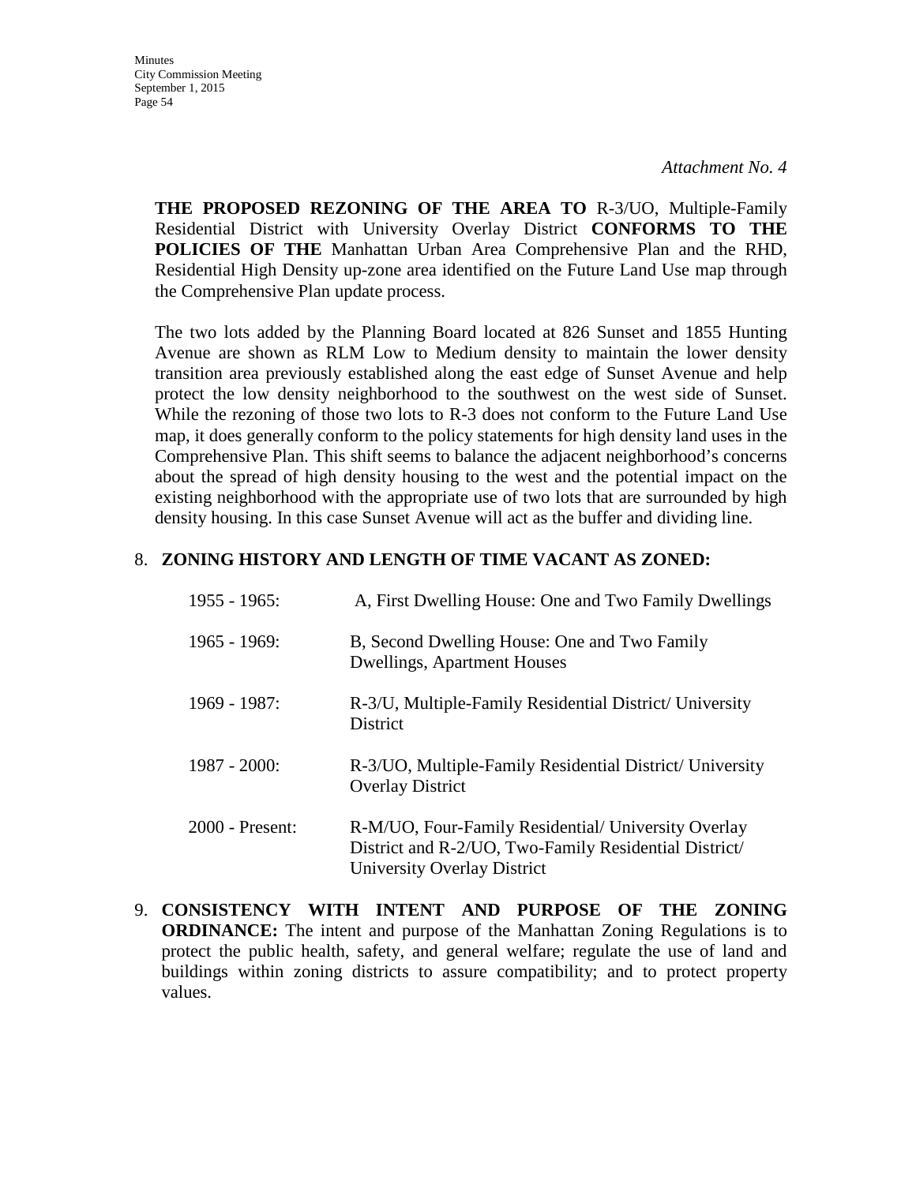*Attachment No. 4*

**THE PROPOSED REZONING OF THE AREA TO** R-3/UO, Multiple-Family Residential District with University Overlay District **CONFORMS TO THE POLICIES OF THE** Manhattan Urban Area Comprehensive Plan and the RHD, Residential High Density up-zone area identified on the Future Land Use map through the Comprehensive Plan update process.

The two lots added by the Planning Board located at 826 Sunset and 1855 Hunting Avenue are shown as RLM Low to Medium density to maintain the lower density transition area previously established along the east edge of Sunset Avenue and help protect the low density neighborhood to the southwest on the west side of Sunset. While the rezoning of those two lots to R-3 does not conform to the Future Land Use map, it does generally conform to the policy statements for high density land uses in the Comprehensive Plan. This shift seems to balance the adjacent neighborhood's concerns about the spread of high density housing to the west and the potential impact on the existing neighborhood with the appropriate use of two lots that are surrounded by high density housing. In this case Sunset Avenue will act as the buffer and dividing line.

8. **ZONING HISTORY AND LENGTH OF TIME VACANT AS ZONED:**

| | |
|---|---|
| 1955 - 1965: | A, First Dwelling House: One and Two Family Dwellings |
| 1965 - 1969: | B, Second Dwelling House: One and Two Family Dwellings, Apartment Houses |
| 1969 - 1987: | R-3/U, Multiple-Family Residential District/ University District |
| 1987 - 2000: | R-3/UO, Multiple-Family Residential District/ University Overlay District |
| 2000 - Present: | R-M/UO, Four-Family Residential/ University Overlay District and R-2/UO, Two-Family Residential District/ University Overlay District |

9. **CONSISTENCY WITH INTENT AND PURPOSE OF THE ZONING ORDINANCE:** The intent and purpose of the Manhattan Zoning Regulations is to protect the public health, safety, and general welfare; regulate the use of land and buildings within zoning districts to assure compatibility; and to protect property values.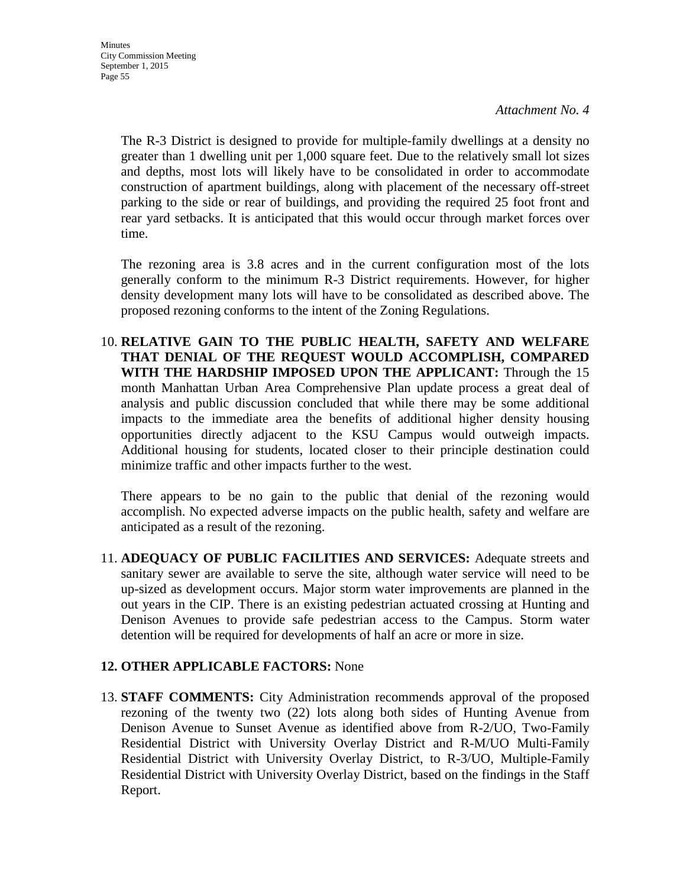*Attachment No. 4*

The R-3 District is designed to provide for multiple-family dwellings at a density no greater than 1 dwelling unit per 1,000 square feet. Due to the relatively small lot sizes and depths, most lots will likely have to be consolidated in order to accommodate construction of apartment buildings, along with placement of the necessary off-street parking to the side or rear of buildings, and providing the required 25 foot front and rear yard setbacks. It is anticipated that this would occur through market forces over time.

The rezoning area is 3.8 acres and in the current configuration most of the lots generally conform to the minimum R-3 District requirements. However, for higher density development many lots will have to be consolidated as described above. The proposed rezoning conforms to the intent of the Zoning Regulations.

10. **RELATIVE GAIN TO THE PUBLIC HEALTH, SAFETY AND WELFARE THAT DENIAL OF THE REQUEST WOULD ACCOMPLISH, COMPARED WITH THE HARDSHIP IMPOSED UPON THE APPLICANT:** Through the 15 month Manhattan Urban Area Comprehensive Plan update process a great deal of analysis and public discussion concluded that while there may be some additional impacts to the immediate area the benefits of additional higher density housing opportunities directly adjacent to the KSU Campus would outweigh impacts. Additional housing for students, located closer to their principle destination could minimize traffic and other impacts further to the west.

    There appears to be no gain to the public that denial of the rezoning would accomplish. No expected adverse impacts on the public health, safety and welfare are anticipated as a result of the rezoning.

11. **ADEQUACY OF PUBLIC FACILITIES AND SERVICES:** Adequate streets and sanitary sewer are available to serve the site, although water service will need to be up-sized as development occurs. Major storm water improvements are planned in the out years in the CIP. There is an existing pedestrian actuated crossing at Hunting and Denison Avenues to provide safe pedestrian access to the Campus. Storm water detention will be required for developments of half an acre or more in size.

12. **OTHER APPLICABLE FACTORS:** None

13. **STAFF COMMENTS:** City Administration recommends approval of the proposed rezoning of the twenty two (22) lots along both sides of Hunting Avenue from Denison Avenue to Sunset Avenue as identified above from R-2/UO, Two-Family Residential District with University Overlay District and R-M/UO Multi-Family Residential District with University Overlay District, to R-3/UO, Multiple-Family Residential District with University Overlay District, based on the findings in the Staff Report.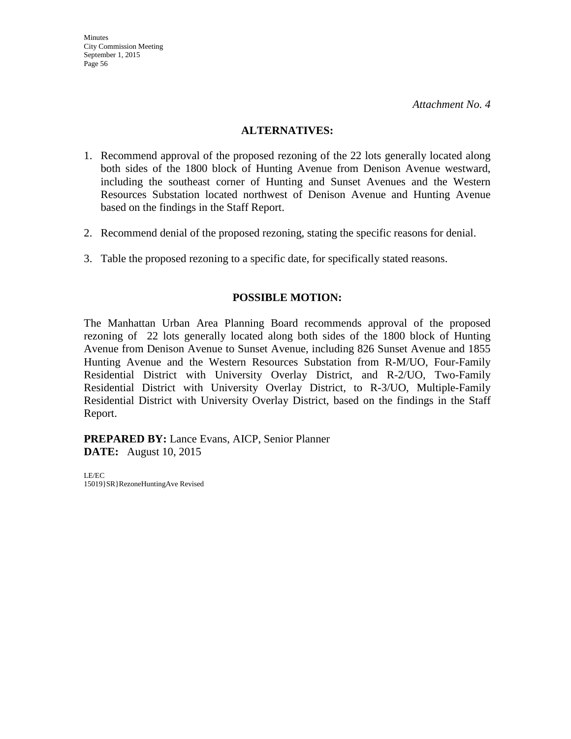*Attachment No. 4*

## ALTERNATIVES:

1. Recommend approval of the proposed rezoning of the 22 lots generally located along both sides of the 1800 block of Hunting Avenue from Denison Avenue westward, including the southeast corner of Hunting and Sunset Avenues and the Western Resources Substation located northwest of Denison Avenue and Hunting Avenue based on the findings in the Staff Report.

2. Recommend denial of the proposed rezoning, stating the specific reasons for denial.

3. Table the proposed rezoning to a specific date, for specifically stated reasons.

## POSSIBLE MOTION:

The Manhattan Urban Area Planning Board recommends approval of the proposed rezoning of 22 lots generally located along both sides of the 1800 block of Hunting Avenue from Denison Avenue to Sunset Avenue, including 826 Sunset Avenue and 1855 Hunting Avenue and the Western Resources Substation from R-M/UO, Four-Family Residential District with University Overlay District, and R-2/UO, Two-Family Residential District with University Overlay District, to R-3/UO, Multiple-Family Residential District with University Overlay District, based on the findings in the Staff Report.

**PREPARED BY:** Lance Evans, AICP, Senior Planner
**DATE:** August 10, 2015

LE/EC
15019}SR}RezoneHuntingAve Revised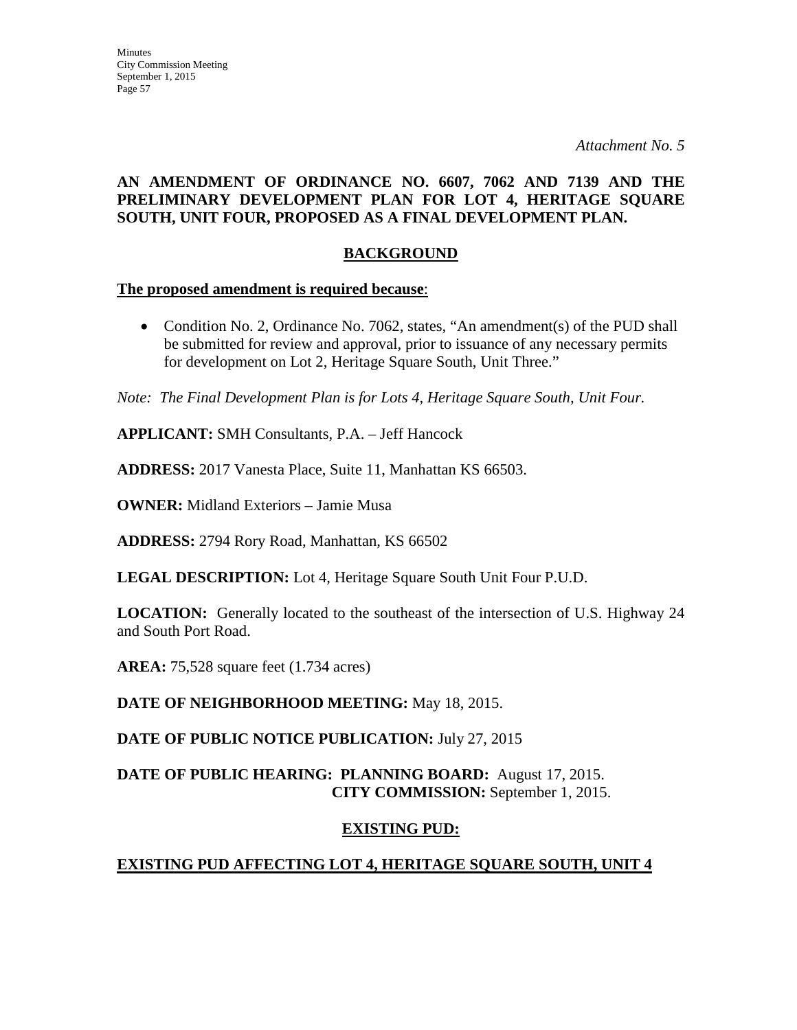*Attachment No. 5*

**AN AMENDMENT OF ORDINANCE NO. 6607, 7062 AND 7139 AND THE PRELIMINARY DEVELOPMENT PLAN FOR LOT 4, HERITAGE SQUARE SOUTH, UNIT FOUR, PROPOSED AS A FINAL DEVELOPMENT PLAN.**

## BACKGROUND

**The proposed amendment is required because**:

- Condition No. 2, Ordinance No. 7062, states, "An amendment(s) of the PUD shall be submitted for review and approval, prior to issuance of any necessary permits for development on Lot 2, Heritage Square South, Unit Three."

*Note: The Final Development Plan is for Lots 4, Heritage Square South, Unit Four.*

**APPLICANT:** SMH Consultants, P.A. – Jeff Hancock

**ADDRESS:** 2017 Vanesta Place, Suite 11, Manhattan KS 66503.

**OWNER:** Midland Exteriors – Jamie Musa

**ADDRESS:** 2794 Rory Road, Manhattan, KS 66502

**LEGAL DESCRIPTION:** Lot 4, Heritage Square South Unit Four P.U.D.

**LOCATION:** Generally located to the southeast of the intersection of U.S. Highway 24 and South Port Road.

**AREA:** 75,528 square feet (1.734 acres)

**DATE OF NEIGHBORHOOD MEETING:** May 18, 2015.

**DATE OF PUBLIC NOTICE PUBLICATION:** July 27, 2015

**DATE OF PUBLIC HEARING: PLANNING BOARD:** August 17, 2015.
**CITY COMMISSION:** September 1, 2015.

## EXISTING PUD:

**EXISTING PUD AFFECTING LOT 4, HERITAGE SQUARE SOUTH, UNIT 4**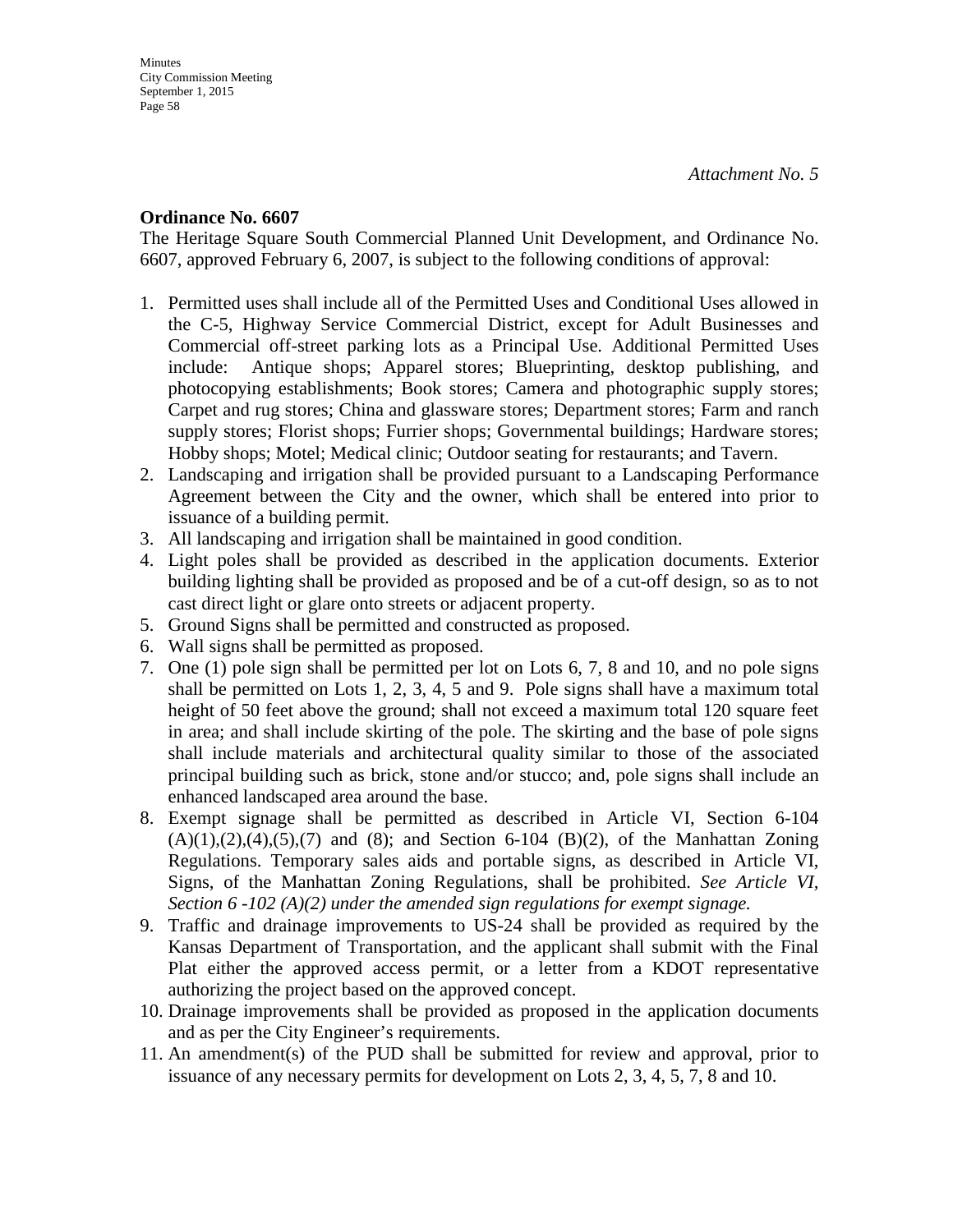*Attachment No. 5*

**Ordinance No. 6607**

The Heritage Square South Commercial Planned Unit Development, and Ordinance No. 6607, approved February 6, 2007, is subject to the following conditions of approval:

1. Permitted uses shall include all of the Permitted Uses and Conditional Uses allowed in the C-5, Highway Service Commercial District, except for Adult Businesses and Commercial off-street parking lots as a Principal Use. Additional Permitted Uses include: Antique shops; Apparel stores; Blueprinting, desktop publishing, and photocopying establishments; Book stores; Camera and photographic supply stores; Carpet and rug stores; China and glassware stores; Department stores; Farm and ranch supply stores; Florist shops; Furrier shops; Governmental buildings; Hardware stores; Hobby shops; Motel; Medical clinic; Outdoor seating for restaurants; and Tavern.
2. Landscaping and irrigation shall be provided pursuant to a Landscaping Performance Agreement between the City and the owner, which shall be entered into prior to issuance of a building permit.
3. All landscaping and irrigation shall be maintained in good condition.
4. Light poles shall be provided as described in the application documents. Exterior building lighting shall be provided as proposed and be of a cut-off design, so as to not cast direct light or glare onto streets or adjacent property.
5. Ground Signs shall be permitted and constructed as proposed.
6. Wall signs shall be permitted as proposed.
7. One (1) pole sign shall be permitted per lot on Lots 6, 7, 8 and 10, and no pole signs shall be permitted on Lots 1, 2, 3, 4, 5 and 9. Pole signs shall have a maximum total height of 50 feet above the ground; shall not exceed a maximum total 120 square feet in area; and shall include skirting of the pole. The skirting and the base of pole signs shall include materials and architectural quality similar to those of the associated principal building such as brick, stone and/or stucco; and, pole signs shall include an enhanced landscaped area around the base.
8. Exempt signage shall be permitted as described in Article VI, Section 6-104 (A)(1),(2),(4),(5),(7) and (8); and Section 6-104 (B)(2), of the Manhattan Zoning Regulations. Temporary sales aids and portable signs, as described in Article VI, Signs, of the Manhattan Zoning Regulations, shall be prohibited. *See Article VI, Section 6 -102 (A)(2) under the amended sign regulations for exempt signage.*
9. Traffic and drainage improvements to US-24 shall be provided as required by the Kansas Department of Transportation, and the applicant shall submit with the Final Plat either the approved access permit, or a letter from a KDOT representative authorizing the project based on the approved concept.
10. Drainage improvements shall be provided as proposed in the application documents and as per the City Engineer's requirements.
11. An amendment(s) of the PUD shall be submitted for review and approval, prior to issuance of any necessary permits for development on Lots 2, 3, 4, 5, 7, 8 and 10.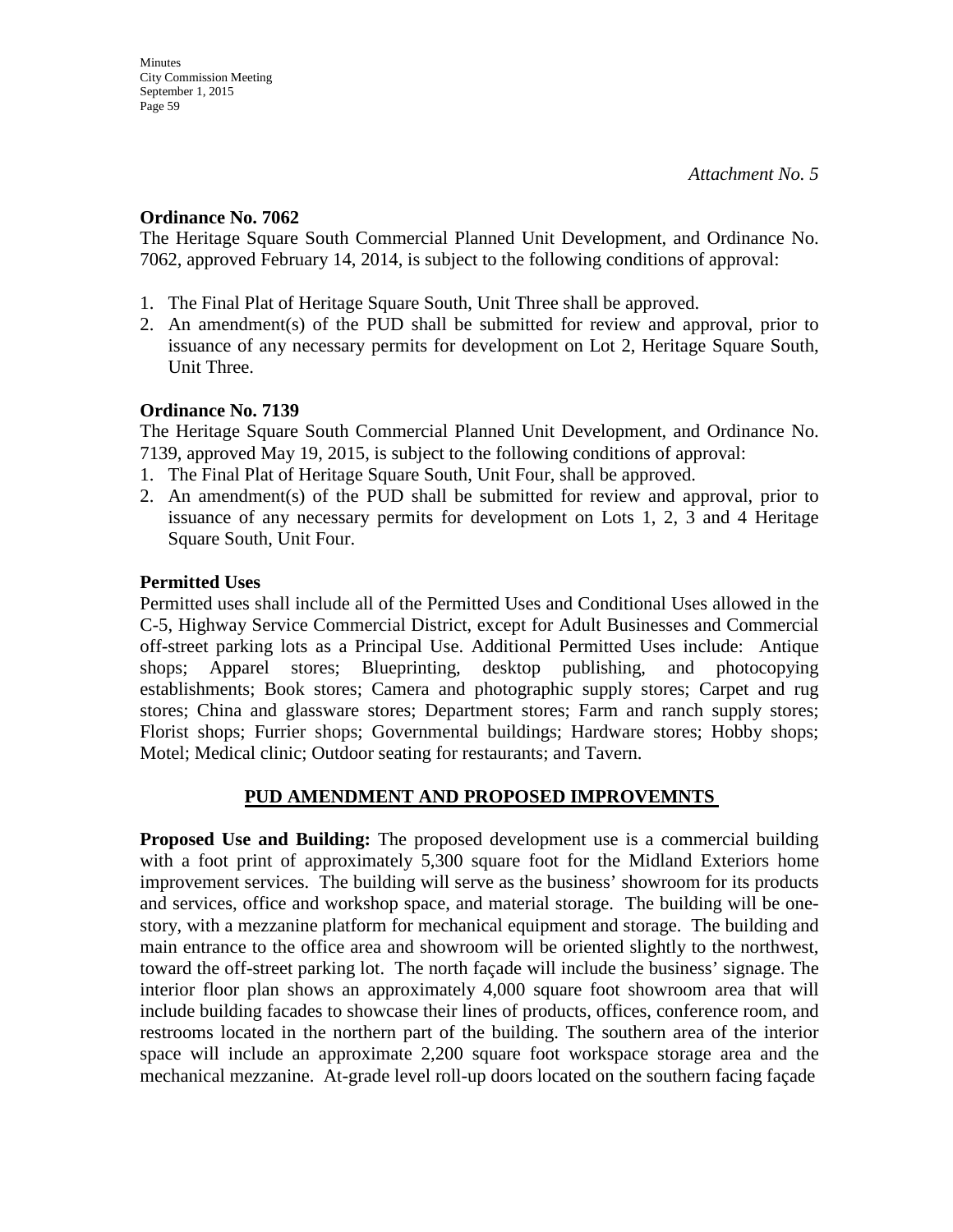*Attachment No. 5*

**Ordinance No. 7062**

The Heritage Square South Commercial Planned Unit Development, and Ordinance No. 7062, approved February 14, 2014, is subject to the following conditions of approval:

1. The Final Plat of Heritage Square South, Unit Three shall be approved.
2. An amendment(s) of the PUD shall be submitted for review and approval, prior to issuance of any necessary permits for development on Lot 2, Heritage Square South, Unit Three.

**Ordinance No. 7139**

The Heritage Square South Commercial Planned Unit Development, and Ordinance No. 7139, approved May 19, 2015, is subject to the following conditions of approval:

1. The Final Plat of Heritage Square South, Unit Four, shall be approved.
2. An amendment(s) of the PUD shall be submitted for review and approval, prior to issuance of any necessary permits for development on Lots 1, 2, 3 and 4 Heritage Square South, Unit Four.

**Permitted Uses**

Permitted uses shall include all of the Permitted Uses and Conditional Uses allowed in the C-5, Highway Service Commercial District, except for Adult Businesses and Commercial off-street parking lots as a Principal Use. Additional Permitted Uses include: Antique shops; Apparel stores; Blueprinting, desktop publishing, and photocopying establishments; Book stores; Camera and photographic supply stores; Carpet and rug stores; China and glassware stores; Department stores; Farm and ranch supply stores; Florist shops; Furrier shops; Governmental buildings; Hardware stores; Hobby shops; Motel; Medical clinic; Outdoor seating for restaurants; and Tavern.

## PUD AMENDMENT AND PROPOSED IMPROVEMNTS

**Proposed Use and Building:** The proposed development use is a commercial building with a foot print of approximately 5,300 square foot for the Midland Exteriors home improvement services. The building will serve as the business' showroom for its products and services, office and workshop space, and material storage. The building will be one-story, with a mezzanine platform for mechanical equipment and storage. The building and main entrance to the office area and showroom will be oriented slightly to the northwest, toward the off-street parking lot. The north façade will include the business' signage. The interior floor plan shows an approximately 4,000 square foot showroom area that will include building facades to showcase their lines of products, offices, conference room, and restrooms located in the northern part of the building. The southern area of the interior space will include an approximate 2,200 square foot workspace storage area and the mechanical mezzanine. At-grade level roll-up doors located on the southern facing façade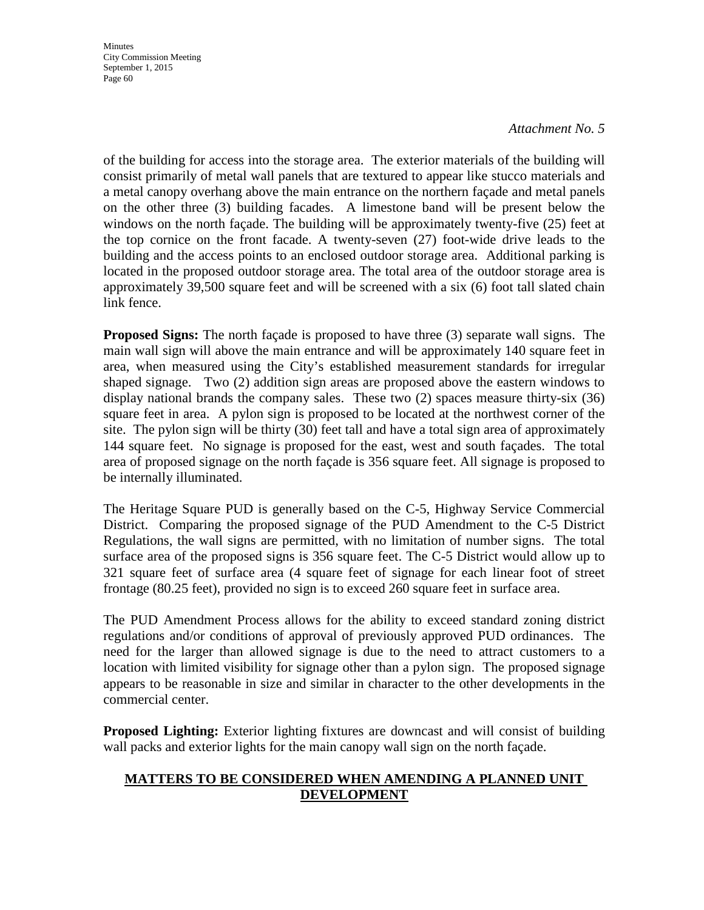*Attachment No. 5*

of the building for access into the storage area. The exterior materials of the building will consist primarily of metal wall panels that are textured to appear like stucco materials and a metal canopy overhang above the main entrance on the northern façade and metal panels on the other three (3) building facades. A limestone band will be present below the windows on the north façade. The building will be approximately twenty-five (25) feet at the top cornice on the front facade. A twenty-seven (27) foot-wide drive leads to the building and the access points to an enclosed outdoor storage area. Additional parking is located in the proposed outdoor storage area. The total area of the outdoor storage area is approximately 39,500 square feet and will be screened with a six (6) foot tall slated chain link fence.

**Proposed Signs:** The north façade is proposed to have three (3) separate wall signs. The main wall sign will above the main entrance and will be approximately 140 square feet in area, when measured using the City's established measurement standards for irregular shaped signage. Two (2) addition sign areas are proposed above the eastern windows to display national brands the company sales. These two (2) spaces measure thirty-six (36) square feet in area. A pylon sign is proposed to be located at the northwest corner of the site. The pylon sign will be thirty (30) feet tall and have a total sign area of approximately 144 square feet. No signage is proposed for the east, west and south façades. The total area of proposed signage on the north façade is 356 square feet. All signage is proposed to be internally illuminated.

The Heritage Square PUD is generally based on the C-5, Highway Service Commercial District. Comparing the proposed signage of the PUD Amendment to the C-5 District Regulations, the wall signs are permitted, with no limitation of number signs. The total surface area of the proposed signs is 356 square feet. The C-5 District would allow up to 321 square feet of surface area (4 square feet of signage for each linear foot of street frontage (80.25 feet), provided no sign is to exceed 260 square feet in surface area.

The PUD Amendment Process allows for the ability to exceed standard zoning district regulations and/or conditions of approval of previously approved PUD ordinances. The need for the larger than allowed signage is due to the need to attract customers to a location with limited visibility for signage other than a pylon sign. The proposed signage appears to be reasonable in size and similar in character to the other developments in the commercial center.

**Proposed Lighting:** Exterior lighting fixtures are downcast and will consist of building wall packs and exterior lights for the main canopy wall sign on the north façade.

## MATTERS TO BE CONSIDERED WHEN AMENDING A PLANNED UNIT DEVELOPMENT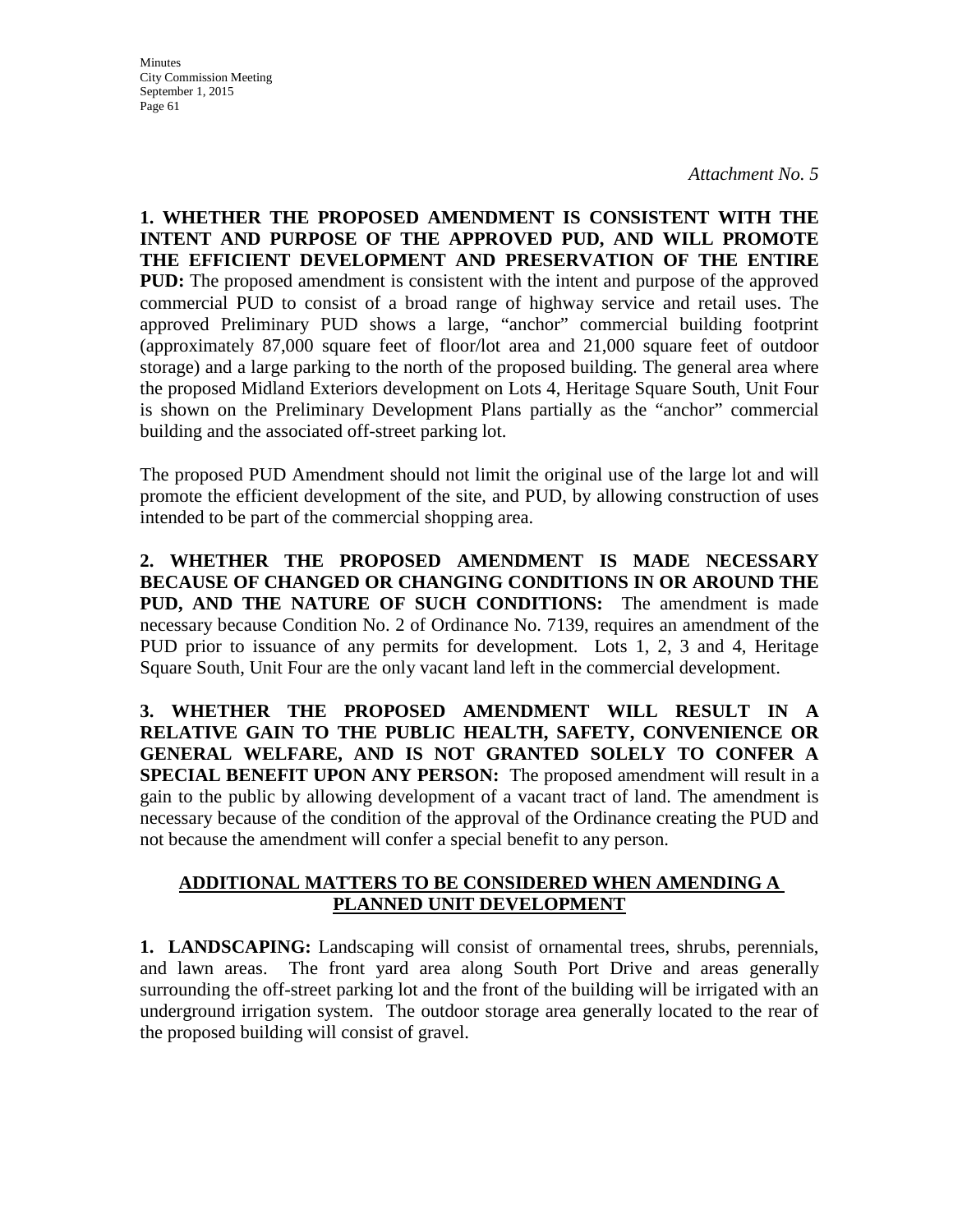*Attachment No. 5*

**1. WHETHER THE PROPOSED AMENDMENT IS CONSISTENT WITH THE INTENT AND PURPOSE OF THE APPROVED PUD, AND WILL PROMOTE THE EFFICIENT DEVELOPMENT AND PRESERVATION OF THE ENTIRE PUD:** The proposed amendment is consistent with the intent and purpose of the approved commercial PUD to consist of a broad range of highway service and retail uses. The approved Preliminary PUD shows a large, "anchor" commercial building footprint (approximately 87,000 square feet of floor/lot area and 21,000 square feet of outdoor storage) and a large parking to the north of the proposed building. The general area where the proposed Midland Exteriors development on Lots 4, Heritage Square South, Unit Four is shown on the Preliminary Development Plans partially as the "anchor" commercial building and the associated off-street parking lot.

The proposed PUD Amendment should not limit the original use of the large lot and will promote the efficient development of the site, and PUD, by allowing construction of uses intended to be part of the commercial shopping area.

**2. WHETHER THE PROPOSED AMENDMENT IS MADE NECESSARY BECAUSE OF CHANGED OR CHANGING CONDITIONS IN OR AROUND THE PUD, AND THE NATURE OF SUCH CONDITIONS:** The amendment is made necessary because Condition No. 2 of Ordinance No. 7139, requires an amendment of the PUD prior to issuance of any permits for development. Lots 1, 2, 3 and 4, Heritage Square South, Unit Four are the only vacant land left in the commercial development.

**3. WHETHER THE PROPOSED AMENDMENT WILL RESULT IN A RELATIVE GAIN TO THE PUBLIC HEALTH, SAFETY, CONVENIENCE OR GENERAL WELFARE, AND IS NOT GRANTED SOLELY TO CONFER A SPECIAL BENEFIT UPON ANY PERSON:** The proposed amendment will result in a gain to the public by allowing development of a vacant tract of land. The amendment is necessary because of the condition of the approval of the Ordinance creating the PUD and not because the amendment will confer a special benefit to any person.

**ADDITIONAL MATTERS TO BE CONSIDERED WHEN AMENDING A PLANNED UNIT DEVELOPMENT**

**1. LANDSCAPING:** Landscaping will consist of ornamental trees, shrubs, perennials, and lawn areas. The front yard area along South Port Drive and areas generally surrounding the off-street parking lot and the front of the building will be irrigated with an underground irrigation system. The outdoor storage area generally located to the rear of the proposed building will consist of gravel.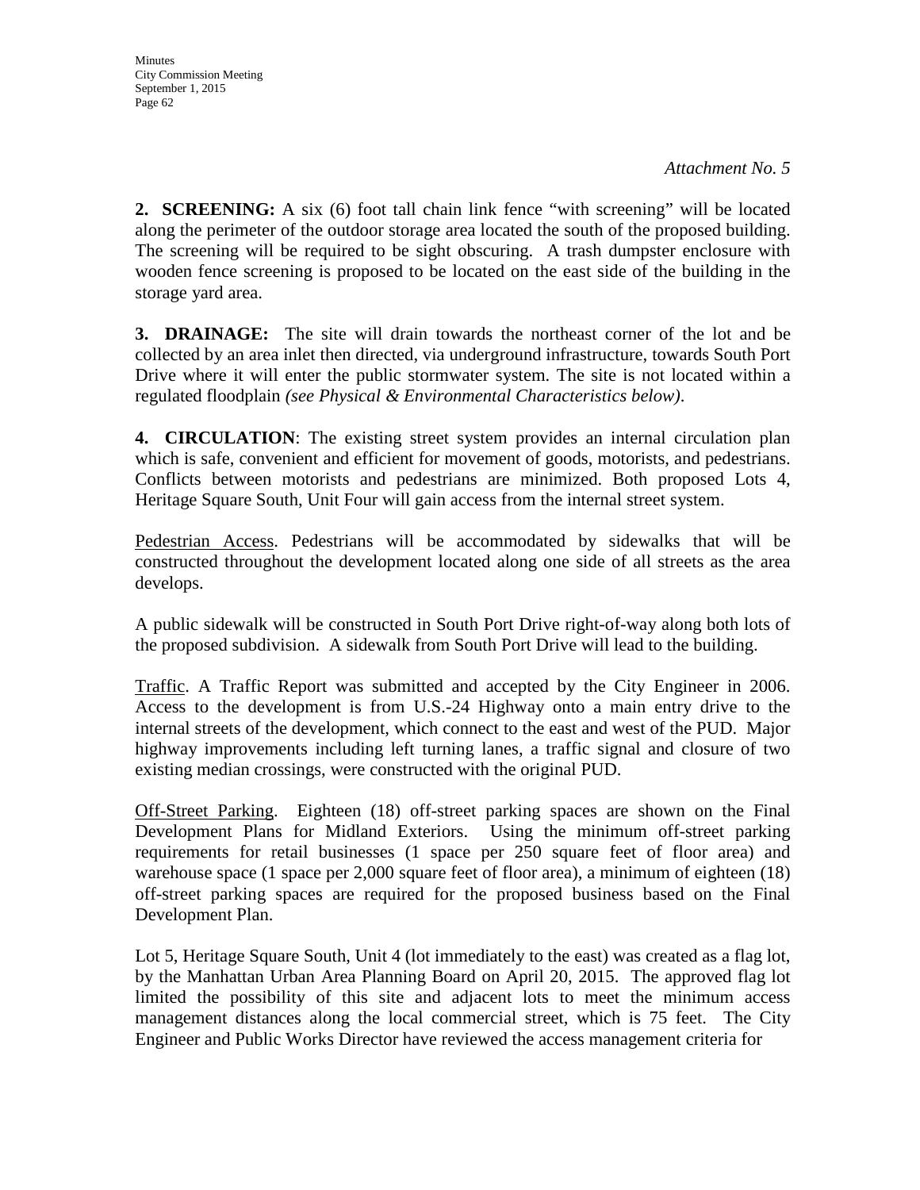*Attachment No. 5*

**2. SCREENING:** A six (6) foot tall chain link fence "with screening" will be located along the perimeter of the outdoor storage area located the south of the proposed building. The screening will be required to be sight obscuring. A trash dumpster enclosure with wooden fence screening is proposed to be located on the east side of the building in the storage yard area.

**3. DRAINAGE:** The site will drain towards the northeast corner of the lot and be collected by an area inlet then directed, via underground infrastructure, towards South Port Drive where it will enter the public stormwater system. The site is not located within a regulated floodplain *(see Physical & Environmental Characteristics below)*.

**4. CIRCULATION**: The existing street system provides an internal circulation plan which is safe, convenient and efficient for movement of goods, motorists, and pedestrians. Conflicts between motorists and pedestrians are minimized. Both proposed Lots 4, Heritage Square South, Unit Four will gain access from the internal street system.

Pedestrian Access. Pedestrians will be accommodated by sidewalks that will be constructed throughout the development located along one side of all streets as the area develops.

A public sidewalk will be constructed in South Port Drive right-of-way along both lots of the proposed subdivision. A sidewalk from South Port Drive will lead to the building.

Traffic. A Traffic Report was submitted and accepted by the City Engineer in 2006. Access to the development is from U.S.-24 Highway onto a main entry drive to the internal streets of the development, which connect to the east and west of the PUD. Major highway improvements including left turning lanes, a traffic signal and closure of two existing median crossings, were constructed with the original PUD.

Off-Street Parking. Eighteen (18) off-street parking spaces are shown on the Final Development Plans for Midland Exteriors. Using the minimum off-street parking requirements for retail businesses (1 space per 250 square feet of floor area) and warehouse space (1 space per 2,000 square feet of floor area), a minimum of eighteen (18) off-street parking spaces are required for the proposed business based on the Final Development Plan.

Lot 5, Heritage Square South, Unit 4 (lot immediately to the east) was created as a flag lot, by the Manhattan Urban Area Planning Board on April 20, 2015. The approved flag lot limited the possibility of this site and adjacent lots to meet the minimum access management distances along the local commercial street, which is 75 feet. The City Engineer and Public Works Director have reviewed the access management criteria for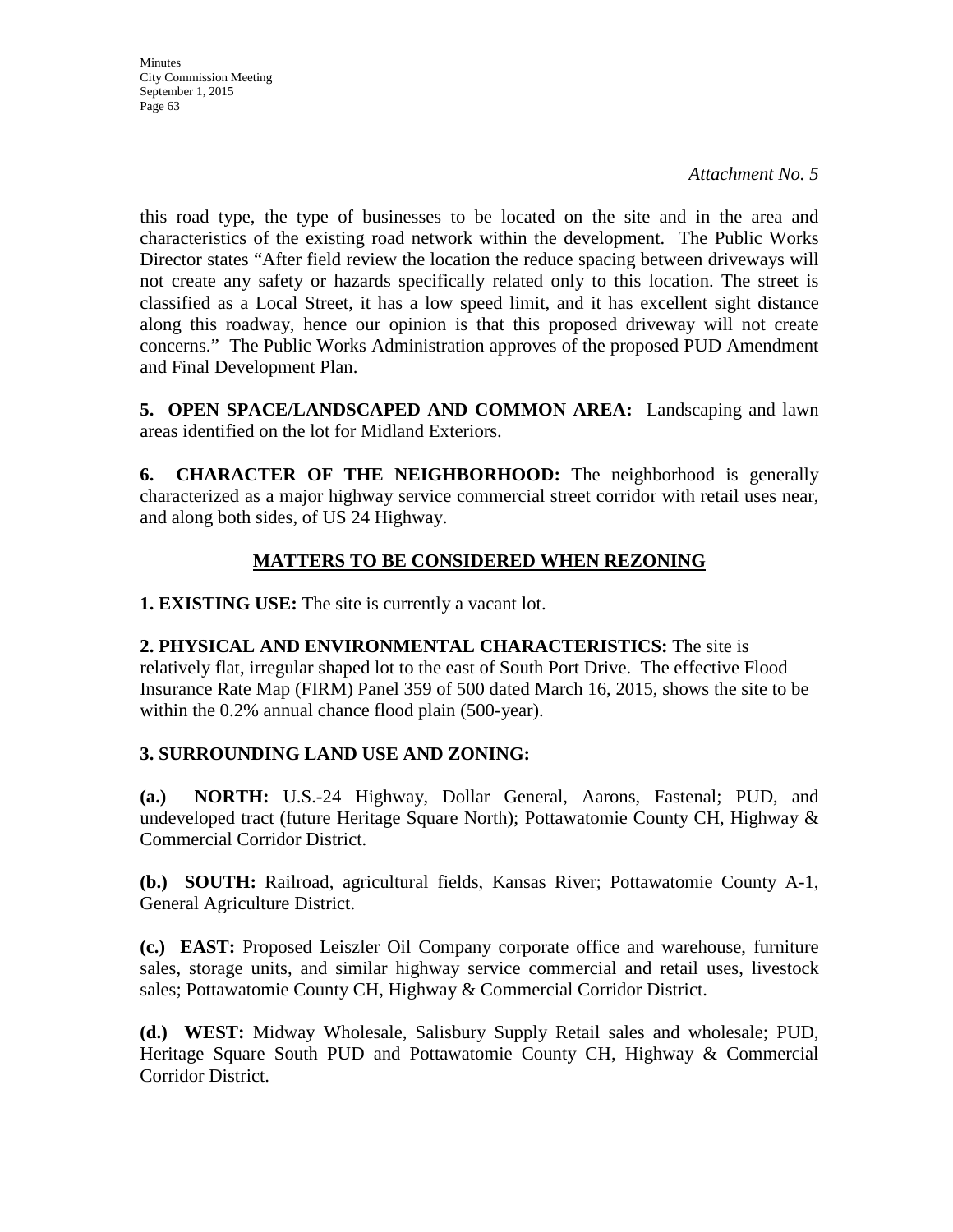*Attachment No. 5*

this road type, the type of businesses to be located on the site and in the area and characteristics of the existing road network within the development. The Public Works Director states "After field review the location the reduce spacing between driveways will not create any safety or hazards specifically related only to this location. The street is classified as a Local Street, it has a low speed limit, and it has excellent sight distance along this roadway, hence our opinion is that this proposed driveway will not create concerns." The Public Works Administration approves of the proposed PUD Amendment and Final Development Plan.

**5. OPEN SPACE/LANDSCAPED AND COMMON AREA:** Landscaping and lawn areas identified on the lot for Midland Exteriors.

**6. CHARACTER OF THE NEIGHBORHOOD:** The neighborhood is generally characterized as a major highway service commercial street corridor with retail uses near, and along both sides, of US 24 Highway.

## MATTERS TO BE CONSIDERED WHEN REZONING

**1. EXISTING USE:** The site is currently a vacant lot.

**2. PHYSICAL AND ENVIRONMENTAL CHARACTERISTICS:** The site is relatively flat, irregular shaped lot to the east of South Port Drive. The effective Flood Insurance Rate Map (FIRM) Panel 359 of 500 dated March 16, 2015, shows the site to be within the 0.2% annual chance flood plain (500-year).

**3. SURROUNDING LAND USE AND ZONING:**

**(a.) NORTH:** U.S.-24 Highway, Dollar General, Aarons, Fastenal; PUD, and undeveloped tract (future Heritage Square North); Pottawatomie County CH, Highway & Commercial Corridor District.

**(b.) SOUTH:** Railroad, agricultural fields, Kansas River; Pottawatomie County A-1, General Agriculture District.

**(c.) EAST:** Proposed Leiszler Oil Company corporate office and warehouse, furniture sales, storage units, and similar highway service commercial and retail uses, livestock sales; Pottawatomie County CH, Highway & Commercial Corridor District.

**(d.) WEST:** Midway Wholesale, Salisbury Supply Retail sales and wholesale; PUD, Heritage Square South PUD and Pottawatomie County CH, Highway & Commercial Corridor District.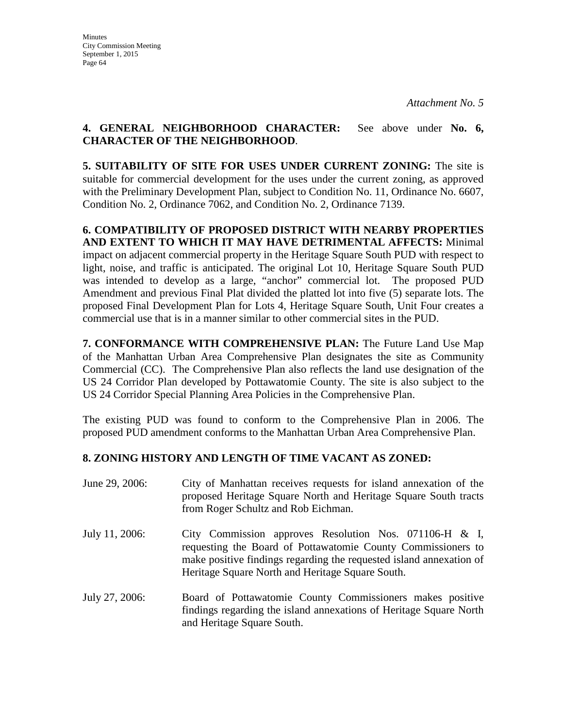*Attachment No. 5*

**4. GENERAL NEIGHBORHOOD CHARACTER:** See above under **No. 6, CHARACTER OF THE NEIGHBORHOOD**.

**5. SUITABILITY OF SITE FOR USES UNDER CURRENT ZONING:** The site is suitable for commercial development for the uses under the current zoning, as approved with the Preliminary Development Plan, subject to Condition No. 11, Ordinance No. 6607, Condition No. 2, Ordinance 7062, and Condition No. 2, Ordinance 7139.

**6. COMPATIBILITY OF PROPOSED DISTRICT WITH NEARBY PROPERTIES AND EXTENT TO WHICH IT MAY HAVE DETRIMENTAL AFFECTS:** Minimal impact on adjacent commercial property in the Heritage Square South PUD with respect to light, noise, and traffic is anticipated. The original Lot 10, Heritage Square South PUD was intended to develop as a large, "anchor" commercial lot. The proposed PUD Amendment and previous Final Plat divided the platted lot into five (5) separate lots. The proposed Final Development Plan for Lots 4, Heritage Square South, Unit Four creates a commercial use that is in a manner similar to other commercial sites in the PUD.

**7. CONFORMANCE WITH COMPREHENSIVE PLAN:** The Future Land Use Map of the Manhattan Urban Area Comprehensive Plan designates the site as Community Commercial (CC). The Comprehensive Plan also reflects the land use designation of the US 24 Corridor Plan developed by Pottawatomie County. The site is also subject to the US 24 Corridor Special Planning Area Policies in the Comprehensive Plan.

The existing PUD was found to conform to the Comprehensive Plan in 2006. The proposed PUD amendment conforms to the Manhattan Urban Area Comprehensive Plan.

**8. ZONING HISTORY AND LENGTH OF TIME VACANT AS ZONED:**

June 29, 2006: City of Manhattan receives requests for island annexation of the proposed Heritage Square North and Heritage Square South tracts from Roger Schultz and Rob Eichman.

July 11, 2006: City Commission approves Resolution Nos. 071106-H & I, requesting the Board of Pottawatomie County Commissioners to make positive findings regarding the requested island annexation of Heritage Square North and Heritage Square South.

July 27, 2006: Board of Pottawatomie County Commissioners makes positive findings regarding the island annexations of Heritage Square North and Heritage Square South.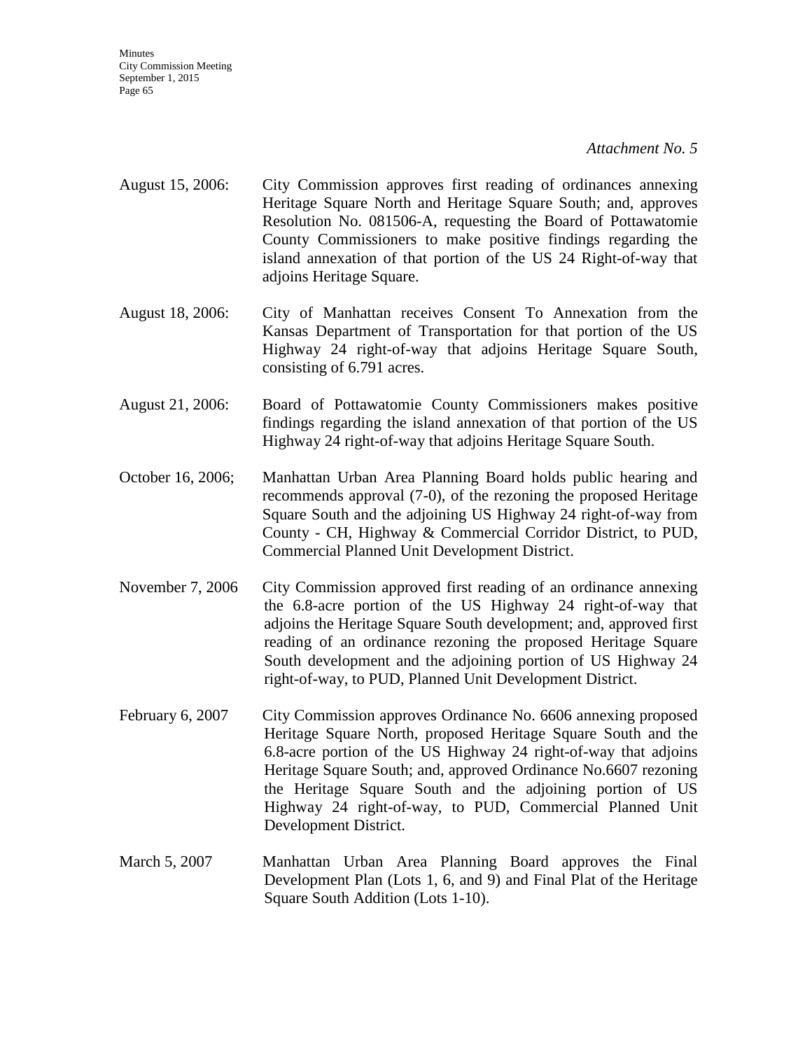*Attachment No. 5*

August 15, 2006: City Commission approves first reading of ordinances annexing Heritage Square North and Heritage Square South; and, approves Resolution No. 081506-A, requesting the Board of Pottawatomie County Commissioners to make positive findings regarding the island annexation of that portion of the US 24 Right-of-way that adjoins Heritage Square.

August 18, 2006: City of Manhattan receives Consent To Annexation from the Kansas Department of Transportation for that portion of the US Highway 24 right-of-way that adjoins Heritage Square South, consisting of 6.791 acres.

August 21, 2006: Board of Pottawatomie County Commissioners makes positive findings regarding the island annexation of that portion of the US Highway 24 right-of-way that adjoins Heritage Square South.

October 16, 2006; Manhattan Urban Area Planning Board holds public hearing and recommends approval (7-0), of the rezoning the proposed Heritage Square South and the adjoining US Highway 24 right-of-way from County - CH, Highway & Commercial Corridor District, to PUD, Commercial Planned Unit Development District.

November 7, 2006 City Commission approved first reading of an ordinance annexing the 6.8-acre portion of the US Highway 24 right-of-way that adjoins the Heritage Square South development; and, approved first reading of an ordinance rezoning the proposed Heritage Square South development and the adjoining portion of US Highway 24 right-of-way, to PUD, Planned Unit Development District.

February 6, 2007 City Commission approves Ordinance No. 6606 annexing proposed Heritage Square North, proposed Heritage Square South and the 6.8-acre portion of the US Highway 24 right-of-way that adjoins Heritage Square South; and, approved Ordinance No.6607 rezoning the Heritage Square South and the adjoining portion of US Highway 24 right-of-way, to PUD, Commercial Planned Unit Development District.

March 5, 2007 Manhattan Urban Area Planning Board approves the Final Development Plan (Lots 1, 6, and 9) and Final Plat of the Heritage Square South Addition (Lots 1-10).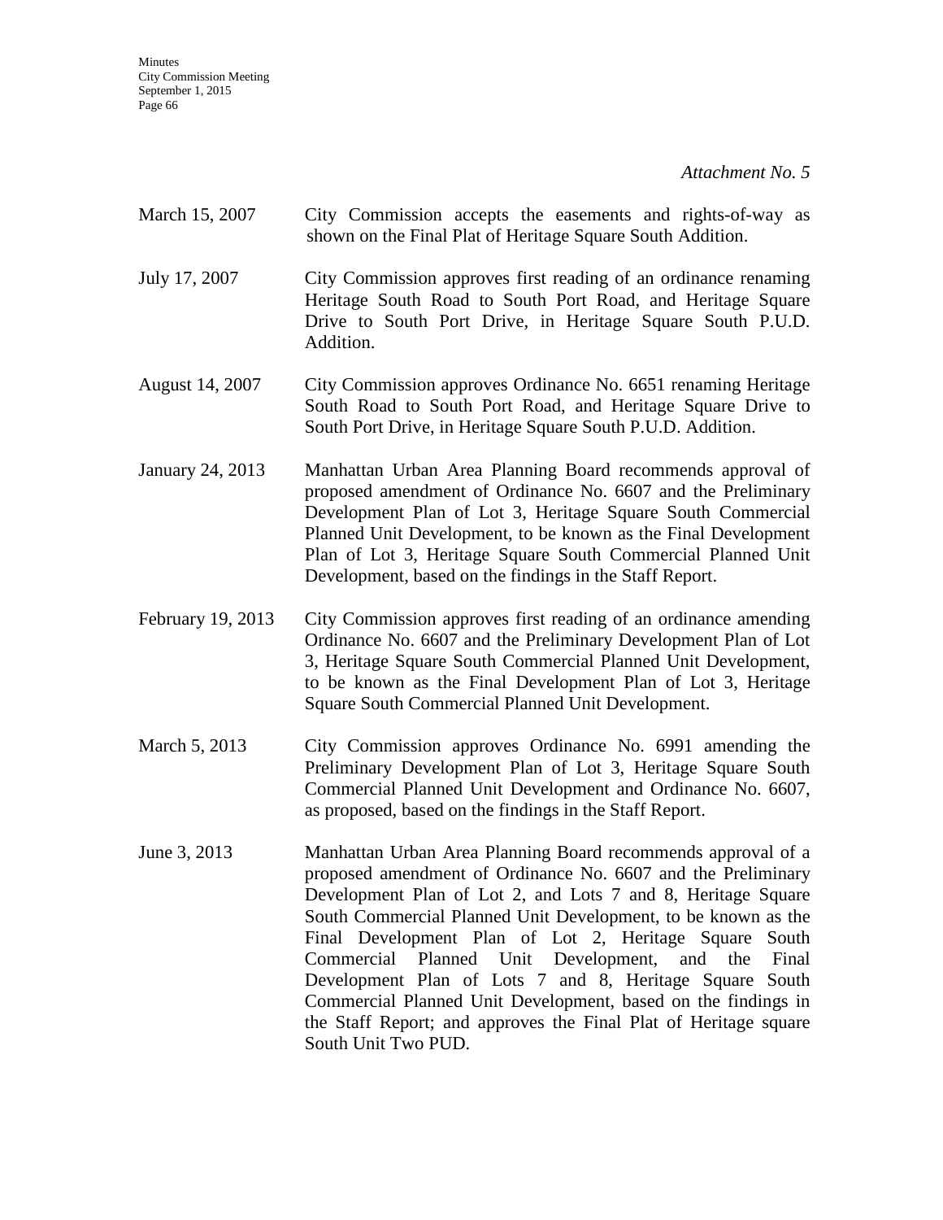*Attachment No. 5*

March 15, 2007 City Commission accepts the easements and rights-of-way as shown on the Final Plat of Heritage Square South Addition.

July 17, 2007 City Commission approves first reading of an ordinance renaming Heritage South Road to South Port Road, and Heritage Square Drive to South Port Drive, in Heritage Square South P.U.D. Addition.

August 14, 2007 City Commission approves Ordinance No. 6651 renaming Heritage South Road to South Port Road, and Heritage Square Drive to South Port Drive, in Heritage Square South P.U.D. Addition.

January 24, 2013 Manhattan Urban Area Planning Board recommends approval of proposed amendment of Ordinance No. 6607 and the Preliminary Development Plan of Lot 3, Heritage Square South Commercial Planned Unit Development, to be known as the Final Development Plan of Lot 3, Heritage Square South Commercial Planned Unit Development, based on the findings in the Staff Report.

February 19, 2013 City Commission approves first reading of an ordinance amending Ordinance No. 6607 and the Preliminary Development Plan of Lot 3, Heritage Square South Commercial Planned Unit Development, to be known as the Final Development Plan of Lot 3, Heritage Square South Commercial Planned Unit Development.

March 5, 2013 City Commission approves Ordinance No. 6991 amending the Preliminary Development Plan of Lot 3, Heritage Square South Commercial Planned Unit Development and Ordinance No. 6607, as proposed, based on the findings in the Staff Report.

June 3, 2013 Manhattan Urban Area Planning Board recommends approval of a proposed amendment of Ordinance No. 6607 and the Preliminary Development Plan of Lot 2, and Lots 7 and 8, Heritage Square South Commercial Planned Unit Development, to be known as the Final Development Plan of Lot 2, Heritage Square South Commercial Planned Unit Development, and the Final Development Plan of Lots 7 and 8, Heritage Square South Commercial Planned Unit Development, based on the findings in the Staff Report; and approves the Final Plat of Heritage square South Unit Two PUD.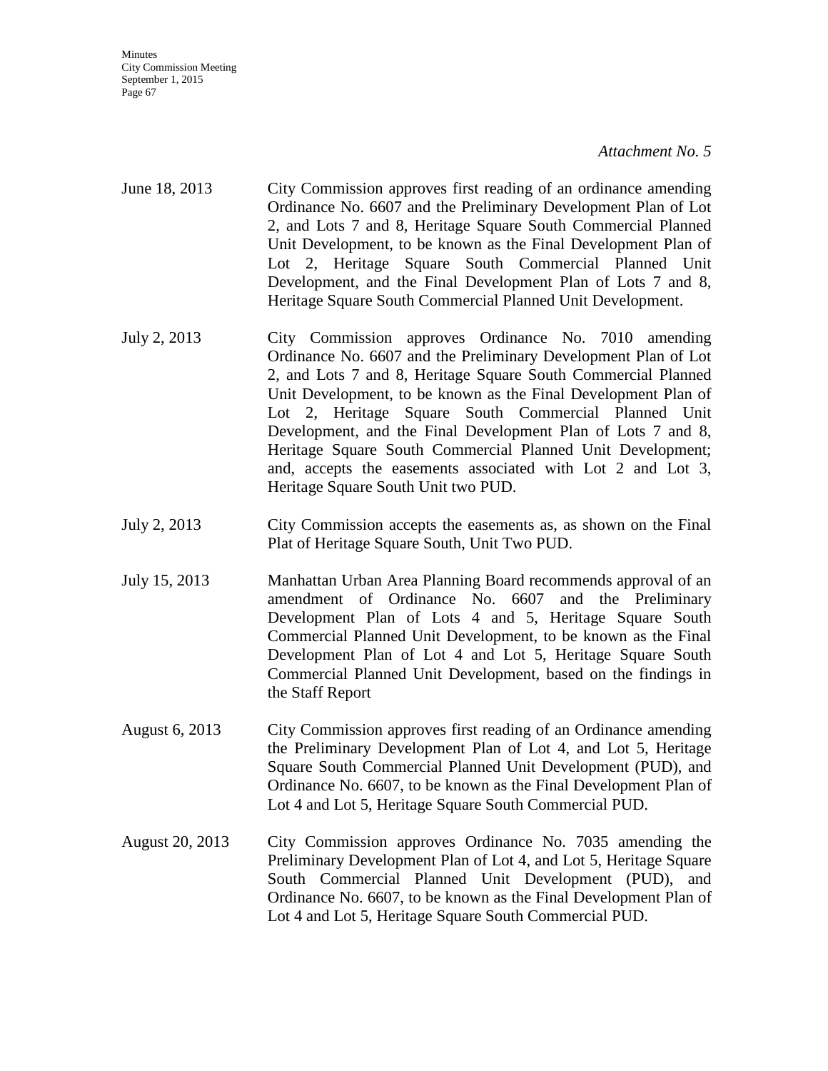*Attachment No. 5*

| | |
|---|---|
| June 18, 2013 | City Commission approves first reading of an ordinance amending Ordinance No. 6607 and the Preliminary Development Plan of Lot 2, and Lots 7 and 8, Heritage Square South Commercial Planned Unit Development, to be known as the Final Development Plan of Lot 2, Heritage Square South Commercial Planned Unit Development, and the Final Development Plan of Lots 7 and 8, Heritage Square South Commercial Planned Unit Development. |
| July 2, 2013 | City Commission approves Ordinance No. 7010 amending Ordinance No. 6607 and the Preliminary Development Plan of Lot 2, and Lots 7 and 8, Heritage Square South Commercial Planned Unit Development, to be known as the Final Development Plan of Lot 2, Heritage Square South Commercial Planned Unit Development, and the Final Development Plan of Lots 7 and 8, Heritage Square South Commercial Planned Unit Development; and, accepts the easements associated with Lot 2 and Lot 3, Heritage Square South Unit two PUD. |
| July 2, 2013 | City Commission accepts the easements as, as shown on the Final Plat of Heritage Square South, Unit Two PUD. |
| July 15, 2013 | Manhattan Urban Area Planning Board recommends approval of an amendment of Ordinance No. 6607 and the Preliminary Development Plan of Lots 4 and 5, Heritage Square South Commercial Planned Unit Development, to be known as the Final Development Plan of Lot 4 and Lot 5, Heritage Square South Commercial Planned Unit Development, based on the findings in the Staff Report |
| August 6, 2013 | City Commission approves first reading of an Ordinance amending the Preliminary Development Plan of Lot 4, and Lot 5, Heritage Square South Commercial Planned Unit Development (PUD), and Ordinance No. 6607, to be known as the Final Development Plan of Lot 4 and Lot 5, Heritage Square South Commercial PUD. |
| August 20, 2013 | City Commission approves Ordinance No. 7035 amending the Preliminary Development Plan of Lot 4, and Lot 5, Heritage Square South Commercial Planned Unit Development (PUD), and Ordinance No. 6607, to be known as the Final Development Plan of Lot 4 and Lot 5, Heritage Square South Commercial PUD. |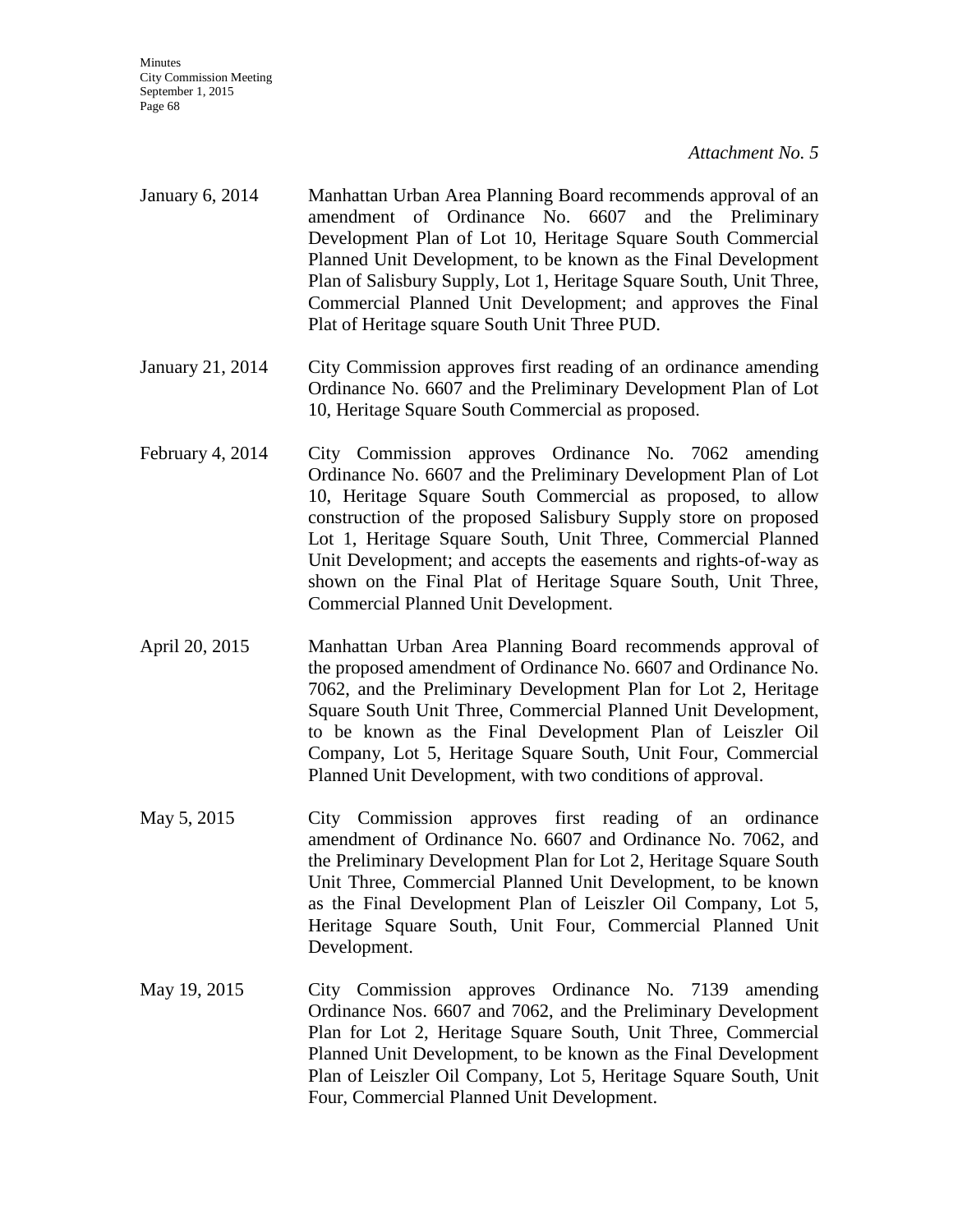*Attachment No. 5*

January 6, 2014 Manhattan Urban Area Planning Board recommends approval of an amendment of Ordinance No. 6607 and the Preliminary Development Plan of Lot 10, Heritage Square South Commercial Planned Unit Development, to be known as the Final Development Plan of Salisbury Supply, Lot 1, Heritage Square South, Unit Three, Commercial Planned Unit Development; and approves the Final Plat of Heritage square South Unit Three PUD.

January 21, 2014 City Commission approves first reading of an ordinance amending Ordinance No. 6607 and the Preliminary Development Plan of Lot 10, Heritage Square South Commercial as proposed.

February 4, 2014 City Commission approves Ordinance No. 7062 amending Ordinance No. 6607 and the Preliminary Development Plan of Lot 10, Heritage Square South Commercial as proposed, to allow construction of the proposed Salisbury Supply store on proposed Lot 1, Heritage Square South, Unit Three, Commercial Planned Unit Development; and accepts the easements and rights-of-way as shown on the Final Plat of Heritage Square South, Unit Three, Commercial Planned Unit Development.

April 20, 2015 Manhattan Urban Area Planning Board recommends approval of the proposed amendment of Ordinance No. 6607 and Ordinance No. 7062, and the Preliminary Development Plan for Lot 2, Heritage Square South Unit Three, Commercial Planned Unit Development, to be known as the Final Development Plan of Leiszler Oil Company, Lot 5, Heritage Square South, Unit Four, Commercial Planned Unit Development, with two conditions of approval.

May 5, 2015 City Commission approves first reading of an ordinance amendment of Ordinance No. 6607 and Ordinance No. 7062, and the Preliminary Development Plan for Lot 2, Heritage Square South Unit Three, Commercial Planned Unit Development, to be known as the Final Development Plan of Leiszler Oil Company, Lot 5, Heritage Square South, Unit Four, Commercial Planned Unit Development.

May 19, 2015 City Commission approves Ordinance No. 7139 amending Ordinance Nos. 6607 and 7062, and the Preliminary Development Plan for Lot 2, Heritage Square South, Unit Three, Commercial Planned Unit Development, to be known as the Final Development Plan of Leiszler Oil Company, Lot 5, Heritage Square South, Unit Four, Commercial Planned Unit Development.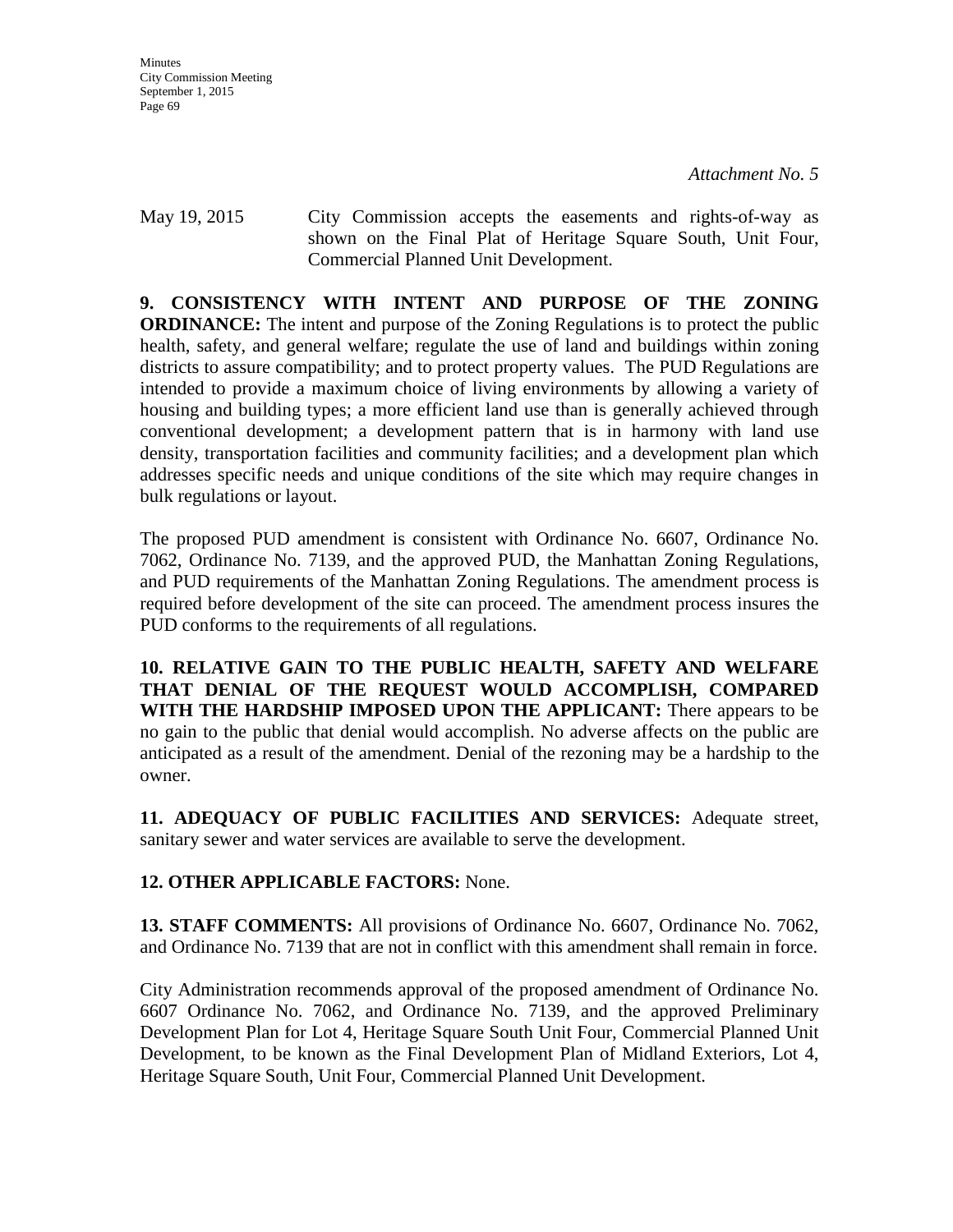*Attachment No. 5*

May 19, 2015 City Commission accepts the easements and rights-of-way as shown on the Final Plat of Heritage Square South, Unit Four, Commercial Planned Unit Development.

**9. CONSISTENCY WITH INTENT AND PURPOSE OF THE ZONING ORDINANCE:** The intent and purpose of the Zoning Regulations is to protect the public health, safety, and general welfare; regulate the use of land and buildings within zoning districts to assure compatibility; and to protect property values. The PUD Regulations are intended to provide a maximum choice of living environments by allowing a variety of housing and building types; a more efficient land use than is generally achieved through conventional development; a development pattern that is in harmony with land use density, transportation facilities and community facilities; and a development plan which addresses specific needs and unique conditions of the site which may require changes in bulk regulations or layout.

The proposed PUD amendment is consistent with Ordinance No. 6607, Ordinance No. 7062, Ordinance No. 7139, and the approved PUD, the Manhattan Zoning Regulations, and PUD requirements of the Manhattan Zoning Regulations. The amendment process is required before development of the site can proceed. The amendment process insures the PUD conforms to the requirements of all regulations.

**10. RELATIVE GAIN TO THE PUBLIC HEALTH, SAFETY AND WELFARE THAT DENIAL OF THE REQUEST WOULD ACCOMPLISH, COMPARED WITH THE HARDSHIP IMPOSED UPON THE APPLICANT:** There appears to be no gain to the public that denial would accomplish. No adverse affects on the public are anticipated as a result of the amendment. Denial of the rezoning may be a hardship to the owner.

**11. ADEQUACY OF PUBLIC FACILITIES AND SERVICES:** Adequate street, sanitary sewer and water services are available to serve the development.

**12. OTHER APPLICABLE FACTORS:** None.

**13. STAFF COMMENTS:** All provisions of Ordinance No. 6607, Ordinance No. 7062, and Ordinance No. 7139 that are not in conflict with this amendment shall remain in force.

City Administration recommends approval of the proposed amendment of Ordinance No. 6607 Ordinance No. 7062, and Ordinance No. 7139, and the approved Preliminary Development Plan for Lot 4, Heritage Square South Unit Four, Commercial Planned Unit Development, to be known as the Final Development Plan of Midland Exteriors, Lot 4, Heritage Square South, Unit Four, Commercial Planned Unit Development.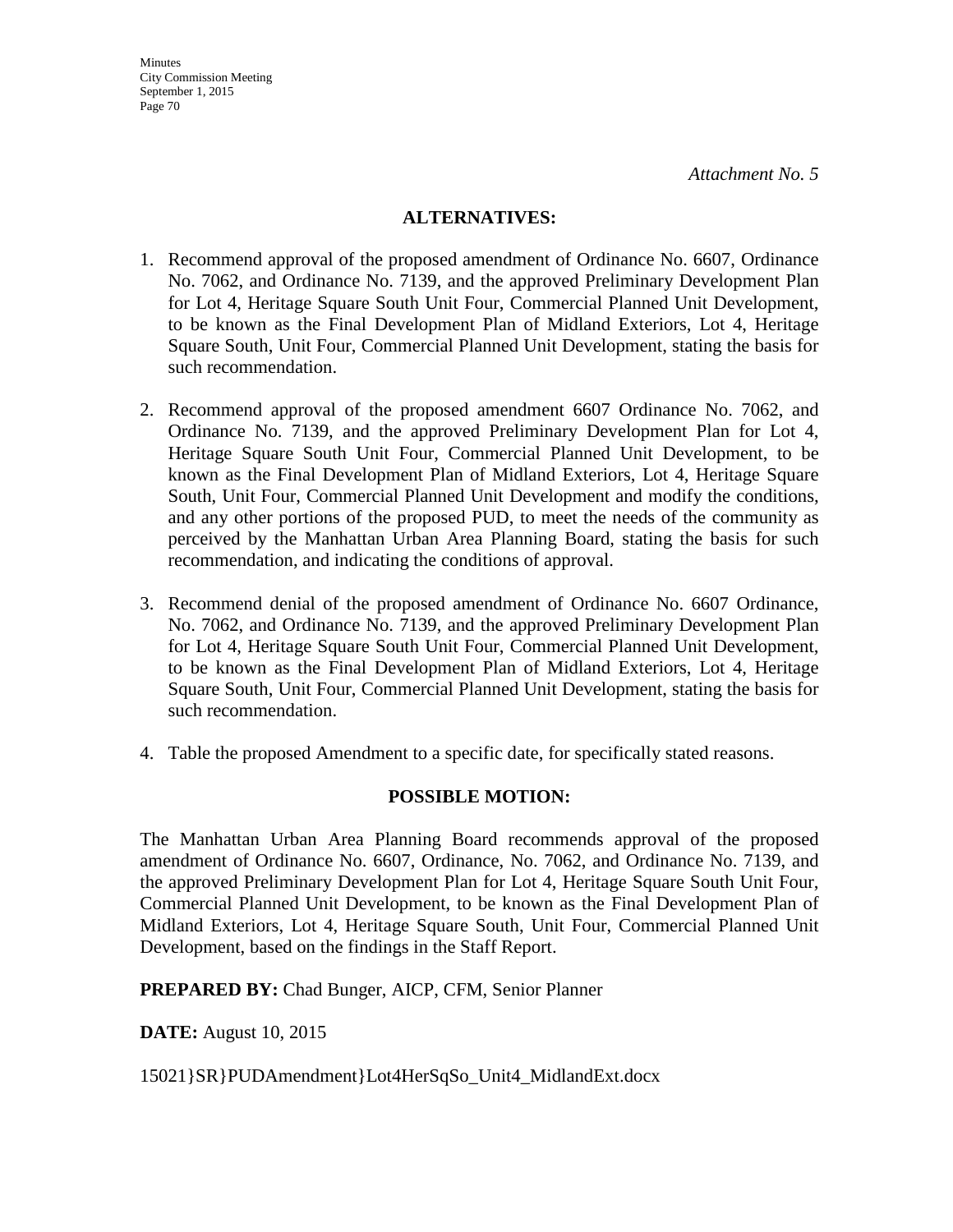*Attachment No. 5*

**ALTERNATIVES:**

1. Recommend approval of the proposed amendment of Ordinance No. 6607, Ordinance No. 7062, and Ordinance No. 7139, and the approved Preliminary Development Plan for Lot 4, Heritage Square South Unit Four, Commercial Planned Unit Development, to be known as the Final Development Plan of Midland Exteriors, Lot 4, Heritage Square South, Unit Four, Commercial Planned Unit Development, stating the basis for such recommendation.

2. Recommend approval of the proposed amendment 6607 Ordinance No. 7062, and Ordinance No. 7139, and the approved Preliminary Development Plan for Lot 4, Heritage Square South Unit Four, Commercial Planned Unit Development, to be known as the Final Development Plan of Midland Exteriors, Lot 4, Heritage Square South, Unit Four, Commercial Planned Unit Development and modify the conditions, and any other portions of the proposed PUD, to meet the needs of the community as perceived by the Manhattan Urban Area Planning Board, stating the basis for such recommendation, and indicating the conditions of approval.

3. Recommend denial of the proposed amendment of Ordinance No. 6607 Ordinance, No. 7062, and Ordinance No. 7139, and the approved Preliminary Development Plan for Lot 4, Heritage Square South Unit Four, Commercial Planned Unit Development, to be known as the Final Development Plan of Midland Exteriors, Lot 4, Heritage Square South, Unit Four, Commercial Planned Unit Development, stating the basis for such recommendation.

4. Table the proposed Amendment to a specific date, for specifically stated reasons.

**POSSIBLE MOTION:**

The Manhattan Urban Area Planning Board recommends approval of the proposed amendment of Ordinance No. 6607, Ordinance, No. 7062, and Ordinance No. 7139, and the approved Preliminary Development Plan for Lot 4, Heritage Square South Unit Four, Commercial Planned Unit Development, to be known as the Final Development Plan of Midland Exteriors, Lot 4, Heritage Square South, Unit Four, Commercial Planned Unit Development, based on the findings in the Staff Report.

**PREPARED BY:** Chad Bunger, AICP, CFM, Senior Planner

**DATE:** August 10, 2015

15021}SR}PUDAmendment}Lot4HerSqSo_Unit4_MidlandExt.docx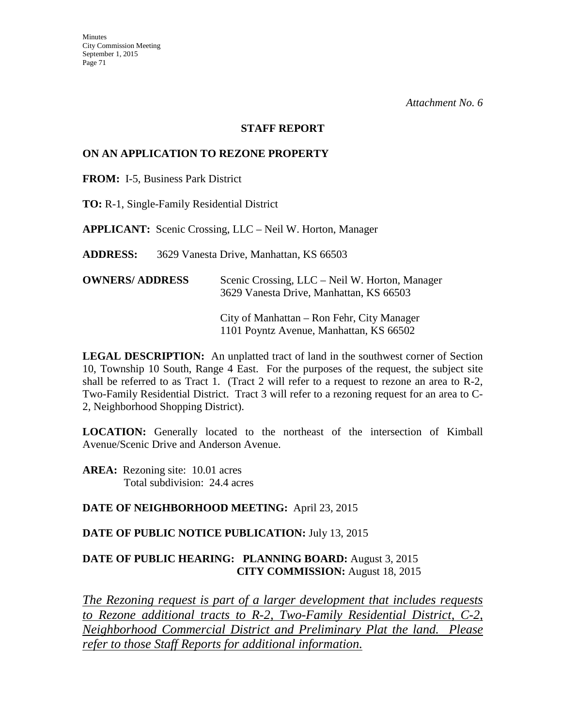*Attachment No. 6*

**STAFF REPORT**

**ON AN APPLICATION TO REZONE PROPERTY**

**FROM:** I-5, Business Park District

**TO:** R-1, Single-Family Residential District

**APPLICANT:** Scenic Crossing, LLC – Neil W. Horton, Manager

**ADDRESS:** 3629 Vanesta Drive, Manhattan, KS 66503

**OWNERS/ ADDRESS** Scenic Crossing, LLC – Neil W. Horton, Manager
3629 Vanesta Drive, Manhattan, KS 66503

City of Manhattan – Ron Fehr, City Manager
1101 Poyntz Avenue, Manhattan, KS 66502

**LEGAL DESCRIPTION:** An unplatted tract of land in the southwest corner of Section 10, Township 10 South, Range 4 East. For the purposes of the request, the subject site shall be referred to as Tract 1. (Tract 2 will refer to a request to rezone an area to R-2, Two-Family Residential District. Tract 3 will refer to a rezoning request for an area to C-2, Neighborhood Shopping District).

**LOCATION:** Generally located to the northeast of the intersection of Kimball Avenue/Scenic Drive and Anderson Avenue.

**AREA:** Rezoning site: 10.01 acres
Total subdivision: 24.4 acres

**DATE OF NEIGHBORHOOD MEETING:** April 23, 2015

**DATE OF PUBLIC NOTICE PUBLICATION:** July 13, 2015

**DATE OF PUBLIC HEARING: PLANNING BOARD:** August 3, 2015
**CITY COMMISSION:** August 18, 2015

*The Rezoning request is part of a larger development that includes requests to Rezone additional tracts to R-2, Two-Family Residential District, C-2, Neighborhood Commercial District and Preliminary Plat the land. Please refer to those Staff Reports for additional information.*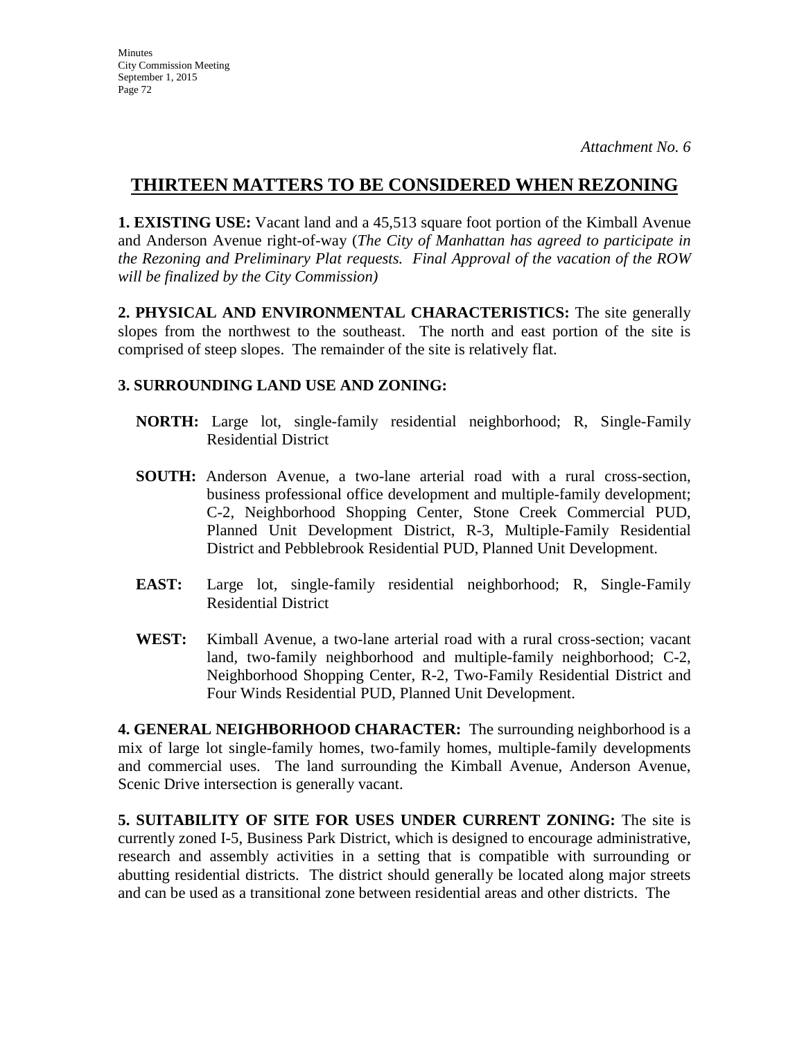*Attachment No. 6*

## THIRTEEN MATTERS TO BE CONSIDERED WHEN REZONING

**1. EXISTING USE:** Vacant land and a 45,513 square foot portion of the Kimball Avenue and Anderson Avenue right-of-way (*The City of Manhattan has agreed to participate in the Rezoning and Preliminary Plat requests. Final Approval of the vacation of the ROW will be finalized by the City Commission)*

**2. PHYSICAL AND ENVIRONMENTAL CHARACTERISTICS:** The site generally slopes from the northwest to the southeast. The north and east portion of the site is comprised of steep slopes. The remainder of the site is relatively flat.

**3. SURROUNDING LAND USE AND ZONING:**

**NORTH:** Large lot, single-family residential neighborhood; R, Single-Family Residential District

**SOUTH:** Anderson Avenue, a two-lane arterial road with a rural cross-section, business professional office development and multiple-family development; C-2, Neighborhood Shopping Center, Stone Creek Commercial PUD, Planned Unit Development District, R-3, Multiple-Family Residential District and Pebblebrook Residential PUD, Planned Unit Development.

**EAST:** Large lot, single-family residential neighborhood; R, Single-Family Residential District

**WEST:** Kimball Avenue, a two-lane arterial road with a rural cross-section; vacant land, two-family neighborhood and multiple-family neighborhood; C-2, Neighborhood Shopping Center, R-2, Two-Family Residential District and Four Winds Residential PUD, Planned Unit Development.

**4. GENERAL NEIGHBORHOOD CHARACTER:** The surrounding neighborhood is a mix of large lot single-family homes, two-family homes, multiple-family developments and commercial uses. The land surrounding the Kimball Avenue, Anderson Avenue, Scenic Drive intersection is generally vacant.

**5. SUITABILITY OF SITE FOR USES UNDER CURRENT ZONING:** The site is currently zoned I-5, Business Park District, which is designed to encourage administrative, research and assembly activities in a setting that is compatible with surrounding or abutting residential districts. The district should generally be located along major streets and can be used as a transitional zone between residential areas and other districts. The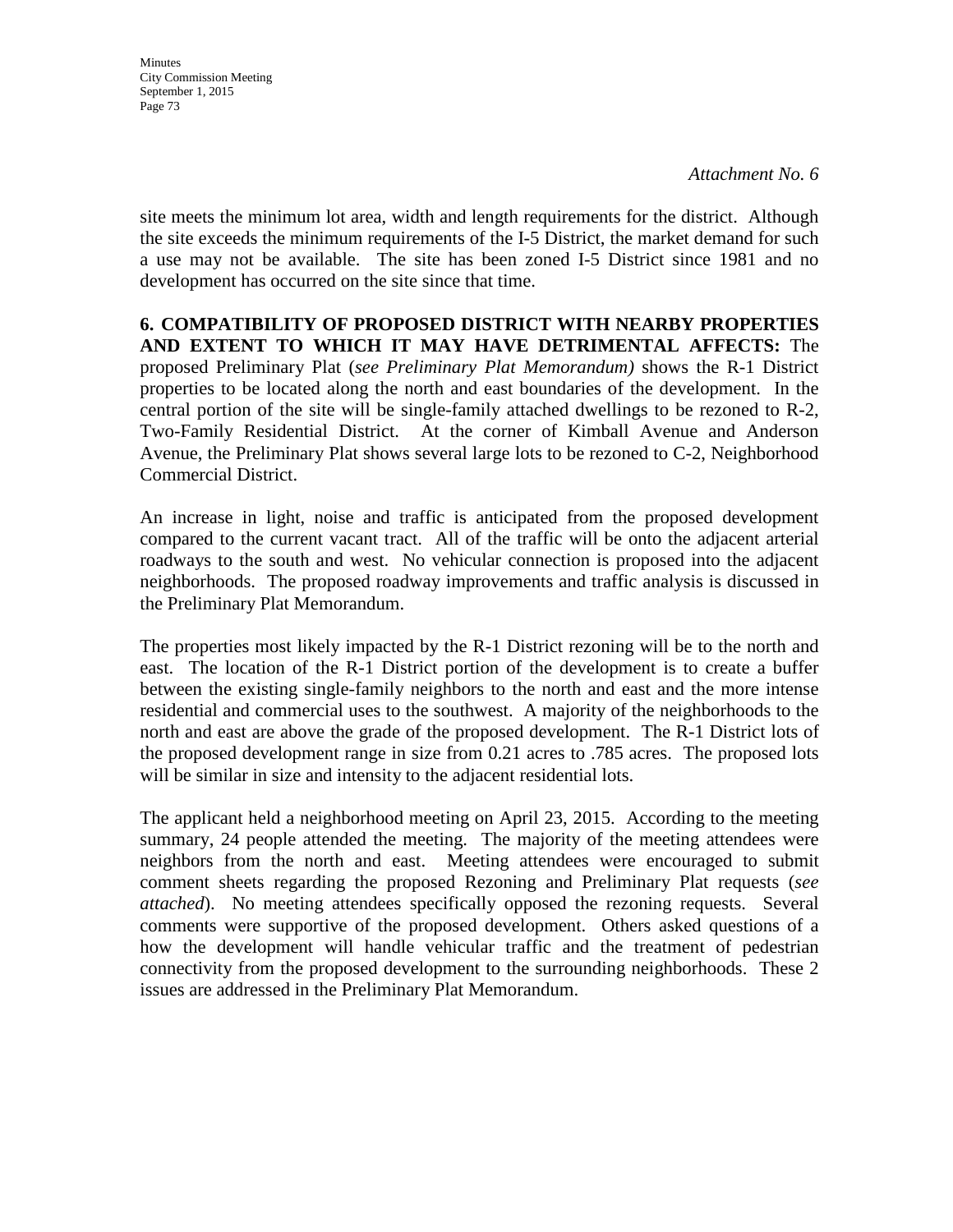*Attachment No. 6*

site meets the minimum lot area, width and length requirements for the district. Although the site exceeds the minimum requirements of the I-5 District, the market demand for such a use may not be available. The site has been zoned I-5 District since 1981 and no development has occurred on the site since that time.

**6. COMPATIBILITY OF PROPOSED DISTRICT WITH NEARBY PROPERTIES AND EXTENT TO WHICH IT MAY HAVE DETRIMENTAL AFFECTS:** The proposed Preliminary Plat (*see Preliminary Plat Memorandum)* shows the R-1 District properties to be located along the north and east boundaries of the development. In the central portion of the site will be single-family attached dwellings to be rezoned to R-2, Two-Family Residential District. At the corner of Kimball Avenue and Anderson Avenue, the Preliminary Plat shows several large lots to be rezoned to C-2, Neighborhood Commercial District.

An increase in light, noise and traffic is anticipated from the proposed development compared to the current vacant tract. All of the traffic will be onto the adjacent arterial roadways to the south and west. No vehicular connection is proposed into the adjacent neighborhoods. The proposed roadway improvements and traffic analysis is discussed in the Preliminary Plat Memorandum.

The properties most likely impacted by the R-1 District rezoning will be to the north and east. The location of the R-1 District portion of the development is to create a buffer between the existing single-family neighbors to the north and east and the more intense residential and commercial uses to the southwest. A majority of the neighborhoods to the north and east are above the grade of the proposed development. The R-1 District lots of the proposed development range in size from 0.21 acres to .785 acres. The proposed lots will be similar in size and intensity to the adjacent residential lots.

The applicant held a neighborhood meeting on April 23, 2015. According to the meeting summary, 24 people attended the meeting. The majority of the meeting attendees were neighbors from the north and east. Meeting attendees were encouraged to submit comment sheets regarding the proposed Rezoning and Preliminary Plat requests (*see attached*). No meeting attendees specifically opposed the rezoning requests. Several comments were supportive of the proposed development. Others asked questions of a how the development will handle vehicular traffic and the treatment of pedestrian connectivity from the proposed development to the surrounding neighborhoods. These 2 issues are addressed in the Preliminary Plat Memorandum.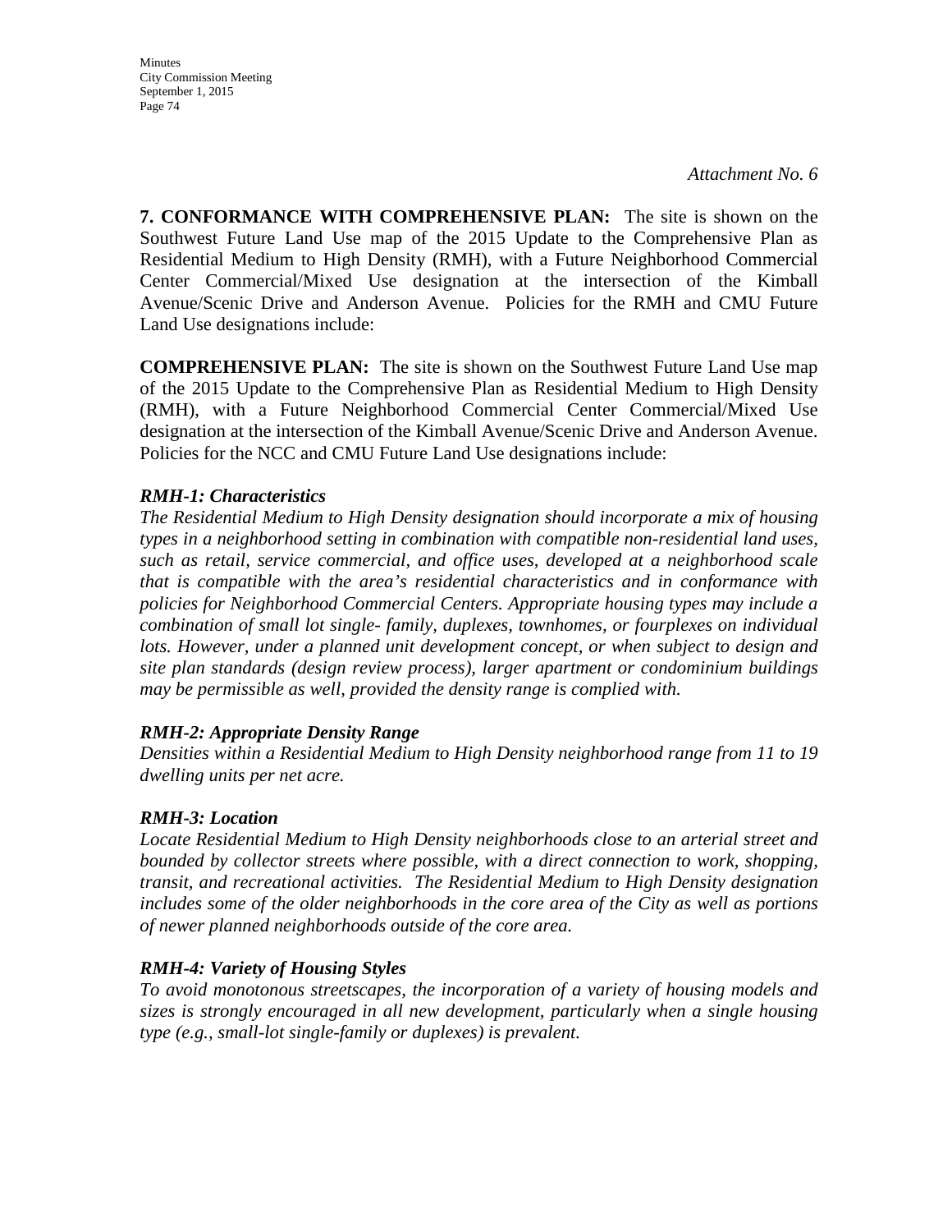*Attachment No. 6*

**7. CONFORMANCE WITH COMPREHENSIVE PLAN:** The site is shown on the Southwest Future Land Use map of the 2015 Update to the Comprehensive Plan as Residential Medium to High Density (RMH), with a Future Neighborhood Commercial Center Commercial/Mixed Use designation at the intersection of the Kimball Avenue/Scenic Drive and Anderson Avenue. Policies for the RMH and CMU Future Land Use designations include:

**COMPREHENSIVE PLAN:** The site is shown on the Southwest Future Land Use map of the 2015 Update to the Comprehensive Plan as Residential Medium to High Density (RMH), with a Future Neighborhood Commercial Center Commercial/Mixed Use designation at the intersection of the Kimball Avenue/Scenic Drive and Anderson Avenue. Policies for the NCC and CMU Future Land Use designations include:

***RMH-1: Characteristics***

*The Residential Medium to High Density designation should incorporate a mix of housing types in a neighborhood setting in combination with compatible non-residential land uses, such as retail, service commercial, and office uses, developed at a neighborhood scale that is compatible with the area's residential characteristics and in conformance with policies for Neighborhood Commercial Centers. Appropriate housing types may include a combination of small lot single- family, duplexes, townhomes, or fourplexes on individual lots. However, under a planned unit development concept, or when subject to design and site plan standards (design review process), larger apartment or condominium buildings may be permissible as well, provided the density range is complied with.*

***RMH-2: Appropriate Density Range***

*Densities within a Residential Medium to High Density neighborhood range from 11 to 19 dwelling units per net acre.*

***RMH-3: Location***

*Locate Residential Medium to High Density neighborhoods close to an arterial street and bounded by collector streets where possible, with a direct connection to work, shopping, transit, and recreational activities. The Residential Medium to High Density designation includes some of the older neighborhoods in the core area of the City as well as portions of newer planned neighborhoods outside of the core area.*

***RMH-4: Variety of Housing Styles***

*To avoid monotonous streetscapes, the incorporation of a variety of housing models and sizes is strongly encouraged in all new development, particularly when a single housing type (e.g., small-lot single-family or duplexes) is prevalent.*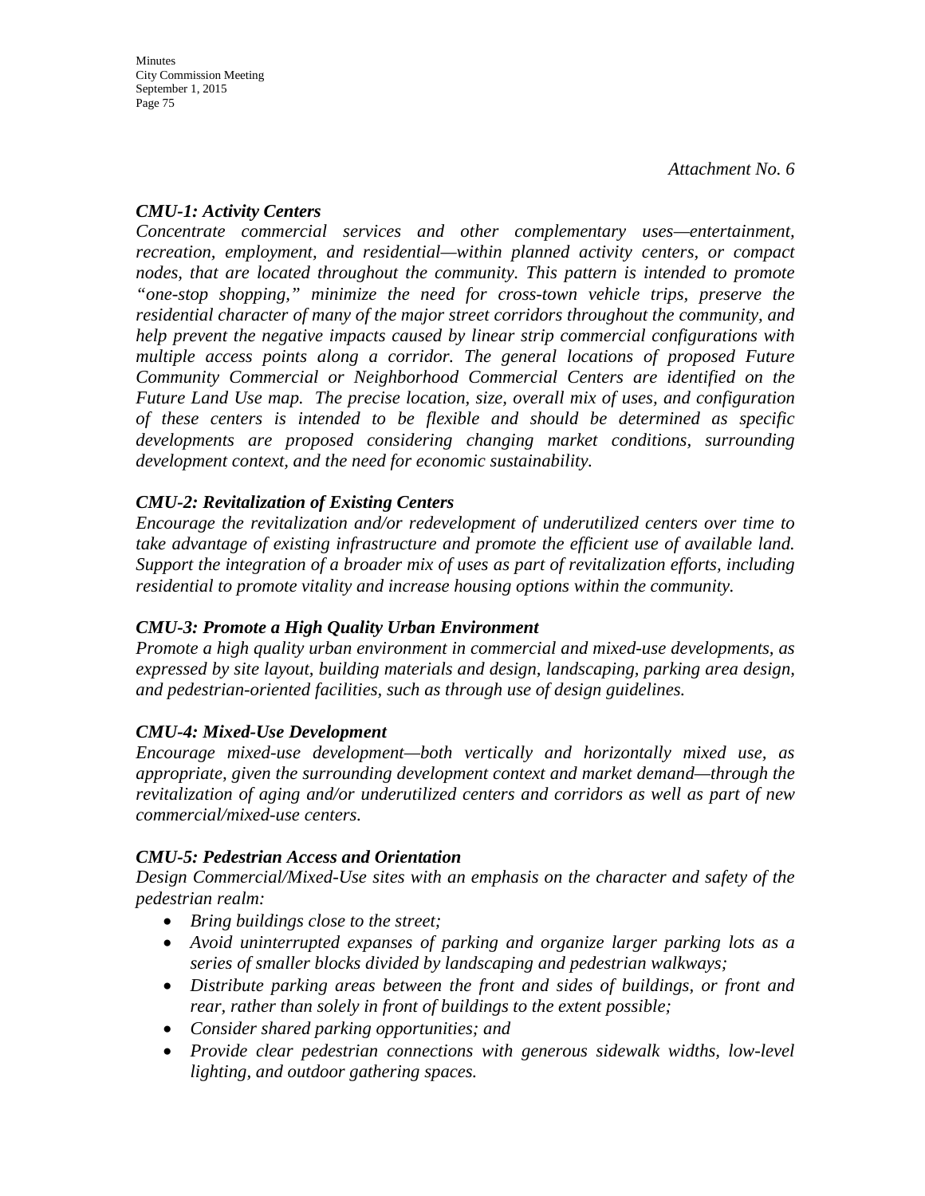*Attachment No. 6*

***CMU-1: Activity Centers***

*Concentrate commercial services and other complementary uses—entertainment, recreation, employment, and residential—within planned activity centers, or compact nodes, that are located throughout the community. This pattern is intended to promote "one-stop shopping," minimize the need for cross-town vehicle trips, preserve the residential character of many of the major street corridors throughout the community, and help prevent the negative impacts caused by linear strip commercial configurations with multiple access points along a corridor. The general locations of proposed Future Community Commercial or Neighborhood Commercial Centers are identified on the Future Land Use map. The precise location, size, overall mix of uses, and configuration of these centers is intended to be flexible and should be determined as specific developments are proposed considering changing market conditions, surrounding development context, and the need for economic sustainability.*

***CMU-2: Revitalization of Existing Centers***

*Encourage the revitalization and/or redevelopment of underutilized centers over time to take advantage of existing infrastructure and promote the efficient use of available land. Support the integration of a broader mix of uses as part of revitalization efforts, including residential to promote vitality and increase housing options within the community.*

***CMU-3: Promote a High Quality Urban Environment***

*Promote a high quality urban environment in commercial and mixed-use developments, as expressed by site layout, building materials and design, landscaping, parking area design, and pedestrian-oriented facilities, such as through use of design guidelines.*

***CMU-4: Mixed-Use Development***

*Encourage mixed-use development—both vertically and horizontally mixed use, as appropriate, given the surrounding development context and market demand—through the revitalization of aging and/or underutilized centers and corridors as well as part of new commercial/mixed-use centers.*

***CMU-5: Pedestrian Access and Orientation***

*Design Commercial/Mixed-Use sites with an emphasis on the character and safety of the pedestrian realm:*

- *Bring buildings close to the street;*
- *Avoid uninterrupted expanses of parking and organize larger parking lots as a series of smaller blocks divided by landscaping and pedestrian walkways;*
- *Distribute parking areas between the front and sides of buildings, or front and rear, rather than solely in front of buildings to the extent possible;*
- *Consider shared parking opportunities; and*
- *Provide clear pedestrian connections with generous sidewalk widths, low-level lighting, and outdoor gathering spaces.*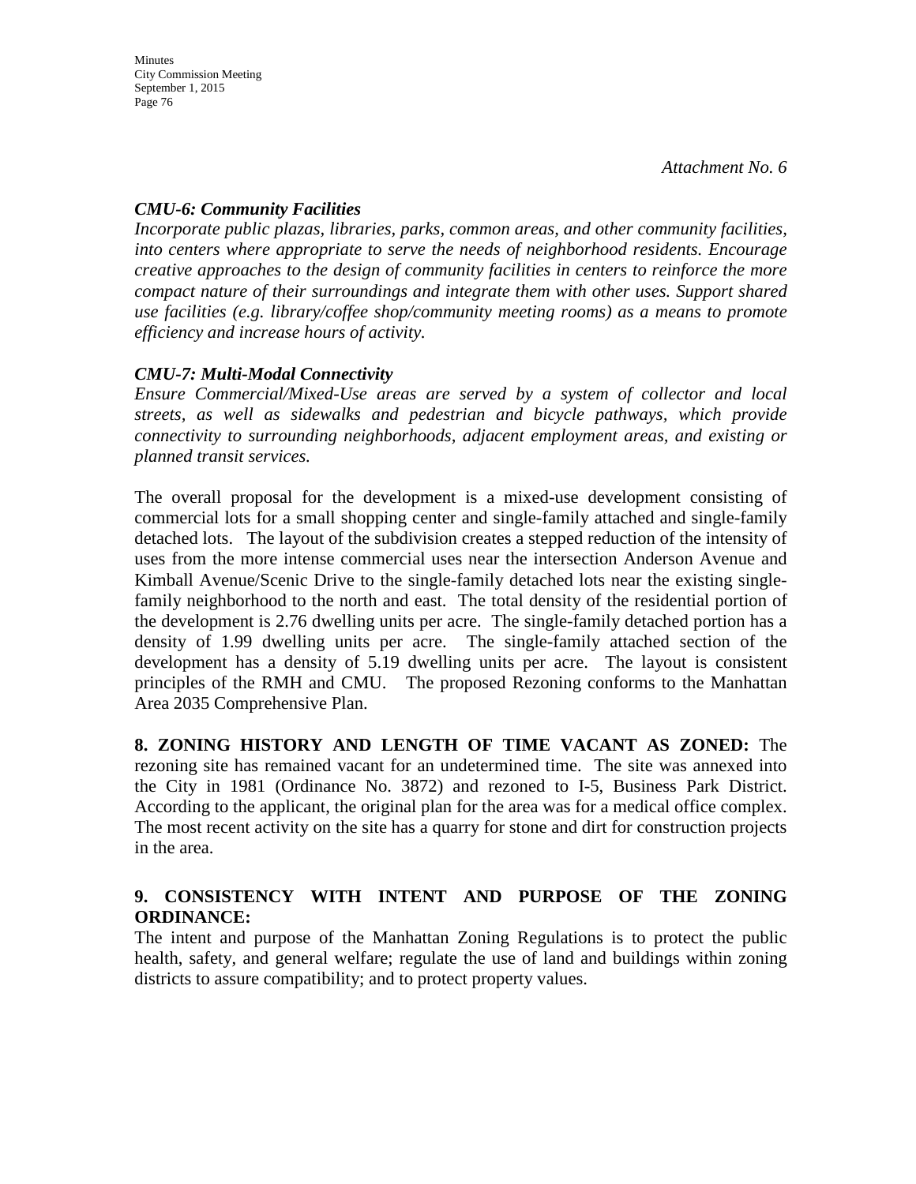*Attachment No. 6*

***CMU-6: Community Facilities***

*Incorporate public plazas, libraries, parks, common areas, and other community facilities, into centers where appropriate to serve the needs of neighborhood residents. Encourage creative approaches to the design of community facilities in centers to reinforce the more compact nature of their surroundings and integrate them with other uses. Support shared use facilities (e.g. library/coffee shop/community meeting rooms) as a means to promote efficiency and increase hours of activity.*

***CMU-7: Multi-Modal Connectivity***

*Ensure Commercial/Mixed-Use areas are served by a system of collector and local streets, as well as sidewalks and pedestrian and bicycle pathways, which provide connectivity to surrounding neighborhoods, adjacent employment areas, and existing or planned transit services.*

The overall proposal for the development is a mixed-use development consisting of commercial lots for a small shopping center and single-family attached and single-family detached lots. The layout of the subdivision creates a stepped reduction of the intensity of uses from the more intense commercial uses near the intersection Anderson Avenue and Kimball Avenue/Scenic Drive to the single-family detached lots near the existing single-family neighborhood to the north and east. The total density of the residential portion of the development is 2.76 dwelling units per acre. The single-family detached portion has a density of 1.99 dwelling units per acre. The single-family attached section of the development has a density of 5.19 dwelling units per acre. The layout is consistent principles of the RMH and CMU. The proposed Rezoning conforms to the Manhattan Area 2035 Comprehensive Plan.

**8. ZONING HISTORY AND LENGTH OF TIME VACANT AS ZONED:** The rezoning site has remained vacant for an undetermined time. The site was annexed into the City in 1981 (Ordinance No. 3872) and rezoned to I-5, Business Park District. According to the applicant, the original plan for the area was for a medical office complex. The most recent activity on the site has a quarry for stone and dirt for construction projects in the area.

**9. CONSISTENCY WITH INTENT AND PURPOSE OF THE ZONING ORDINANCE:**

The intent and purpose of the Manhattan Zoning Regulations is to protect the public health, safety, and general welfare; regulate the use of land and buildings within zoning districts to assure compatibility; and to protect property values.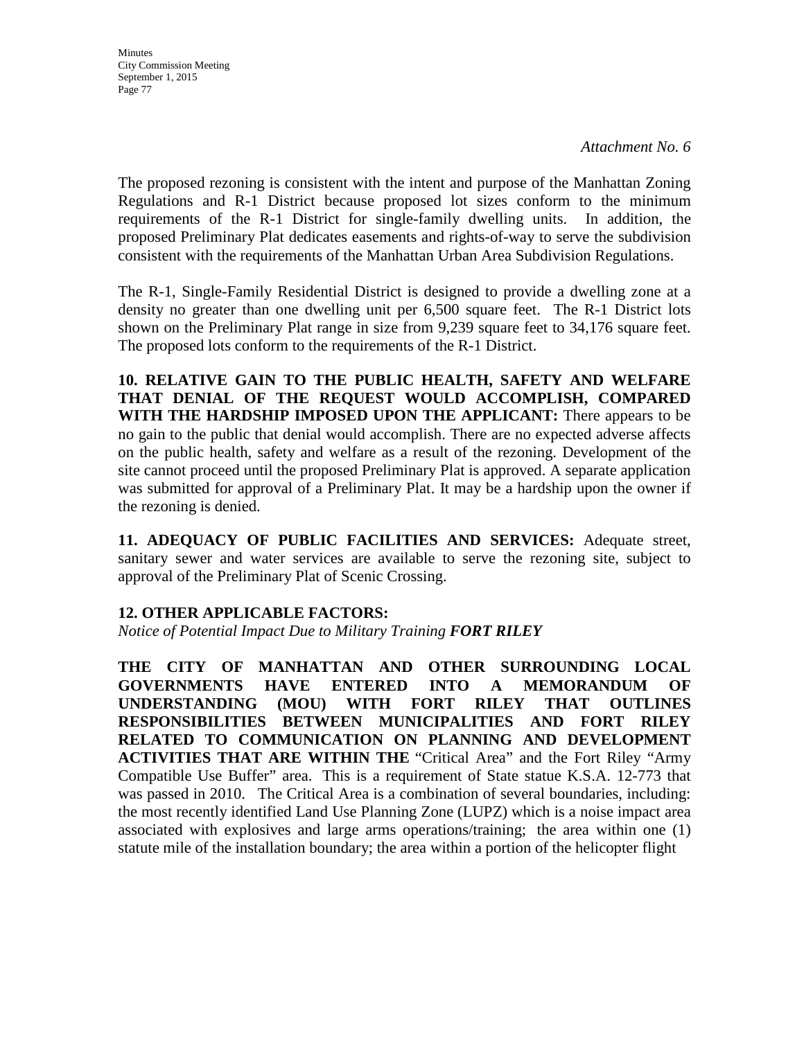*Attachment No. 6*

The proposed rezoning is consistent with the intent and purpose of the Manhattan Zoning Regulations and R-1 District because proposed lot sizes conform to the minimum requirements of the R-1 District for single-family dwelling units. In addition, the proposed Preliminary Plat dedicates easements and rights-of-way to serve the subdivision consistent with the requirements of the Manhattan Urban Area Subdivision Regulations.

The R-1, Single-Family Residential District is designed to provide a dwelling zone at a density no greater than one dwelling unit per 6,500 square feet. The R-1 District lots shown on the Preliminary Plat range in size from 9,239 square feet to 34,176 square feet. The proposed lots conform to the requirements of the R-1 District.

**10. RELATIVE GAIN TO THE PUBLIC HEALTH, SAFETY AND WELFARE THAT DENIAL OF THE REQUEST WOULD ACCOMPLISH, COMPARED WITH THE HARDSHIP IMPOSED UPON THE APPLICANT:** There appears to be no gain to the public that denial would accomplish. There are no expected adverse affects on the public health, safety and welfare as a result of the rezoning. Development of the site cannot proceed until the proposed Preliminary Plat is approved. A separate application was submitted for approval of a Preliminary Plat. It may be a hardship upon the owner if the rezoning is denied.

**11. ADEQUACY OF PUBLIC FACILITIES AND SERVICES:** Adequate street, sanitary sewer and water services are available to serve the rezoning site, subject to approval of the Preliminary Plat of Scenic Crossing.

**12. OTHER APPLICABLE FACTORS:**

*Notice of Potential Impact Due to Military Training* ***FORT RILEY***

**THE CITY OF MANHATTAN AND OTHER SURROUNDING LOCAL GOVERNMENTS HAVE ENTERED INTO A MEMORANDUM OF UNDERSTANDING (MOU) WITH FORT RILEY THAT OUTLINES RESPONSIBILITIES BETWEEN MUNICIPALITIES AND FORT RILEY RELATED TO COMMUNICATION ON PLANNING AND DEVELOPMENT ACTIVITIES THAT ARE WITHIN THE** "Critical Area" and the Fort Riley "Army Compatible Use Buffer" area. This is a requirement of State statue K.S.A. 12-773 that was passed in 2010. The Critical Area is a combination of several boundaries, including: the most recently identified Land Use Planning Zone (LUPZ) which is a noise impact area associated with explosives and large arms operations/training; the area within one (1) statute mile of the installation boundary; the area within a portion of the helicopter flight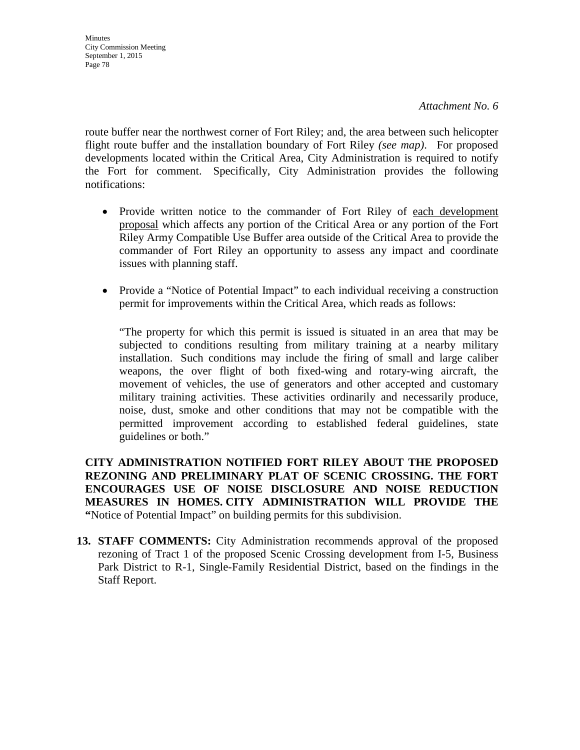*Attachment No. 6*

route buffer near the northwest corner of Fort Riley; and, the area between such helicopter flight route buffer and the installation boundary of Fort Riley *(see map)*. For proposed developments located within the Critical Area, City Administration is required to notify the Fort for comment. Specifically, City Administration provides the following notifications:

- Provide written notice to the commander of Fort Riley of <u>each development proposal</u> which affects any portion of the Critical Area or any portion of the Fort Riley Army Compatible Use Buffer area outside of the Critical Area to provide the commander of Fort Riley an opportunity to assess any impact and coordinate issues with planning staff.

- Provide a "Notice of Potential Impact" to each individual receiving a construction permit for improvements within the Critical Area, which reads as follows:

  "The property for which this permit is issued is situated in an area that may be subjected to conditions resulting from military training at a nearby military installation. Such conditions may include the firing of small and large caliber weapons, the over flight of both fixed-wing and rotary-wing aircraft, the movement of vehicles, the use of generators and other accepted and customary military training activities. These activities ordinarily and necessarily produce, noise, dust, smoke and other conditions that may not be compatible with the permitted improvement according to established federal guidelines, state guidelines or both."

**CITY ADMINISTRATION NOTIFIED FORT RILEY ABOUT THE PROPOSED REZONING AND PRELIMINARY PLAT OF SCENIC CROSSING. THE FORT ENCOURAGES USE OF NOISE DISCLOSURE AND NOISE REDUCTION MEASURES IN HOMES. CITY ADMINISTRATION WILL PROVIDE THE "**Notice of Potential Impact" on building permits for this subdivision.

13. **STAFF COMMENTS:** City Administration recommends approval of the proposed rezoning of Tract 1 of the proposed Scenic Crossing development from I-5, Business Park District to R-1, Single-Family Residential District, based on the findings in the Staff Report.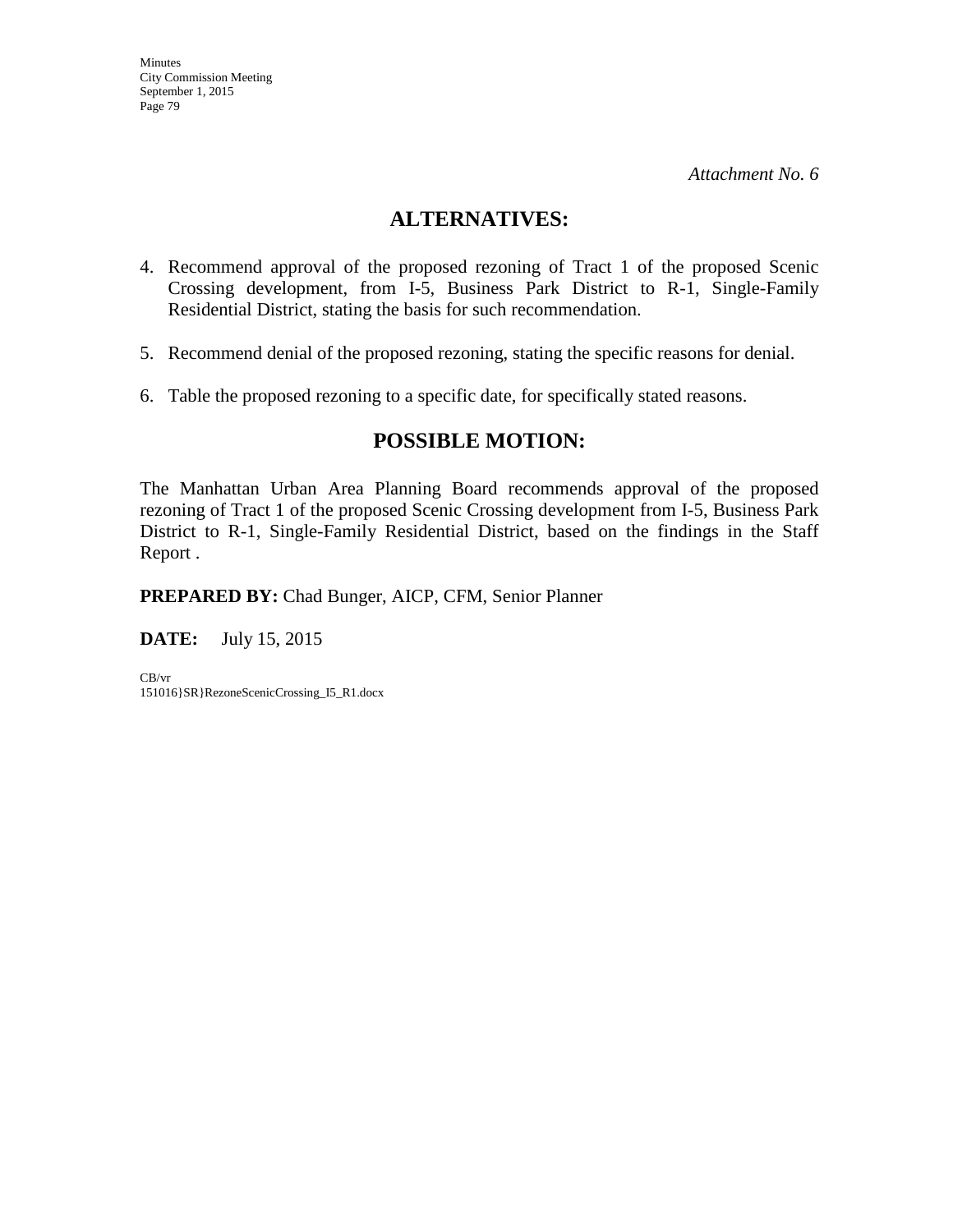*Attachment No. 6*

## ALTERNATIVES:

4. Recommend approval of the proposed rezoning of Tract 1 of the proposed Scenic Crossing development, from I-5, Business Park District to R-1, Single-Family Residential District, stating the basis for such recommendation.

5. Recommend denial of the proposed rezoning, stating the specific reasons for denial.

6. Table the proposed rezoning to a specific date, for specifically stated reasons.

## POSSIBLE MOTION:

The Manhattan Urban Area Planning Board recommends approval of the proposed rezoning of Tract 1 of the proposed Scenic Crossing development from I-5, Business Park District to R-1, Single-Family Residential District, based on the findings in the Staff Report .

**PREPARED BY:** Chad Bunger, AICP, CFM, Senior Planner

**DATE:** July 15, 2015

CB/vr
151016}SR}RezoneScenicCrossing_I5_R1.docx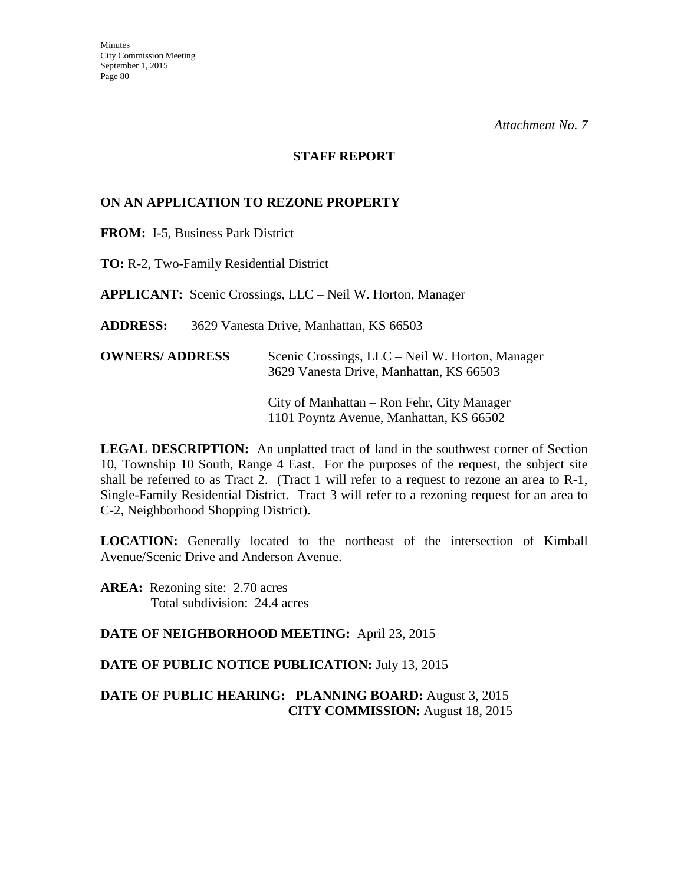*Attachment No. 7*

## STAFF REPORT

### ON AN APPLICATION TO REZONE PROPERTY

**FROM:** I-5, Business Park District

**TO:** R-2, Two-Family Residential District

**APPLICANT:** Scenic Crossings, LLC – Neil W. Horton, Manager

**ADDRESS:** 3629 Vanesta Drive, Manhattan, KS 66503

**OWNERS/ ADDRESS** Scenic Crossings, LLC – Neil W. Horton, Manager
3629 Vanesta Drive, Manhattan, KS 66503

City of Manhattan – Ron Fehr, City Manager
1101 Poyntz Avenue, Manhattan, KS 66502

**LEGAL DESCRIPTION:** An unplatted tract of land in the southwest corner of Section 10, Township 10 South, Range 4 East. For the purposes of the request, the subject site shall be referred to as Tract 2. (Tract 1 will refer to a request to rezone an area to R-1, Single-Family Residential District. Tract 3 will refer to a rezoning request for an area to C-2, Neighborhood Shopping District).

**LOCATION:** Generally located to the northeast of the intersection of Kimball Avenue/Scenic Drive and Anderson Avenue.

**AREA:** Rezoning site: 2.70 acres
Total subdivision: 24.4 acres

**DATE OF NEIGHBORHOOD MEETING:** April 23, 2015

**DATE OF PUBLIC NOTICE PUBLICATION:** July 13, 2015

**DATE OF PUBLIC HEARING: PLANNING BOARD:** August 3, 2015
**CITY COMMISSION:** August 18, 2015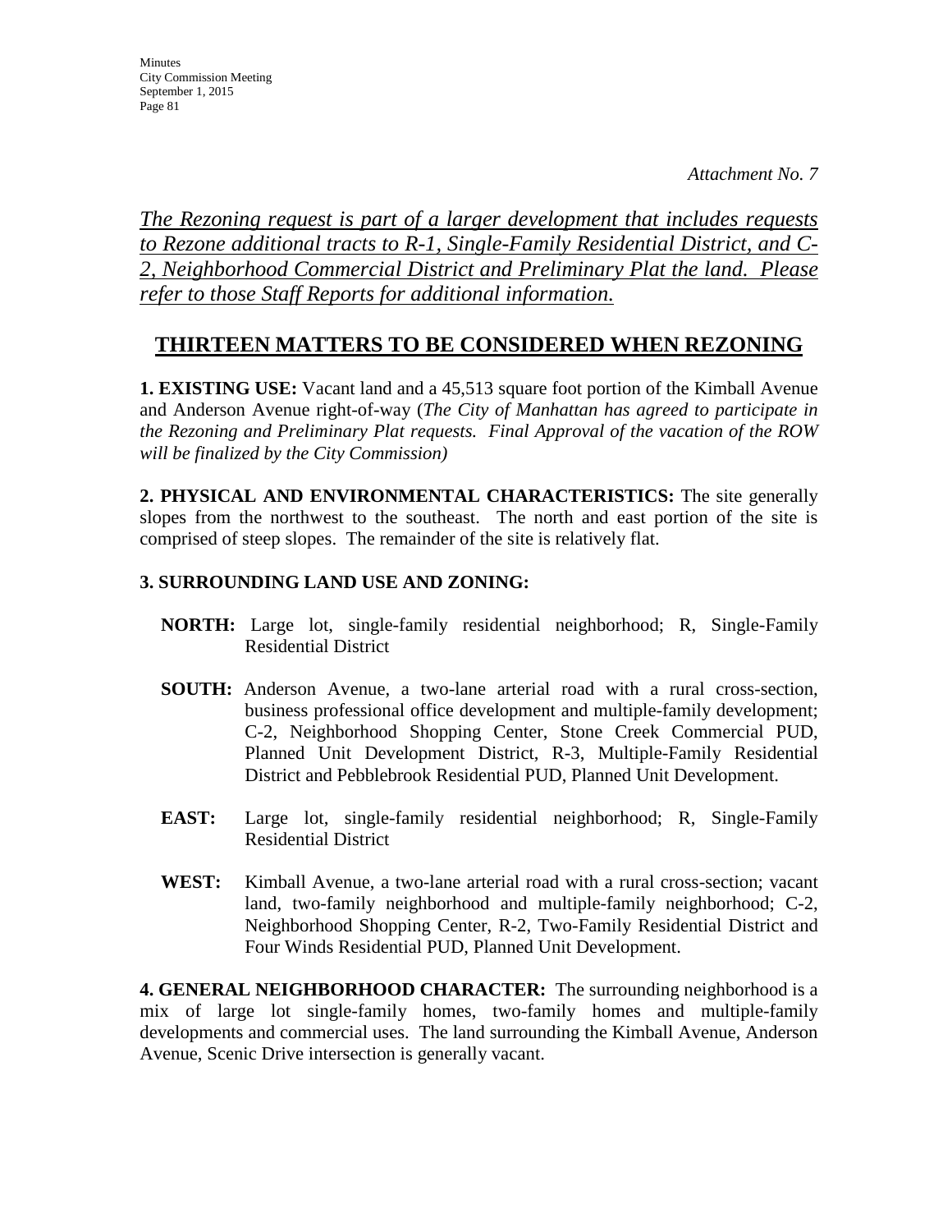*Attachment No. 7*

*The Rezoning request is part of a larger development that includes requests to Rezone additional tracts to R-1, Single-Family Residential District, and C-2, Neighborhood Commercial District and Preliminary Plat the land. Please refer to those Staff Reports for additional information.*

## THIRTEEN MATTERS TO BE CONSIDERED WHEN REZONING

**1. EXISTING USE:** Vacant land and a 45,513 square foot portion of the Kimball Avenue and Anderson Avenue right-of-way (*The City of Manhattan has agreed to participate in the Rezoning and Preliminary Plat requests. Final Approval of the vacation of the ROW will be finalized by the City Commission)*

**2. PHYSICAL AND ENVIRONMENTAL CHARACTERISTICS:** The site generally slopes from the northwest to the southeast. The north and east portion of the site is comprised of steep slopes. The remainder of the site is relatively flat.

**3. SURROUNDING LAND USE AND ZONING:**

**NORTH:** Large lot, single-family residential neighborhood; R, Single-Family Residential District

**SOUTH:** Anderson Avenue, a two-lane arterial road with a rural cross-section, business professional office development and multiple-family development; C-2, Neighborhood Shopping Center, Stone Creek Commercial PUD, Planned Unit Development District, R-3, Multiple-Family Residential District and Pebblebrook Residential PUD, Planned Unit Development.

**EAST:** Large lot, single-family residential neighborhood; R, Single-Family Residential District

**WEST:** Kimball Avenue, a two-lane arterial road with a rural cross-section; vacant land, two-family neighborhood and multiple-family neighborhood; C-2, Neighborhood Shopping Center, R-2, Two-Family Residential District and Four Winds Residential PUD, Planned Unit Development.

**4. GENERAL NEIGHBORHOOD CHARACTER:** The surrounding neighborhood is a mix of large lot single-family homes, two-family homes and multiple-family developments and commercial uses. The land surrounding the Kimball Avenue, Anderson Avenue, Scenic Drive intersection is generally vacant.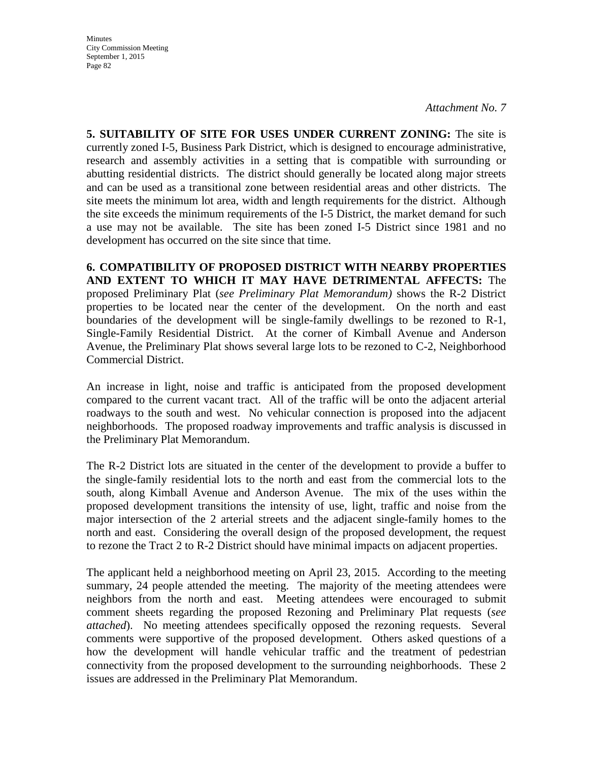*Attachment No. 7*

**5. SUITABILITY OF SITE FOR USES UNDER CURRENT ZONING:** The site is currently zoned I-5, Business Park District, which is designed to encourage administrative, research and assembly activities in a setting that is compatible with surrounding or abutting residential districts. The district should generally be located along major streets and can be used as a transitional zone between residential areas and other districts. The site meets the minimum lot area, width and length requirements for the district. Although the site exceeds the minimum requirements of the I-5 District, the market demand for such a use may not be available. The site has been zoned I-5 District since 1981 and no development has occurred on the site since that time.

**6. COMPATIBILITY OF PROPOSED DISTRICT WITH NEARBY PROPERTIES AND EXTENT TO WHICH IT MAY HAVE DETRIMENTAL AFFECTS:** The proposed Preliminary Plat (*see Preliminary Plat Memorandum)* shows the R-2 District properties to be located near the center of the development. On the north and east boundaries of the development will be single-family dwellings to be rezoned to R-1, Single-Family Residential District. At the corner of Kimball Avenue and Anderson Avenue, the Preliminary Plat shows several large lots to be rezoned to C-2, Neighborhood Commercial District.

An increase in light, noise and traffic is anticipated from the proposed development compared to the current vacant tract. All of the traffic will be onto the adjacent arterial roadways to the south and west. No vehicular connection is proposed into the adjacent neighborhoods. The proposed roadway improvements and traffic analysis is discussed in the Preliminary Plat Memorandum.

The R-2 District lots are situated in the center of the development to provide a buffer to the single-family residential lots to the north and east from the commercial lots to the south, along Kimball Avenue and Anderson Avenue. The mix of the uses within the proposed development transitions the intensity of use, light, traffic and noise from the major intersection of the 2 arterial streets and the adjacent single-family homes to the north and east. Considering the overall design of the proposed development, the request to rezone the Tract 2 to R-2 District should have minimal impacts on adjacent properties.

The applicant held a neighborhood meeting on April 23, 2015. According to the meeting summary, 24 people attended the meeting. The majority of the meeting attendees were neighbors from the north and east. Meeting attendees were encouraged to submit comment sheets regarding the proposed Rezoning and Preliminary Plat requests (*see attached*). No meeting attendees specifically opposed the rezoning requests. Several comments were supportive of the proposed development. Others asked questions of a how the development will handle vehicular traffic and the treatment of pedestrian connectivity from the proposed development to the surrounding neighborhoods. These 2 issues are addressed in the Preliminary Plat Memorandum.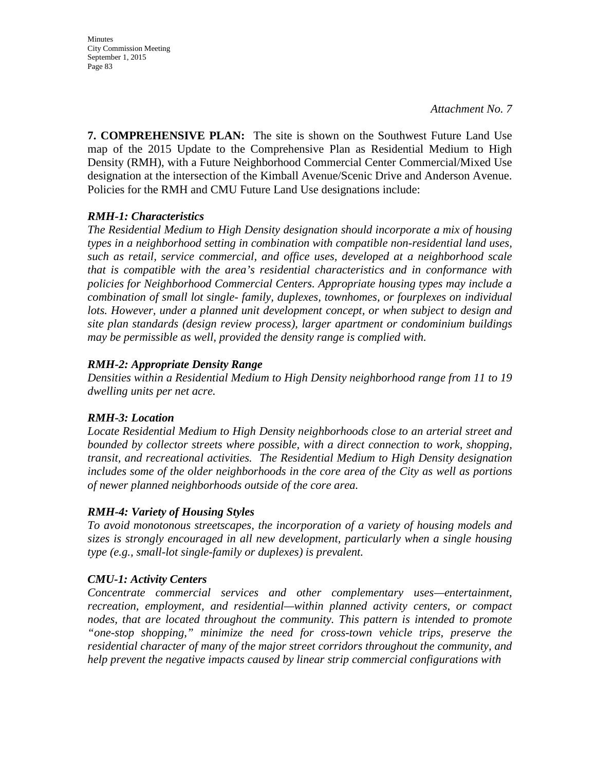*Attachment No. 7*

**7. COMPREHENSIVE PLAN:** The site is shown on the Southwest Future Land Use map of the 2015 Update to the Comprehensive Plan as Residential Medium to High Density (RMH), with a Future Neighborhood Commercial Center Commercial/Mixed Use designation at the intersection of the Kimball Avenue/Scenic Drive and Anderson Avenue. Policies for the RMH and CMU Future Land Use designations include:

***RMH-1: Characteristics***

*The Residential Medium to High Density designation should incorporate a mix of housing types in a neighborhood setting in combination with compatible non-residential land uses, such as retail, service commercial, and office uses, developed at a neighborhood scale that is compatible with the area's residential characteristics and in conformance with policies for Neighborhood Commercial Centers. Appropriate housing types may include a combination of small lot single- family, duplexes, townhomes, or fourplexes on individual lots. However, under a planned unit development concept, or when subject to design and site plan standards (design review process), larger apartment or condominium buildings may be permissible as well, provided the density range is complied with.*

***RMH-2: Appropriate Density Range***

*Densities within a Residential Medium to High Density neighborhood range from 11 to 19 dwelling units per net acre.*

***RMH-3: Location***

*Locate Residential Medium to High Density neighborhoods close to an arterial street and bounded by collector streets where possible, with a direct connection to work, shopping, transit, and recreational activities. The Residential Medium to High Density designation includes some of the older neighborhoods in the core area of the City as well as portions of newer planned neighborhoods outside of the core area.*

***RMH-4: Variety of Housing Styles***

*To avoid monotonous streetscapes, the incorporation of a variety of housing models and sizes is strongly encouraged in all new development, particularly when a single housing type (e.g., small-lot single-family or duplexes) is prevalent.*

***CMU-1: Activity Centers***

*Concentrate commercial services and other complementary uses—entertainment, recreation, employment, and residential—within planned activity centers, or compact nodes, that are located throughout the community. This pattern is intended to promote "one-stop shopping," minimize the need for cross-town vehicle trips, preserve the residential character of many of the major street corridors throughout the community, and help prevent the negative impacts caused by linear strip commercial configurations with*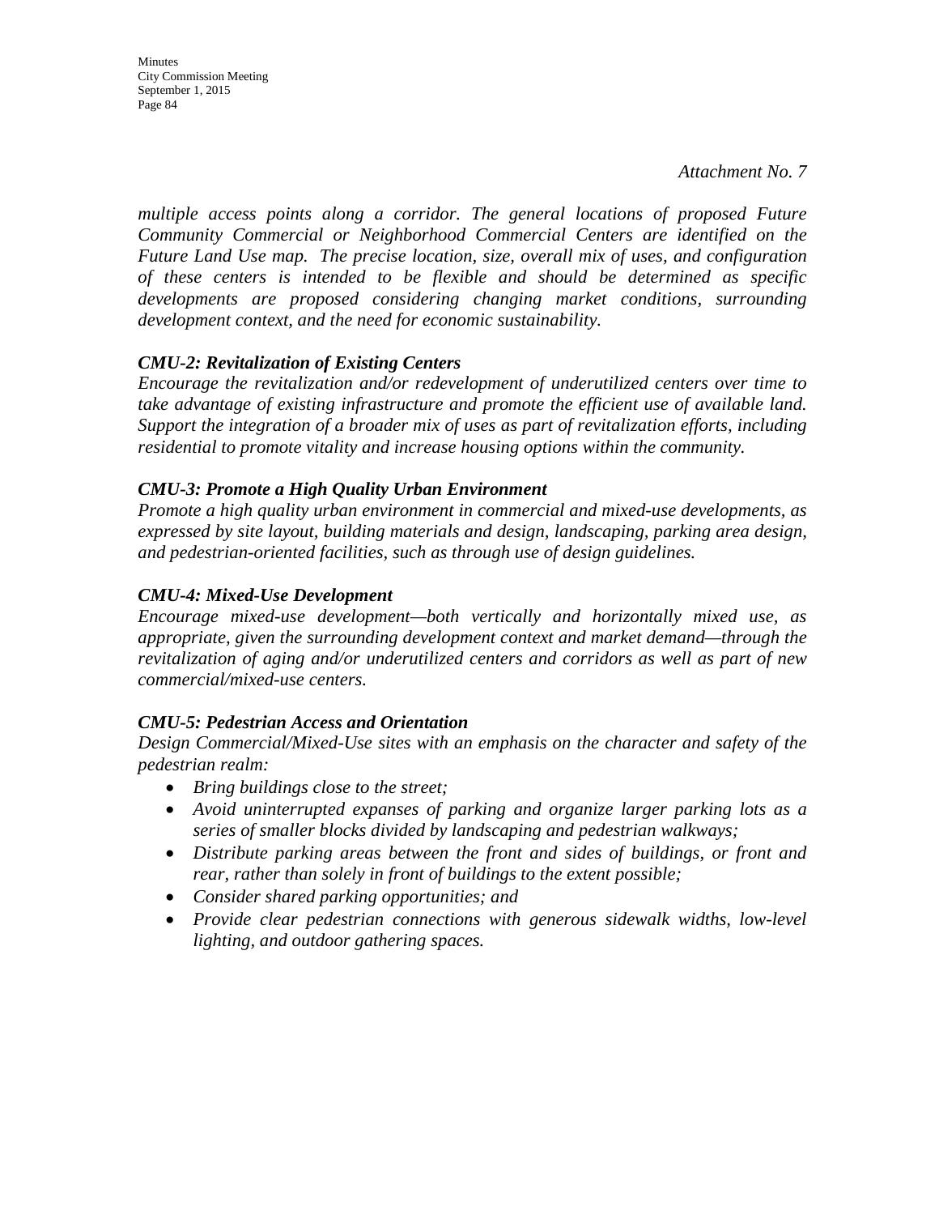*Attachment No. 7*

*multiple access points along a corridor. The general locations of proposed Future Community Commercial or Neighborhood Commercial Centers are identified on the Future Land Use map. The precise location, size, overall mix of uses, and configuration of these centers is intended to be flexible and should be determined as specific developments are proposed considering changing market conditions, surrounding development context, and the need for economic sustainability.*

***CMU-2: Revitalization of Existing Centers***
*Encourage the revitalization and/or redevelopment of underutilized centers over time to take advantage of existing infrastructure and promote the efficient use of available land. Support the integration of a broader mix of uses as part of revitalization efforts, including residential to promote vitality and increase housing options within the community.*

***CMU-3: Promote a High Quality Urban Environment***
*Promote a high quality urban environment in commercial and mixed-use developments, as expressed by site layout, building materials and design, landscaping, parking area design, and pedestrian-oriented facilities, such as through use of design guidelines.*

***CMU-4: Mixed-Use Development***
*Encourage mixed-use development—both vertically and horizontally mixed use, as appropriate, given the surrounding development context and market demand—through the revitalization of aging and/or underutilized centers and corridors as well as part of new commercial/mixed-use centers.*

***CMU-5: Pedestrian Access and Orientation***
*Design Commercial/Mixed-Use sites with an emphasis on the character and safety of the pedestrian realm:*

- *Bring buildings close to the street;*
- *Avoid uninterrupted expanses of parking and organize larger parking lots as a series of smaller blocks divided by landscaping and pedestrian walkways;*
- *Distribute parking areas between the front and sides of buildings, or front and rear, rather than solely in front of buildings to the extent possible;*
- *Consider shared parking opportunities; and*
- *Provide clear pedestrian connections with generous sidewalk widths, low-level lighting, and outdoor gathering spaces.*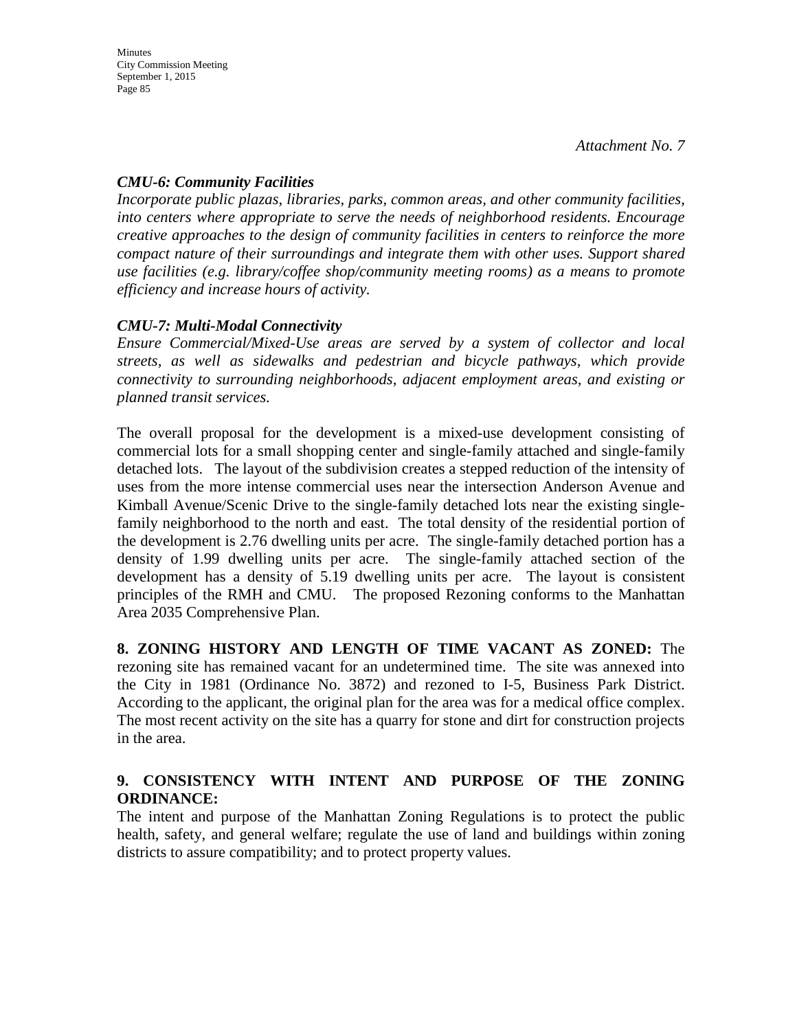*Attachment No. 7*

***CMU-6: Community Facilities***
*Incorporate public plazas, libraries, parks, common areas, and other community facilities, into centers where appropriate to serve the needs of neighborhood residents. Encourage creative approaches to the design of community facilities in centers to reinforce the more compact nature of their surroundings and integrate them with other uses. Support shared use facilities (e.g. library/coffee shop/community meeting rooms) as a means to promote efficiency and increase hours of activity.*

***CMU-7: Multi-Modal Connectivity***
*Ensure Commercial/Mixed-Use areas are served by a system of collector and local streets, as well as sidewalks and pedestrian and bicycle pathways, which provide connectivity to surrounding neighborhoods, adjacent employment areas, and existing or planned transit services.*

The overall proposal for the development is a mixed-use development consisting of commercial lots for a small shopping center and single-family attached and single-family detached lots. The layout of the subdivision creates a stepped reduction of the intensity of uses from the more intense commercial uses near the intersection Anderson Avenue and Kimball Avenue/Scenic Drive to the single-family detached lots near the existing single-family neighborhood to the north and east. The total density of the residential portion of the development is 2.76 dwelling units per acre. The single-family detached portion has a density of 1.99 dwelling units per acre. The single-family attached section of the development has a density of 5.19 dwelling units per acre. The layout is consistent principles of the RMH and CMU. The proposed Rezoning conforms to the Manhattan Area 2035 Comprehensive Plan.

**8. ZONING HISTORY AND LENGTH OF TIME VACANT AS ZONED:** The rezoning site has remained vacant for an undetermined time. The site was annexed into the City in 1981 (Ordinance No. 3872) and rezoned to I-5, Business Park District. According to the applicant, the original plan for the area was for a medical office complex. The most recent activity on the site has a quarry for stone and dirt for construction projects in the area.

**9. CONSISTENCY WITH INTENT AND PURPOSE OF THE ZONING ORDINANCE:**
The intent and purpose of the Manhattan Zoning Regulations is to protect the public health, safety, and general welfare; regulate the use of land and buildings within zoning districts to assure compatibility; and to protect property values.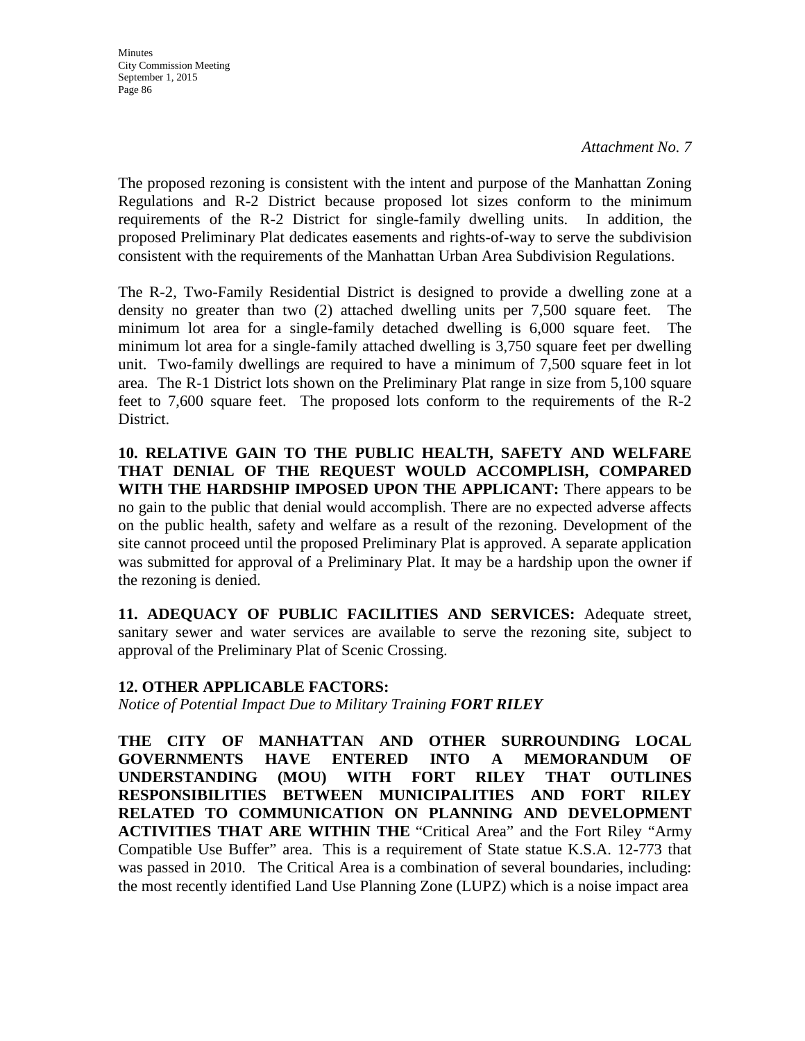*Attachment No. 7*

The proposed rezoning is consistent with the intent and purpose of the Manhattan Zoning Regulations and R-2 District because proposed lot sizes conform to the minimum requirements of the R-2 District for single-family dwelling units. In addition, the proposed Preliminary Plat dedicates easements and rights-of-way to serve the subdivision consistent with the requirements of the Manhattan Urban Area Subdivision Regulations.

The R-2, Two-Family Residential District is designed to provide a dwelling zone at a density no greater than two (2) attached dwelling units per 7,500 square feet. The minimum lot area for a single-family detached dwelling is 6,000 square feet. The minimum lot area for a single-family attached dwelling is 3,750 square feet per dwelling unit. Two-family dwellings are required to have a minimum of 7,500 square feet in lot area. The R-1 District lots shown on the Preliminary Plat range in size from 5,100 square feet to 7,600 square feet. The proposed lots conform to the requirements of the R-2 District.

**10. RELATIVE GAIN TO THE PUBLIC HEALTH, SAFETY AND WELFARE THAT DENIAL OF THE REQUEST WOULD ACCOMPLISH, COMPARED WITH THE HARDSHIP IMPOSED UPON THE APPLICANT:** There appears to be no gain to the public that denial would accomplish. There are no expected adverse affects on the public health, safety and welfare as a result of the rezoning. Development of the site cannot proceed until the proposed Preliminary Plat is approved. A separate application was submitted for approval of a Preliminary Plat. It may be a hardship upon the owner if the rezoning is denied.

**11. ADEQUACY OF PUBLIC FACILITIES AND SERVICES:** Adequate street, sanitary sewer and water services are available to serve the rezoning site, subject to approval of the Preliminary Plat of Scenic Crossing.

**12. OTHER APPLICABLE FACTORS:**
*Notice of Potential Impact Due to Military Training* ***FORT RILEY***

**THE CITY OF MANHATTAN AND OTHER SURROUNDING LOCAL GOVERNMENTS HAVE ENTERED INTO A MEMORANDUM OF UNDERSTANDING (MOU) WITH FORT RILEY THAT OUTLINES RESPONSIBILITIES BETWEEN MUNICIPALITIES AND FORT RILEY RELATED TO COMMUNICATION ON PLANNING AND DEVELOPMENT ACTIVITIES THAT ARE WITHIN THE** "Critical Area" and the Fort Riley "Army Compatible Use Buffer" area. This is a requirement of State statue K.S.A. 12-773 that was passed in 2010. The Critical Area is a combination of several boundaries, including: the most recently identified Land Use Planning Zone (LUPZ) which is a noise impact area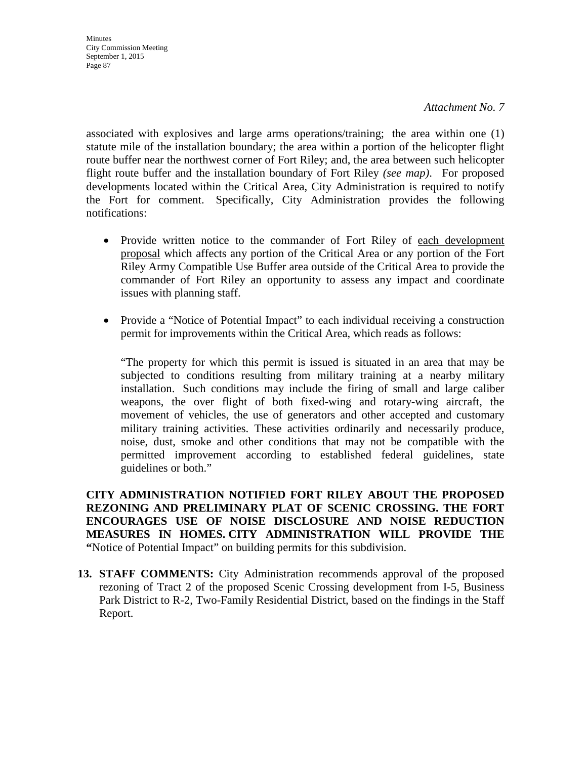*Attachment No. 7*

associated with explosives and large arms operations/training; the area within one (1) statute mile of the installation boundary; the area within a portion of the helicopter flight route buffer near the northwest corner of Fort Riley; and, the area between such helicopter flight route buffer and the installation boundary of Fort Riley *(see map)*. For proposed developments located within the Critical Area, City Administration is required to notify the Fort for comment. Specifically, City Administration provides the following notifications:

- Provide written notice to the commander of Fort Riley of each development proposal which affects any portion of the Critical Area or any portion of the Fort Riley Army Compatible Use Buffer area outside of the Critical Area to provide the commander of Fort Riley an opportunity to assess any impact and coordinate issues with planning staff.

- Provide a "Notice of Potential Impact" to each individual receiving a construction permit for improvements within the Critical Area, which reads as follows:

  "The property for which this permit is issued is situated in an area that may be subjected to conditions resulting from military training at a nearby military installation. Such conditions may include the firing of small and large caliber weapons, the over flight of both fixed-wing and rotary-wing aircraft, the movement of vehicles, the use of generators and other accepted and customary military training activities. These activities ordinarily and necessarily produce, noise, dust, smoke and other conditions that may not be compatible with the permitted improvement according to established federal guidelines, state guidelines or both."

**CITY ADMINISTRATION NOTIFIED FORT RILEY ABOUT THE PROPOSED REZONING AND PRELIMINARY PLAT OF SCENIC CROSSING. THE FORT ENCOURAGES USE OF NOISE DISCLOSURE AND NOISE REDUCTION MEASURES IN HOMES. CITY ADMINISTRATION WILL PROVIDE THE "**Notice of Potential Impact" on building permits for this subdivision.

13. **STAFF COMMENTS:** City Administration recommends approval of the proposed rezoning of Tract 2 of the proposed Scenic Crossing development from I-5, Business Park District to R-2, Two-Family Residential District, based on the findings in the Staff Report.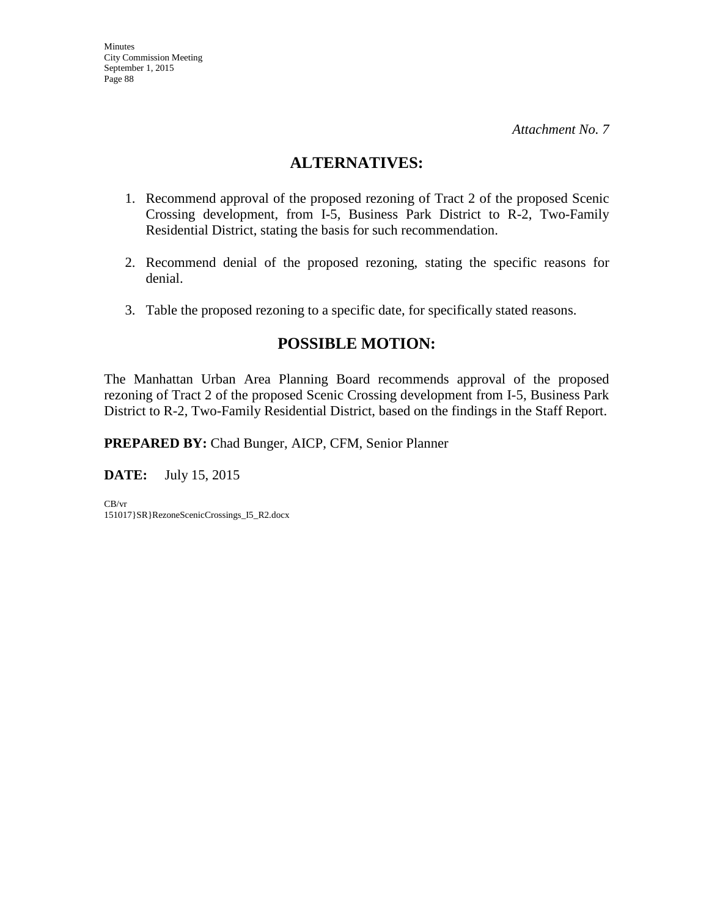*Attachment No. 7*

## ALTERNATIVES:

1. Recommend approval of the proposed rezoning of Tract 2 of the proposed Scenic Crossing development, from I-5, Business Park District to R-2, Two-Family Residential District, stating the basis for such recommendation.

2. Recommend denial of the proposed rezoning, stating the specific reasons for denial.

3. Table the proposed rezoning to a specific date, for specifically stated reasons.

## POSSIBLE MOTION:

The Manhattan Urban Area Planning Board recommends approval of the proposed rezoning of Tract 2 of the proposed Scenic Crossing development from I-5, Business Park District to R-2, Two-Family Residential District, based on the findings in the Staff Report.

**PREPARED BY:** Chad Bunger, AICP, CFM, Senior Planner

**DATE:** July 15, 2015

CB/vr
151017}SR}RezoneScenicCrossings_I5_R2.docx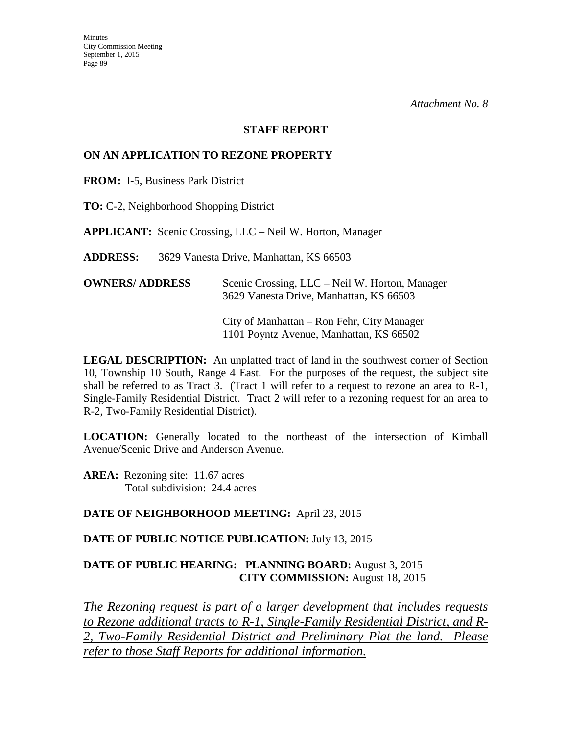*Attachment No. 8*

## STAFF REPORT

### ON AN APPLICATION TO REZONE PROPERTY

**FROM:** I-5, Business Park District

**TO:** C-2, Neighborhood Shopping District

**APPLICANT:** Scenic Crossing, LLC – Neil W. Horton, Manager

**ADDRESS:** 3629 Vanesta Drive, Manhattan, KS 66503

**OWNERS/ ADDRESS** Scenic Crossing, LLC – Neil W. Horton, Manager
3629 Vanesta Drive, Manhattan, KS 66503

City of Manhattan – Ron Fehr, City Manager
1101 Poyntz Avenue, Manhattan, KS 66502

**LEGAL DESCRIPTION:** An unplatted tract of land in the southwest corner of Section 10, Township 10 South, Range 4 East. For the purposes of the request, the subject site shall be referred to as Tract 3. (Tract 1 will refer to a request to rezone an area to R-1, Single-Family Residential District. Tract 2 will refer to a rezoning request for an area to R-2, Two-Family Residential District).

**LOCATION:** Generally located to the northeast of the intersection of Kimball Avenue/Scenic Drive and Anderson Avenue.

**AREA:** Rezoning site: 11.67 acres
Total subdivision: 24.4 acres

**DATE OF NEIGHBORHOOD MEETING:** April 23, 2015

**DATE OF PUBLIC NOTICE PUBLICATION:** July 13, 2015

**DATE OF PUBLIC HEARING: PLANNING BOARD:** August 3, 2015
**CITY COMMISSION:** August 18, 2015

*The Rezoning request is part of a larger development that includes requests to Rezone additional tracts to R-1, Single-Family Residential District, and R-2, Two-Family Residential District and Preliminary Plat the land. Please refer to those Staff Reports for additional information.*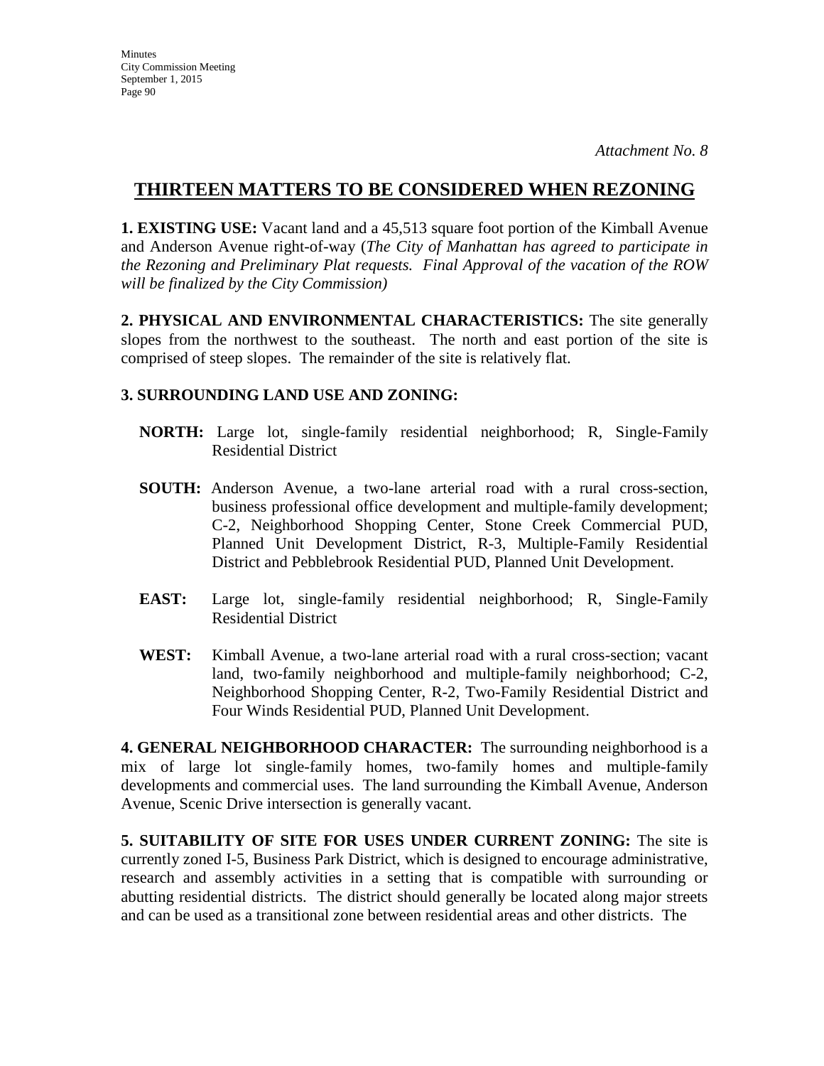*Attachment No. 8*

# THIRTEEN MATTERS TO BE CONSIDERED WHEN REZONING

**1. EXISTING USE:** Vacant land and a 45,513 square foot portion of the Kimball Avenue and Anderson Avenue right-of-way (*The City of Manhattan has agreed to participate in the Rezoning and Preliminary Plat requests. Final Approval of the vacation of the ROW will be finalized by the City Commission)*

**2. PHYSICAL AND ENVIRONMENTAL CHARACTERISTICS:** The site generally slopes from the northwest to the southeast. The north and east portion of the site is comprised of steep slopes. The remainder of the site is relatively flat.

**3. SURROUNDING LAND USE AND ZONING:**

**NORTH:** Large lot, single-family residential neighborhood; R, Single-Family Residential District

**SOUTH:** Anderson Avenue, a two-lane arterial road with a rural cross-section, business professional office development and multiple-family development; C-2, Neighborhood Shopping Center, Stone Creek Commercial PUD, Planned Unit Development District, R-3, Multiple-Family Residential District and Pebblebrook Residential PUD, Planned Unit Development.

**EAST:** Large lot, single-family residential neighborhood; R, Single-Family Residential District

**WEST:** Kimball Avenue, a two-lane arterial road with a rural cross-section; vacant land, two-family neighborhood and multiple-family neighborhood; C-2, Neighborhood Shopping Center, R-2, Two-Family Residential District and Four Winds Residential PUD, Planned Unit Development.

**4. GENERAL NEIGHBORHOOD CHARACTER:** The surrounding neighborhood is a mix of large lot single-family homes, two-family homes and multiple-family developments and commercial uses. The land surrounding the Kimball Avenue, Anderson Avenue, Scenic Drive intersection is generally vacant.

**5. SUITABILITY OF SITE FOR USES UNDER CURRENT ZONING:** The site is currently zoned I-5, Business Park District, which is designed to encourage administrative, research and assembly activities in a setting that is compatible with surrounding or abutting residential districts. The district should generally be located along major streets and can be used as a transitional zone between residential areas and other districts. The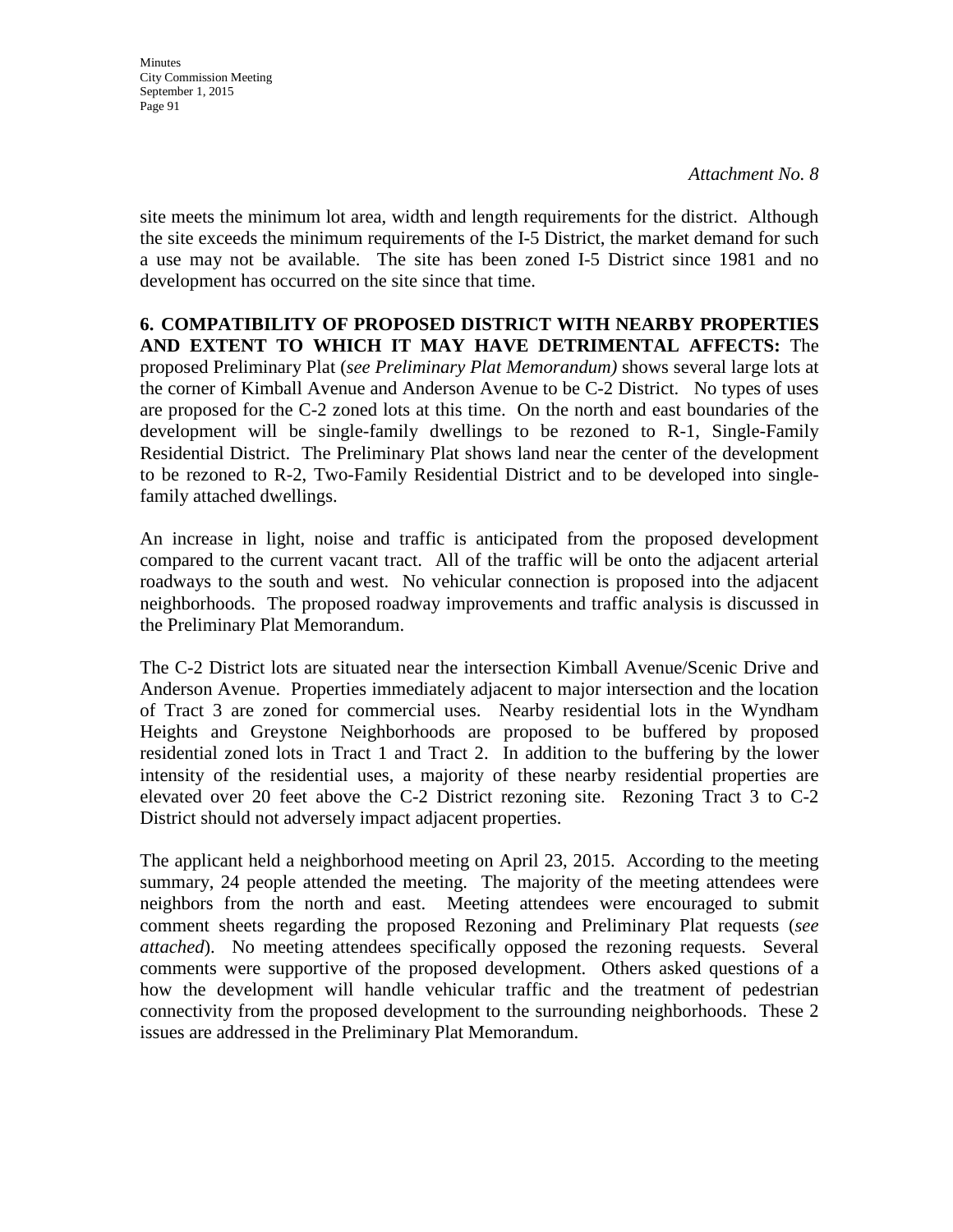*Attachment No. 8*

site meets the minimum lot area, width and length requirements for the district. Although the site exceeds the minimum requirements of the I-5 District, the market demand for such a use may not be available. The site has been zoned I-5 District since 1981 and no development has occurred on the site since that time.

**6. COMPATIBILITY OF PROPOSED DISTRICT WITH NEARBY PROPERTIES AND EXTENT TO WHICH IT MAY HAVE DETRIMENTAL AFFECTS:** The proposed Preliminary Plat (*see Preliminary Plat Memorandum)* shows several large lots at the corner of Kimball Avenue and Anderson Avenue to be C-2 District. No types of uses are proposed for the C-2 zoned lots at this time. On the north and east boundaries of the development will be single-family dwellings to be rezoned to R-1, Single-Family Residential District. The Preliminary Plat shows land near the center of the development to be rezoned to R-2, Two-Family Residential District and to be developed into single-family attached dwellings.

An increase in light, noise and traffic is anticipated from the proposed development compared to the current vacant tract. All of the traffic will be onto the adjacent arterial roadways to the south and west. No vehicular connection is proposed into the adjacent neighborhoods. The proposed roadway improvements and traffic analysis is discussed in the Preliminary Plat Memorandum.

The C-2 District lots are situated near the intersection Kimball Avenue/Scenic Drive and Anderson Avenue. Properties immediately adjacent to major intersection and the location of Tract 3 are zoned for commercial uses. Nearby residential lots in the Wyndham Heights and Greystone Neighborhoods are proposed to be buffered by proposed residential zoned lots in Tract 1 and Tract 2. In addition to the buffering by the lower intensity of the residential uses, a majority of these nearby residential properties are elevated over 20 feet above the C-2 District rezoning site. Rezoning Tract 3 to C-2 District should not adversely impact adjacent properties.

The applicant held a neighborhood meeting on April 23, 2015. According to the meeting summary, 24 people attended the meeting. The majority of the meeting attendees were neighbors from the north and east. Meeting attendees were encouraged to submit comment sheets regarding the proposed Rezoning and Preliminary Plat requests (*see attached*). No meeting attendees specifically opposed the rezoning requests. Several comments were supportive of the proposed development. Others asked questions of a how the development will handle vehicular traffic and the treatment of pedestrian connectivity from the proposed development to the surrounding neighborhoods. These 2 issues are addressed in the Preliminary Plat Memorandum.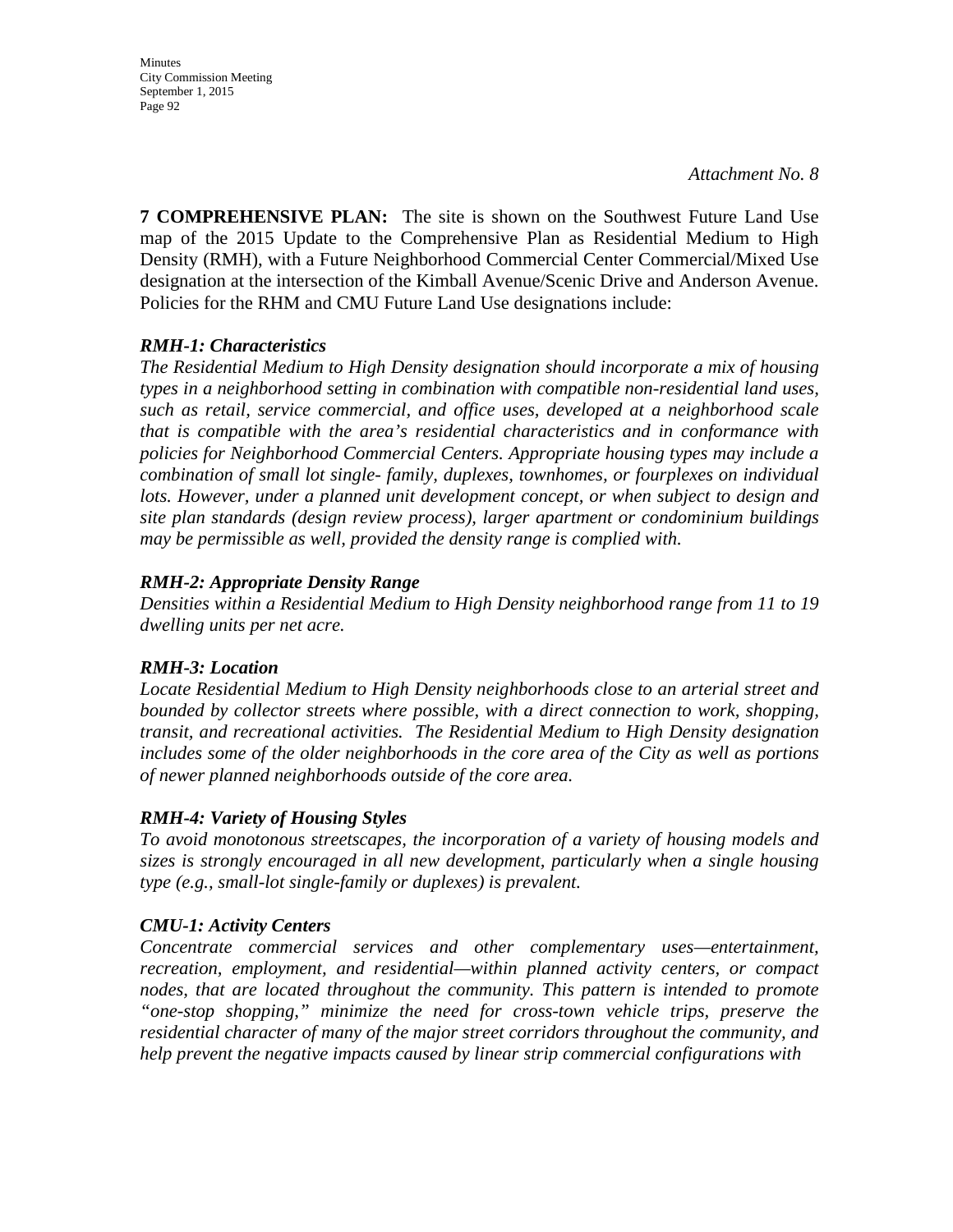*Attachment No. 8*

**7 COMPREHENSIVE PLAN:** The site is shown on the Southwest Future Land Use map of the 2015 Update to the Comprehensive Plan as Residential Medium to High Density (RMH), with a Future Neighborhood Commercial Center Commercial/Mixed Use designation at the intersection of the Kimball Avenue/Scenic Drive and Anderson Avenue. Policies for the RHM and CMU Future Land Use designations include:

***RMH-1: Characteristics***

*The Residential Medium to High Density designation should incorporate a mix of housing types in a neighborhood setting in combination with compatible non-residential land uses, such as retail, service commercial, and office uses, developed at a neighborhood scale that is compatible with the area's residential characteristics and in conformance with policies for Neighborhood Commercial Centers. Appropriate housing types may include a combination of small lot single- family, duplexes, townhomes, or fourplexes on individual lots. However, under a planned unit development concept, or when subject to design and site plan standards (design review process), larger apartment or condominium buildings may be permissible as well, provided the density range is complied with.*

***RMH-2: Appropriate Density Range***

*Densities within a Residential Medium to High Density neighborhood range from 11 to 19 dwelling units per net acre.*

***RMH-3: Location***

*Locate Residential Medium to High Density neighborhoods close to an arterial street and bounded by collector streets where possible, with a direct connection to work, shopping, transit, and recreational activities. The Residential Medium to High Density designation includes some of the older neighborhoods in the core area of the City as well as portions of newer planned neighborhoods outside of the core area.*

***RMH-4: Variety of Housing Styles***

*To avoid monotonous streetscapes, the incorporation of a variety of housing models and sizes is strongly encouraged in all new development, particularly when a single housing type (e.g., small-lot single-family or duplexes) is prevalent.*

***CMU-1: Activity Centers***

*Concentrate commercial services and other complementary uses—entertainment, recreation, employment, and residential—within planned activity centers, or compact nodes, that are located throughout the community. This pattern is intended to promote "one-stop shopping," minimize the need for cross-town vehicle trips, preserve the residential character of many of the major street corridors throughout the community, and help prevent the negative impacts caused by linear strip commercial configurations with*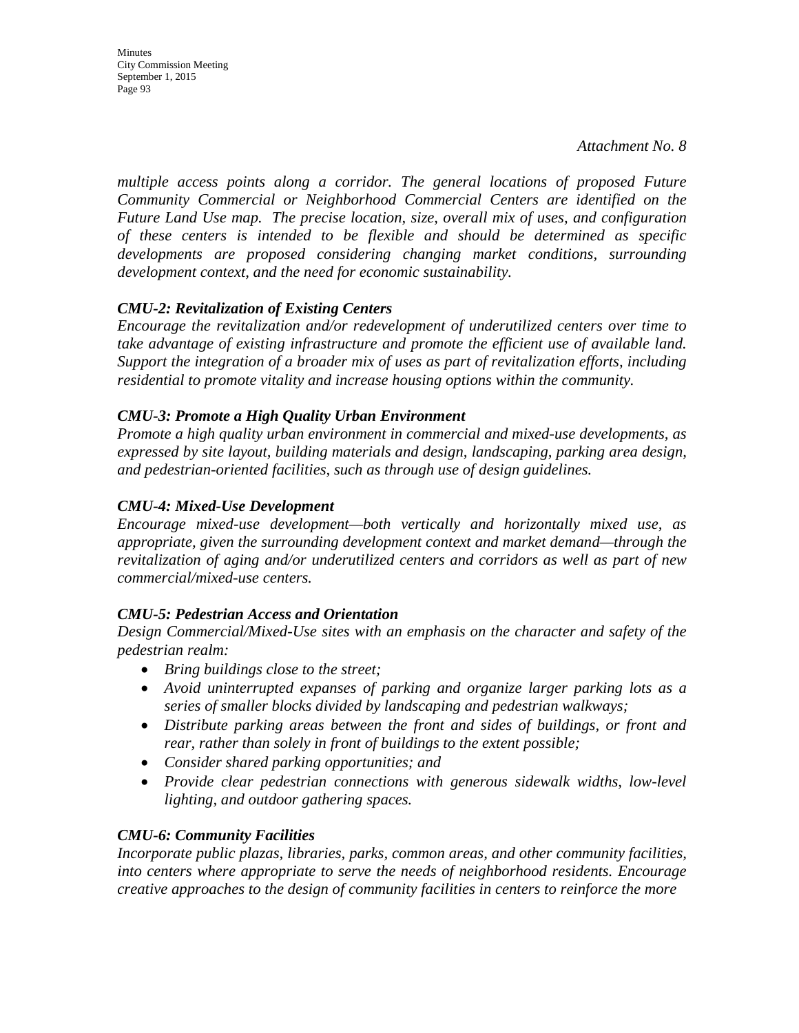*Attachment No. 8*

*multiple access points along a corridor. The general locations of proposed Future Community Commercial or Neighborhood Commercial Centers are identified on the Future Land Use map. The precise location, size, overall mix of uses, and configuration of these centers is intended to be flexible and should be determined as specific developments are proposed considering changing market conditions, surrounding development context, and the need for economic sustainability.*

***CMU-2: Revitalization of Existing Centers***

*Encourage the revitalization and/or redevelopment of underutilized centers over time to take advantage of existing infrastructure and promote the efficient use of available land. Support the integration of a broader mix of uses as part of revitalization efforts, including residential to promote vitality and increase housing options within the community.*

***CMU-3: Promote a High Quality Urban Environment***

*Promote a high quality urban environment in commercial and mixed-use developments, as expressed by site layout, building materials and design, landscaping, parking area design, and pedestrian-oriented facilities, such as through use of design guidelines.*

***CMU-4: Mixed-Use Development***

*Encourage mixed-use development—both vertically and horizontally mixed use, as appropriate, given the surrounding development context and market demand—through the revitalization of aging and/or underutilized centers and corridors as well as part of new commercial/mixed-use centers.*

***CMU-5: Pedestrian Access and Orientation***

*Design Commercial/Mixed-Use sites with an emphasis on the character and safety of the pedestrian realm:*

- *Bring buildings close to the street;*
- *Avoid uninterrupted expanses of parking and organize larger parking lots as a series of smaller blocks divided by landscaping and pedestrian walkways;*
- *Distribute parking areas between the front and sides of buildings, or front and rear, rather than solely in front of buildings to the extent possible;*
- *Consider shared parking opportunities; and*
- *Provide clear pedestrian connections with generous sidewalk widths, low-level lighting, and outdoor gathering spaces.*

***CMU-6: Community Facilities***

*Incorporate public plazas, libraries, parks, common areas, and other community facilities, into centers where appropriate to serve the needs of neighborhood residents. Encourage creative approaches to the design of community facilities in centers to reinforce the more*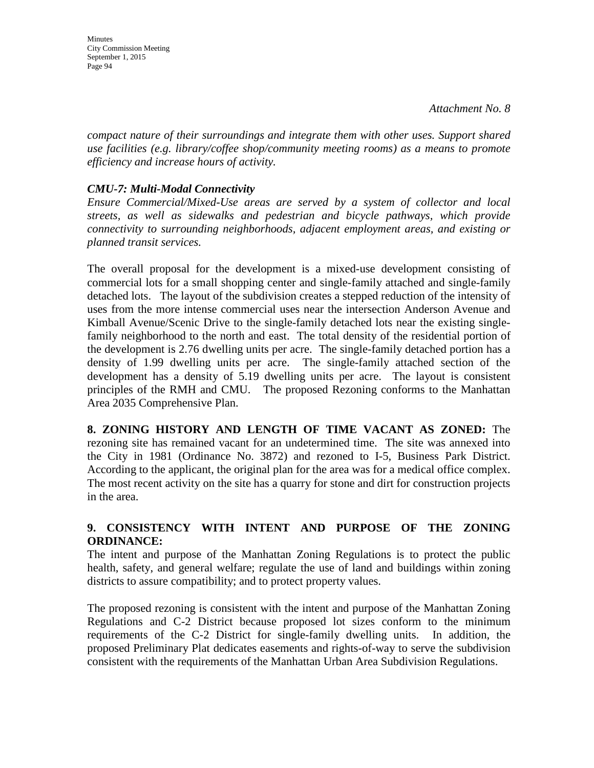*Attachment No. 8*

*compact nature of their surroundings and integrate them with other uses. Support shared use facilities (e.g. library/coffee shop/community meeting rooms) as a means to promote efficiency and increase hours of activity.*

***CMU-7: Multi-Modal Connectivity***

*Ensure Commercial/Mixed-Use areas are served by a system of collector and local streets, as well as sidewalks and pedestrian and bicycle pathways, which provide connectivity to surrounding neighborhoods, adjacent employment areas, and existing or planned transit services.*

The overall proposal for the development is a mixed-use development consisting of commercial lots for a small shopping center and single-family attached and single-family detached lots. The layout of the subdivision creates a stepped reduction of the intensity of uses from the more intense commercial uses near the intersection Anderson Avenue and Kimball Avenue/Scenic Drive to the single-family detached lots near the existing single-family neighborhood to the north and east. The total density of the residential portion of the development is 2.76 dwelling units per acre. The single-family detached portion has a density of 1.99 dwelling units per acre. The single-family attached section of the development has a density of 5.19 dwelling units per acre. The layout is consistent principles of the RMH and CMU. The proposed Rezoning conforms to the Manhattan Area 2035 Comprehensive Plan.

**8. ZONING HISTORY AND LENGTH OF TIME VACANT AS ZONED:** The rezoning site has remained vacant for an undetermined time. The site was annexed into the City in 1981 (Ordinance No. 3872) and rezoned to I-5, Business Park District. According to the applicant, the original plan for the area was for a medical office complex. The most recent activity on the site has a quarry for stone and dirt for construction projects in the area.

**9. CONSISTENCY WITH INTENT AND PURPOSE OF THE ZONING ORDINANCE:**

The intent and purpose of the Manhattan Zoning Regulations is to protect the public health, safety, and general welfare; regulate the use of land and buildings within zoning districts to assure compatibility; and to protect property values.

The proposed rezoning is consistent with the intent and purpose of the Manhattan Zoning Regulations and C-2 District because proposed lot sizes conform to the minimum requirements of the C-2 District for single-family dwelling units. In addition, the proposed Preliminary Plat dedicates easements and rights-of-way to serve the subdivision consistent with the requirements of the Manhattan Urban Area Subdivision Regulations.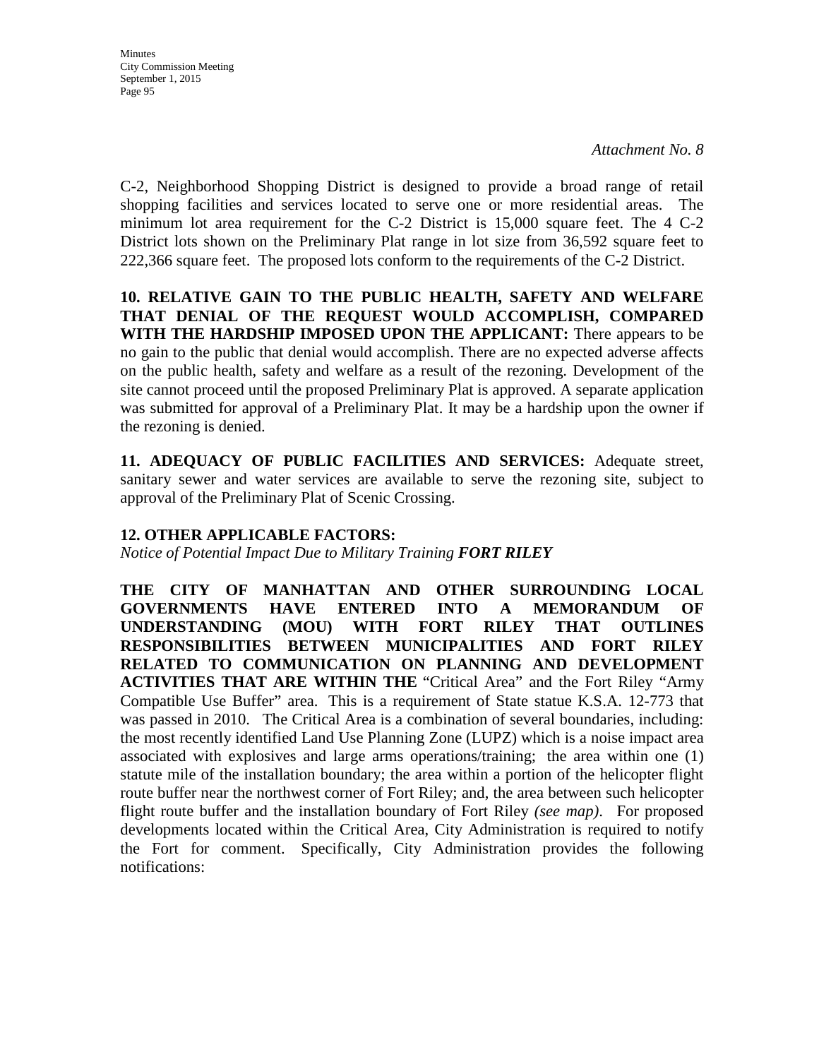*Attachment No. 8*

C-2, Neighborhood Shopping District is designed to provide a broad range of retail shopping facilities and services located to serve one or more residential areas. The minimum lot area requirement for the C-2 District is 15,000 square feet. The 4 C-2 District lots shown on the Preliminary Plat range in lot size from 36,592 square feet to 222,366 square feet. The proposed lots conform to the requirements of the C-2 District.

**10. RELATIVE GAIN TO THE PUBLIC HEALTH, SAFETY AND WELFARE THAT DENIAL OF THE REQUEST WOULD ACCOMPLISH, COMPARED WITH THE HARDSHIP IMPOSED UPON THE APPLICANT:** There appears to be no gain to the public that denial would accomplish. There are no expected adverse affects on the public health, safety and welfare as a result of the rezoning. Development of the site cannot proceed until the proposed Preliminary Plat is approved. A separate application was submitted for approval of a Preliminary Plat. It may be a hardship upon the owner if the rezoning is denied.

**11. ADEQUACY OF PUBLIC FACILITIES AND SERVICES:** Adequate street, sanitary sewer and water services are available to serve the rezoning site, subject to approval of the Preliminary Plat of Scenic Crossing.

**12. OTHER APPLICABLE FACTORS:**

*Notice of Potential Impact Due to Military Training* ***FORT RILEY***

**THE CITY OF MANHATTAN AND OTHER SURROUNDING LOCAL GOVERNMENTS HAVE ENTERED INTO A MEMORANDUM OF UNDERSTANDING (MOU) WITH FORT RILEY THAT OUTLINES RESPONSIBILITIES BETWEEN MUNICIPALITIES AND FORT RILEY RELATED TO COMMUNICATION ON PLANNING AND DEVELOPMENT ACTIVITIES THAT ARE WITHIN THE** "Critical Area" and the Fort Riley "Army Compatible Use Buffer" area. This is a requirement of State statue K.S.A. 12-773 that was passed in 2010. The Critical Area is a combination of several boundaries, including: the most recently identified Land Use Planning Zone (LUPZ) which is a noise impact area associated with explosives and large arms operations/training; the area within one (1) statute mile of the installation boundary; the area within a portion of the helicopter flight route buffer near the northwest corner of Fort Riley; and, the area between such helicopter flight route buffer and the installation boundary of Fort Riley *(see map)*. For proposed developments located within the Critical Area, City Administration is required to notify the Fort for comment. Specifically, City Administration provides the following notifications: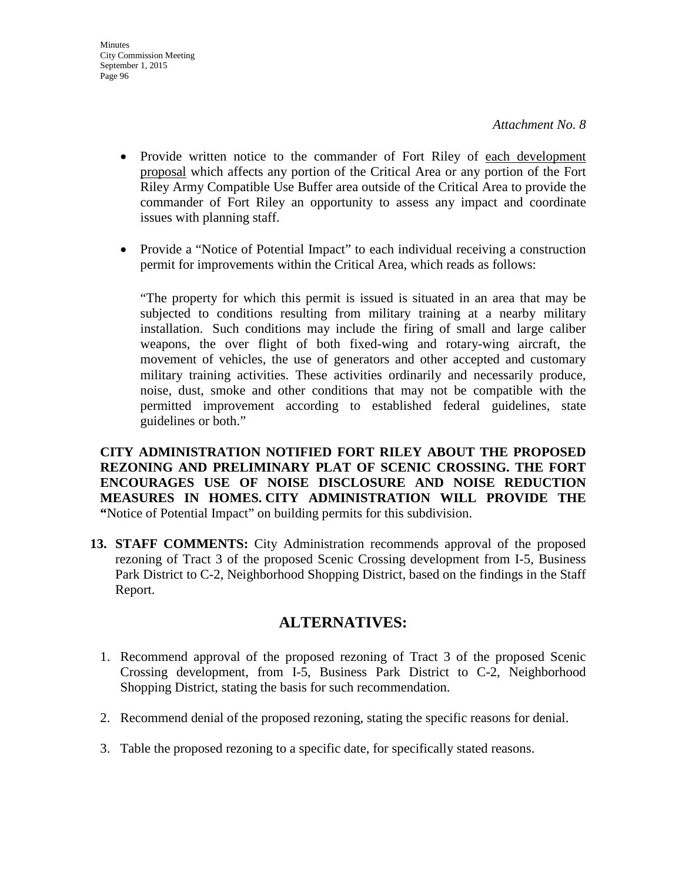*Attachment No. 8*

- Provide written notice to the commander of Fort Riley of each development proposal which affects any portion of the Critical Area or any portion of the Fort Riley Army Compatible Use Buffer area outside of the Critical Area to provide the commander of Fort Riley an opportunity to assess any impact and coordinate issues with planning staff.

- Provide a "Notice of Potential Impact" to each individual receiving a construction permit for improvements within the Critical Area, which reads as follows:

  "The property for which this permit is issued is situated in an area that may be subjected to conditions resulting from military training at a nearby military installation. Such conditions may include the firing of small and large caliber weapons, the over flight of both fixed-wing and rotary-wing aircraft, the movement of vehicles, the use of generators and other accepted and customary military training activities. These activities ordinarily and necessarily produce, noise, dust, smoke and other conditions that may not be compatible with the permitted improvement according to established federal guidelines, state guidelines or both."

**CITY ADMINISTRATION NOTIFIED FORT RILEY ABOUT THE PROPOSED REZONING AND PRELIMINARY PLAT OF SCENIC CROSSING. THE FORT ENCOURAGES USE OF NOISE DISCLOSURE AND NOISE REDUCTION MEASURES IN HOMES. CITY ADMINISTRATION WILL PROVIDE THE "**Notice of Potential Impact" on building permits for this subdivision.

13. **STAFF COMMENTS:** City Administration recommends approval of the proposed rezoning of Tract 3 of the proposed Scenic Crossing development from I-5, Business Park District to C-2, Neighborhood Shopping District, based on the findings in the Staff Report.

## ALTERNATIVES:

1. Recommend approval of the proposed rezoning of Tract 3 of the proposed Scenic Crossing development, from I-5, Business Park District to C-2, Neighborhood Shopping District, stating the basis for such recommendation.
2. Recommend denial of the proposed rezoning, stating the specific reasons for denial.
3. Table the proposed rezoning to a specific date, for specifically stated reasons.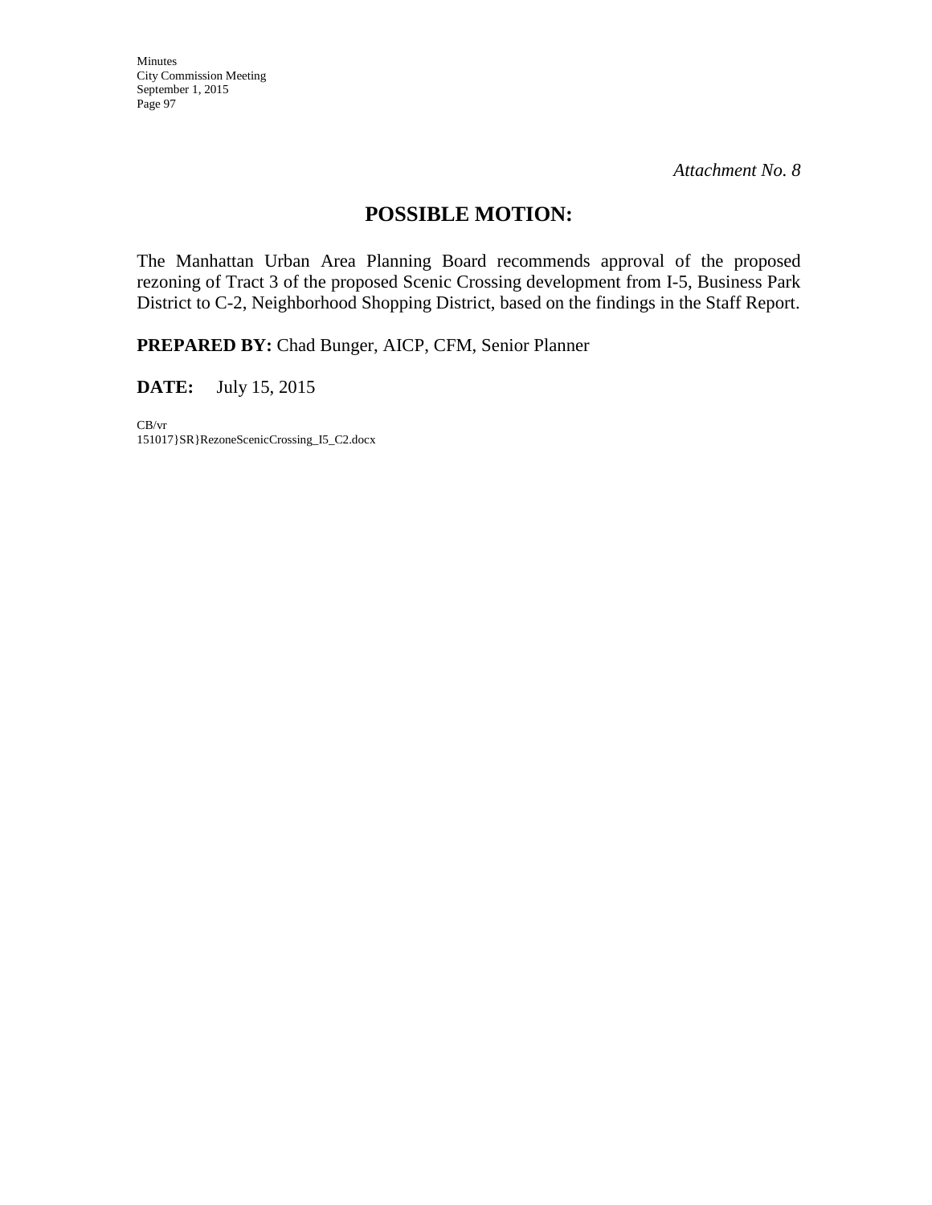*Attachment No. 8*

## POSSIBLE MOTION:

The Manhattan Urban Area Planning Board recommends approval of the proposed rezoning of Tract 3 of the proposed Scenic Crossing development from I-5, Business Park District to C-2, Neighborhood Shopping District, based on the findings in the Staff Report.

**PREPARED BY:** Chad Bunger, AICP, CFM, Senior Planner

**DATE:** July 15, 2015

CB/vr
151017}SR}RezoneScenicCrossing_I5_C2.docx